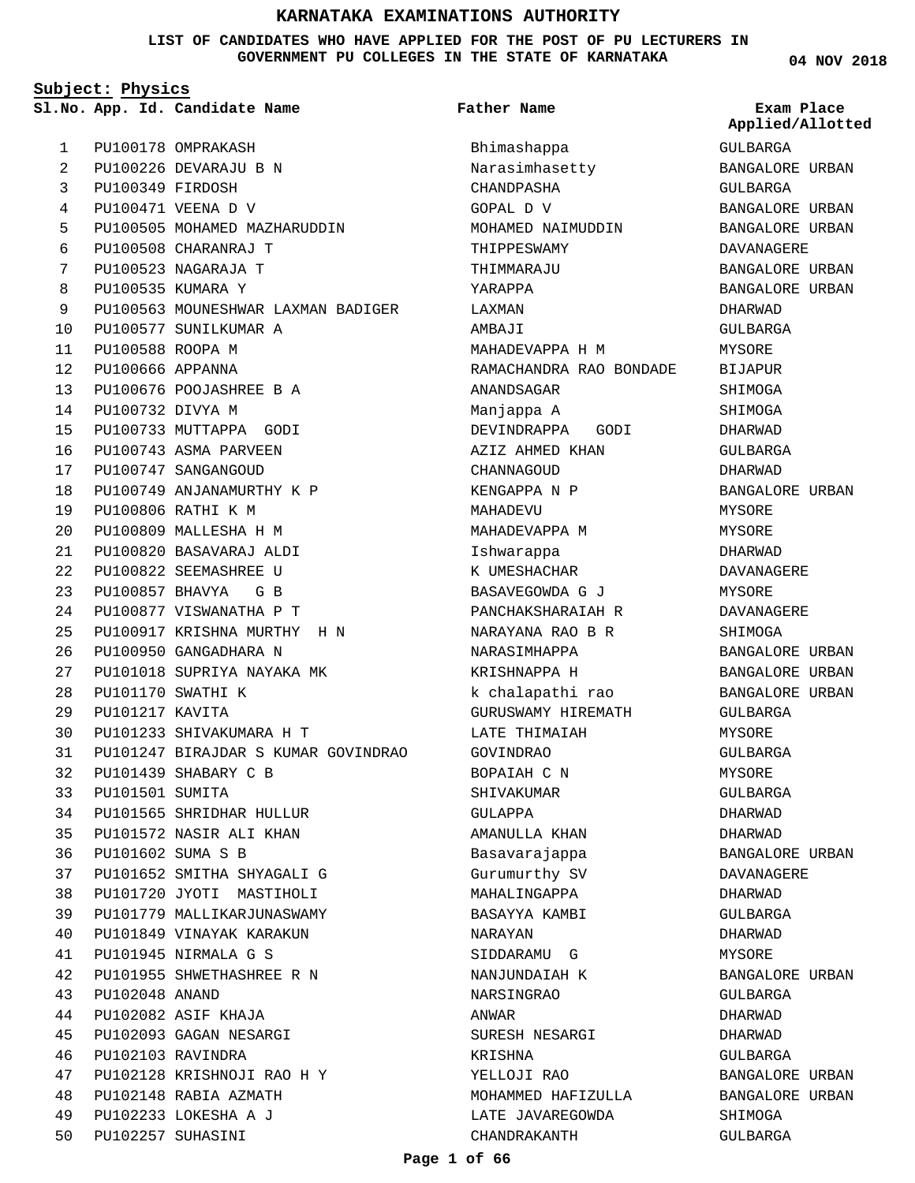# KARNATAKA EXAMINATIONS AUTHORITY

**LIST OF CANDIDATES WHO HAVE APPLIED FOR THE POST OF PU LECTURERS IN GOVERNMENT PU COLLEGES IN THE STATE OF KARNATAKA**

**04 NOV 2018**

**Subject: Physics**

| Sl.No. | App. Id. | Candidate Name | Father Name | Exam Place Applied/Allotted |
|---|---|---|---|---|
| 1 | PU100178 | OMPRAKASH | Bhimashappa | GULBARGA |
| 2 | PU100226 | DEVARAJU B N | Narasimhasetty | BANGALORE URBAN |
| 3 | PU100349 | FIRDOSH | CHANDPASHA | GULBARGA |
| 4 | PU100471 | VEENA D V | GOPAL D V | BANGALORE URBAN |
| 5 | PU100505 | MOHAMED MAZHARUDDIN | MOHAMED NAIMUDDIN | BANGALORE URBAN |
| 6 | PU100508 | CHARANRAJ T | THIPPESWAMY | DAVANAGERE |
| 7 | PU100523 | NAGARAJA T | THIMMARAJU | BANGALORE URBAN |
| 8 | PU100535 | KUMARA Y | YARAPPA | BANGALORE URBAN |
| 9 | PU100563 | MOUNESHWAR LAXMAN BADIGER | LAXMAN | DHARWAD |
| 10 | PU100577 | SUNILKUMAR A | AMBAJI | GULBARGA |
| 11 | PU100588 | ROOPA M | MAHADEVAPPA H M | MYSORE |
| 12 | PU100666 | APPANNA | RAMACHANDRA RAO BONDADE | BIJAPUR |
| 13 | PU100676 | POOJASHREE B A | ANANDSAGAR | SHIMOGA |
| 14 | PU100732 | DIVYA M | Manjappa A | SHIMOGA |
| 15 | PU100733 | MUTTAPPA GODI | DEVINDRAPPA GODI | DHARWAD |
| 16 | PU100743 | ASMA PARVEEN | AZIZ AHMED KHAN | GULBARGA |
| 17 | PU100747 | SANGANGOUD | CHANNAGOUD | DHARWAD |
| 18 | PU100749 | ANJANAMURTHY K P | KENGAPPA N P | BANGALORE URBAN |
| 19 | PU100806 | RATHI K M | MAHADEVU | MYSORE |
| 20 | PU100809 | MALLESHA H M | MAHADEVAPPA M | MYSORE |
| 21 | PU100820 | BASAVARAJ ALDI | Ishwarappa | DHARWAD |
| 22 | PU100822 | SEEMASHREE U | K UMESHACHAR | DAVANAGERE |
| 23 | PU100857 | BHAVYA G B | BASAVEGOWDA G J | MYSORE |
| 24 | PU100877 | VISWANATHA P T | PANCHAKSHARAIAH R | DAVANAGERE |
| 25 | PU100917 | KRISHNA MURTHY H N | NARAYANA RAO B R | SHIMOGA |
| 26 | PU100950 | GANGADHARA N | NARASIMHAPPA | BANGALORE URBAN |
| 27 | PU101018 | SUPRIYA NAYAKA MK | KRISHNAPPA H | BANGALORE URBAN |
| 28 | PU101170 | SWATHI K | k chalapathi rao | BANGALORE URBAN |
| 29 | PU101217 | KAVITA | GURUSWAMY HIREMATH | GULBARGA |
| 30 | PU101233 | SHIVAKUMARA H T | LATE THIMAIAH | MYSORE |
| 31 | PU101247 | BIRAJDAR S KUMAR GOVINDRAO | GOVINDRAO | GULBARGA |
| 32 | PU101439 | SHABARY C B | BOPAIAH C N | MYSORE |
| 33 | PU101501 | SUMITA | SHIVAKUMAR | GULBARGA |
| 34 | PU101565 | SHRIDHAR HULLUR | GULAPPA | DHARWAD |
| 35 | PU101572 | NASIR ALI KHAN | AMANULLA KHAN | DHARWAD |
| 36 | PU101602 | SUMA S B | Basavarajappa | BANGALORE URBAN |
| 37 | PU101652 | SMITHA SHYAGALI G | Gurumurthy SV | DAVANAGERE |
| 38 | PU101720 | JYOTI MASTIHOLI | MAHALINGAPPA | DHARWAD |
| 39 | PU101779 | MALLIKARJUNASWAMY | BASAYYA KAMBI | GULBARGA |
| 40 | PU101849 | VINAYAK KARAKUN | NARAYAN | DHARWAD |
| 41 | PU101945 | NIRMALA G S | SIDDARAMU G | MYSORE |
| 42 | PU101955 | SHWETHASHREE R N | NANJUNDAIAH K | BANGALORE URBAN |
| 43 | PU102048 | ANAND | NARSINGRAO | GULBARGA |
| 44 | PU102082 | ASIF KHAJA | ANWAR | DHARWAD |
| 45 | PU102093 | GAGAN NESARGI | SURESH NESARGI | DHARWAD |
| 46 | PU102103 | RAVINDRA | KRISHNA | GULBARGA |
| 47 | PU102128 | KRISHNOJI RAO H Y | YELLOJI RAO | BANGALORE URBAN |
| 48 | PU102148 | RABIA AZMATH | MOHAMMED HAFIZULLA | BANGALORE URBAN |
| 49 | PU102233 | LOKESHA A J | LATE JAVAREGOWDA | SHIMOGA |
| 50 | PU102257 | SUHASINI | CHANDRAKANTH | GULBARGA |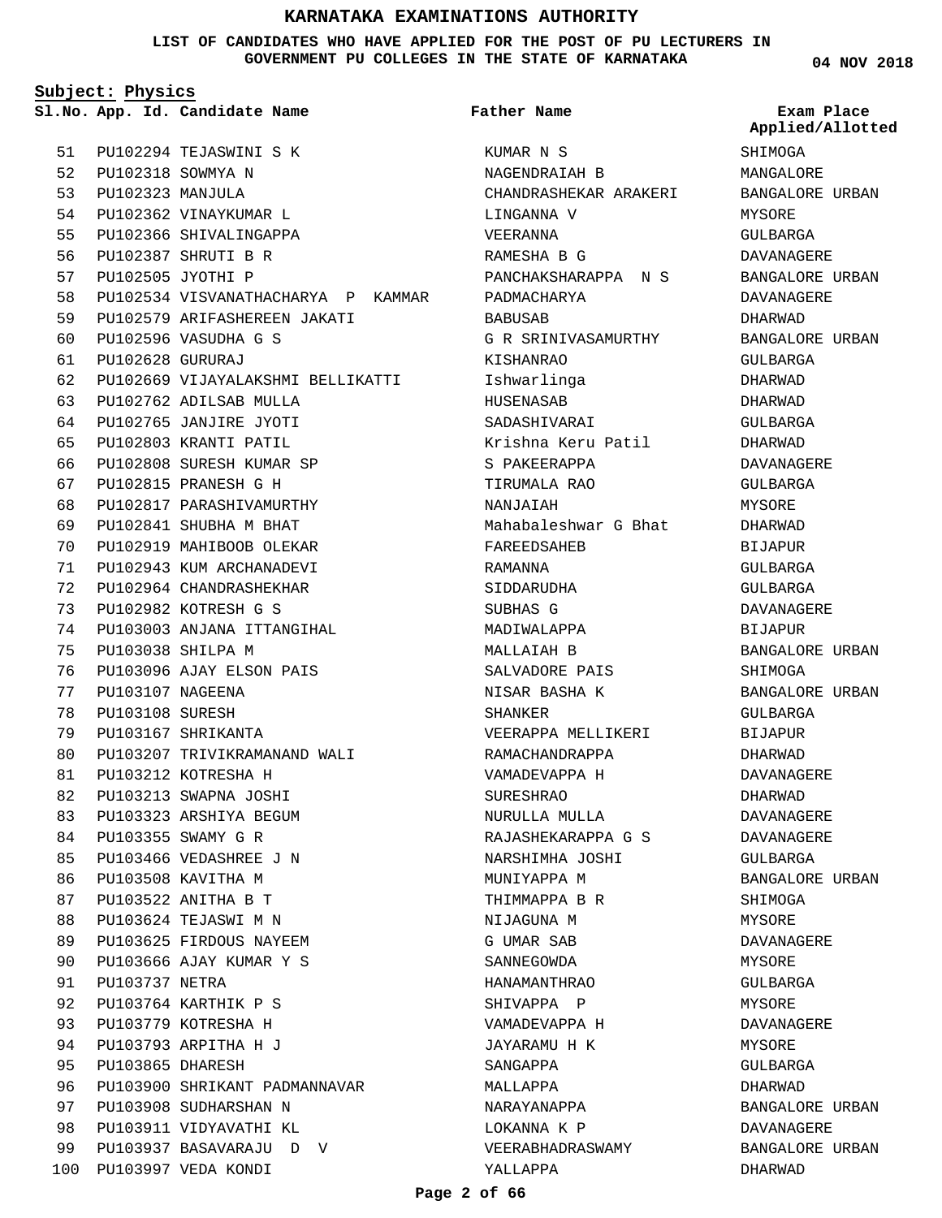# KARNATAKA EXAMINATIONS AUTHORITY

**LIST OF CANDIDATES WHO HAVE APPLIED FOR THE POST OF PU LECTURERS IN GOVERNMENT PU COLLEGES IN THE STATE OF KARNATAKA**

**04 NOV 2018**

**Subject: Physics**

| Sl.No. | App. Id. | Candidate Name | Father Name | Exam Place Applied/Allotted |
|---|---|---|---|---|
| 51 | PU102294 | TEJASWINI S K | KUMAR N S | SHIMOGA |
| 52 | PU102318 | SOWMYA N | NAGENDRAIAH B | MANGALORE |
| 53 | PU102323 | MANJULA | CHANDRASHEKAR ARAKERI | BANGALORE URBAN |
| 54 | PU102362 | VINAYKUMAR L | LINGANNA V | MYSORE |
| 55 | PU102366 | SHIVALINGAPPA | VEERANNA | GULBARGA |
| 56 | PU102387 | SHRUTI B R | RAMESHA B G | DAVANAGERE |
| 57 | PU102505 | JYOTHI P | PANCHAKSHARAPPA N S | BANGALORE URBAN |
| 58 | PU102534 | VISVANATHACHARYA P KAMMAR | PADMACHARYA | DAVANAGERE |
| 59 | PU102579 | ARIFASHEREEN JAKATI | BABUSAB | DHARWAD |
| 60 | PU102596 | VASUDHA G S | G R SRINIVASAMURTHY | BANGALORE URBAN |
| 61 | PU102628 | GURURAJ | KISHANRAO | GULBARGA |
| 62 | PU102669 | VIJAYALAKSHMI BELLIKATTI | Ishwarlinga | DHARWAD |
| 63 | PU102762 | ADILSAB MULLA | HUSENASAB | DHARWAD |
| 64 | PU102765 | JANJIRE JYOTI | SADASHIVARAI | GULBARGA |
| 65 | PU102803 | KRANTI PATIL | Krishna Keru Patil | DHARWAD |
| 66 | PU102808 | SURESH KUMAR SP | S PAKEERAPPA | DAVANAGERE |
| 67 | PU102815 | PRANESH G H | TIRUMALA RAO | GULBARGA |
| 68 | PU102817 | PARASHIVAMURTHY | NANJAIAH | MYSORE |
| 69 | PU102841 | SHUBHA M BHAT | Mahabaleshwar G Bhat | DHARWAD |
| 70 | PU102919 | MAHIBOOB OLEKAR | FAREEDSAHEB | BIJAPUR |
| 71 | PU102943 | KUM ARCHANADEVI | RAMANNA | GULBARGA |
| 72 | PU102964 | CHANDRASHEKHAR | SIDDARUDHA | GULBARGA |
| 73 | PU102982 | KOTRESH G S | SUBHAS G | DAVANAGERE |
| 74 | PU103003 | ANJANA ITTANGIHAL | MADIWALAPPA | BIJAPUR |
| 75 | PU103038 | SHILPA M | MALLAIAH B | BANGALORE URBAN |
| 76 | PU103096 | AJAY ELSON PAIS | SALVADORE PAIS | SHIMOGA |
| 77 | PU103107 | NAGEENA | NISAR BASHA K | BANGALORE URBAN |
| 78 | PU103108 | SURESH | SHANKER | GULBARGA |
| 79 | PU103167 | SHRIKANTA | VEERAPPA MELLIKERI | BIJAPUR |
| 80 | PU103207 | TRIVIKRAMANAND WALI | RAMACHANDRAPPA | DHARWAD |
| 81 | PU103212 | KOTRESHA H | VAMADEVAPPA H | DAVANAGERE |
| 82 | PU103213 | SWAPNA JOSHI | SURESHRAO | DHARWAD |
| 83 | PU103323 | ARSHIYA BEGUM | NURULLA MULLA | DAVANAGERE |
| 84 | PU103355 | SWAMY G R | RAJASHEKARAPPA G S | DAVANAGERE |
| 85 | PU103466 | VEDASHREE J N | NARSHIMHA JOSHI | GULBARGA |
| 86 | PU103508 | KAVITHA M | MUNIYAPPA M | BANGALORE URBAN |
| 87 | PU103522 | ANITHA B T | THIMMAPPA B R | SHIMOGA |
| 88 | PU103624 | TEJASWI M N | NIJAGUNA M | MYSORE |
| 89 | PU103625 | FIRDOUS NAYEEM | G UMAR SAB | DAVANAGERE |
| 90 | PU103666 | AJAY KUMAR Y S | SANNEGOWDA | MYSORE |
| 91 | PU103737 | NETRA | HANAMANTHRAO | GULBARGA |
| 92 | PU103764 | KARTHIK P S | SHIVAPPA P | MYSORE |
| 93 | PU103779 | KOTRESHA H | VAMADEVAPPA H | DAVANAGERE |
| 94 | PU103793 | ARPITHA H J | JAYARAMU H K | MYSORE |
| 95 | PU103865 | DHARESH | SANGAPPA | GULBARGA |
| 96 | PU103900 | SHRIKANT PADMANNAVAR | MALLAPPA | DHARWAD |
| 97 | PU103908 | SUDHARSHAN N | NARAYANAPPA | BANGALORE URBAN |
| 98 | PU103911 | VIDYAVATHI KL | LOKANNA K P | DAVANAGERE |
| 99 | PU103937 | BASAVARAJU D V | VEERABHADRASWAMY | BANGALORE URBAN |
| 100 | PU103997 | VEDA KONDI | YALLAPPA | DHARWAD |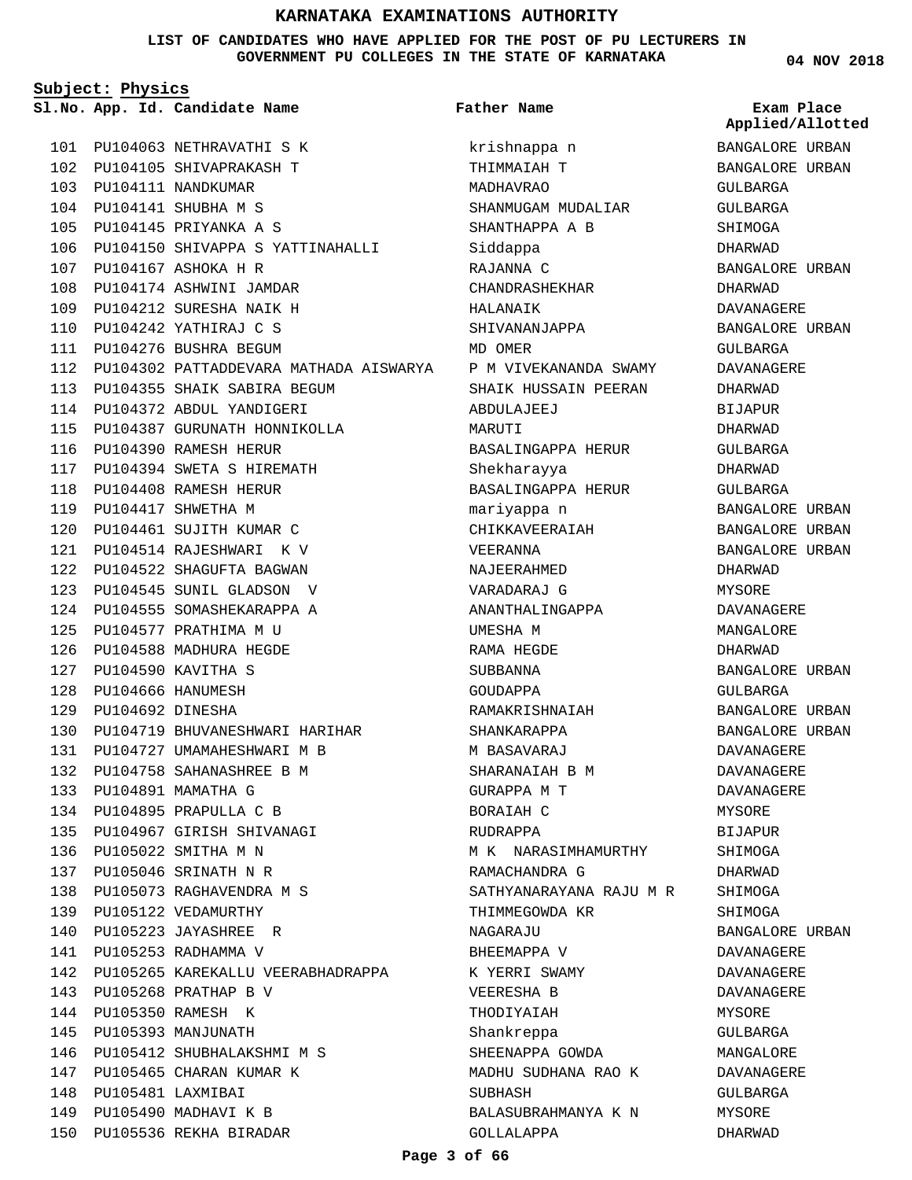# KARNATAKA EXAMINATIONS AUTHORITY

**LIST OF CANDIDATES WHO HAVE APPLIED FOR THE POST OF PU LECTURERS IN GOVERNMENT PU COLLEGES IN THE STATE OF KARNATAKA**

**04 NOV 2018**

**Subject: Physics**

| Sl.No. | App. Id. | Candidate Name | Father Name | Exam Place Applied/Allotted |
|---|---|---|---|---|
| 101 | PU104063 | NETHRAVATHI S K | krishnappa n | BANGALORE URBAN |
| 102 | PU104105 | SHIVAPRAKASH T | THIMMAIAH T | BANGALORE URBAN |
| 103 | PU104111 | NANDKUMAR | MADHAVRAO | GULBARGA |
| 104 | PU104141 | SHUBHA M S | SHANMUGAM MUDALIAR | GULBARGA |
| 105 | PU104145 | PRIYANKA A S | SHANTHAPPA A B | SHIMOGA |
| 106 | PU104150 | SHIVAPPA S YATTINAHALLI | Siddappa | DHARWAD |
| 107 | PU104167 | ASHOKA H R | RAJANNA C | BANGALORE URBAN |
| 108 | PU104174 | ASHWINI JAMDAR | CHANDRASHEKHAR | DHARWAD |
| 109 | PU104212 | SURESHA NAIK H | HALANAIK | DAVANAGERE |
| 110 | PU104242 | YATHIRAJ C S | SHIVANANJAPPA | BANGALORE URBAN |
| 111 | PU104276 | BUSHRA BEGUM | MD OMER | GULBARGA |
| 112 | PU104302 | PATTADDEVARA MATHADA AISWARYA | P M VIVEKANANDA SWAMY | DAVANAGERE |
| 113 | PU104355 | SHAIK SABIRA BEGUM | SHAIK HUSSAIN PEERAN | DHARWAD |
| 114 | PU104372 | ABDUL YANDIGERI | ABDULAJEEJ | BIJAPUR |
| 115 | PU104387 | GURUNATH HONNIKOLLA | MARUTI | DHARWAD |
| 116 | PU104390 | RAMESH HERUR | BASALINGAPPA HERUR | GULBARGA |
| 117 | PU104394 | SWETA S HIREMATH | Shekharayya | DHARWAD |
| 118 | PU104408 | RAMESH HERUR | BASALINGAPPA HERUR | GULBARGA |
| 119 | PU104417 | SHWETHA M | mariyappa n | BANGALORE URBAN |
| 120 | PU104461 | SUJITH KUMAR C | CHIKKAVEERAIAH | BANGALORE URBAN |
| 121 | PU104514 | RAJESHWARI K V | VEERANNA | BANGALORE URBAN |
| 122 | PU104522 | SHAGUFTA BAGWAN | NAJEERAHMED | DHARWAD |
| 123 | PU104545 | SUNIL GLADSON V | VARADARAJ G | MYSORE |
| 124 | PU104555 | SOMASHEKARAPPA A | ANANTHALINGAPPA | DAVANAGERE |
| 125 | PU104577 | PRATHIMA M U | UMESHA M | MANGALORE |
| 126 | PU104588 | MADHURA HEGDE | RAMA HEGDE | DHARWAD |
| 127 | PU104590 | KAVITHA S | SUBBANNA | BANGALORE URBAN |
| 128 | PU104666 | HANUMESH | GOUDAPPA | GULBARGA |
| 129 | PU104692 | DINESHA | RAMAKRISHNAIAH | BANGALORE URBAN |
| 130 | PU104719 | BHUVANESHWARI HARIHAR | SHANKARAPPA | BANGALORE URBAN |
| 131 | PU104727 | UMAMAHESHWARI M B | M BASAVARAJ | DAVANAGERE |
| 132 | PU104758 | SAHANASHREE B M | SHARANAIAH B M | DAVANAGERE |
| 133 | PU104891 | MAMATHA G | GURAPPA M T | DAVANAGERE |
| 134 | PU104895 | PRAPULLA C B | BORAIAH C | MYSORE |
| 135 | PU104967 | GIRISH SHIVANAGI | RUDRAPPA | BIJAPUR |
| 136 | PU105022 | SMITHA M N | M K NARASIMHAMURTHY | SHIMOGA |
| 137 | PU105046 | SRINATH N R | RAMACHANDRA G | DHARWAD |
| 138 | PU105073 | RAGHAVENDRA M S | SATHYANARAYANA RAJU M R | SHIMOGA |
| 139 | PU105122 | VEDAMURTHY | THIMMEGOWDA KR | SHIMOGA |
| 140 | PU105223 | JAYASHREE R | NAGARAJU | BANGALORE URBAN |
| 141 | PU105253 | RADHAMMA V | BHEEMAPPA V | DAVANAGERE |
| 142 | PU105265 | KAREKALLU VEERABHADRAPPA | K YERRI SWAMY | DAVANAGERE |
| 143 | PU105268 | PRATHAP B V | VEERESHA B | DAVANAGERE |
| 144 | PU105350 | RAMESH K | THODIYAIAH | MYSORE |
| 145 | PU105393 | MANJUNATH | Shankreppa | GULBARGA |
| 146 | PU105412 | SHUBHALAKSHMI M S | SHEENAPPA GOWDA | MANGALORE |
| 147 | PU105465 | CHARAN KUMAR K | MADHU SUDHANA RAO K | DAVANAGERE |
| 148 | PU105481 | LAXMIBAI | SUBHASH | GULBARGA |
| 149 | PU105490 | MADHAVI K B | BALASUBRAHMANYA K N | MYSORE |
| 150 | PU105536 | REKHA BIRADAR | GOLLALAPPA | DHARWAD |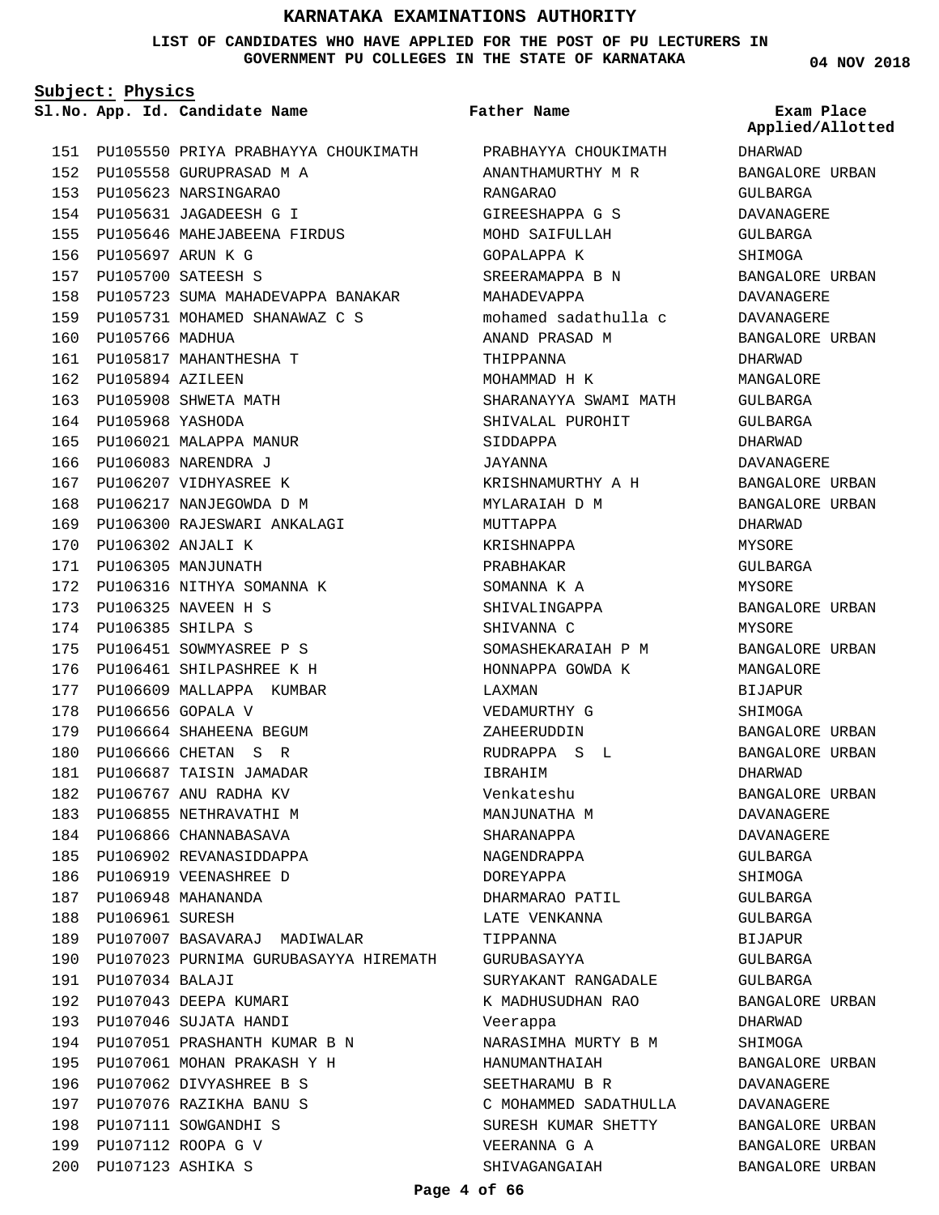# KARNATAKA EXAMINATIONS AUTHORITY

**LIST OF CANDIDATES WHO HAVE APPLIED FOR THE POST OF PU LECTURERS IN GOVERNMENT PU COLLEGES IN THE STATE OF KARNATAKA**

**04 NOV 2018**

**Subject: Physics**

| Sl.No. | App. Id. | Candidate Name | Father Name | Exam Place Applied/Allotted |
|---|---|---|---|---|
| 151 | PU105550 | PRIYA PRABHAYYA CHOUKIMATH | PRABHAYYA CHOUKIMATH | DHARWAD |
| 152 | PU105558 | GURUPRASAD M A | ANANTHAMURTHY M R | BANGALORE URBAN |
| 153 | PU105623 | NARSINGARAO | RANGARAO | GULBARGA |
| 154 | PU105631 | JAGADEESH G I | GIREESHAPPA G S | DAVANAGERE |
| 155 | PU105646 | MAHEJABEENA FIRDUS | MOHD SAIFULLAH | GULBARGA |
| 156 | PU105697 | ARUN K G | GOPALAPPA K | SHIMOGA |
| 157 | PU105700 | SATEESH S | SREERAMAPPA B N | BANGALORE URBAN |
| 158 | PU105723 | SUMA MAHADEVAPPA BANAKAR | MAHADEVAPPA | DAVANAGERE |
| 159 | PU105731 | MOHAMED SHANAWAZ C S | mohamed sadathulla c | DAVANAGERE |
| 160 | PU105766 | MADHUA | ANAND PRASAD M | BANGALORE URBAN |
| 161 | PU105817 | MAHANTHESHA T | THIPPANNA | DHARWAD |
| 162 | PU105894 | AZILEEN | MOHAMMAD H K | MANGALORE |
| 163 | PU105908 | SHWETA MATH | SHARANAYYA SWAMI MATH | GULBARGA |
| 164 | PU105968 | YASHODA | SHIVALAL PUROHIT | GULBARGA |
| 165 | PU106021 | MALAPPA MANUR | SIDDAPPA | DHARWAD |
| 166 | PU106083 | NARENDRA J | JAYANNA | DAVANAGERE |
| 167 | PU106207 | VIDHYASREE K | KRISHNAMURTHY A H | BANGALORE URBAN |
| 168 | PU106217 | NANJEGOWDA D M | MYLARAIAH D M | BANGALORE URBAN |
| 169 | PU106300 | RAJESWARI ANKALAGI | MUTTAPPA | DHARWAD |
| 170 | PU106302 | ANJALI K | KRISHNAPPA | MYSORE |
| 171 | PU106305 | MANJUNATH | PRABHAKAR | GULBARGA |
| 172 | PU106316 | NITHYA SOMANNA K | SOMANNA K A | MYSORE |
| 173 | PU106325 | NAVEEN H S | SHIVALINGAPPA | BANGALORE URBAN |
| 174 | PU106385 | SHILPA S | SHIVANNA C | MYSORE |
| 175 | PU106451 | SOWMYASREE P S | SOMASHEKARAIAH P M | BANGALORE URBAN |
| 176 | PU106461 | SHILPASHREE K H | HONNAPPA GOWDA K | MANGALORE |
| 177 | PU106609 | MALLAPPA KUMBAR | LAXMAN | BIJAPUR |
| 178 | PU106656 | GOPALA V | VEDAMURTHY G | SHIMOGA |
| 179 | PU106664 | SHAHEENA BEGUM | ZAHEERUDDIN | BANGALORE URBAN |
| 180 | PU106666 | CHETAN S R | RUDRAPPA S L | BANGALORE URBAN |
| 181 | PU106687 | TAISIN JAMADAR | IBRAHIM | DHARWAD |
| 182 | PU106767 | ANU RADHA KV | Venkateshu | BANGALORE URBAN |
| 183 | PU106855 | NETHRAVATHI M | MANJUNATHA M | DAVANAGERE |
| 184 | PU106866 | CHANNABASAVA | SHARANAPPA | DAVANAGERE |
| 185 | PU106902 | REVANASIDDAPPA | NAGENDRAPPA | GULBARGA |
| 186 | PU106919 | VEENASHREE D | DOREYAPPA | SHIMOGA |
| 187 | PU106948 | MAHANANDA | DHARMARAO PATIL | GULBARGA |
| 188 | PU106961 | SURESH | LATE VENKANNA | GULBARGA |
| 189 | PU107007 | BASAVARAJ MADIWALAR | TIPPANNA | BIJAPUR |
| 190 | PU107023 | PURNIMA GURUBASAYYA HIREMATH | GURUBASAYYA | GULBARGA |
| 191 | PU107034 | BALAJI | SURYAKANT RANGADALE | GULBARGA |
| 192 | PU107043 | DEEPA KUMARI | K MADHUSUDHAN RAO | BANGALORE URBAN |
| 193 | PU107046 | SUJATA HANDI | Veerappa | DHARWAD |
| 194 | PU107051 | PRASHANTH KUMAR B N | NARASIMHA MURTY B M | SHIMOGA |
| 195 | PU107061 | MOHAN PRAKASH Y H | HANUMANTHAIAH | BANGALORE URBAN |
| 196 | PU107062 | DIVYASHREE B S | SEETHARAMU B R | DAVANAGERE |
| 197 | PU107076 | RAZIKHA BANU S | C MOHAMMED SADATHULLA | DAVANAGERE |
| 198 | PU107111 | SOWGANDHI S | SURESH KUMAR SHETTY | BANGALORE URBAN |
| 199 | PU107112 | ROOPA G V | VEERANNA G A | BANGALORE URBAN |
| 200 | PU107123 | ASHIKA S | SHIVAGANGAIAH | BANGALORE URBAN |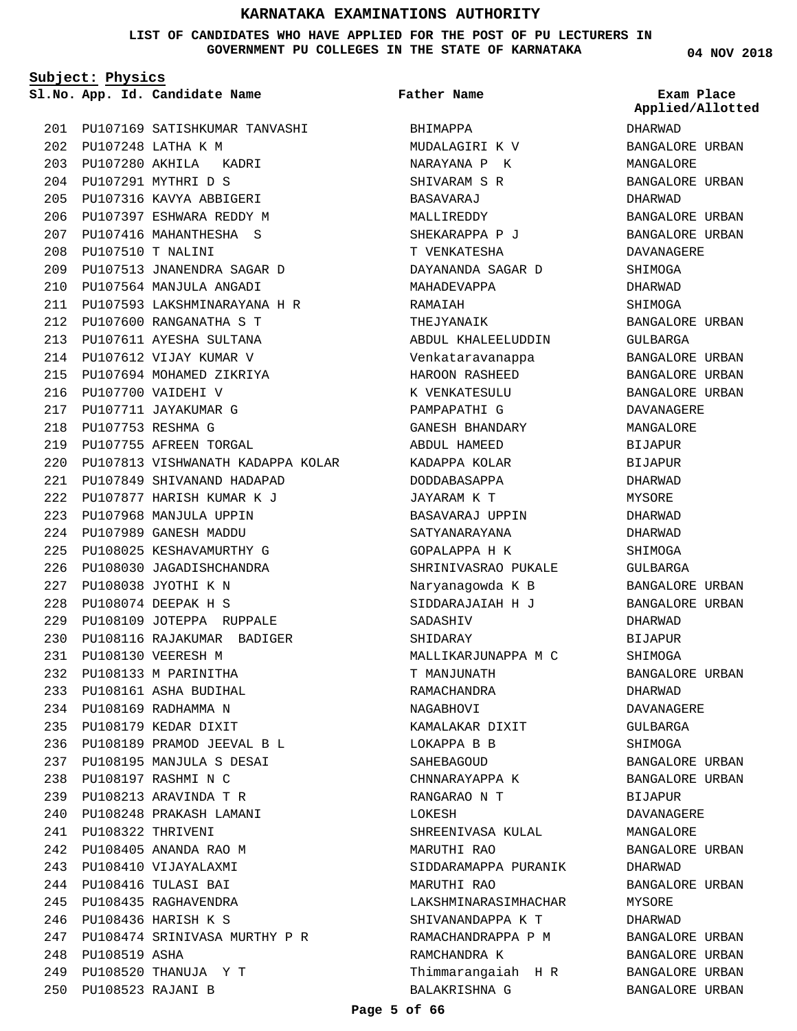# KARNATAKA EXAMINATIONS AUTHORITY

**LIST OF CANDIDATES WHO HAVE APPLIED FOR THE POST OF PU LECTURERS IN GOVERNMENT PU COLLEGES IN THE STATE OF KARNATAKA**

**04 NOV 2018**

**Subject: Physics**

| Sl.No. | App. Id. | Candidate Name | Father Name | Exam Place Applied/Allotted |
|---|---|---|---|---|
| 201 | PU107169 | SATISHKUMAR TANVASHI | BHIMAPPA | DHARWAD |
| 202 | PU107248 | LATHA K M | MUDALAGIRI K V | BANGALORE URBAN |
| 203 | PU107280 | AKHILA KADRI | NARAYANA P K | MANGALORE |
| 204 | PU107291 | MYTHRI D S | SHIVARAM S R | BANGALORE URBAN |
| 205 | PU107316 | KAVYA ABBIGERI | BASAVARAJ | DHARWAD |
| 206 | PU107397 | ESHWARA REDDY M | MALLIREDDY | BANGALORE URBAN |
| 207 | PU107416 | MAHANTHESHA S | SHEKARAPPA P J | BANGALORE URBAN |
| 208 | PU107510 | T NALINI | T VENKATESHA | DAVANAGERE |
| 209 | PU107513 | JNANENDRA SAGAR D | DAYANANDA SAGAR D | SHIMOGA |
| 210 | PU107564 | MANJULA ANGADI | MAHADEVAPPA | DHARWAD |
| 211 | PU107593 | LAKSHMINARAYANA H R | RAMAIAH | SHIMOGA |
| 212 | PU107600 | RANGANATHA S T | THEJYANAIK | BANGALORE URBAN |
| 213 | PU107611 | AYESHA SULTANA | ABDUL KHALEELUDDIN | GULBARGA |
| 214 | PU107612 | VIJAY KUMAR V | Venkataravanappa | BANGALORE URBAN |
| 215 | PU107694 | MOHAMED ZIKRIYA | HAROON RASHEED | BANGALORE URBAN |
| 216 | PU107700 | VAIDEHI V | K VENKATESULU | BANGALORE URBAN |
| 217 | PU107711 | JAYAKUMAR G | PAMPAPATHI G | DAVANAGERE |
| 218 | PU107753 | RESHMA G | GANESH BHANDARY | MANGALORE |
| 219 | PU107755 | AFREEN TORGAL | ABDUL HAMEED | BIJAPUR |
| 220 | PU107813 | VISHWANATH KADAPPA KOLAR | KADAPPA KOLAR | BIJAPUR |
| 221 | PU107849 | SHIVANAND HADAPAD | DODDABASAPPA | DHARWAD |
| 222 | PU107877 | HARISH KUMAR K J | JAYARAM K T | MYSORE |
| 223 | PU107968 | MANJULA UPPIN | BASAVARAJ UPPIN | DHARWAD |
| 224 | PU107989 | GANESH MADDU | SATYANARAYANA | DHARWAD |
| 225 | PU108025 | KESHAVAMURTHY G | GOPALAPPA H K | SHIMOGA |
| 226 | PU108030 | JAGADISHCHANDRA | SHRINIVASRAO PUKALE | GULBARGA |
| 227 | PU108038 | JYOTHI K N | Naryanagowda K B | BANGALORE URBAN |
| 228 | PU108074 | DEEPAK H S | SIDDARAJAIAH H J | BANGALORE URBAN |
| 229 | PU108109 | JOTEPPA RUPPALE | SADASHIV | DHARWAD |
| 230 | PU108116 | RAJAKUMAR BADIGER | SHIDARAY | BIJAPUR |
| 231 | PU108130 | VEERESH M | MALLIKARJUNAPPA M C | SHIMOGA |
| 232 | PU108133 | M PARINITHA | T MANJUNATH | BANGALORE URBAN |
| 233 | PU108161 | ASHA BUDIHAL | RAMACHANDRA | DHARWAD |
| 234 | PU108169 | RADHAMMA N | NAGABHOVI | DAVANAGERE |
| 235 | PU108179 | KEDAR DIXIT | KAMALAKAR DIXIT | GULBARGA |
| 236 | PU108189 | PRAMOD JEEVAL B L | LOKAPPA B B | SHIMOGA |
| 237 | PU108195 | MANJULA S DESAI | SAHEBAGOUD | BANGALORE URBAN |
| 238 | PU108197 | RASHMI N C | CHNNARAYAPPA K | BANGALORE URBAN |
| 239 | PU108213 | ARAVINDA T R | RANGARAO N T | BIJAPUR |
| 240 | PU108248 | PRAKASH LAMANI | LOKESH | DAVANAGERE |
| 241 | PU108322 | THRIVENI | SHREENIVASA KULAL | MANGALORE |
| 242 | PU108405 | ANANDA RAO M | MARUTHI RAO | BANGALORE URBAN |
| 243 | PU108410 | VIJAYALAXMI | SIDDARAMAPPA PURANIK | DHARWAD |
| 244 | PU108416 | TULASI BAI | MARUTHI RAO | BANGALORE URBAN |
| 245 | PU108435 | RAGHAVENDRA | LAKSHMINARASIMHACHAR | MYSORE |
| 246 | PU108436 | HARISH K S | SHIVANANDAPPA K T | DHARWAD |
| 247 | PU108474 | SRINIVASA MURTHY P R | RAMACHANDRAPPA P M | BANGALORE URBAN |
| 248 | PU108519 | ASHA | RAMCHANDRA K | BANGALORE URBAN |
| 249 | PU108520 | THANUJA Y T | Thimmarangaiah H R | BANGALORE URBAN |
| 250 | PU108523 | RAJANI B | BALAKRISHNA G | BANGALORE URBAN |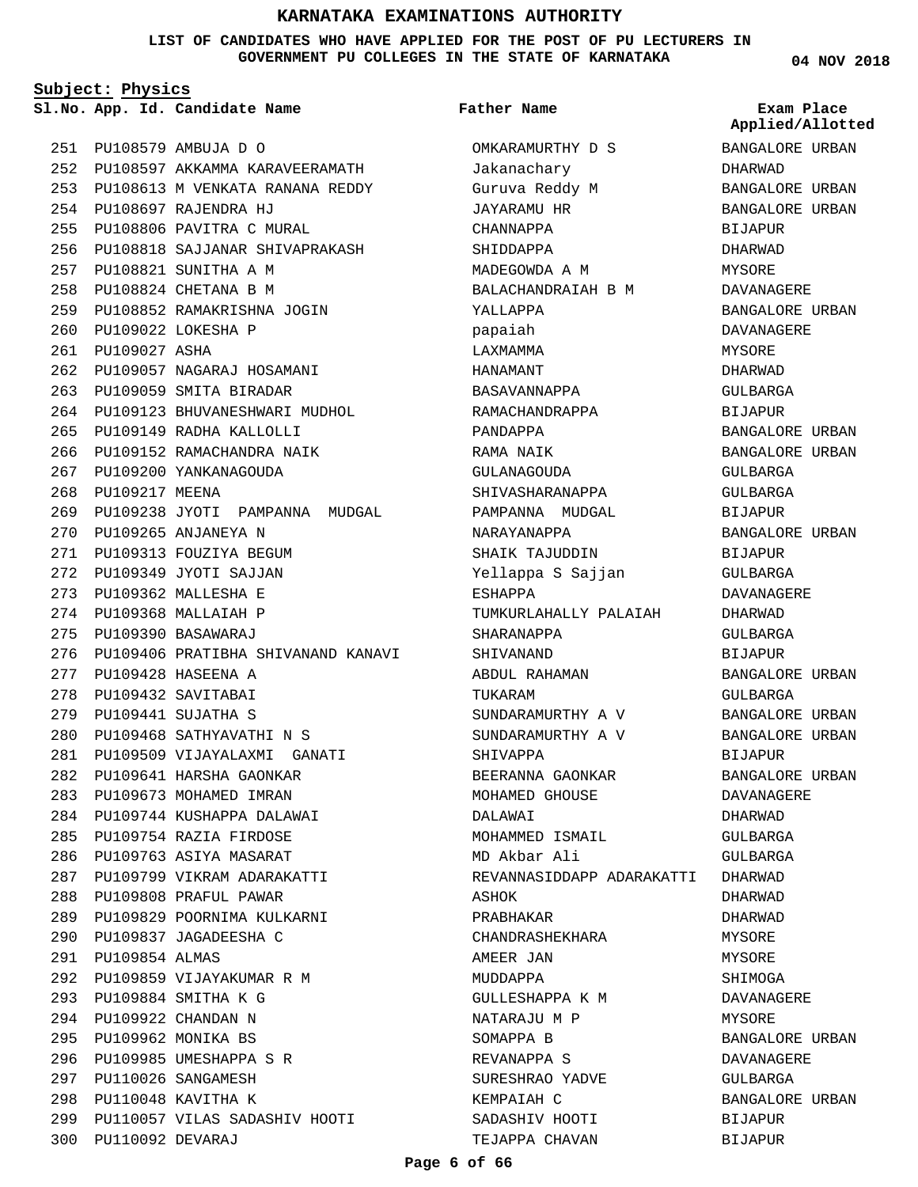# KARNATAKA EXAMINATIONS AUTHORITY

**LIST OF CANDIDATES WHO HAVE APPLIED FOR THE POST OF PU LECTURERS IN GOVERNMENT PU COLLEGES IN THE STATE OF KARNATAKA**

04 NOV 2018

**Subject: Physics**

| Sl.No. | App. Id. | Candidate Name | Father Name | Exam Place Applied/Allotted |
|---|---|---|---|---|
| 251 | PU108579 | AMBUJA D O | OMKARAMURTHY D S | BANGALORE URBAN |
| 252 | PU108597 | AKKAMMA KARAVEERAMATH | Jakanachary | DHARWAD |
| 253 | PU108613 | M VENKATA RANANA REDDY | Guruva Reddy M | BANGALORE URBAN |
| 254 | PU108697 | RAJENDRA HJ | JAYARAMU HR | BANGALORE URBAN |
| 255 | PU108806 | PAVITRA C MURAL | CHANNAPPA | BIJAPUR |
| 256 | PU108818 | SAJJANAR SHIVAPRAKASH | SHIDDAPPA | DHARWAD |
| 257 | PU108821 | SUNITHA A M | MADEGOWDA A M | MYSORE |
| 258 | PU108824 | CHETANA B M | BALACHANDRAIAH B M | DAVANAGERE |
| 259 | PU108852 | RAMAKRISHNA JOGIN | YALLAPPA | BANGALORE URBAN |
| 260 | PU109022 | LOKESHA P | papaiah | DAVANAGERE |
| 261 | PU109027 | ASHA | LAXMAMMA | MYSORE |
| 262 | PU109057 | NAGARAJ HOSAMANI | HANAMANT | DHARWAD |
| 263 | PU109059 | SMITA BIRADAR | BASAVANNAPPA | GULBARGA |
| 264 | PU109123 | BHUVANESHWARI MUDHOL | RAMACHANDRAPPA | BIJAPUR |
| 265 | PU109149 | RADHA KALLOLLI | PANDAPPA | BANGALORE URBAN |
| 266 | PU109152 | RAMACHANDRA NAIK | RAMA NAIK | BANGALORE URBAN |
| 267 | PU109200 | YANKANAGOUDA | GULANAGOUDA | GULBARGA |
| 268 | PU109217 | MEENA | SHIVASHARANAPPA | GULBARGA |
| 269 | PU109238 | JYOTI PAMPANNA MUDGAL | PAMPANNA MUDGAL | BIJAPUR |
| 270 | PU109265 | ANJANEYA N | NARAYANAPPA | BANGALORE URBAN |
| 271 | PU109313 | FOUZIYA BEGUM | SHAIK TAJUDDIN | BIJAPUR |
| 272 | PU109349 | JYOTI SAJJAN | Yellappa S Sajjan | GULBARGA |
| 273 | PU109362 | MALLESHA E | ESHAPPA | DAVANAGERE |
| 274 | PU109368 | MALLAIAH P | TUMKURLAHALLY PALAIAH | DHARWAD |
| 275 | PU109390 | BASAWARAJ | SHARANAPPA | GULBARGA |
| 276 | PU109406 | PRATIBHA SHIVANAND KANAVI | SHIVANAND | BIJAPUR |
| 277 | PU109428 | HASEENA A | ABDUL RAHAMAN | BANGALORE URBAN |
| 278 | PU109432 | SAVITABAI | TUKARAM | GULBARGA |
| 279 | PU109441 | SUJATHA S | SUNDARAMURTHY A V | BANGALORE URBAN |
| 280 | PU109468 | SATHYAVATHI N S | SUNDARAMURTHY A V | BANGALORE URBAN |
| 281 | PU109509 | VIJAYALAXMI GANATI | SHIVAPPA | BIJAPUR |
| 282 | PU109641 | HARSHA GAONKAR | BEERANNA GAONKAR | BANGALORE URBAN |
| 283 | PU109673 | MOHAMED IMRAN | MOHAMED GHOUSE | DAVANAGERE |
| 284 | PU109744 | KUSHAPPA DALAWAI | DALAWAI | DHARWAD |
| 285 | PU109754 | RAZIA FIRDOSE | MOHAMMED ISMAIL | GULBARGA |
| 286 | PU109763 | ASIYA MASARAT | MD Akbar Ali | GULBARGA |
| 287 | PU109799 | VIKRAM ADARAKATTI | REVANNASIDDAPP ADARAKATTI | DHARWAD |
| 288 | PU109808 | PRAFUL PAWAR | ASHOK | DHARWAD |
| 289 | PU109829 | POORNIMA KULKARNI | PRABHAKAR | DHARWAD |
| 290 | PU109837 | JAGADEESHA C | CHANDRASHEKHARA | MYSORE |
| 291 | PU109854 | ALMAS | AMEER JAN | MYSORE |
| 292 | PU109859 | VIJAYAKUMAR R M | MUDDAPPA | SHIMOGA |
| 293 | PU109884 | SMITHA K G | GULLESHAPPA K M | DAVANAGERE |
| 294 | PU109922 | CHANDAN N | NATARAJU M P | MYSORE |
| 295 | PU109962 | MONIKA BS | SOMAPPA B | BANGALORE URBAN |
| 296 | PU109985 | UMESHAPPA S R | REVANAPPA S | DAVANAGERE |
| 297 | PU110026 | SANGAMESH | SURESHRAO YADVE | GULBARGA |
| 298 | PU110048 | KAVITHA K | KEMPAIAH C | BANGALORE URBAN |
| 299 | PU110057 | VILAS SADASHIV HOOTI | SADASHIV HOOTI | BIJAPUR |
| 300 | PU110092 | DEVARAJ | TEJAPPA CHAVAN | BIJAPUR |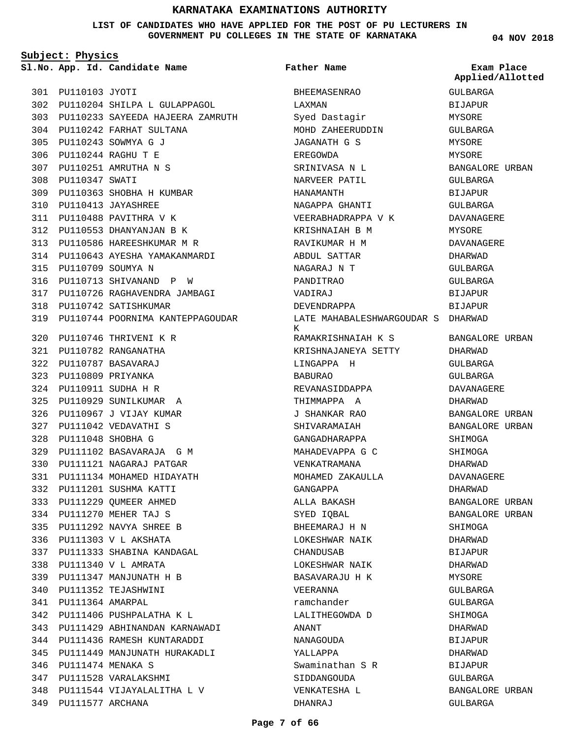# KARNATAKA EXAMINATIONS AUTHORITY

**LIST OF CANDIDATES WHO HAVE APPLIED FOR THE POST OF PU LECTURERS IN GOVERNMENT PU COLLEGES IN THE STATE OF KARNATAKA**

**04 NOV 2018**

**Subject: Physics**

| Sl.No. | App. Id. | Candidate Name | Father Name | Exam Place Applied/Allotted |
|---|---|---|---|---|
| 301 | PU110103 | JYOTI | BHEEMASENRAO | GULBARGA |
| 302 | PU110204 | SHILPA L GULAPPAGOL | LAXMAN | BIJAPUR |
| 303 | PU110233 | SAYEEDA HAJEERA ZAMRUTH | Syed Dastagir | MYSORE |
| 304 | PU110242 | FARHAT SULTANA | MOHD ZAHEERUDDIN | GULBARGA |
| 305 | PU110243 | SOWMYA G J | JAGANATH G S | MYSORE |
| 306 | PU110244 | RAGHU T E | EREGOWDA | MYSORE |
| 307 | PU110251 | AMRUTHA N S | SRINIVASA N L | BANGALORE URBAN |
| 308 | PU110347 | SWATI | NARVEER PATIL | GULBARGA |
| 309 | PU110363 | SHOBHA H KUMBAR | HANAMANTH | BIJAPUR |
| 310 | PU110413 | JAYASHREE | NAGAPPA GHANTI | GULBARGA |
| 311 | PU110488 | PAVITHRA V K | VEERABHADRAPPA V K | DAVANAGERE |
| 312 | PU110553 | DHANYANJAN B K | KRISHNAIAH B M | MYSORE |
| 313 | PU110586 | HAREESHKUMAR M R | RAVIKUMAR H M | DAVANAGERE |
| 314 | PU110643 | AYESHA YAMAKANMARDI | ABDUL SATTAR | DHARWAD |
| 315 | PU110709 | SOUMYA N | NAGARAJ N T | GULBARGA |
| 316 | PU110713 | SHIVANAND P W | PANDITRAO | GULBARGA |
| 317 | PU110726 | RAGHAVENDRA JAMBAGI | VADIRAJ | BIJAPUR |
| 318 | PU110742 | SATISHKUMAR | DEVENDRAPPA | BIJAPUR |
| 319 | PU110744 | POORNIMA KANTEPPAGOUDAR | LATE MAHABALESHWARGOUDAR S K | DHARWAD |
| 320 | PU110746 | THRIVENI K R | RAMAKRISHNAIAH K S | BANGALORE URBAN |
| 321 | PU110782 | RANGANATHA | KRISHNAJANEYA SETTY | DHARWAD |
| 322 | PU110787 | BASAVARAJ | LINGAPPA H | GULBARGA |
| 323 | PU110809 | PRIYANKA | BABURAO | GULBARGA |
| 324 | PU110911 | SUDHA H R | REVANASIDDAPPA | DAVANAGERE |
| 325 | PU110929 | SUNILKUMAR A | THIMMAPPA A | DHARWAD |
| 326 | PU110967 | J VIJAY KUMAR | J SHANKAR RAO | BANGALORE URBAN |
| 327 | PU111042 | VEDAVATHI S | SHIVARAMAIAH | BANGALORE URBAN |
| 328 | PU111048 | SHOBHA G | GANGADHARAPPA | SHIMOGA |
| 329 | PU111102 | BASAVARAJA G M | MAHADEVAPPA G C | SHIMOGA |
| 330 | PU111121 | NAGARAJ PATGAR | VENKATRAMANA | DHARWAD |
| 331 | PU111134 | MOHAMED HIDAYATH | MOHAMED ZAKAULLA | DAVANAGERE |
| 332 | PU111201 | SUSHMA KATTI | GANGAPPA | DHARWAD |
| 333 | PU111229 | QUMEER AHMED | ALLA BAKASH | BANGALORE URBAN |
| 334 | PU111270 | MEHER TAJ S | SYED IQBAL | BANGALORE URBAN |
| 335 | PU111292 | NAVYA SHREE B | BHEEMARAJ H N | SHIMOGA |
| 336 | PU111303 | V L AKSHATA | LOKESHWAR NAIK | DHARWAD |
| 337 | PU111333 | SHABINA KANDAGAL | CHANDUSAB | BIJAPUR |
| 338 | PU111340 | V L AMRATA | LOKESHWAR NAIK | DHARWAD |
| 339 | PU111347 | MANJUNATH H B | BASAVARAJU H K | MYSORE |
| 340 | PU111352 | TEJASHWINI | VEERANNA | GULBARGA |
| 341 | PU111364 | AMARPAL | ramchander | GULBARGA |
| 342 | PU111406 | PUSHPALATHA K L | LALITHEGOWDA D | SHIMOGA |
| 343 | PU111429 | ABHINANDAN KARNAWADI | ANANT | DHARWAD |
| 344 | PU111436 | RAMESH KUNTARADDI | NANAGOUDA | BIJAPUR |
| 345 | PU111449 | MANJUNATH HURAKADLI | YALLAPPA | DHARWAD |
| 346 | PU111474 | MENAKA S | Swaminathan S R | BIJAPUR |
| 347 | PU111528 | VARALAKSHMI | SIDDANGOUDA | GULBARGA |
| 348 | PU111544 | VIJAYALALITHA L V | VENKATESHA L | BANGALORE URBAN |
| 349 | PU111577 | ARCHANA | DHANRAJ | GULBARGA |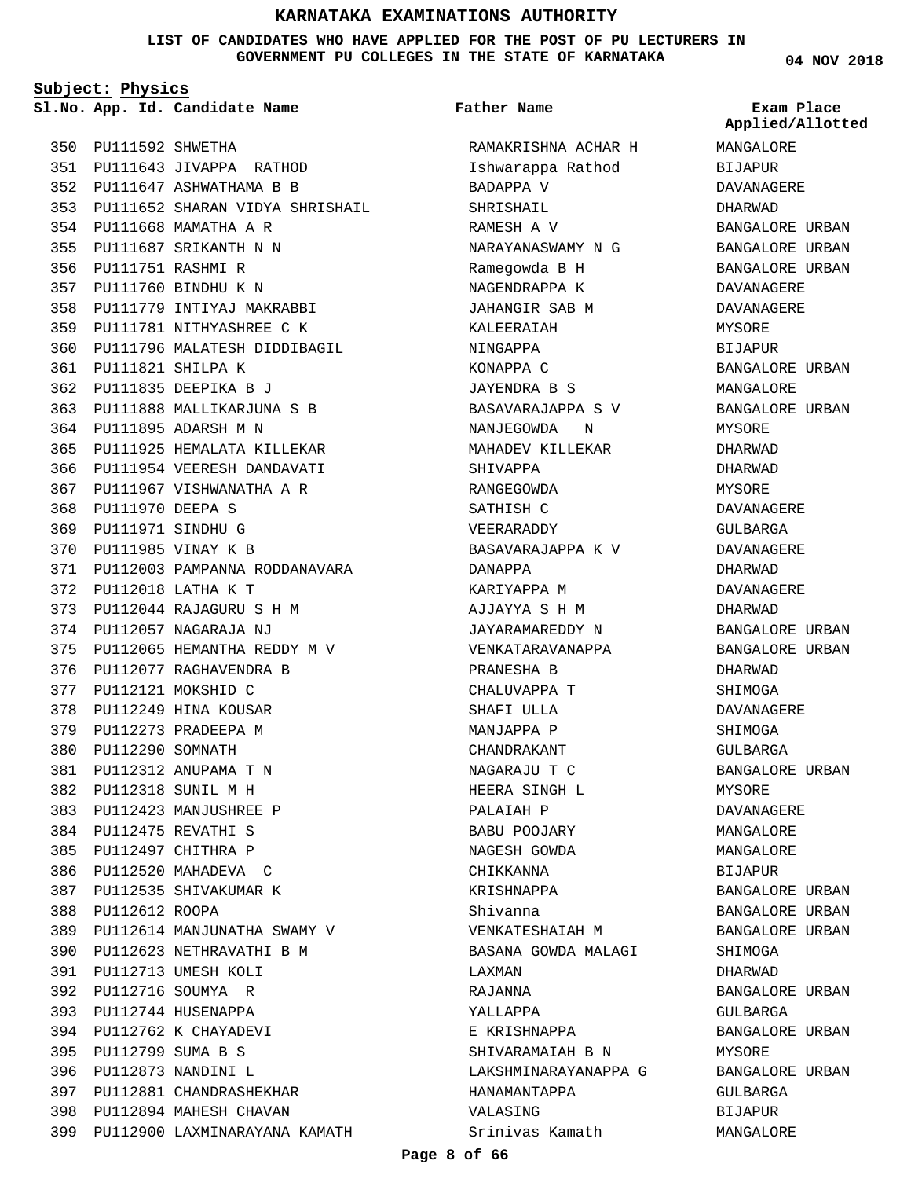# KARNATAKA EXAMINATIONS AUTHORITY

**LIST OF CANDIDATES WHO HAVE APPLIED FOR THE POST OF PU LECTURERS IN GOVERNMENT PU COLLEGES IN THE STATE OF KARNATAKA**

04 NOV 2018

**Subject: Physics**

| Sl.No. | App. Id. | Candidate Name | Father Name | Exam Place Applied/Allotted |
|---|---|---|---|---|
| 350 | PU111592 | SHWETHA | RAMAKRISHNA ACHAR H | MANGALORE |
| 351 | PU111643 | JIVAPPA RATHOD | Ishwarappa Rathod | BIJAPUR |
| 352 | PU111647 | ASHWATHAMA B B | BADAPPA V | DAVANAGERE |
| 353 | PU111652 | SHARAN VIDYA SHRISHAIL | SHRISHAIL | DHARWAD |
| 354 | PU111668 | MAMATHA A R | RAMESH A V | BANGALORE URBAN |
| 355 | PU111687 | SRIKANTH N N | NARAYANASWAMY N G | BANGALORE URBAN |
| 356 | PU111751 | RASHMI R | Ramegowda B H | BANGALORE URBAN |
| 357 | PU111760 | BINDHU K N | NAGENDRAPPA K | DAVANAGERE |
| 358 | PU111779 | INTIYAJ MAKRABBI | JAHANGIR SAB M | DAVANAGERE |
| 359 | PU111781 | NITHYASHREE C K | KALEERAIAH | MYSORE |
| 360 | PU111796 | MALATESH DIDDIBAGIL | NINGAPPA | BIJAPUR |
| 361 | PU111821 | SHILPA K | KONAPPA C | BANGALORE URBAN |
| 362 | PU111835 | DEEPIKA B J | JAYENDRA B S | MANGALORE |
| 363 | PU111888 | MALLIKARJUNA S B | BASAVARAJAPPA S V | BANGALORE URBAN |
| 364 | PU111895 | ADARSH M N | NANJEGOWDA N | MYSORE |
| 365 | PU111925 | HEMALATA KILLEKAR | MAHADEV KILLEKAR | DHARWAD |
| 366 | PU111954 | VEERESH DANDAVATI | SHIVAPPA | DHARWAD |
| 367 | PU111967 | VISHWANATHA A R | RANGEGOWDA | MYSORE |
| 368 | PU111970 | DEEPA S | SATHISH C | DAVANAGERE |
| 369 | PU111971 | SINDHU G | VEERARADDY | GULBARGA |
| 370 | PU111985 | VINAY K B | BASAVARAJAPPA K V | DAVANAGERE |
| 371 | PU112003 | PAMPANNA RODDANAVARA | DANAPPA | DHARWAD |
| 372 | PU112018 | LATHA K T | KARIYAPPA M | DAVANAGERE |
| 373 | PU112044 | RAJAGURU S H M | AJJAYYA S H M | DHARWAD |
| 374 | PU112057 | NAGARAJA NJ | JAYARAMAREDDY N | BANGALORE URBAN |
| 375 | PU112065 | HEMANTHA REDDY M V | VENKATARAVANAPPA | BANGALORE URBAN |
| 376 | PU112077 | RAGHAVENDRA B | PRANESHA B | DHARWAD |
| 377 | PU112121 | MOKSHID C | CHALUVAPPA T | SHIMOGA |
| 378 | PU112249 | HINA KOUSAR | SHAFI ULLA | DAVANAGERE |
| 379 | PU112273 | PRADEEPA M | MANJAPPA P | SHIMOGA |
| 380 | PU112290 | SOMNATH | CHANDRAKANT | GULBARGA |
| 381 | PU112312 | ANUPAMA T N | NAGARAJU T C | BANGALORE URBAN |
| 382 | PU112318 | SUNIL M H | HEERA SINGH L | MYSORE |
| 383 | PU112423 | MANJUSHREE P | PALAIAH P | DAVANAGERE |
| 384 | PU112475 | REVATHI S | BABU POOJARY | MANGALORE |
| 385 | PU112497 | CHITHRA P | NAGESH GOWDA | MANGALORE |
| 386 | PU112520 | MAHADEVA C | CHIKKANNA | BIJAPUR |
| 387 | PU112535 | SHIVAKUMAR K | KRISHNAPPA | BANGALORE URBAN |
| 388 | PU112612 | ROOPA | Shivanna | BANGALORE URBAN |
| 389 | PU112614 | MANJUNATHA SWAMY V | VENKATESHAIAH M | BANGALORE URBAN |
| 390 | PU112623 | NETHRAVATHI B M | BASANA GOWDA MALAGI | SHIMOGA |
| 391 | PU112713 | UMESH KOLI | LAXMAN | DHARWAD |
| 392 | PU112716 | SOUMYA R | RAJANNA | BANGALORE URBAN |
| 393 | PU112744 | HUSENAPPA | YALLAPPA | GULBARGA |
| 394 | PU112762 | K CHAYADEVI | E KRISHNAPPA | BANGALORE URBAN |
| 395 | PU112799 | SUMA B S | SHIVARAMAIAH B N | MYSORE |
| 396 | PU112873 | NANDINI L | LAKSHMINARAYANAPPA G | BANGALORE URBAN |
| 397 | PU112881 | CHANDRASHEKHAR | HANAMANTAPPA | GULBARGA |
| 398 | PU112894 | MAHESH CHAVAN | VALASING | BIJAPUR |
| 399 | PU112900 | LAXMINARAYANA KAMATH | Srinivas Kamath | MANGALORE |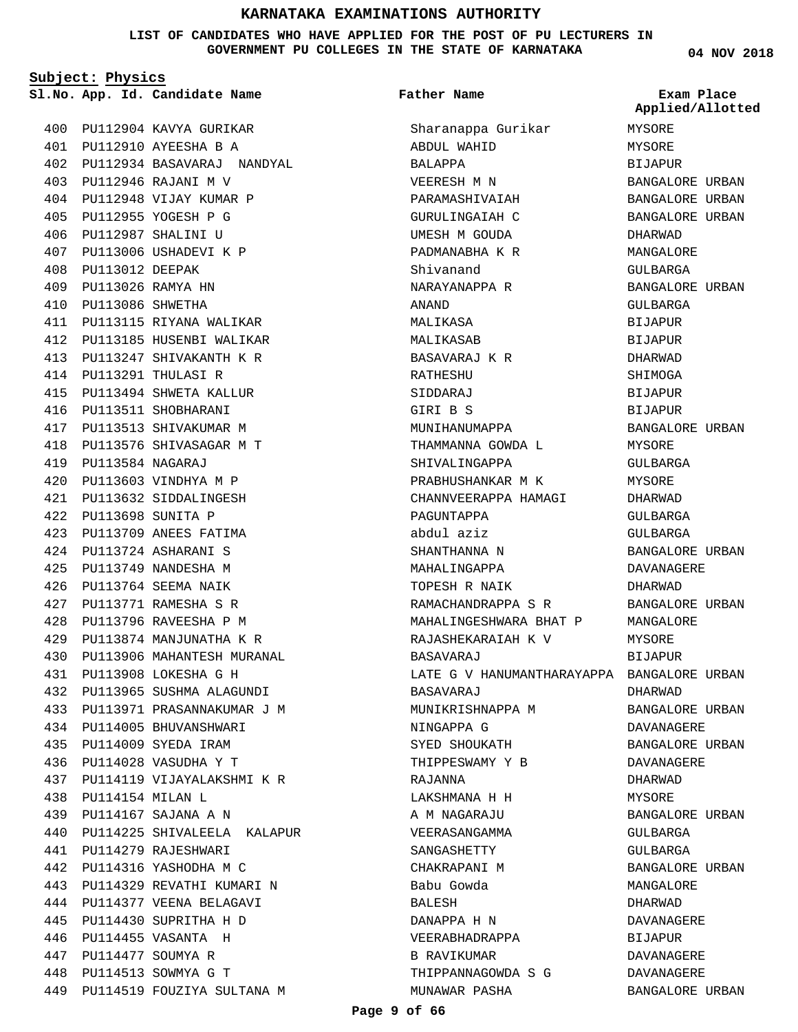# KARNATAKA EXAMINATIONS AUTHORITY

**LIST OF CANDIDATES WHO HAVE APPLIED FOR THE POST OF PU LECTURERS IN GOVERNMENT PU COLLEGES IN THE STATE OF KARNATAKA**

**04 NOV 2018**

**Subject: Physics**

| Sl.No. | App. Id. | Candidate Name | Father Name | Exam Place Applied/Allotted |
|---|---|---|---|---|
| 400 | PU112904 | KAVYA GURIKAR | Sharanappa Gurikar | MYSORE |
| 401 | PU112910 | AYEESHA B A | ABDUL WAHID | MYSORE |
| 402 | PU112934 | BASAVARAJ NANDYAL | BALAPPA | BIJAPUR |
| 403 | PU112946 | RAJANI M V | VEERESH M N | BANGALORE URBAN |
| 404 | PU112948 | VIJAY KUMAR P | PARAMASHIVAIAH | BANGALORE URBAN |
| 405 | PU112955 | YOGESH P G | GURULINGAIAH C | BANGALORE URBAN |
| 406 | PU112987 | SHALINI U | UMESH M GOUDA | DHARWAD |
| 407 | PU113006 | USHADEVI K P | PADMANABHA K R | MANGALORE |
| 408 | PU113012 | DEEPAK | Shivanand | GULBARGA |
| 409 | PU113026 | RAMYA HN | NARAYANAPPA R | BANGALORE URBAN |
| 410 | PU113086 | SHWETHA | ANAND | GULBARGA |
| 411 | PU113115 | RIYANA WALIKAR | MALIKASA | BIJAPUR |
| 412 | PU113185 | HUSENBI WALIKAR | MALIKASAB | BIJAPUR |
| 413 | PU113247 | SHIVAKANTH K R | BASAVARAJ K R | DHARWAD |
| 414 | PU113291 | THULASI R | RATHESHU | SHIMOGA |
| 415 | PU113494 | SHWETA KALLUR | SIDDARAJ | BIJAPUR |
| 416 | PU113511 | SHOBHARANI | GIRI B S | BIJAPUR |
| 417 | PU113513 | SHIVAKUMAR M | MUNIHANUMAPPA | BANGALORE URBAN |
| 418 | PU113576 | SHIVASAGAR M T | THAMMANNA GOWDA L | MYSORE |
| 419 | PU113584 | NAGARAJ | SHIVALINGAPPA | GULBARGA |
| 420 | PU113603 | VINDHYA M P | PRABHUSHANKAR M K | MYSORE |
| 421 | PU113632 | SIDDALINGESH | CHANNVEERAPPA HAMAGI | DHARWAD |
| 422 | PU113698 | SUNITA P | PAGUNTAPPA | GULBARGA |
| 423 | PU113709 | ANEES FATIMA | abdul aziz | GULBARGA |
| 424 | PU113724 | ASHARANI S | SHANTHANNA N | BANGALORE URBAN |
| 425 | PU113749 | NANDESHA M | MAHALINGAPPA | DAVANAGERE |
| 426 | PU113764 | SEEMA NAIK | TOPESH R NAIK | DHARWAD |
| 427 | PU113771 | RAMESHA S R | RAMACHANDRAPPA S R | BANGALORE URBAN |
| 428 | PU113796 | RAVEESHA P M | MAHALINGESHWARA BHAT P | MANGALORE |
| 429 | PU113874 | MANJUNATHA K R | RAJASHEKARAIAH K V | MYSORE |
| 430 | PU113906 | MAHANTESH MURANAL | BASAVARAJ | BIJAPUR |
| 431 | PU113908 | LOKESHA G H | LATE G V HANUMANTHARAYAPPA | BANGALORE URBAN |
| 432 | PU113965 | SUSHMA ALAGUNDI | BASAVARAJ | DHARWAD |
| 433 | PU113971 | PRASANNAKUMAR J M | MUNIKRISHNAPPA M | BANGALORE URBAN |
| 434 | PU114005 | BHUVANSHWARI | NINGAPPA G | DAVANAGERE |
| 435 | PU114009 | SYEDA IRAM | SYED SHOUKATH | BANGALORE URBAN |
| 436 | PU114028 | VASUDHA Y T | THIPPESWAMY Y B | DAVANAGERE |
| 437 | PU114119 | VIJAYALAKSHMI K R | RAJANNA | DHARWAD |
| 438 | PU114154 | MILAN L | LAKSHMANA H H | MYSORE |
| 439 | PU114167 | SAJANA A N | A M NAGARAJU | BANGALORE URBAN |
| 440 | PU114225 | SHIVALEELA KALAPUR | VEERASANGAMMA | GULBARGA |
| 441 | PU114279 | RAJESHWARI | SANGASHETTY | GULBARGA |
| 442 | PU114316 | YASHODHA M C | CHAKRAPANI M | BANGALORE URBAN |
| 443 | PU114329 | REVATHI KUMARI N | Babu Gowda | MANGALORE |
| 444 | PU114377 | VEENA BELAGAVI | BALESH | DHARWAD |
| 445 | PU114430 | SUPRITHA H D | DANAPPA H N | DAVANAGERE |
| 446 | PU114455 | VASANTA H | VEERABHADRAPPA | BIJAPUR |
| 447 | PU114477 | SOUMYA R | B RAVIKUMAR | DAVANAGERE |
| 448 | PU114513 | SOWMYA G T | THIPPANNAGOWDA S G | DAVANAGERE |
| 449 | PU114519 | FOUZIYA SULTANA M | MUNAWAR PASHA | BANGALORE URBAN |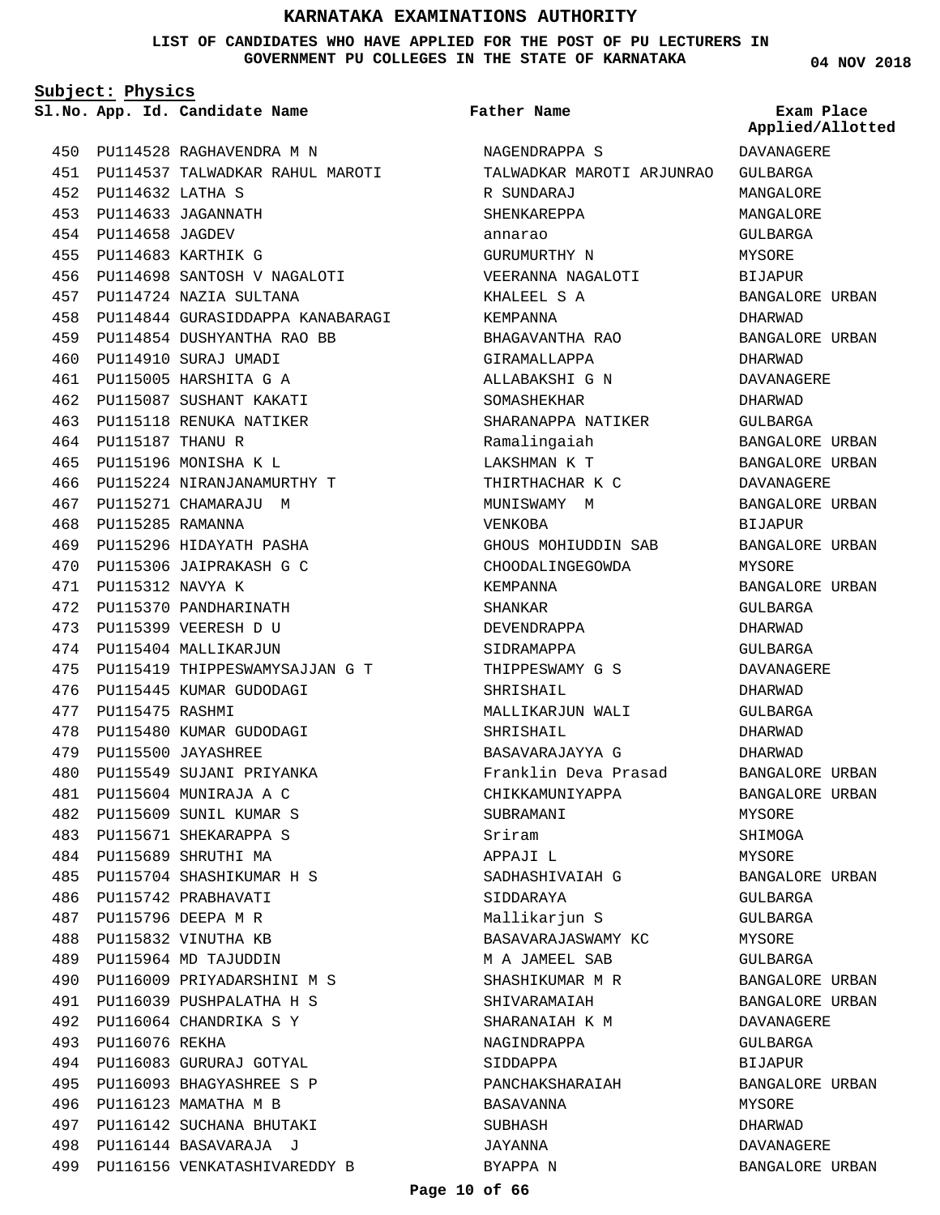# KARNATAKA EXAMINATIONS AUTHORITY

**LIST OF CANDIDATES WHO HAVE APPLIED FOR THE POST OF PU LECTURERS IN GOVERNMENT PU COLLEGES IN THE STATE OF KARNATAKA**

04 NOV 2018

**Subject: Physics**

| Sl.No. | App. Id. | Candidate Name | Father Name | Exam Place Applied/Allotted |
|---|---|---|---|---|
| 450 | PU114528 | RAGHAVENDRA M N | NAGENDRAPPA S | DAVANAGERE |
| 451 | PU114537 | TALWADKAR RAHUL MAROTI | TALWADKAR MAROTI ARJUNRAO | GULBARGA |
| 452 | PU114632 | LATHA S | R SUNDARAJ | MANGALORE |
| 453 | PU114633 | JAGANNATH | SHENKAREPPA | MANGALORE |
| 454 | PU114658 | JAGDEV | annarao | GULBARGA |
| 455 | PU114683 | KARTHIK G | GURUMURTHY N | MYSORE |
| 456 | PU114698 | SANTOSH V NAGALOTI | VEERANNA NAGALOTI | BIJAPUR |
| 457 | PU114724 | NAZIA SULTANA | KHALEEL S A | BANGALORE URBAN |
| 458 | PU114844 | GURASIDDAPPA KANABARAGI | KEMPANNA | DHARWAD |
| 459 | PU114854 | DUSHYANTHA RAO BB | BHAGAVANTHA RAO | BANGALORE URBAN |
| 460 | PU114910 | SURAJ UMADI | GIRAMALLAPPA | DHARWAD |
| 461 | PU115005 | HARSHITA G A | ALLABAKSHI G N | DAVANAGERE |
| 462 | PU115087 | SUSHANT KAKATI | SOMASHEKHAR | DHARWAD |
| 463 | PU115118 | RENUKA NATIKER | SHARANAPPA NATIKER | GULBARGA |
| 464 | PU115187 | THANU R | Ramalingaiah | BANGALORE URBAN |
| 465 | PU115196 | MONISHA K L | LAKSHMAN K T | BANGALORE URBAN |
| 466 | PU115224 | NIRANJANAMURTHY T | THIRTHACHAR K C | DAVANAGERE |
| 467 | PU115271 | CHAMARAJU M | MUNISWAMY M | BANGALORE URBAN |
| 468 | PU115285 | RAMANNA | VENKOBA | BIJAPUR |
| 469 | PU115296 | HIDAYATH PASHA | GHOUS MOHIUDDIN SAB | BANGALORE URBAN |
| 470 | PU115306 | JAIPRAKASH G C | CHOODALINGEGOWDA | MYSORE |
| 471 | PU115312 | NAVYA K | KEMPANNA | BANGALORE URBAN |
| 472 | PU115370 | PANDHARINATH | SHANKAR | GULBARGA |
| 473 | PU115399 | VEERESH D U | DEVENDRAPPA | DHARWAD |
| 474 | PU115404 | MALLIKARJUN | SIDRAMAPPA | GULBARGA |
| 475 | PU115419 | THIPPESWAMYSAJJAN G T | THIPPESWAMY G S | DAVANAGERE |
| 476 | PU115445 | KUMAR GUDODAGI | SHRISHAIL | DHARWAD |
| 477 | PU115475 | RASHMI | MALLIKARJUN WALI | GULBARGA |
| 478 | PU115480 | KUMAR GUDODAGI | SHRISHAIL | DHARWAD |
| 479 | PU115500 | JAYASHREE | BASAVARAJAYYA G | DHARWAD |
| 480 | PU115549 | SUJANI PRIYANKA | Franklin Deva Prasad | BANGALORE URBAN |
| 481 | PU115604 | MUNIRAJA A C | CHIKKAMUNIYAPPA | BANGALORE URBAN |
| 482 | PU115609 | SUNIL KUMAR S | SUBRAMANI | MYSORE |
| 483 | PU115671 | SHEKARAPPA S | Sriram | SHIMOGA |
| 484 | PU115689 | SHRUTHI MA | APPAJI L | MYSORE |
| 485 | PU115704 | SHASHIKUMAR H S | SADHASHIVAIAH G | BANGALORE URBAN |
| 486 | PU115742 | PRABHAVATI | SIDDARAYA | GULBARGA |
| 487 | PU115796 | DEEPA M R | Mallikarjun S | GULBARGA |
| 488 | PU115832 | VINUTHA KB | BASAVARAJASWAMY KC | MYSORE |
| 489 | PU115964 | MD TAJUDDIN | M A JAMEEL SAB | GULBARGA |
| 490 | PU116009 | PRIYADARSHINI M S | SHASHIKUMAR M R | BANGALORE URBAN |
| 491 | PU116039 | PUSHPALATHA H S | SHIVARAMAIAH | BANGALORE URBAN |
| 492 | PU116064 | CHANDRIKA S Y | SHARANAIAH K M | DAVANAGERE |
| 493 | PU116076 | REKHA | NAGINDRAPPA | GULBARGA |
| 494 | PU116083 | GURURAJ GOTYAL | SIDDAPPA | BIJAPUR |
| 495 | PU116093 | BHAGYASHREE S P | PANCHAKSHARAIAH | BANGALORE URBAN |
| 496 | PU116123 | MAMATHA M B | BASAVANNA | MYSORE |
| 497 | PU116142 | SUCHANA BHUTAKI | SUBHASH | DHARWAD |
| 498 | PU116144 | BASAVARAJA J | JAYANNA | DAVANAGERE |
| 499 | PU116156 | VENKATASHIVAREDDY B | BYAPPA N | BANGALORE URBAN |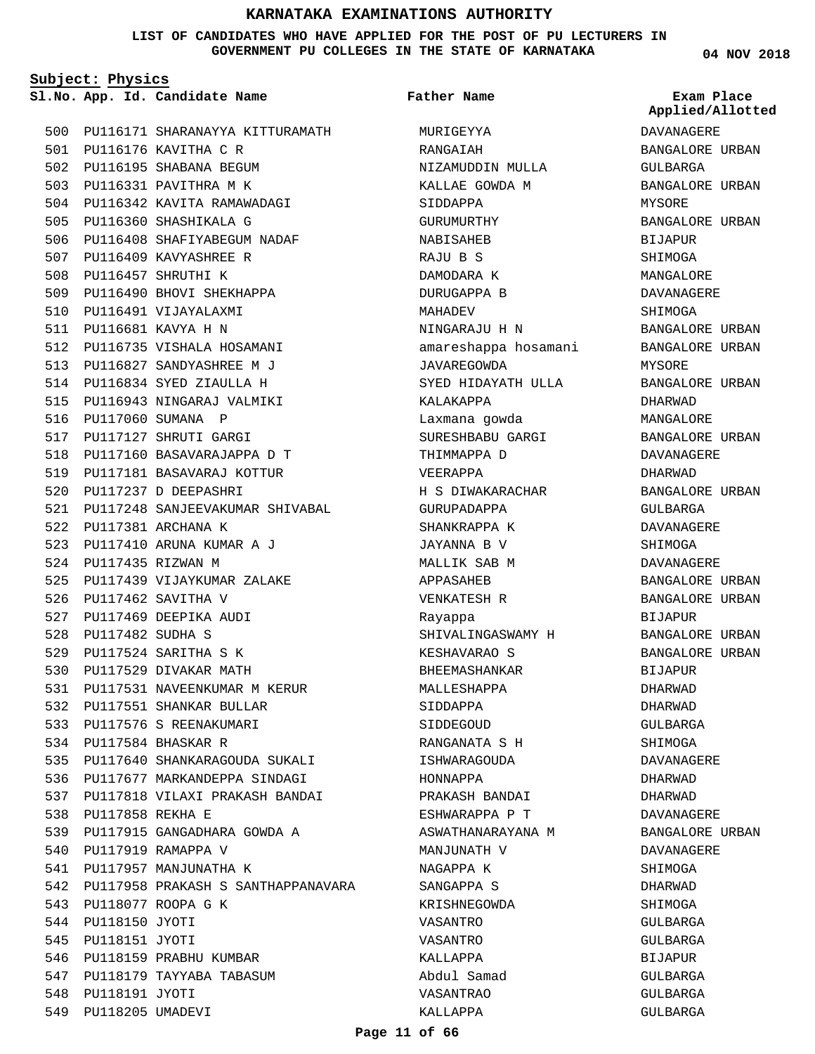# KARNATAKA EXAMINATIONS AUTHORITY

**LIST OF CANDIDATES WHO HAVE APPLIED FOR THE POST OF PU LECTURERS IN GOVERNMENT PU COLLEGES IN THE STATE OF KARNATAKA**

**04 NOV 2018**

**Subject: Physics**

| Sl.No. | App. Id. | Candidate Name | Father Name | Exam Place Applied/Allotted |
|---|---|---|---|---|
| 500 | PU116171 | SHARANAYYA KITTURAMATH | MURIGEYYA | DAVANAGERE |
| 501 | PU116176 | KAVITHA C R | RANGAIAH | BANGALORE URBAN |
| 502 | PU116195 | SHABANA BEGUM | NIZAMUDDIN MULLA | GULBARGA |
| 503 | PU116331 | PAVITHRA M K | KALLAE GOWDA M | BANGALORE URBAN |
| 504 | PU116342 | KAVITA RAMAWADAGI | SIDDAPPA | MYSORE |
| 505 | PU116360 | SHASHIKALA G | GURUMURTHY | BANGALORE URBAN |
| 506 | PU116408 | SHAFIYABEGUM NADAF | NABISAHEB | BIJAPUR |
| 507 | PU116409 | KAVYASHREE R | RAJU B S | SHIMOGA |
| 508 | PU116457 | SHRUTHI K | DAMODARA K | MANGALORE |
| 509 | PU116490 | BHOVI SHEKHAPPA | DURUGAPPA B | DAVANAGERE |
| 510 | PU116491 | VIJAYALAXMI | MAHADEV | SHIMOGA |
| 511 | PU116681 | KAVYA H N | NINGARAJU H N | BANGALORE URBAN |
| 512 | PU116735 | VISHALA HOSAMANI | amareshappa hosamani | BANGALORE URBAN |
| 513 | PU116827 | SANDYASHREE M J | JAVAREGOWDA | MYSORE |
| 514 | PU116834 | SYED ZIAULLA H | SYED HIDAYATH ULLA | BANGALORE URBAN |
| 515 | PU116943 | NINGARAJ VALMIKI | KALAKAPPA | DHARWAD |
| 516 | PU117060 | SUMANA P | Laxmana gowda | MANGALORE |
| 517 | PU117127 | SHRUTI GARGI | SURESHBABU GARGI | BANGALORE URBAN |
| 518 | PU117160 | BASAVARAJAPPA D T | THIMMAPPA D | DAVANAGERE |
| 519 | PU117181 | BASAVARAJ KOTTUR | VEERAPPA | DHARWAD |
| 520 | PU117237 | D DEEPASHRI | H S DIWAKARACHAR | BANGALORE URBAN |
| 521 | PU117248 | SANJEEVAKUMAR SHIVABAL | GURUPADAPPA | GULBARGA |
| 522 | PU117381 | ARCHANA K | SHANKRAPPA K | DAVANAGERE |
| 523 | PU117410 | ARUNA KUMAR A J | JAYANNA B V | SHIMOGA |
| 524 | PU117435 | RIZWAN M | MALLIK SAB M | DAVANAGERE |
| 525 | PU117439 | VIJAYKUMAR ZALAKE | APPASAHEB | BANGALORE URBAN |
| 526 | PU117462 | SAVITHA V | VENKATESH R | BANGALORE URBAN |
| 527 | PU117469 | DEEPIKA AUDI | Rayappa | BIJAPUR |
| 528 | PU117482 | SUDHA S | SHIVALINGASWAMY H | BANGALORE URBAN |
| 529 | PU117524 | SARITHA S K | KESHAVARAO S | BANGALORE URBAN |
| 530 | PU117529 | DIVAKAR MATH | BHEEMASHANKAR | BIJAPUR |
| 531 | PU117531 | NAVEENKUMAR M KERUR | MALLESHAPPA | DHARWAD |
| 532 | PU117551 | SHANKAR BULLAR | SIDDAPPA | DHARWAD |
| 533 | PU117576 | S REENAKUMARI | SIDDEGOUD | GULBARGA |
| 534 | PU117584 | BHASKAR R | RANGANATA S H | SHIMOGA |
| 535 | PU117640 | SHANKARAGOUDA SUKALI | ISHWARAGOUDA | DAVANAGERE |
| 536 | PU117677 | MARKANDEPPA SINDAGI | HONNAPPA | DHARWAD |
| 537 | PU117818 | VILAXI PRAKASH BANDAI | PRAKASH BANDAI | DHARWAD |
| 538 | PU117858 | REKHA E | ESHWARAPPA P T | DAVANAGERE |
| 539 | PU117915 | GANGADHARA GOWDA A | ASWATHANARAYANA M | BANGALORE URBAN |
| 540 | PU117919 | RAMAPPA V | MANJUNATH V | DAVANAGERE |
| 541 | PU117957 | MANJUNATHA K | NAGAPPA K | SHIMOGA |
| 542 | PU117958 | PRAKASH S SANTHAPPANAVARA | SANGAPPA S | DHARWAD |
| 543 | PU118077 | ROOPA G K | KRISHNEGOWDA | SHIMOGA |
| 544 | PU118150 | JYOTI | VASANTRO | GULBARGA |
| 545 | PU118151 | JYOTI | VASANTRO | GULBARGA |
| 546 | PU118159 | PRABHU KUMBAR | KALLAPPA | BIJAPUR |
| 547 | PU118179 | TAYYABA TABASUM | Abdul Samad | GULBARGA |
| 548 | PU118191 | JYOTI | VASANTRAO | GULBARGA |
| 549 | PU118205 | UMADEVI | KALLAPPA | GULBARGA |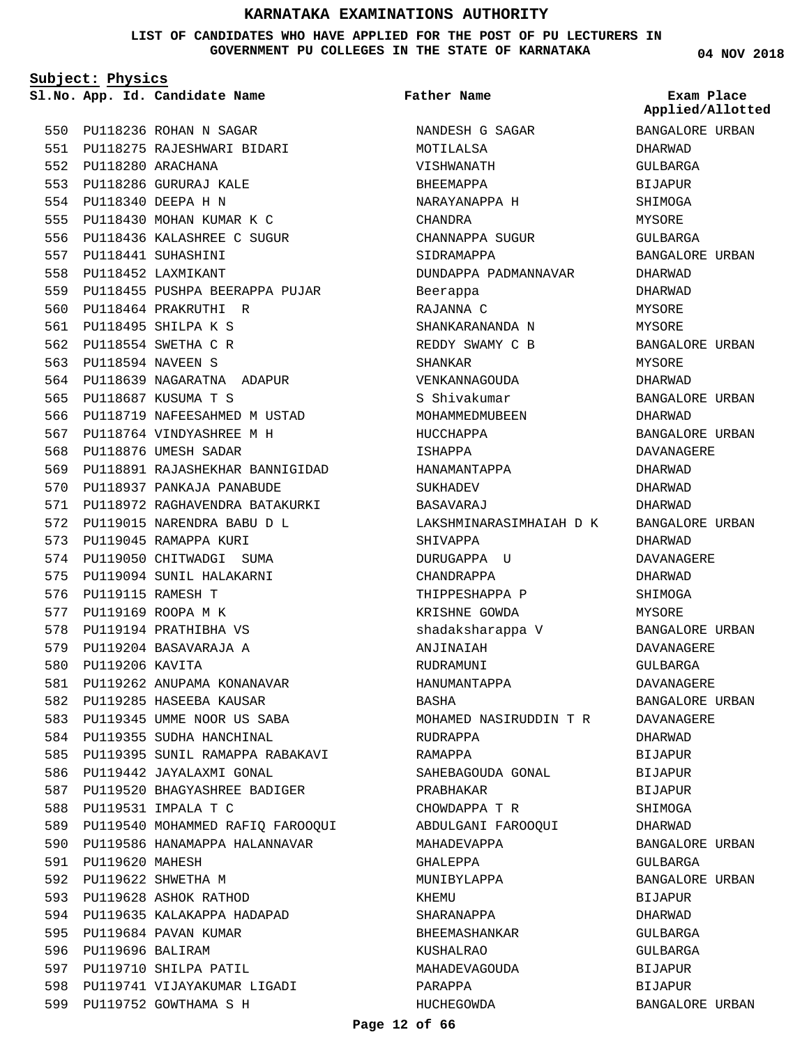# KARNATAKA EXAMINATIONS AUTHORITY

**LIST OF CANDIDATES WHO HAVE APPLIED FOR THE POST OF PU LECTURERS IN GOVERNMENT PU COLLEGES IN THE STATE OF KARNATAKA**

**04 NOV 2018**

**Subject: Physics**

| Sl.No. | App. Id. | Candidate Name | Father Name | Exam Place Applied/Allotted |
|---|---|---|---|---|
| 550 | PU118236 | ROHAN N SAGAR | NANDESH G SAGAR | BANGALORE URBAN |
| 551 | PU118275 | RAJESHWARI BIDARI | MOTILALSA | DHARWAD |
| 552 | PU118280 | ARACHANA | VISHWANATH | GULBARGA |
| 553 | PU118286 | GURURAJ KALE | BHEEMAPPA | BIJAPUR |
| 554 | PU118340 | DEEPA H N | NARAYANAPPA H | SHIMOGA |
| 555 | PU118430 | MOHAN KUMAR K C | CHANDRA | MYSORE |
| 556 | PU118436 | KALASHREE C SUGUR | CHANNAPPA SUGUR | GULBARGA |
| 557 | PU118441 | SUHASHINI | SIDRAMAPPA | BANGALORE URBAN |
| 558 | PU118452 | LAXMIKANT | DUNDAPPA PADMANNAVAR | DHARWAD |
| 559 | PU118455 | PUSHPA BEERAPPA PUJAR | Beerappa | DHARWAD |
| 560 | PU118464 | PRAKRUTHI R | RAJANNA C | MYSORE |
| 561 | PU118495 | SHILPA K S | SHANKARANANDA N | MYSORE |
| 562 | PU118554 | SWETHA C R | REDDY SWAMY C B | BANGALORE URBAN |
| 563 | PU118594 | NAVEEN S | SHANKAR | MYSORE |
| 564 | PU118639 | NAGARATNA ADAPUR | VENKANNAGOUDA | DHARWAD |
| 565 | PU118687 | KUSUMA T S | S Shivakumar | BANGALORE URBAN |
| 566 | PU118719 | NAFEESAHMED M USTAD | MOHAMMEDMUBEEN | DHARWAD |
| 567 | PU118764 | VINDYASHREE M H | HUCCHAPPA | BANGALORE URBAN |
| 568 | PU118876 | UMESH SADAR | ISHAPPA | DAVANAGERE |
| 569 | PU118891 | RAJASHEKHAR BANNIGIDAD | HANAMANTAPPA | DHARWAD |
| 570 | PU118937 | PANKAJA PANABUDE | SUKHADEV | DHARWAD |
| 571 | PU118972 | RAGHAVENDRA BATAKURKI | BASAVARAJ | DHARWAD |
| 572 | PU119015 | NARENDRA BABU D L | LAKSHMINARASIMHAIAH D K | BANGALORE URBAN |
| 573 | PU119045 | RAMAPPA KURI | SHIVAPPA | DHARWAD |
| 574 | PU119050 | CHITWADGI SUMA | DURUGAPPA U | DAVANAGERE |
| 575 | PU119094 | SUNIL HALAKARNI | CHANDRAPPA | DHARWAD |
| 576 | PU119115 | RAMESH T | THIPPESHAPPA P | SHIMOGA |
| 577 | PU119169 | ROOPA M K | KRISHNE GOWDA | MYSORE |
| 578 | PU119194 | PRATHIBHA VS | shadaksharappa V | BANGALORE URBAN |
| 579 | PU119204 | BASAVARAJA A | ANJINAIAH | DAVANAGERE |
| 580 | PU119206 | KAVITA | RUDRAMUNI | GULBARGA |
| 581 | PU119262 | ANUPAMA KONANAVAR | HANUMANTAPPA | DAVANAGERE |
| 582 | PU119285 | HASEEBA KAUSAR | BASHA | BANGALORE URBAN |
| 583 | PU119345 | UMME NOOR US SABA | MOHAMED NASIRUDDIN T R | DAVANAGERE |
| 584 | PU119355 | SUDHA HANCHINAL | RUDRAPPA | DHARWAD |
| 585 | PU119395 | SUNIL RAMAPPA RABAKAVI | RAMAPPA | BIJAPUR |
| 586 | PU119442 | JAYALAXMI GONAL | SAHEBAGOUDA GONAL | BIJAPUR |
| 587 | PU119520 | BHAGYASHREE BADIGER | PRABHAKAR | BIJAPUR |
| 588 | PU119531 | IMPALA T C | CHOWDAPPA T R | SHIMOGA |
| 589 | PU119540 | MOHAMMED RAFIQ FAROOQUI | ABDULGANI FAROOQUI | DHARWAD |
| 590 | PU119586 | HANAMAPPA HALANNAVAR | MAHADEVAPPA | BANGALORE URBAN |
| 591 | PU119620 | MAHESH | GHALEPPA | GULBARGA |
| 592 | PU119622 | SHWETHA M | MUNIBYLAPPA | BANGALORE URBAN |
| 593 | PU119628 | ASHOK RATHOD | KHEMU | BIJAPUR |
| 594 | PU119635 | KALAKAPPA HADAPAD | SHARANAPPA | DHARWAD |
| 595 | PU119684 | PAVAN KUMAR | BHEEMASHANKAR | GULBARGA |
| 596 | PU119696 | BALIRAM | KUSHALRAO | GULBARGA |
| 597 | PU119710 | SHILPA PATIL | MAHADEVAGOUDA | BIJAPUR |
| 598 | PU119741 | VIJAYAKUMAR LIGADI | PARAPPA | BIJAPUR |
| 599 | PU119752 | GOWTHAMA S H | HUCHEGOWDA | BANGALORE URBAN |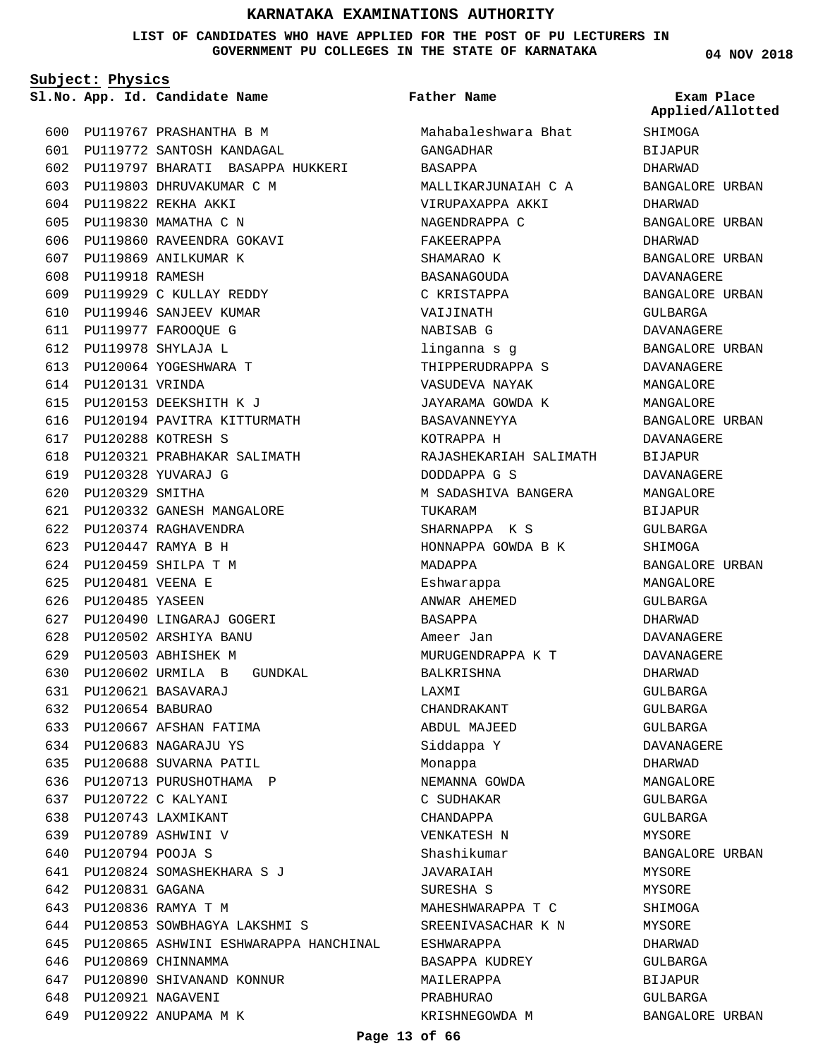# KARNATAKA EXAMINATIONS AUTHORITY

**LIST OF CANDIDATES WHO HAVE APPLIED FOR THE POST OF PU LECTURERS IN GOVERNMENT PU COLLEGES IN THE STATE OF KARNATAKA**

04 NOV 2018

**Subject: Physics**

| Sl.No. | App. Id. | Candidate Name | Father Name | Exam Place Applied/Allotted |
|---|---|---|---|---|
| 600 | PU119767 | PRASHANTHA B M | Mahabaleshwara Bhat | SHIMOGA |
| 601 | PU119772 | SANTOSH KANDAGAL | GANGADHAR | BIJAPUR |
| 602 | PU119797 | BHARATI BASAPPA HUKKERI | BASAPPA | DHARWAD |
| 603 | PU119803 | DHRUVAKUMAR C M | MALLIKARJUNAIAH C A | BANGALORE URBAN |
| 604 | PU119822 | REKHA AKKI | VIRUPAXAPPA AKKI | DHARWAD |
| 605 | PU119830 | MAMATHA C N | NAGENDRAPPA C | BANGALORE URBAN |
| 606 | PU119860 | RAVEENDRA GOKAVI | FAKEERAPPA | DHARWAD |
| 607 | PU119869 | ANILKUMAR K | SHAMARAO K | BANGALORE URBAN |
| 608 | PU119918 | RAMESH | BASANAGOUDA | DAVANAGERE |
| 609 | PU119929 | C KULLAY REDDY | C KRISTAPPA | BANGALORE URBAN |
| 610 | PU119946 | SANJEEV KUMAR | VAIJINATH | GULBARGA |
| 611 | PU119977 | FAROOQUE G | NABISAB G | DAVANAGERE |
| 612 | PU119978 | SHYLAJA L | linganna s g | BANGALORE URBAN |
| 613 | PU120064 | YOGESHWARA T | THIPPERUDRAPPA S | DAVANAGERE |
| 614 | PU120131 | VRINDA | VASUDEVA NAYAK | MANGALORE |
| 615 | PU120153 | DEEKSHITH K J | JAYARAMA GOWDA K | MANGALORE |
| 616 | PU120194 | PAVITRA KITTURMATH | BASAVANNEYYA | BANGALORE URBAN |
| 617 | PU120288 | KOTRESH S | KOTRAPPA H | DAVANAGERE |
| 618 | PU120321 | PRABHAKAR SALIMATH | RAJASHEKARIAH SALIMATH | BIJAPUR |
| 619 | PU120328 | YUVARAJ G | DODDAPPA G S | DAVANAGERE |
| 620 | PU120329 | SMITHA | M SADASHIVA BANGERA | MANGALORE |
| 621 | PU120332 | GANESH MANGALORE | TUKARAM | BIJAPUR |
| 622 | PU120374 | RAGHAVENDRA | SHARNAPPA K S | GULBARGA |
| 623 | PU120447 | RAMYA B H | HONNAPPA GOWDA B K | SHIMOGA |
| 624 | PU120459 | SHILPA T M | MADAPPA | BANGALORE URBAN |
| 625 | PU120481 | VEENA E | Eshwarappa | MANGALORE |
| 626 | PU120485 | YASEEN | ANWAR AHEMED | GULBARGA |
| 627 | PU120490 | LINGARAJ GOGERI | BASAPPA | DHARWAD |
| 628 | PU120502 | ARSHIYA BANU | Ameer Jan | DAVANAGERE |
| 629 | PU120503 | ABHISHEK M | MURUGENDRAPPA K T | DAVANAGERE |
| 630 | PU120602 | URMILA B GUNDKAL | BALKRISHNA | DHARWAD |
| 631 | PU120621 | BASAVARAJ | LAXMI | GULBARGA |
| 632 | PU120654 | BABURAO | CHANDRAKANT | GULBARGA |
| 633 | PU120667 | AFSHAN FATIMA | ABDUL MAJEED | GULBARGA |
| 634 | PU120683 | NAGARAJU YS | Siddappa Y | DAVANAGERE |
| 635 | PU120688 | SUVARNA PATIL | Monappa | DHARWAD |
| 636 | PU120713 | PURUSHOTHAMA P | NEMANNA GOWDA | MANGALORE |
| 637 | PU120722 | C KALYANI | C SUDHAKAR | GULBARGA |
| 638 | PU120743 | LAXMIKANT | CHANDAPPA | GULBARGA |
| 639 | PU120789 | ASHWINI V | VENKATESH N | MYSORE |
| 640 | PU120794 | POOJA S | Shashikumar | BANGALORE URBAN |
| 641 | PU120824 | SOMASHEKHARA S J | JAVARAIAH | MYSORE |
| 642 | PU120831 | GAGANA | SURESHA S | MYSORE |
| 643 | PU120836 | RAMYA T M | MAHESHWARAPPA T C | SHIMOGA |
| 644 | PU120853 | SOWBHAGYA LAKSHMI S | SREENIVASACHAR K N | MYSORE |
| 645 | PU120865 | ASHWINI ESHWARAPPA HANCHINAL | ESHWARAPPA | DHARWAD |
| 646 | PU120869 | CHINNAMMA | BASAPPA KUDREY | GULBARGA |
| 647 | PU120890 | SHIVANAND KONNUR | MAILERAPPA | BIJAPUR |
| 648 | PU120921 | NAGAVENI | PRABHURAO | GULBARGA |
| 649 | PU120922 | ANUPAMA M K | KRISHNEGOWDA M | BANGALORE URBAN |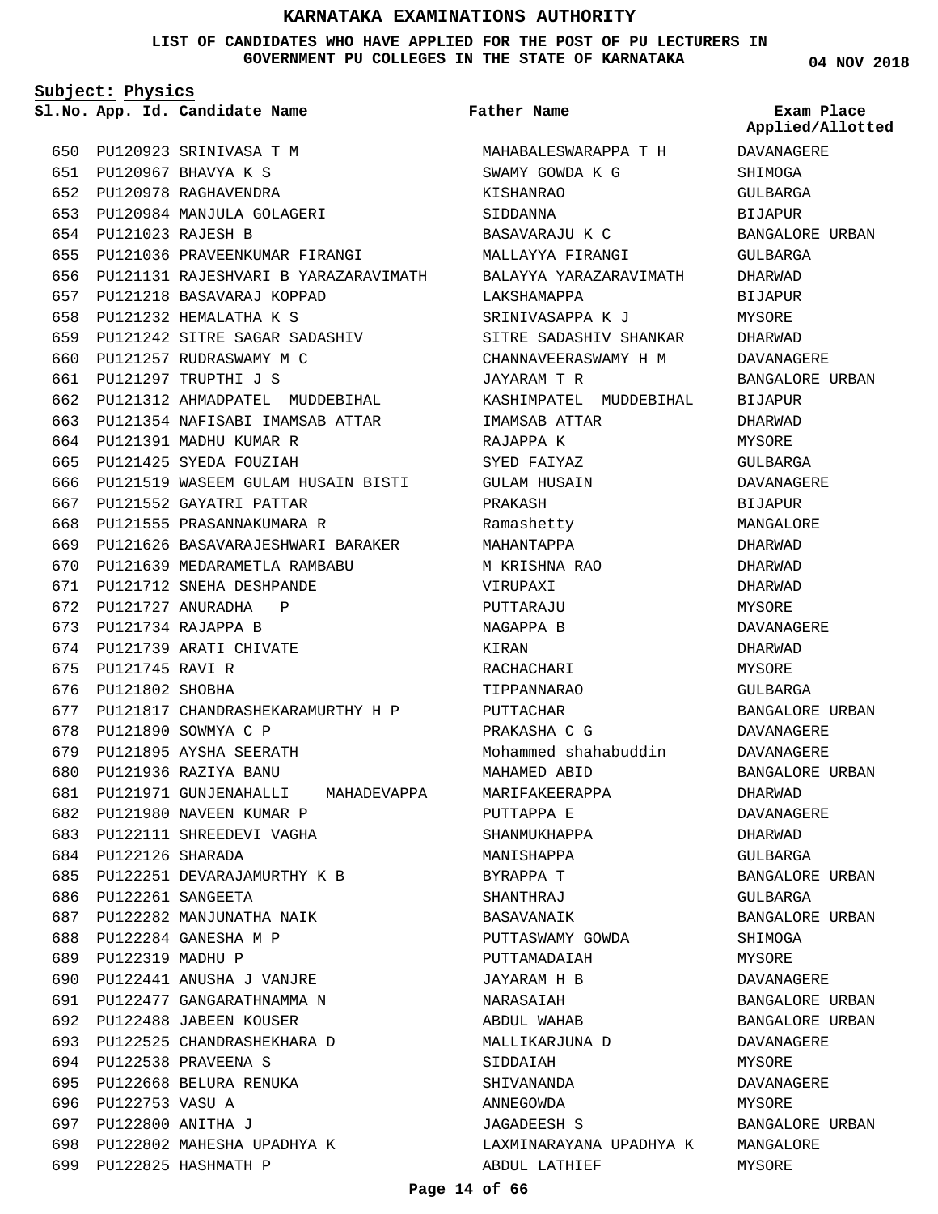# KARNATAKA EXAMINATIONS AUTHORITY

**LIST OF CANDIDATES WHO HAVE APPLIED FOR THE POST OF PU LECTURERS IN GOVERNMENT PU COLLEGES IN THE STATE OF KARNATAKA**

04 NOV 2018

**Subject: Physics**

| Sl.No. | App. Id. | Candidate Name | Father Name | Exam Place Applied/Allotted |
|---|---|---|---|---|
| 650 | PU120923 | SRINIVASA T M | MAHABALESWARAPPA T H | DAVANAGERE |
| 651 | PU120967 | BHAVYA K S | SWAMY GOWDA K G | SHIMOGA |
| 652 | PU120978 | RAGHAVENDRA | KISHANRAO | GULBARGA |
| 653 | PU120984 | MANJULA GOLAGERI | SIDDANNA | BIJAPUR |
| 654 | PU121023 | RAJESH B | BASAVARAJU K C | BANGALORE URBAN |
| 655 | PU121036 | PRAVEENKUMAR FIRANGI | MALLAYYA FIRANGI | GULBARGA |
| 656 | PU121131 | RAJESHVARI B YARAZARAVIMATH | BALAYYA YARAZARAVIMATH | DHARWAD |
| 657 | PU121218 | BASAVARAJ KOPPAD | LAKSHAMAPPA | BIJAPUR |
| 658 | PU121232 | HEMALATHA K S | SRINIVASAPPA K J | MYSORE |
| 659 | PU121242 | SITRE SAGAR SADASHIV | SITRE SADASHIV SHANKAR | DHARWAD |
| 660 | PU121257 | RUDRASWAMY M C | CHANNAVEERASWAMY H M | DAVANAGERE |
| 661 | PU121297 | TRUPTHI J S | JAYARAM T R | BANGALORE URBAN |
| 662 | PU121312 | AHMADPATEL MUDDEBIHAL | KASHIMPATEL MUDDEBIHAL | BIJAPUR |
| 663 | PU121354 | NAFISABI IMAMSAB ATTAR | IMAMSAB ATTAR | DHARWAD |
| 664 | PU121391 | MADHU KUMAR R | RAJAPPA K | MYSORE |
| 665 | PU121425 | SYEDA FOUZIAH | SYED FAIYAZ | GULBARGA |
| 666 | PU121519 | WASEEM GULAM HUSAIN BISTI | GULAM HUSAIN | DAVANAGERE |
| 667 | PU121552 | GAYATRI PATTAR | PRAKASH | BIJAPUR |
| 668 | PU121555 | PRASANNAKUMARA R | Ramashetty | MANGALORE |
| 669 | PU121626 | BASAVARAJESHWARI BARAKER | MAHANTAPPA | DHARWAD |
| 670 | PU121639 | MEDARAMETLA RAMBABU | M KRISHNA RAO | DHARWAD |
| 671 | PU121712 | SNEHA DESHPANDE | VIRUPAXI | DHARWAD |
| 672 | PU121727 | ANURADHA P | PUTTARAJU | MYSORE |
| 673 | PU121734 | RAJAPPA B | NAGAPPA B | DAVANAGERE |
| 674 | PU121739 | ARATI CHIVATE | KIRAN | DHARWAD |
| 675 | PU121745 | RAVI R | RACHACHARI | MYSORE |
| 676 | PU121802 | SHOBHA | TIPPANNARAO | GULBARGA |
| 677 | PU121817 | CHANDRASHEKARAMURTHY H P | PUTTACHAR | BANGALORE URBAN |
| 678 | PU121890 | SOWMYA C P | PRAKASHA C G | DAVANAGERE |
| 679 | PU121895 | AYSHA SEERATH | Mohammed shahabuddin | DAVANAGERE |
| 680 | PU121936 | RAZIYA BANU | MAHAMED ABID | BANGALORE URBAN |
| 681 | PU121971 | GUNJENAHALLI MAHADEVAPPA | MARIFAKEERAPPA | DHARWAD |
| 682 | PU121980 | NAVEEN KUMAR P | PUTTAPPA E | DAVANAGERE |
| 683 | PU122111 | SHREEDEVI VAGHA | SHANMUKHAPPA | DHARWAD |
| 684 | PU122126 | SHARADA | MANISHAPPA | GULBARGA |
| 685 | PU122251 | DEVARAJAMURTHY K B | BYRAPPA T | BANGALORE URBAN |
| 686 | PU122261 | SANGEETA | SHANTHRAJ | GULBARGA |
| 687 | PU122282 | MANJUNATHA NAIK | BASAVANAIK | BANGALORE URBAN |
| 688 | PU122284 | GANESHA M P | PUTTASWAMY GOWDA | SHIMOGA |
| 689 | PU122319 | MADHU P | PUTTAMADAIAH | MYSORE |
| 690 | PU122441 | ANUSHA J VANJRE | JAYARAM H B | DAVANAGERE |
| 691 | PU122477 | GANGARATHNAMMA N | NARASAIAH | BANGALORE URBAN |
| 692 | PU122488 | JABEEN KOUSER | ABDUL WAHAB | BANGALORE URBAN |
| 693 | PU122525 | CHANDRASHEKHARA D | MALLIKARJUNA D | DAVANAGERE |
| 694 | PU122538 | PRAVEENA S | SIDDAIAH | MYSORE |
| 695 | PU122668 | BELURA RENUKA | SHIVANANDA | DAVANAGERE |
| 696 | PU122753 | VASU A | ANNEGOWDA | MYSORE |
| 697 | PU122800 | ANITHA J | JAGADEESH S | BANGALORE URBAN |
| 698 | PU122802 | MAHESHA UPADHYA K | LAXMINARAYANA UPADHYA K | MANGALORE |
| 699 | PU122825 | HASHMATH P | ABDUL LATHIEF | MYSORE |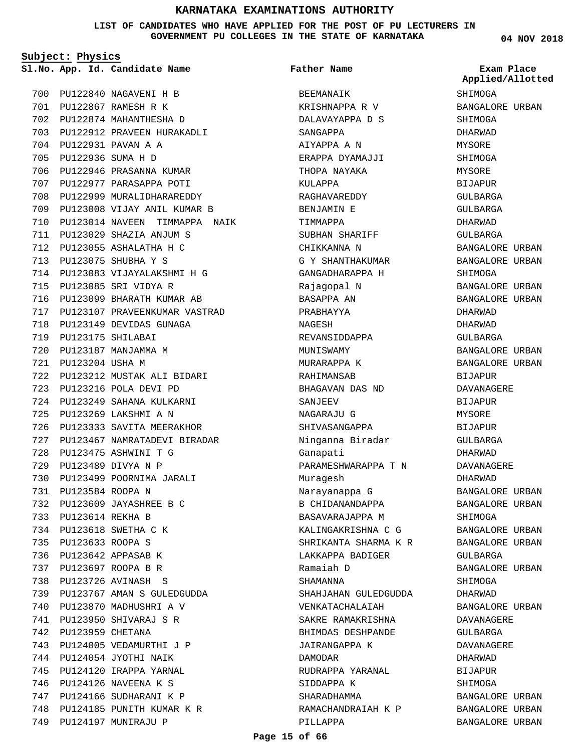# KARNATAKA EXAMINATIONS AUTHORITY

**LIST OF CANDIDATES WHO HAVE APPLIED FOR THE POST OF PU LECTURERS IN GOVERNMENT PU COLLEGES IN THE STATE OF KARNATAKA**

**04 NOV 2018**

**Subject: Physics**

| Sl.No. | App. Id. | Candidate Name | Father Name | Exam Place Applied/Allotted |
|---|---|---|---|---|
| 700 | PU122840 | NAGAVENI H B | BEEMANAIK | SHIMOGA |
| 701 | PU122867 | RAMESH R K | KRISHNAPPA R V | BANGALORE URBAN |
| 702 | PU122874 | MAHANTHESHA D | DALAVAYAPPA D S | SHIMOGA |
| 703 | PU122912 | PRAVEEN HURAKADLI | SANGAPPA | DHARWAD |
| 704 | PU122931 | PAVAN A A | AIYAPPA A N | MYSORE |
| 705 | PU122936 | SUMA H D | ERAPPA DYAMAJJI | SHIMOGA |
| 706 | PU122946 | PRASANNA KUMAR | THOPA NAYAKA | MYSORE |
| 707 | PU122977 | PARASAPPA POTI | KULAPPA | BIJAPUR |
| 708 | PU122999 | MURALIDHARAREDDY | RAGHAVAREDDY | GULBARGA |
| 709 | PU123008 | VIJAY ANIL KUMAR B | BENJAMIN E | GULBARGA |
| 710 | PU123014 | NAVEEN TIMMAPPA NAIK | TIMMAPPA | DHARWAD |
| 711 | PU123029 | SHAZIA ANJUM S | SUBHAN SHARIFF | GULBARGA |
| 712 | PU123055 | ASHALATHA H C | CHIKKANNA N | BANGALORE URBAN |
| 713 | PU123075 | SHUBHA Y S | G Y SHANTHAKUMAR | BANGALORE URBAN |
| 714 | PU123083 | VIJAYALAKSHMI H G | GANGADHARAPPA H | SHIMOGA |
| 715 | PU123085 | SRI VIDYA R | Rajagopal N | BANGALORE URBAN |
| 716 | PU123099 | BHARATH KUMAR AB | BASAPPA AN | BANGALORE URBAN |
| 717 | PU123107 | PRAVEENKUMAR VASTRAD | PRABHAYYA | DHARWAD |
| 718 | PU123149 | DEVIDAS GUNAGA | NAGESH | DHARWAD |
| 719 | PU123175 | SHILABAI | REVANSIDDAPPA | GULBARGA |
| 720 | PU123187 | MANJAMMA M | MUNISWAMY | BANGALORE URBAN |
| 721 | PU123204 | USHA M | MURARAPPA K | BANGALORE URBAN |
| 722 | PU123212 | MUSTAK ALI BIDARI | RAHIMANSAB | BIJAPUR |
| 723 | PU123216 | POLA DEVI PD | BHAGAVAN DAS ND | DAVANAGERE |
| 724 | PU123249 | SAHANA KULKARNI | SANJEEV | BIJAPUR |
| 725 | PU123269 | LAKSHMI A N | NAGARAJU G | MYSORE |
| 726 | PU123333 | SAVITA MEERAKHOR | SHIVASANGAPPA | BIJAPUR |
| 727 | PU123467 | NAMRATADEVI BIRADAR | Ninganna Biradar | GULBARGA |
| 728 | PU123475 | ASHWINI T G | Ganapati | DHARWAD |
| 729 | PU123489 | DIVYA N P | PARAMESHWARAPPA T N | DAVANAGERE |
| 730 | PU123499 | POORNIMA JARALI | Muragesh | DHARWAD |
| 731 | PU123584 | ROOPA N | Narayanappa G | BANGALORE URBAN |
| 732 | PU123609 | JAYASHREE B C | B CHIDANANDAPPA | BANGALORE URBAN |
| 733 | PU123614 | REKHA B | BASAVARAJAPPA M | SHIMOGA |
| 734 | PU123618 | SWETHA C K | KALINGAKRISHNA C G | BANGALORE URBAN |
| 735 | PU123633 | ROOPA S | SHRIKANTA SHARMA K R | BANGALORE URBAN |
| 736 | PU123642 | APPASAB K | LAKKAPPA BADIGER | GULBARGA |
| 737 | PU123697 | ROOPA B R | Ramaiah D | BANGALORE URBAN |
| 738 | PU123726 | AVINASH S | SHAMANNA | SHIMOGA |
| 739 | PU123767 | AMAN S GULEDGUDDA | SHAHJAHAN GULEDGUDDA | DHARWAD |
| 740 | PU123870 | MADHUSHRI A V | VENKATACHALAIAH | BANGALORE URBAN |
| 741 | PU123950 | SHIVARAJ S R | SAKRE RAMAKRISHNA | DAVANAGERE |
| 742 | PU123959 | CHETANA | BHIMDAS DESHPANDE | GULBARGA |
| 743 | PU124005 | VEDAMURTHI J P | JAIRANGAPPA K | DAVANAGERE |
| 744 | PU124054 | JYOTHI NAIK | DAMODAR | DHARWAD |
| 745 | PU124120 | IRAPPA YARNAL | RUDRAPPA YARANAL | BIJAPUR |
| 746 | PU124126 | NAVEENA K S | SIDDAPPA K | SHIMOGA |
| 747 | PU124166 | SUDHARANI K P | SHARADHAMMA | BANGALORE URBAN |
| 748 | PU124185 | PUNITH KUMAR K R | RAMACHANDRAIAH K P | BANGALORE URBAN |
| 749 | PU124197 | MUNIRAJU P | PILLAPPA | BANGALORE URBAN |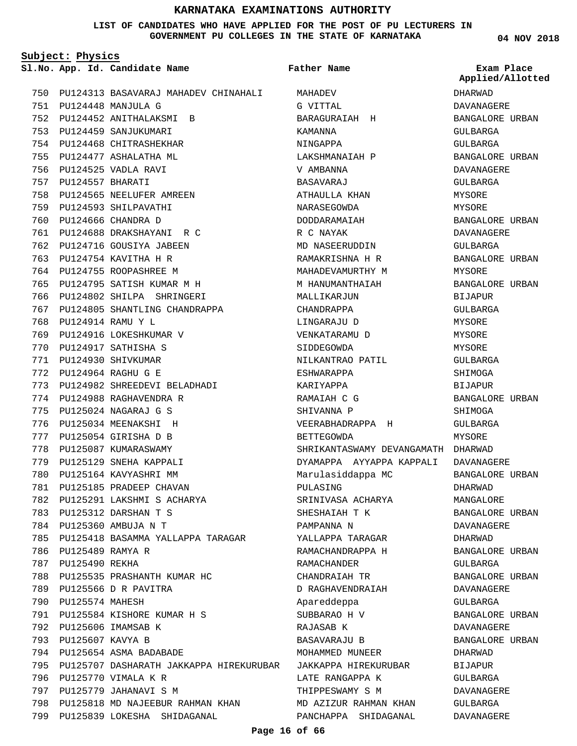# KARNATAKA EXAMINATIONS AUTHORITY

**LIST OF CANDIDATES WHO HAVE APPLIED FOR THE POST OF PU LECTURERS IN GOVERNMENT PU COLLEGES IN THE STATE OF KARNATAKA**

**04 NOV 2018**

**Subject: Physics**

| Sl.No. | App. Id. | Candidate Name | Father Name | Exam Place Applied/Allotted |
|---|---|---|---|---|
| 750 | PU124313 | BASAVARAJ MAHADEV CHINAHALI | MAHADEV | DHARWAD |
| 751 | PU124448 | MANJULA G | G VITTAL | DAVANAGERE |
| 752 | PU124452 | ANITHALAKSMI B | BARAGURAIAH H | BANGALORE URBAN |
| 753 | PU124459 | SANJUKUMARI | KAMANNA | GULBARGA |
| 754 | PU124468 | CHITRASHEKHAR | NINGAPPA | GULBARGA |
| 755 | PU124477 | ASHALATHA ML | LAKSHMANAIAH P | BANGALORE URBAN |
| 756 | PU124525 | VADLA RAVI | V AMBANNA | DAVANAGERE |
| 757 | PU124557 | BHARATI | BASAVARAJ | GULBARGA |
| 758 | PU124565 | NEELUFER AMREEN | ATHAULLA KHAN | MYSORE |
| 759 | PU124593 | SHILPAVATHI | NARASEGOWDA | MYSORE |
| 760 | PU124666 | CHANDRA D | DODDARAMAIAH | BANGALORE URBAN |
| 761 | PU124688 | DRAKSHAYANI R C | R C NAYAK | DAVANAGERE |
| 762 | PU124716 | GOUSIYA JABEEN | MD NASEERUDDIN | GULBARGA |
| 763 | PU124754 | KAVITHA H R | RAMAKRISHNA H R | BANGALORE URBAN |
| 764 | PU124755 | ROOPASHREE M | MAHADEVAMURTHY M | MYSORE |
| 765 | PU124795 | SATISH KUMAR M H | M HANUMANTHAIAH | BANGALORE URBAN |
| 766 | PU124802 | SHILPA SHRINGERI | MALLIKARJUN | BIJAPUR |
| 767 | PU124805 | SHANTLING CHANDRAPPA | CHANDRAPPA | GULBARGA |
| 768 | PU124914 | RAMU Y L | LINGARAJU D | MYSORE |
| 769 | PU124916 | LOKESHKUMAR V | VENKATARAMU D | MYSORE |
| 770 | PU124917 | SATHISHA S | SIDDEGOWDA | MYSORE |
| 771 | PU124930 | SHIVKUMAR | NILKANTRAO PATIL | GULBARGA |
| 772 | PU124964 | RAGHU G E | ESHWARAPPA | SHIMOGA |
| 773 | PU124982 | SHREEDEVI BELADHADI | KARIYAPPA | BIJAPUR |
| 774 | PU124988 | RAGHAVENDRA R | RAMAIAH C G | BANGALORE URBAN |
| 775 | PU125024 | NAGARAJ G S | SHIVANNA P | SHIMOGA |
| 776 | PU125034 | MEENAKSHI H | VEERABHADRAPPA H | GULBARGA |
| 777 | PU125054 | GIRISHA D B | BETTEGOWDA | MYSORE |
| 778 | PU125087 | KUMARASWAMY | SHRIKANTASWAMY DEVANGAMATH | DHARWAD |
| 779 | PU125129 | SNEHA KAPPALI | DYAMAPPA AYYAPPA KAPPALI | DAVANAGERE |
| 780 | PU125164 | KAVYASHRI MM | Marulasiddappa MC | BANGALORE URBAN |
| 781 | PU125185 | PRADEEP CHAVAN | PULASING | DHARWAD |
| 782 | PU125291 | LAKSHMI S ACHARYA | SRINIVASA ACHARYA | MANGALORE |
| 783 | PU125312 | DARSHAN T S | SHESHAIAH T K | BANGALORE URBAN |
| 784 | PU125360 | AMBUJA N T | PAMPANNA N | DAVANAGERE |
| 785 | PU125418 | BASAMMA YALLAPPA TARAGAR | YALLAPPA TARAGAR | DHARWAD |
| 786 | PU125489 | RAMYA R | RAMACHANDRAPPA H | BANGALORE URBAN |
| 787 | PU125490 | REKHA | RAMACHANDER | GULBARGA |
| 788 | PU125535 | PRASHANTH KUMAR HC | CHANDRAIAH TR | BANGALORE URBAN |
| 789 | PU125566 | D R PAVITRA | D RAGHAVENDRAIAH | DAVANAGERE |
| 790 | PU125574 | MAHESH | Apareddeppa | GULBARGA |
| 791 | PU125584 | KISHORE KUMAR H S | SUBBARAO H V | BANGALORE URBAN |
| 792 | PU125606 | IMAMSAB K | RAJASAB K | DAVANAGERE |
| 793 | PU125607 | KAVYA B | BASAVARAJU B | BANGALORE URBAN |
| 794 | PU125654 | ASMA BADABADE | MOHAMMED MUNEER | DHARWAD |
| 795 | PU125707 | DASHARATH JAKKAPPA HIREKURUBAR | JAKKAPPA HIREKURUBAR | BIJAPUR |
| 796 | PU125770 | VIMALA K R | LATE RANGAPPA K | GULBARGA |
| 797 | PU125779 | JAHANAVI S M | THIPPESWAMY S M | DAVANAGERE |
| 798 | PU125818 | MD NAJEEBUR RAHMAN KHAN | MD AZIZUR RAHMAN KHAN | GULBARGA |
| 799 | PU125839 | LOKESHA SHIDAGANAL | PANCHAPPA SHIDAGANAL | DAVANAGERE |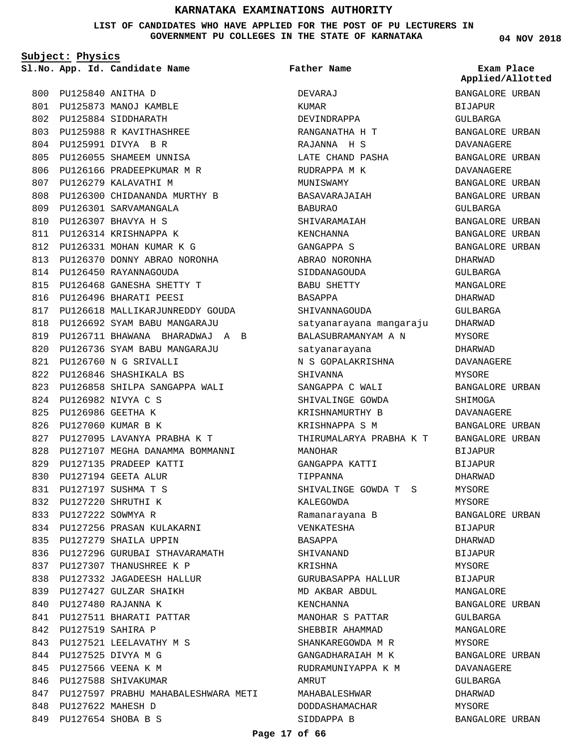# KARNATAKA EXAMINATIONS AUTHORITY

**LIST OF CANDIDATES WHO HAVE APPLIED FOR THE POST OF PU LECTURERS IN GOVERNMENT PU COLLEGES IN THE STATE OF KARNATAKA**

**04 NOV 2018**

**Subject: Physics**

| Sl.No. | App. Id. | Candidate Name | Father Name | Exam Place Applied/Allotted |
|---|---|---|---|---|
| 800 | PU125840 | ANITHA D | DEVARAJ | BANGALORE URBAN |
| 801 | PU125873 | MANOJ KAMBLE | KUMAR | BIJAPUR |
| 802 | PU125884 | SIDDHARATH | DEVINDRAPPA | GULBARGA |
| 803 | PU125988 | R KAVITHASHREE | RANGANATHA H T | BANGALORE URBAN |
| 804 | PU125991 | DIVYA B R | RAJANNA H S | DAVANAGERE |
| 805 | PU126055 | SHAMEEM UNNISA | LATE CHAND PASHA | BANGALORE URBAN |
| 806 | PU126166 | PRADEEPKUMAR M R | RUDRAPPA M K | DAVANAGERE |
| 807 | PU126279 | KALAVATHI M | MUNISWAMY | BANGALORE URBAN |
| 808 | PU126300 | CHIDANANDA MURTHY B | BASAVARAJAIAH | BANGALORE URBAN |
| 809 | PU126301 | SARVAMANGALA | BABURAO | GULBARGA |
| 810 | PU126307 | BHAVYA H S | SHIVARAMAIAH | BANGALORE URBAN |
| 811 | PU126314 | KRISHNAPPA K | KENCHANNA | BANGALORE URBAN |
| 812 | PU126331 | MOHAN KUMAR K G | GANGAPPA S | BANGALORE URBAN |
| 813 | PU126370 | DONNY ABRAO NORONHA | ABRAO NORONHA | DHARWAD |
| 814 | PU126450 | RAYANNAGOUDA | SIDDANAGOUDA | GULBARGA |
| 815 | PU126468 | GANESHA SHETTY T | BABU SHETTY | MANGALORE |
| 816 | PU126496 | BHARATI PEESI | BASAPPA | DHARWAD |
| 817 | PU126618 | MALLIKARJUNREDDY GOUDA | SHIVANNAGOUDA | GULBARGA |
| 818 | PU126692 | SYAM BABU MANGARAJU | satyanarayana mangaraju | DHARWAD |
| 819 | PU126711 | BHAWANA BHARADWAJ A B | BALASUBRAMANYAM A N | MYSORE |
| 820 | PU126736 | SYAM BABU MANGARAJU | satyanarayana | DHARWAD |
| 821 | PU126760 | N G SRIVALLI | N S GOPALAKRISHNA | DAVANAGERE |
| 822 | PU126846 | SHASHIKALA BS | SHIVANNA | MYSORE |
| 823 | PU126858 | SHILPA SANGAPPA WALI | SANGAPPA C WALI | BANGALORE URBAN |
| 824 | PU126982 | NIVYA C S | SHIVALINGE GOWDA | SHIMOGA |
| 825 | PU126986 | GEETHA K | KRISHNAMURTHY B | DAVANAGERE |
| 826 | PU127060 | KUMAR B K | KRISHNAPPA S M | BANGALORE URBAN |
| 827 | PU127095 | LAVANYA PRABHA K T | THIRUMALARYA PRABHA K T | BANGALORE URBAN |
| 828 | PU127107 | MEGHA DANAMMA BOMMANNI | MANOHAR | BIJAPUR |
| 829 | PU127135 | PRADEEP KATTI | GANGAPPA KATTI | BIJAPUR |
| 830 | PU127194 | GEETA ALUR | TIPPANNA | DHARWAD |
| 831 | PU127197 | SUSHMA T S | SHIVALINGE GOWDA T S | MYSORE |
| 832 | PU127220 | SHRUTHI K | KALEGOWDA | MYSORE |
| 833 | PU127222 | SOWMYA R | Ramanarayana B | BANGALORE URBAN |
| 834 | PU127256 | PRASAN KULAKARNI | VENKATESHA | BIJAPUR |
| 835 | PU127279 | SHAILA UPPIN | BASAPPA | DHARWAD |
| 836 | PU127296 | GURUBAI STHAVARAMATH | SHIVANAND | BIJAPUR |
| 837 | PU127307 | THANUSHREE K P | KRISHNA | MYSORE |
| 838 | PU127332 | JAGADEESH HALLUR | GURUBASAPPA HALLUR | BIJAPUR |
| 839 | PU127427 | GULZAR SHAIKH | MD AKBAR ABDUL | MANGALORE |
| 840 | PU127480 | RAJANNA K | KENCHANNA | BANGALORE URBAN |
| 841 | PU127511 | BHARATI PATTAR | MANOHAR S PATTAR | GULBARGA |
| 842 | PU127519 | SAHIRA P | SHEBBIR AHAMMAD | MANGALORE |
| 843 | PU127521 | LEELAVATHY M S | SHANKAREGOWDA M R | MYSORE |
| 844 | PU127525 | DIVYA M G | GANGADHARAIAH M K | BANGALORE URBAN |
| 845 | PU127566 | VEENA K M | RUDRAMUNIYAPPA K M | DAVANAGERE |
| 846 | PU127588 | SHIVAKUMAR | AMRUT | GULBARGA |
| 847 | PU127597 | PRABHU MAHABALESHWARA METI | MAHABALESHWAR | DHARWAD |
| 848 | PU127622 | MAHESH D | DODDASHAMACHAR | MYSORE |
| 849 | PU127654 | SHOBA B S | SIDDAPPA B | BANGALORE URBAN |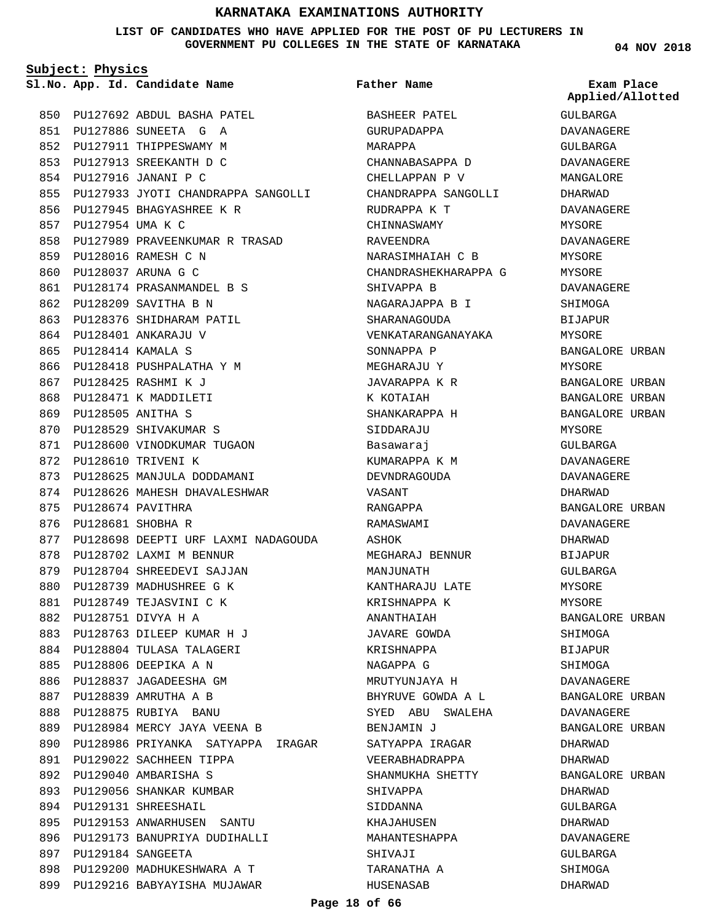# KARNATAKA EXAMINATIONS AUTHORITY

**LIST OF CANDIDATES WHO HAVE APPLIED FOR THE POST OF PU LECTURERS IN GOVERNMENT PU COLLEGES IN THE STATE OF KARNATAKA**

04 NOV 2018

**Subject: Physics**

| Sl.No. | App. Id. | Candidate Name | Father Name | Exam Place Applied/Allotted |
|---|---|---|---|---|
| 850 | PU127692 | ABDUL BASHA PATEL | BASHEER PATEL | GULBARGA |
| 851 | PU127886 | SUNEETA G A | GURUPADAPPA | DAVANAGERE |
| 852 | PU127911 | THIPPESWAMY M | MARAPPA | GULBARGA |
| 853 | PU127913 | SREEKANTH D C | CHANNABASAPPA D | DAVANAGERE |
| 854 | PU127916 | JANANI P C | CHELLAPPAN P V | MANGALORE |
| 855 | PU127933 | JYOTI CHANDRAPPA SANGOLLI | CHANDRAPPA SANGOLLI | DHARWAD |
| 856 | PU127945 | BHAGYASHREE K R | RUDRAPPA K T | DAVANAGERE |
| 857 | PU127954 | UMA K C | CHINNASWAMY | MYSORE |
| 858 | PU127989 | PRAVEENKUMAR R TRASAD | RAVEENDRA | DAVANAGERE |
| 859 | PU128016 | RAMESH C N | NARASIMHAIAH C B | MYSORE |
| 860 | PU128037 | ARUNA G C | CHANDRASHEKHARAPPA G | MYSORE |
| 861 | PU128174 | PRASANMANDEL B S | SHIVAPPA B | DAVANAGERE |
| 862 | PU128209 | SAVITHA B N | NAGARAJAPPA B I | SHIMOGA |
| 863 | PU128376 | SHIDHARAM PATIL | SHARANAGOUDA | BIJAPUR |
| 864 | PU128401 | ANKARAJU V | VENKATARANGANAYAKA | MYSORE |
| 865 | PU128414 | KAMALA S | SONNAPPA P | BANGALORE URBAN |
| 866 | PU128418 | PUSHPALATHA Y M | MEGHARAJU Y | MYSORE |
| 867 | PU128425 | RASHMI K J | JAVARAPPA K R | BANGALORE URBAN |
| 868 | PU128471 | K MADDILETI | K KOTAIAH | BANGALORE URBAN |
| 869 | PU128505 | ANITHA S | SHANKARAPPA H | BANGALORE URBAN |
| 870 | PU128529 | SHIVAKUMAR S | SIDDARAJU | MYSORE |
| 871 | PU128600 | VINODKUMAR TUGAON | Basawaraj | GULBARGA |
| 872 | PU128610 | TRIVENI K | KUMARAPPA K M | DAVANAGERE |
| 873 | PU128625 | MANJULA DODDAMANI | DEVNDRAGOUDA | DAVANAGERE |
| 874 | PU128626 | MAHESH DHAVALESHWAR | VASANT | DHARWAD |
| 875 | PU128674 | PAVITHRA | RANGAPPA | BANGALORE URBAN |
| 876 | PU128681 | SHOBHA R | RAMASWAMI | DAVANAGERE |
| 877 | PU128698 | DEEPTI URF LAXMI NADAGOUDA | ASHOK | DHARWAD |
| 878 | PU128702 | LAXMI M BENNUR | MEGHARAJ BENNUR | BIJAPUR |
| 879 | PU128704 | SHREEDEVI SAJJAN | MANJUNATH | GULBARGA |
| 880 | PU128739 | MADHUSHREE G K | KANTHARAJU LATE | MYSORE |
| 881 | PU128749 | TEJASVINI C K | KRISHNAPPA K | MYSORE |
| 882 | PU128751 | DIVYA H A | ANANTHAIAH | BANGALORE URBAN |
| 883 | PU128763 | DILEEP KUMAR H J | JAVARE GOWDA | SHIMOGA |
| 884 | PU128804 | TULASA TALAGERI | KRISHNAPPA | BIJAPUR |
| 885 | PU128806 | DEEPIKA A N | NAGAPPA G | SHIMOGA |
| 886 | PU128837 | JAGADEESHA GM | MRUTYUNJAYA H | DAVANAGERE |
| 887 | PU128839 | AMRUTHA A B | BHYRUVE GOWDA A L | BANGALORE URBAN |
| 888 | PU128875 | RUBIYA BANU | SYED ABU SWALEHA | DAVANAGERE |
| 889 | PU128984 | MERCY JAYA VEENA B | BENJAMIN J | BANGALORE URBAN |
| 890 | PU128986 | PRIYANKA SATYAPPA IRAGAR | SATYAPPA IRAGAR | DHARWAD |
| 891 | PU129022 | SACHHEEN TIPPA | VEERABHADRAPPA | DHARWAD |
| 892 | PU129040 | AMBARISHA S | SHANMUKHA SHETTY | BANGALORE URBAN |
| 893 | PU129056 | SHANKAR KUMBAR | SHIVAPPA | DHARWAD |
| 894 | PU129131 | SHREESHAIL | SIDDANNA | GULBARGA |
| 895 | PU129153 | ANWARHUSEN SANTU | KHAJAHUSEN | DHARWAD |
| 896 | PU129173 | BANUPRIYA DUDIHALLI | MAHANTESHAPPA | DAVANAGERE |
| 897 | PU129184 | SANGEETA | SHIVAJI | GULBARGA |
| 898 | PU129200 | MADHUKESHWARA A T | TARANATHA A | SHIMOGA |
| 899 | PU129216 | BABYAYISHA MUJAWAR | HUSENASAB | DHARWAD |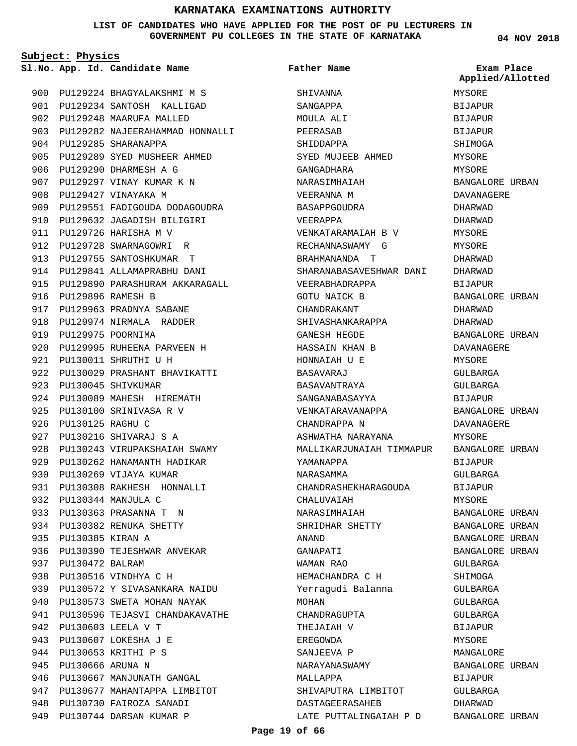# KARNATAKA EXAMINATIONS AUTHORITY

**LIST OF CANDIDATES WHO HAVE APPLIED FOR THE POST OF PU LECTURERS IN GOVERNMENT PU COLLEGES IN THE STATE OF KARNATAKA**

**04 NOV 2018**

**Subject: Physics**

| Sl.No. | App. Id. | Candidate Name | Father Name | Exam Place Applied/Allotted |
|---|---|---|---|---|
| 900 | PU129224 | BHAGYALAKSHMI M S | SHIVANNA | MYSORE |
| 901 | PU129234 | SANTOSH KALLIGAD | SANGAPPA | BIJAPUR |
| 902 | PU129248 | MAARUFA MALLED | MOULA ALI | BIJAPUR |
| 903 | PU129282 | NAJEERAHAMMAD HONNALLI | PEERASAB | BIJAPUR |
| 904 | PU129285 | SHARANAPPA | SHIDDAPPA | SHIMOGA |
| 905 | PU129289 | SYED MUSHEER AHMED | SYED MUJEEB AHMED | MYSORE |
| 906 | PU129290 | DHARMESH A G | GANGADHARA | MYSORE |
| 907 | PU129297 | VINAY KUMAR K N | NARASIMHAIAH | BANGALORE URBAN |
| 908 | PU129427 | VINAYAKA M | VEERANNA M | DAVANAGERE |
| 909 | PU129551 | FADIGOUDA DODAGOUDRA | BASAPPGOUDRA | DHARWAD |
| 910 | PU129632 | JAGADISH BILIGIRI | VEERAPPA | DHARWAD |
| 911 | PU129726 | HARISHA M V | VENKATARAMAIAH B V | MYSORE |
| 912 | PU129728 | SWARNAGOWRI R | RECHANNASWAMY G | MYSORE |
| 913 | PU129755 | SANTOSHKUMAR T | BRAHMANANDA T | DHARWAD |
| 914 | PU129841 | ALLAMAPRABHU DANI | SHARANABASAVESHWAR DANI | DHARWAD |
| 915 | PU129890 | PARASHURAM AKKARAGALL | VEERABHADRAPPA | BIJAPUR |
| 916 | PU129896 | RAMESH B | GOTU NAICK B | BANGALORE URBAN |
| 917 | PU129963 | PRADNYA SABANE | CHANDRAKANT | DHARWAD |
| 918 | PU129974 | NIRMALA RADDER | SHIVASHANKARAPPA | DHARWAD |
| 919 | PU129975 | POORNIMA | GANESH HEGDE | BANGALORE URBAN |
| 920 | PU129995 | RUHEENA PARVEEN H | HASSAIN KHAN B | DAVANAGERE |
| 921 | PU130011 | SHRUTHI U H | HONNAIAH U E | MYSORE |
| 922 | PU130029 | PRASHANT BHAVIKATTI | BASAVARAJ | GULBARGA |
| 923 | PU130045 | SHIVKUMAR | BASAVANTRAYA | GULBARGA |
| 924 | PU130089 | MAHESH HIREMATH | SANGANABASAYYA | BIJAPUR |
| 925 | PU130100 | SRINIVASA R V | VENKATARAVANAPPA | BANGALORE URBAN |
| 926 | PU130125 | RAGHU C | CHANDRAPPA N | DAVANAGERE |
| 927 | PU130216 | SHIVARAJ S A | ASHWATHA NARAYANA | MYSORE |
| 928 | PU130243 | VIRUPAKSHAIAH SWAMY | MALLIKARJUNAIAH TIMMAPUR | BANGALORE URBAN |
| 929 | PU130262 | HANAMANTH HADIKAR | YAMANAPPA | BIJAPUR |
| 930 | PU130269 | VIJAYA KUMAR | NARASAMMA | GULBARGA |
| 931 | PU130308 | RAKHESH HONNALLI | CHANDRASHEKHARAGOUDA | BIJAPUR |
| 932 | PU130344 | MANJULA C | CHALUVAIAH | MYSORE |
| 933 | PU130363 | PRASANNA T N | NARASIMHAIAH | BANGALORE URBAN |
| 934 | PU130382 | RENUKA SHETTY | SHRIDHAR SHETTY | BANGALORE URBAN |
| 935 | PU130385 | KIRAN A | ANAND | BANGALORE URBAN |
| 936 | PU130390 | TEJESHWAR ANVEKAR | GANAPATI | BANGALORE URBAN |
| 937 | PU130472 | BALRAM | WAMAN RAO | GULBARGA |
| 938 | PU130516 | VINDHYA C H | HEMACHANDRA C H | SHIMOGA |
| 939 | PU130572 | Y SIVASANKARA NAIDU | Yerragudi Balanna | GULBARGA |
| 940 | PU130573 | SWETA MOHAN NAYAK | MOHAN | GULBARGA |
| 941 | PU130596 | TEJASVI CHANDAKAVATHE | CHANDRAGUPTA | GULBARGA |
| 942 | PU130603 | LEELA V T | THEJAIAH V | BIJAPUR |
| 943 | PU130607 | LOKESHA J E | EREGOWDA | MYSORE |
| 944 | PU130653 | KRITHI P S | SANJEEVA P | MANGALORE |
| 945 | PU130666 | ARUNA N | NARAYANASWAMY | BANGALORE URBAN |
| 946 | PU130667 | MANJUNATH GANGAL | MALLAPPA | BIJAPUR |
| 947 | PU130677 | MAHANTAPPA LIMBITOT | SHIVAPUTRA LIMBITOT | GULBARGA |
| 948 | PU130730 | FAIROZA SANADI | DASTAGEERASAHEB | DHARWAD |
| 949 | PU130744 | DARSAN KUMAR P | LATE PUTTALINGAIAH P D | BANGALORE URBAN |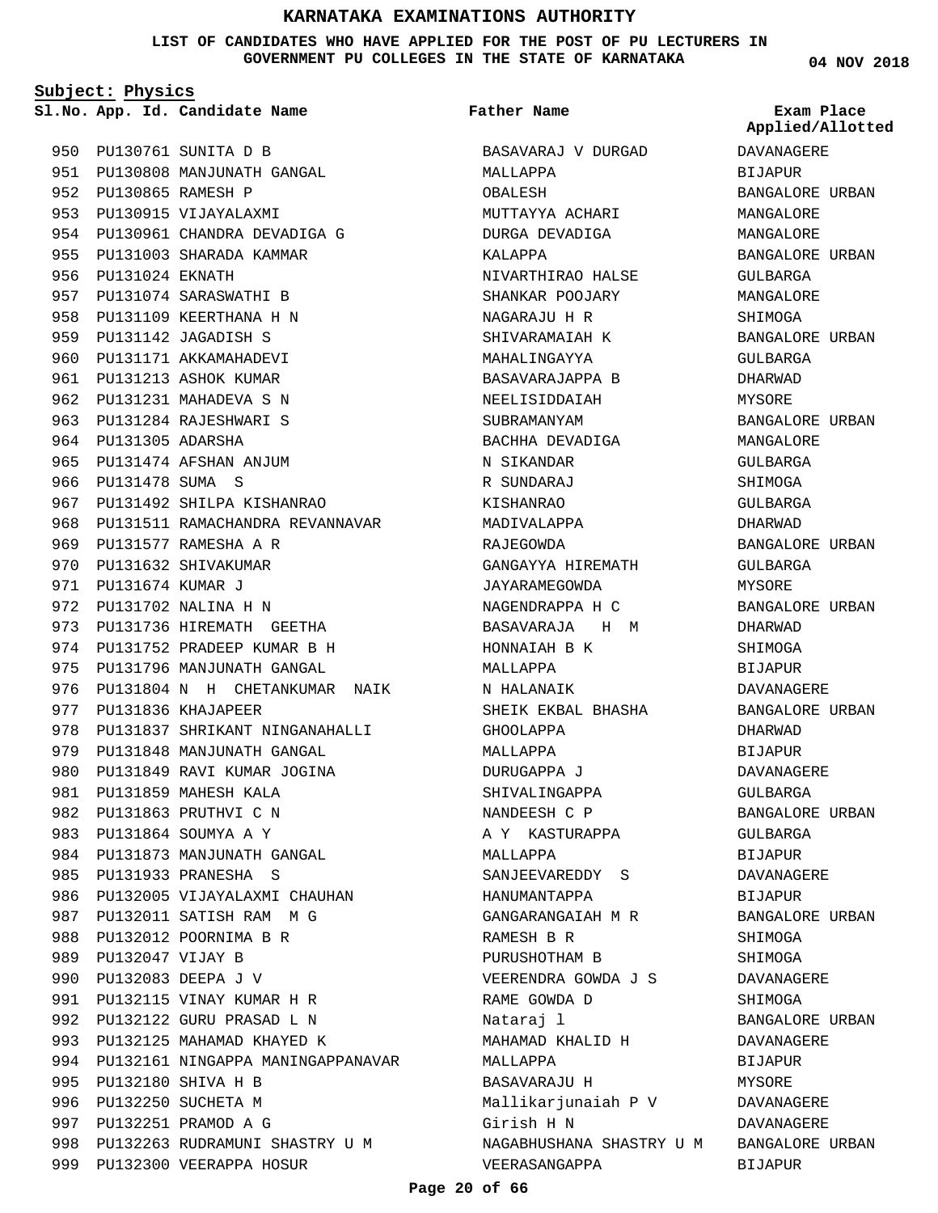# KARNATAKA EXAMINATIONS AUTHORITY

**LIST OF CANDIDATES WHO HAVE APPLIED FOR THE POST OF PU LECTURERS IN GOVERNMENT PU COLLEGES IN THE STATE OF KARNATAKA**

04 NOV 2018

**Subject: Physics**

| Sl.No. | App. Id. | Candidate Name | Father Name | Exam Place Applied/Allotted |
|---|---|---|---|---|
| 950 | PU130761 | SUNITA D B | BASAVARAJ V DURGAD | DAVANAGERE |
| 951 | PU130808 | MANJUNATH GANGAL | MALLAPPA | BIJAPUR |
| 952 | PU130865 | RAMESH P | OBALESH | BANGALORE URBAN |
| 953 | PU130915 | VIJAYALAXMI | MUTTAYYA ACHARI | MANGALORE |
| 954 | PU130961 | CHANDRA DEVADIGA G | DURGA DEVADIGA | MANGALORE |
| 955 | PU131003 | SHARADA KAMMAR | KALAPPA | BANGALORE URBAN |
| 956 | PU131024 | EKNATH | NIVARTHIRAO HALSE | GULBARGA |
| 957 | PU131074 | SARASWATHI B | SHANKAR POOJARY | MANGALORE |
| 958 | PU131109 | KEERTHANA H N | NAGARAJU H R | SHIMOGA |
| 959 | PU131142 | JAGADISH S | SHIVARAMAIAH K | BANGALORE URBAN |
| 960 | PU131171 | AKKAMAHADEVI | MAHALINGAYYA | GULBARGA |
| 961 | PU131213 | ASHOK KUMAR | BASAVARAJAPPA B | DHARWAD |
| 962 | PU131231 | MAHADEVA S N | NEELISIDDAIAH | MYSORE |
| 963 | PU131284 | RAJESHWARI S | SUBRAMANYAM | BANGALORE URBAN |
| 964 | PU131305 | ADARSHA | BACHHA DEVADIGA | MANGALORE |
| 965 | PU131474 | AFSHAN ANJUM | N SIKANDAR | GULBARGA |
| 966 | PU131478 | SUMA S | R SUNDARAJ | SHIMOGA |
| 967 | PU131492 | SHILPA KISHANRAO | KISHANRAO | GULBARGA |
| 968 | PU131511 | RAMACHANDRA REVANNAVAR | MADIVALAPPA | DHARWAD |
| 969 | PU131577 | RAMESHA A R | RAJEGOWDA | BANGALORE URBAN |
| 970 | PU131632 | SHIVAKUMAR | GANGAYYA HIREMATH | GULBARGA |
| 971 | PU131674 | KUMAR J | JAYARAMEGOWDA | MYSORE |
| 972 | PU131702 | NALINA H N | NAGENDRAPPA H C | BANGALORE URBAN |
| 973 | PU131736 | HIREMATH GEETHA | BASAVARAJA H M | DHARWAD |
| 974 | PU131752 | PRADEEP KUMAR B H | HONNAIAH B K | SHIMOGA |
| 975 | PU131796 | MANJUNATH GANGAL | MALLAPPA | BIJAPUR |
| 976 | PU131804 | N H CHETANKUMAR NAIK | N HALANAIK | DAVANAGERE |
| 977 | PU131836 | KHAJAPEER | SHEIK EKBAL BHASHA | BANGALORE URBAN |
| 978 | PU131837 | SHRIKANT NINGANAHALLI | GHOOLAPPA | DHARWAD |
| 979 | PU131848 | MANJUNATH GANGAL | MALLAPPA | BIJAPUR |
| 980 | PU131849 | RAVI KUMAR JOGINA | DURUGAPPA J | DAVANAGERE |
| 981 | PU131859 | MAHESH KALA | SHIVALINGAPPA | GULBARGA |
| 982 | PU131863 | PRUTHVI C N | NANDEESH C P | BANGALORE URBAN |
| 983 | PU131864 | SOUMYA A Y | A Y KASTURAPPA | GULBARGA |
| 984 | PU131873 | MANJUNATH GANGAL | MALLAPPA | BIJAPUR |
| 985 | PU131933 | PRANESHA S | SANJEEVAREDDY S | DAVANAGERE |
| 986 | PU132005 | VIJAYALAXMI CHAUHAN | HANUMANTAPPA | BIJAPUR |
| 987 | PU132011 | SATISH RAM M G | GANGARANGAIAH M R | BANGALORE URBAN |
| 988 | PU132012 | POORNIMA B R | RAMESH B R | SHIMOGA |
| 989 | PU132047 | VIJAY B | PURUSHOTHAM B | SHIMOGA |
| 990 | PU132083 | DEEPA J V | VEERENDRA GOWDA J S | DAVANAGERE |
| 991 | PU132115 | VINAY KUMAR H R | RAME GOWDA D | SHIMOGA |
| 992 | PU132122 | GURU PRASAD L N | Nataraj l | BANGALORE URBAN |
| 993 | PU132125 | MAHAMAD KHAYED K | MAHAMAD KHALID H | DAVANAGERE |
| 994 | PU132161 | NINGAPPA MANINGAPPANAVAR | MALLAPPA | BIJAPUR |
| 995 | PU132180 | SHIVA H B | BASAVARAJU H | MYSORE |
| 996 | PU132250 | SUCHETA M | Mallikarjunaiah P V | DAVANAGERE |
| 997 | PU132251 | PRAMOD A G | Girish H N | DAVANAGERE |
| 998 | PU132263 | RUDRAMUNI SHASTRY U M | NAGABHUSHANA SHASTRY U M | BANGALORE URBAN |
| 999 | PU132300 | VEERAPPA HOSUR | VEERASANGAPPA | BIJAPUR |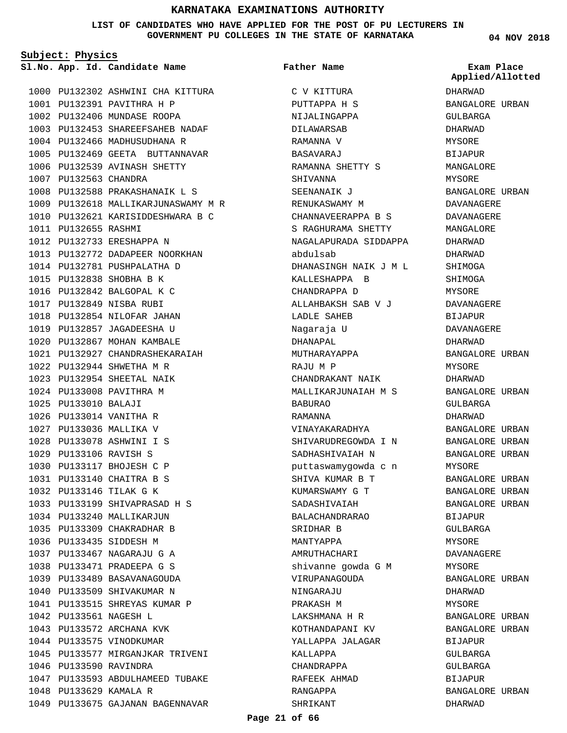# KARNATAKA EXAMINATIONS AUTHORITY

**LIST OF CANDIDATES WHO HAVE APPLIED FOR THE POST OF PU LECTURERS IN GOVERNMENT PU COLLEGES IN THE STATE OF KARNATAKA**

04 NOV 2018

**Subject: Physics**

| Sl.No. | App. Id. | Candidate Name | Father Name | Exam Place Applied/Allotted |
|---|---|---|---|---|
| 1000 | PU132302 | ASHWINI CHA KITTURA | C V KITTURA | DHARWAD |
| 1001 | PU132391 | PAVITHRA H P | PUTTAPPA H S | BANGALORE URBAN |
| 1002 | PU132406 | MUNDASE ROOPA | NIJALINGAPPA | GULBARGA |
| 1003 | PU132453 | SHAREEFSAHEB NADAF | DILAWARSAB | DHARWAD |
| 1004 | PU132466 | MADHUSUDHANA R | RAMANNA V | MYSORE |
| 1005 | PU132469 | GEETA BUTTANNAVAR | BASAVARAJ | BIJAPUR |
| 1006 | PU132539 | AVINASH SHETTY | RAMANNA SHETTY S | MANGALORE |
| 1007 | PU132563 | CHANDRA | SHIVANNA | MYSORE |
| 1008 | PU132588 | PRAKASHANAIK L S | SEENANAIK J | BANGALORE URBAN |
| 1009 | PU132618 | MALLIKARJUNASWAMY M R | RENUKASWAMY M | DAVANAGERE |
| 1010 | PU132621 | KARISIDDESHWARA B C | CHANNAVEERAPPA B S | DAVANAGERE |
| 1011 | PU132655 | RASHMI | S RAGHURAMA SHETTY | MANGALORE |
| 1012 | PU132733 | ERESHAPPA N | NAGALAPURADA SIDDAPPA | DHARWAD |
| 1013 | PU132772 | DADAPEER NOORKHAN | abdulsab | DHARWAD |
| 1014 | PU132781 | PUSHPALATHA D | DHANASINGH NAIK J M L | SHIMOGA |
| 1015 | PU132838 | SHOBHA B K | KALLESHAPPA B | SHIMOGA |
| 1016 | PU132842 | BALGOPAL K C | CHANDRAPPA D | MYSORE |
| 1017 | PU132849 | NISBA RUBI | ALLAHBAKSH SAB V J | DAVANAGERE |
| 1018 | PU132854 | NILOFAR JAHAN | LADLE SAHEB | BIJAPUR |
| 1019 | PU132857 | JAGADEESHA U | Nagaraja U | DAVANAGERE |
| 1020 | PU132867 | MOHAN KAMBALE | DHANAPAL | DHARWAD |
| 1021 | PU132927 | CHANDRASHEKARAIAH | MUTHARAYAPPA | BANGALORE URBAN |
| 1022 | PU132944 | SHWETHA M R | RAJU M P | MYSORE |
| 1023 | PU132954 | SHEETAL NAIK | CHANDRAKANT NAIK | DHARWAD |
| 1024 | PU133008 | PAVITHRA M | MALLIKARJUNAIAH M S | BANGALORE URBAN |
| 1025 | PU133010 | BALAJI | BABURAO | GULBARGA |
| 1026 | PU133014 | VANITHA R | RAMANNA | DHARWAD |
| 1027 | PU133036 | MALLIKA V | VINAYAKARADHYA | BANGALORE URBAN |
| 1028 | PU133078 | ASHWINI I S | SHIVARUDREGOWDA I N | BANGALORE URBAN |
| 1029 | PU133106 | RAVISH S | SADHASHIVAIAH N | BANGALORE URBAN |
| 1030 | PU133117 | BHOJESH C P | puttaswamygowda c n | MYSORE |
| 1031 | PU133140 | CHAITRA B S | SHIVA KUMAR B T | BANGALORE URBAN |
| 1032 | PU133146 | TILAK G K | KUMARSWAMY G T | BANGALORE URBAN |
| 1033 | PU133199 | SHIVAPRASAD H S | SADASHIVAIAH | BANGALORE URBAN |
| 1034 | PU133240 | MALLIKARJUN | BALACHANDRARAO | BIJAPUR |
| 1035 | PU133309 | CHAKRADHAR B | SRIDHAR B | GULBARGA |
| 1036 | PU133435 | SIDDESH M | MANTYAPPA | MYSORE |
| 1037 | PU133467 | NAGARAJU G A | AMRUTHACHARI | DAVANAGERE |
| 1038 | PU133471 | PRADEEPA G S | shivanne gowda G M | MYSORE |
| 1039 | PU133489 | BASAVANAGOUDA | VIRUPANAGOUDA | BANGALORE URBAN |
| 1040 | PU133509 | SHIVAKUMAR N | NINGARAJU | DHARWAD |
| 1041 | PU133515 | SHREYAS KUMAR P | PRAKASH M | MYSORE |
| 1042 | PU133561 | NAGESH L | LAKSHMANA H R | BANGALORE URBAN |
| 1043 | PU133572 | ARCHANA KVK | KOTHANDAPANI KV | BANGALORE URBAN |
| 1044 | PU133575 | VINODKUMAR | YALLAPPA JALAGAR | BIJAPUR |
| 1045 | PU133577 | MIRGANJKAR TRIVENI | KALLAPPA | GULBARGA |
| 1046 | PU133590 | RAVINDRA | CHANDRAPPA | GULBARGA |
| 1047 | PU133593 | ABDULHAMEED TUBAKE | RAFEEK AHMAD | BIJAPUR |
| 1048 | PU133629 | KAMALA R | RANGAPPA | BANGALORE URBAN |
| 1049 | PU133675 | GAJANAN BAGENNAVAR | SHRIKANT | DHARWAD |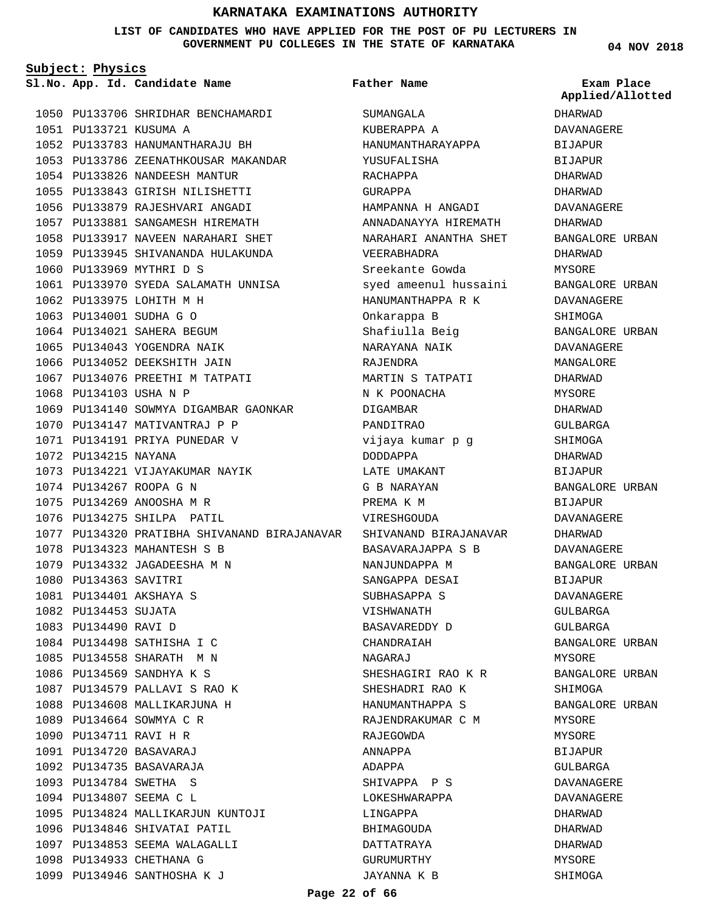# KARNATAKA EXAMINATIONS AUTHORITY

**LIST OF CANDIDATES WHO HAVE APPLIED FOR THE POST OF PU LECTURERS IN GOVERNMENT PU COLLEGES IN THE STATE OF KARNATAKA**

**04 NOV 2018**

**Subject: Physics**

| Sl.No. | App. Id. | Candidate Name | Father Name | Exam Place Applied/Allotted |
|---|---|---|---|---|
| 1050 | PU133706 | SHRIDHAR BENCHAMARDI | SUMANGALA | DHARWAD |
| 1051 | PU133721 | KUSUMA A | KUBERAPPA A | DAVANAGERE |
| 1052 | PU133783 | HANUMANTHARAJU BH | HANUMANTHARAYAPPA | BIJAPUR |
| 1053 | PU133786 | ZEENATHKOUSAR MAKANDAR | YUSUFALISHA | BIJAPUR |
| 1054 | PU133826 | NANDEESH MANTUR | RACHAPPA | DHARWAD |
| 1055 | PU133843 | GIRISH NILISHETTI | GURAPPA | DHARWAD |
| 1056 | PU133879 | RAJESHVARI ANGADI | HAMPANNA H ANGADI | DAVANAGERE |
| 1057 | PU133881 | SANGAMESH HIREMATH | ANNADANAYYA HIREMATH | DHARWAD |
| 1058 | PU133917 | NAVEEN NARAHARI SHET | NARAHARI ANANTHA SHET | BANGALORE URBAN |
| 1059 | PU133945 | SHIVANANDA HULAKUNDA | VEERABHADRA | DHARWAD |
| 1060 | PU133969 | MYTHRI D S | Sreekante Gowda | MYSORE |
| 1061 | PU133970 | SYEDA SALAMATH UNNISA | syed ameenul hussaini | BANGALORE URBAN |
| 1062 | PU133975 | LOHITH M H | HANUMANTHAPPA R K | DAVANAGERE |
| 1063 | PU134001 | SUDHA G O | Onkarappa B | SHIMOGA |
| 1064 | PU134021 | SAHERA BEGUM | Shafiulla Beig | BANGALORE URBAN |
| 1065 | PU134043 | YOGENDRA NAIK | NARAYANA NAIK | DAVANAGERE |
| 1066 | PU134052 | DEEKSHITH JAIN | RAJENDRA | MANGALORE |
| 1067 | PU134076 | PREETHI M TATPATI | MARTIN S TATPATI | DHARWAD |
| 1068 | PU134103 | USHA N P | N K POONACHA | MYSORE |
| 1069 | PU134140 | SOWMYA DIGAMBAR GAONKAR | DIGAMBAR | DHARWAD |
| 1070 | PU134147 | MATIVANTRAJ P P | PANDITRAO | GULBARGA |
| 1071 | PU134191 | PRIYA PUNEDAR V | vijaya kumar p g | SHIMOGA |
| 1072 | PU134215 | NAYANA | DODDAPPA | DHARWAD |
| 1073 | PU134221 | VIJAYAKUMAR NAYIK | LATE UMAKANT | BIJAPUR |
| 1074 | PU134267 | ROOPA G N | G B NARAYAN | BANGALORE URBAN |
| 1075 | PU134269 | ANOOSHA M R | PREMA K M | BIJAPUR |
| 1076 | PU134275 | SHILPA PATIL | VIRESHGOUDA | DAVANAGERE |
| 1077 | PU134320 | PRATIBHA SHIVANAND BIRAJANAVAR | SHIVANAND BIRAJANAVAR | DHARWAD |
| 1078 | PU134323 | MAHANTESH S B | BASAVARAJAPPA S B | DAVANAGERE |
| 1079 | PU134332 | JAGADEESHA M N | NANJUNDAPPA M | BANGALORE URBAN |
| 1080 | PU134363 | SAVITRI | SANGAPPA DESAI | BIJAPUR |
| 1081 | PU134401 | AKSHAYA S | SUBHASAPPA S | DAVANAGERE |
| 1082 | PU134453 | SUJATA | VISHWANATH | GULBARGA |
| 1083 | PU134490 | RAVI D | BASAVAREDDY D | GULBARGA |
| 1084 | PU134498 | SATHISHA I C | CHANDRAIAH | BANGALORE URBAN |
| 1085 | PU134558 | SHARATH M N | NAGARAJ | MYSORE |
| 1086 | PU134569 | SANDHYA K S | SHESHAGIRI RAO K R | BANGALORE URBAN |
| 1087 | PU134579 | PALLAVI S RAO K | SHESHADRI RAO K | SHIMOGA |
| 1088 | PU134608 | MALLIKARJUNA H | HANUMANTHAPPA S | BANGALORE URBAN |
| 1089 | PU134664 | SOWMYA C R | RAJENDRAKUMAR C M | MYSORE |
| 1090 | PU134711 | RAVI H R | RAJEGOWDA | MYSORE |
| 1091 | PU134720 | BASAVARAJ | ANNAPPA | BIJAPUR |
| 1092 | PU134735 | BASAVARAJA | ADAPPA | GULBARGA |
| 1093 | PU134784 | SWETHA S | SHIVAPPA P S | DAVANAGERE |
| 1094 | PU134807 | SEEMA C L | LOKESHWARAPPA | DAVANAGERE |
| 1095 | PU134824 | MALLIKARJUN KUNTOJI | LINGAPPA | DHARWAD |
| 1096 | PU134846 | SHIVATAI PATIL | BHIMAGOUDA | DHARWAD |
| 1097 | PU134853 | SEEMA WALAGALLI | DATTATRAYA | DHARWAD |
| 1098 | PU134933 | CHETHANA G | GURUMURTHY | MYSORE |
| 1099 | PU134946 | SANTHOSHA K J | JAYANNA K B | SHIMOGA |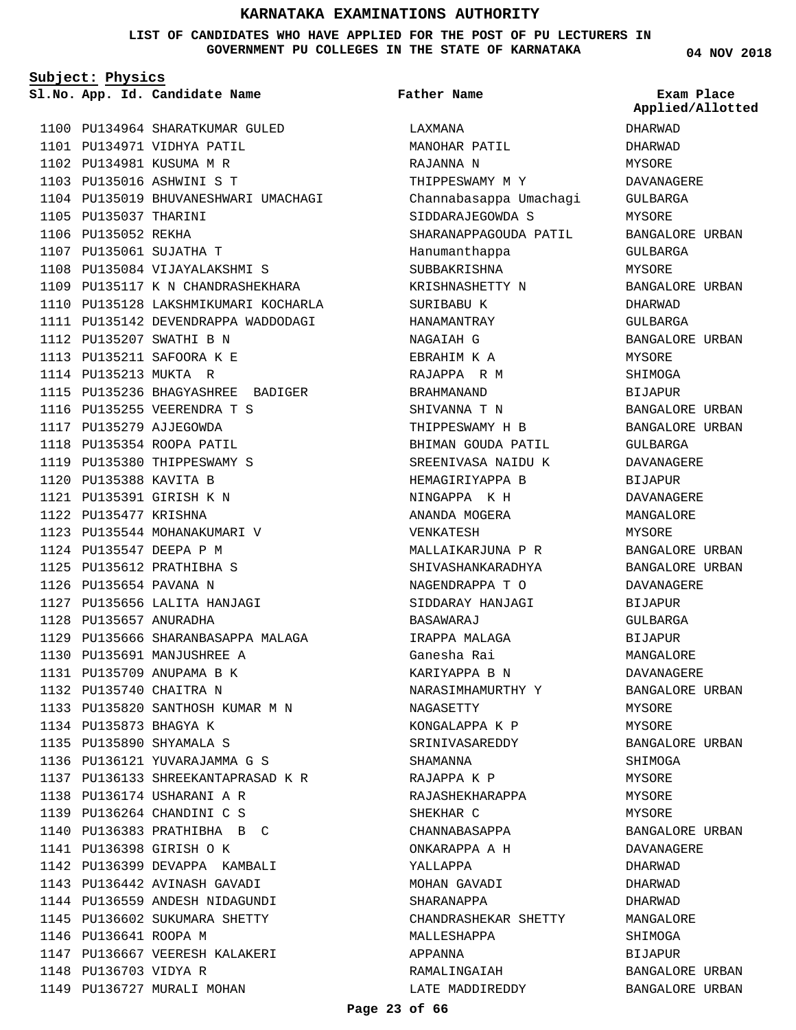# KARNATAKA EXAMINATIONS AUTHORITY

**LIST OF CANDIDATES WHO HAVE APPLIED FOR THE POST OF PU LECTURERS IN GOVERNMENT PU COLLEGES IN THE STATE OF KARNATAKA**

**04 NOV 2018**

**Subject: Physics**

| Sl.No. | App. Id. | Candidate Name | Father Name | Exam Place Applied/Allotted |
|---|---|---|---|---|
| 1100 | PU134964 | SHARATKUMAR GULED | LAXMANA | DHARWAD |
| 1101 | PU134971 | VIDHYA PATIL | MANOHAR PATIL | DHARWAD |
| 1102 | PU134981 | KUSUMA M R | RAJANNA N | MYSORE |
| 1103 | PU135016 | ASHWINI S T | THIPPESWAMY M Y | DAVANAGERE |
| 1104 | PU135019 | BHUVANESHWARI UMACHAGI | Channabasappa Umachagi | GULBARGA |
| 1105 | PU135037 | THARINI | SIDDARAJEGOWDA S | MYSORE |
| 1106 | PU135052 | REKHA | SHARANAPPAGOUDA PATIL | BANGALORE URBAN |
| 1107 | PU135061 | SUJATHA T | Hanumanthappa | GULBARGA |
| 1108 | PU135084 | VIJAYALAKSHMI S | SUBBAKRISHNA | MYSORE |
| 1109 | PU135117 | K N CHANDRASHEKHARA | KRISHNASHETTY N | BANGALORE URBAN |
| 1110 | PU135128 | LAKSHMIKUMARI KOCHARLA | SURIBABU K | DHARWAD |
| 1111 | PU135142 | DEVENDRAPPA WADDODAGI | HANAMANTRAY | GULBARGA |
| 1112 | PU135207 | SWATHI B N | NAGAIAH G | BANGALORE URBAN |
| 1113 | PU135211 | SAFOORA K E | EBRAHIM K A | MYSORE |
| 1114 | PU135213 | MUKTA R | RAJAPPA R M | SHIMOGA |
| 1115 | PU135236 | BHAGYASHREE BADIGER | BRAHMANAND | BIJAPUR |
| 1116 | PU135255 | VEERENDRA T S | SHIVANNA T N | BANGALORE URBAN |
| 1117 | PU135279 | AJJEGOWDA | THIPPESWAMY H B | BANGALORE URBAN |
| 1118 | PU135354 | ROOPA PATIL | BHIMAN GOUDA PATIL | GULBARGA |
| 1119 | PU135380 | THIPPESWAMY S | SREENIVASA NAIDU K | DAVANAGERE |
| 1120 | PU135388 | KAVITA B | HEMAGIRIYAPPA B | BIJAPUR |
| 1121 | PU135391 | GIRISH K N | NINGAPPA K H | DAVANAGERE |
| 1122 | PU135477 | KRISHNA | ANANDA MOGERA | MANGALORE |
| 1123 | PU135544 | MOHANAKUMARI V | VENKATESH | MYSORE |
| 1124 | PU135547 | DEEPA P M | MALLAIKARJUNA P R | BANGALORE URBAN |
| 1125 | PU135612 | PRATHIBHA S | SHIVASHANKARADHYA | BANGALORE URBAN |
| 1126 | PU135654 | PAVANA N | NAGENDRAPPA T O | DAVANAGERE |
| 1127 | PU135656 | LALITA HANJAGI | SIDDARAY HANJAGI | BIJAPUR |
| 1128 | PU135657 | ANURADHA | BASAWARAJ | GULBARGA |
| 1129 | PU135666 | SHARANBASAPPA MALAGA | IRAPPA MALAGA | BIJAPUR |
| 1130 | PU135691 | MANJUSHREE A | Ganesha Rai | MANGALORE |
| 1131 | PU135709 | ANUPAMA B K | KARIYAPPA B N | DAVANAGERE |
| 1132 | PU135740 | CHAITRA N | NARASIMHAMURTHY Y | BANGALORE URBAN |
| 1133 | PU135820 | SANTHOSH KUMAR M N | NAGASETTY | MYSORE |
| 1134 | PU135873 | BHAGYA K | KONGALAPPA K P | MYSORE |
| 1135 | PU135890 | SHYAMALA S | SRINIVASAREDDY | BANGALORE URBAN |
| 1136 | PU136121 | YUVARAJAMMA G S | SHAMANNA | SHIMOGA |
| 1137 | PU136133 | SHREEKANTAPRASAD K R | RAJAPPA K P | MYSORE |
| 1138 | PU136174 | USHARANI A R | RAJASHEKHARAPPA | MYSORE |
| 1139 | PU136264 | CHANDINI C S | SHEKHAR C | MYSORE |
| 1140 | PU136383 | PRATHIBHA B C | CHANNABASAPPA | BANGALORE URBAN |
| 1141 | PU136398 | GIRISH O K | ONKARAPPA A H | DAVANAGERE |
| 1142 | PU136399 | DEVAPPA KAMBALI | YALLAPPA | DHARWAD |
| 1143 | PU136442 | AVINASH GAVADI | MOHAN GAVADI | DHARWAD |
| 1144 | PU136559 | ANDESH NIDAGUNDI | SHARANAPPA | DHARWAD |
| 1145 | PU136602 | SUKUMARA SHETTY | CHANDRASHEKAR SHETTY | MANGALORE |
| 1146 | PU136641 | ROOPA M | MALLESHAPPA | SHIMOGA |
| 1147 | PU136667 | VEERESH KALAKERI | APPANNA | BIJAPUR |
| 1148 | PU136703 | VIDYA R | RAMALINGAIAH | BANGALORE URBAN |
| 1149 | PU136727 | MURALI MOHAN | LATE MADDIREDDY | BANGALORE URBAN |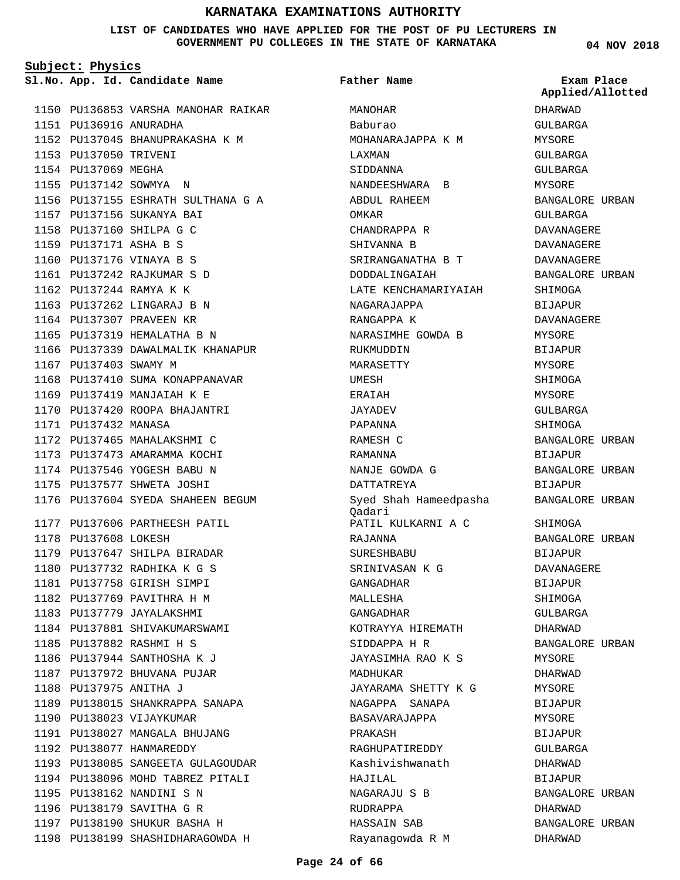# KARNATAKA EXAMINATIONS AUTHORITY

**LIST OF CANDIDATES WHO HAVE APPLIED FOR THE POST OF PU LECTURERS IN GOVERNMENT PU COLLEGES IN THE STATE OF KARNATAKA**

04 NOV 2018

**Subject: Physics**

| Sl.No. | App. Id. | Candidate Name | Father Name | Exam Place Applied/Allotted |
|---|---|---|---|---|
| 1150 | PU136853 | VARSHA MANOHAR RAIKAR | MANOHAR | DHARWAD |
| 1151 | PU136916 | ANURADHA | Baburao | GULBARGA |
| 1152 | PU137045 | BHANUPRAKASHA K M | MOHANARAJAPPA K M | MYSORE |
| 1153 | PU137050 | TRIVENI | LAXMAN | GULBARGA |
| 1154 | PU137069 | MEGHA | SIDDANNA | GULBARGA |
| 1155 | PU137142 | SOWMYA N | NANDEESHWARA B | MYSORE |
| 1156 | PU137155 | ESHRATH SULTHANA G A | ABDUL RAHEEM | BANGALORE URBAN |
| 1157 | PU137156 | SUKANYA BAI | OMKAR | GULBARGA |
| 1158 | PU137160 | SHILPA G C | CHANDRAPPA R | DAVANAGERE |
| 1159 | PU137171 | ASHA B S | SHIVANNA B | DAVANAGERE |
| 1160 | PU137176 | VINAYA B S | SRIRANGANATHA B T | DAVANAGERE |
| 1161 | PU137242 | RAJKUMAR S D | DODDALINGAIAH | BANGALORE URBAN |
| 1162 | PU137244 | RAMYA K K | LATE KENCHAMARIYAIAH | SHIMOGA |
| 1163 | PU137262 | LINGARAJ B N | NAGARAJAPPA | BIJAPUR |
| 1164 | PU137307 | PRAVEEN KR | RANGAPPA K | DAVANAGERE |
| 1165 | PU137319 | HEMALATHA B N | NARASIMHE GOWDA B | MYSORE |
| 1166 | PU137339 | DAWALMALIK KHANAPUR | RUKMUDDIN | BIJAPUR |
| 1167 | PU137403 | SWAMY M | MARASETTY | MYSORE |
| 1168 | PU137410 | SUMA KONAPPANAVAR | UMESH | SHIMOGA |
| 1169 | PU137419 | MANJAIAH K E | ERAIAH | MYSORE |
| 1170 | PU137420 | ROOPA BHAJANTRI | JAYADEV | GULBARGA |
| 1171 | PU137432 | MANASA | PAPANNA | SHIMOGA |
| 1172 | PU137465 | MAHALAKSHMI C | RAMESH C | BANGALORE URBAN |
| 1173 | PU137473 | AMARAMMA KOCHI | RAMANNA | BIJAPUR |
| 1174 | PU137546 | YOGESH BABU N | NANJE GOWDA G | BANGALORE URBAN |
| 1175 | PU137577 | SHWETA JOSHI | DATTATREYA | BIJAPUR |
| 1176 | PU137604 | SYEDA SHAHEEN BEGUM | Syed Shah Hameedpasha Qadari | BANGALORE URBAN |
| 1177 | PU137606 | PARTHEESH PATIL | PATIL KULKARNI A C | SHIMOGA |
| 1178 | PU137608 | LOKESH | RAJANNA | BANGALORE URBAN |
| 1179 | PU137647 | SHILPA BIRADAR | SURESHBABU | BIJAPUR |
| 1180 | PU137732 | RADHIKA K G S | SRINIVASAN K G | DAVANAGERE |
| 1181 | PU137758 | GIRISH SIMPI | GANGADHAR | BIJAPUR |
| 1182 | PU137769 | PAVITHRA H M | MALLESHA | SHIMOGA |
| 1183 | PU137779 | JAYALAKSHMI | GANGADHAR | GULBARGA |
| 1184 | PU137881 | SHIVAKUMARSWAMI | KOTRAYYA HIREMATH | DHARWAD |
| 1185 | PU137882 | RASHMI H S | SIDDAPPA H R | BANGALORE URBAN |
| 1186 | PU137944 | SANTHOSHA K J | JAYASIMHA RAO K S | MYSORE |
| 1187 | PU137972 | BHUVANA PUJAR | MADHUKAR | DHARWAD |
| 1188 | PU137975 | ANITHA J | JAYARAMA SHETTY K G | MYSORE |
| 1189 | PU138015 | SHANKRAPPA SANAPA | NAGAPPA SANAPA | BIJAPUR |
| 1190 | PU138023 | VIJAYKUMAR | BASAVARAJAPPA | MYSORE |
| 1191 | PU138027 | MANGALA BHUJANG | PRAKASH | BIJAPUR |
| 1192 | PU138077 | HANMAREDDY | RAGHUPATIREDDY | GULBARGA |
| 1193 | PU138085 | SANGEETA GULAGOUDAR | Kashivishwanath | DHARWAD |
| 1194 | PU138096 | MOHD TABREZ PITALI | HAJILAL | BIJAPUR |
| 1195 | PU138162 | NANDINI S N | NAGARAJU S B | BANGALORE URBAN |
| 1196 | PU138179 | SAVITHA G R | RUDRAPPA | DHARWAD |
| 1197 | PU138190 | SHUKUR BASHA H | HASSAIN SAB | BANGALORE URBAN |
| 1198 | PU138199 | SHASHIDHARAGOWDA H | Rayanagowda R M | DHARWAD |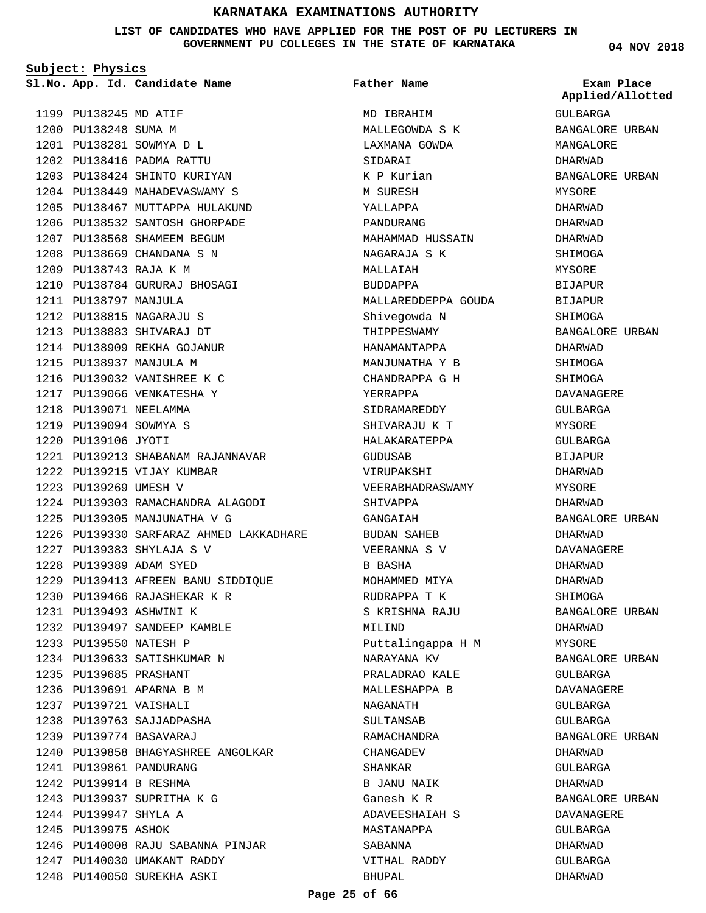# KARNATAKA EXAMINATIONS AUTHORITY

**LIST OF CANDIDATES WHO HAVE APPLIED FOR THE POST OF PU LECTURERS IN GOVERNMENT PU COLLEGES IN THE STATE OF KARNATAKA**

04 NOV 2018

**Subject: Physics**

| Sl.No. | App. Id. | Candidate Name | Father Name | Exam Place Applied/Allotted |
|---|---|---|---|---|
| 1199 | PU138245 | MD ATIF | MD IBRAHIM | GULBARGA |
| 1200 | PU138248 | SUMA M | MALLEGOWDA S K | BANGALORE URBAN |
| 1201 | PU138281 | SOWMYA D L | LAXMANA GOWDA | MANGALORE |
| 1202 | PU138416 | PADMA RATTU | SIDARAI | DHARWAD |
| 1203 | PU138424 | SHINTO KURIYAN | K P Kurian | BANGALORE URBAN |
| 1204 | PU138449 | MAHADEVASWAMY S | M SURESH | MYSORE |
| 1205 | PU138467 | MUTTAPPA HULAKUND | YALLAPPA | DHARWAD |
| 1206 | PU138532 | SANTOSH GHORPADE | PANDURANG | DHARWAD |
| 1207 | PU138568 | SHAMEEM BEGUM | MAHAMMAD HUSSAIN | DHARWAD |
| 1208 | PU138669 | CHANDANA S N | NAGARAJA S K | SHIMOGA |
| 1209 | PU138743 | RAJA K M | MALLAIAH | MYSORE |
| 1210 | PU138784 | GURURAJ BHOSAGI | BUDDAPPA | BIJAPUR |
| 1211 | PU138797 | MANJULA | MALLAREDDEPPA GOUDA | BIJAPUR |
| 1212 | PU138815 | NAGARAJU S | Shivegowda N | SHIMOGA |
| 1213 | PU138883 | SHIVARAJ DT | THIPPESWAMY | BANGALORE URBAN |
| 1214 | PU138909 | REKHA GOJANUR | HANAMANTAPPA | DHARWAD |
| 1215 | PU138937 | MANJULA M | MANJUNATHA Y B | SHIMOGA |
| 1216 | PU139032 | VANISHREE K C | CHANDRAPPA G H | SHIMOGA |
| 1217 | PU139066 | VENKATESHA Y | YERRAPPA | DAVANAGERE |
| 1218 | PU139071 | NEELAMMA | SIDRAMAREDDY | GULBARGA |
| 1219 | PU139094 | SOWMYA S | SHIVARAJU K T | MYSORE |
| 1220 | PU139106 | JYOTI | HALAKARATEPPA | GULBARGA |
| 1221 | PU139213 | SHABANAM RAJANNAVAR | GUDUSAB | BIJAPUR |
| 1222 | PU139215 | VIJAY KUMBAR | VIRUPAKSHI | DHARWAD |
| 1223 | PU139269 | UMESH V | VEERABHADRASWAMY | MYSORE |
| 1224 | PU139303 | RAMACHANDRA ALAGODI | SHIVAPPA | DHARWAD |
| 1225 | PU139305 | MANJUNATHA V G | GANGAIAH | BANGALORE URBAN |
| 1226 | PU139330 | SARFARAZ AHMED LAKKADHARE | BUDAN SAHEB | DHARWAD |
| 1227 | PU139383 | SHYLAJA S V | VEERANNA S V | DAVANAGERE |
| 1228 | PU139389 | ADAM SYED | B BASHA | DHARWAD |
| 1229 | PU139413 | AFREEN BANU SIDDIQUE | MOHAMMED MIYA | DHARWAD |
| 1230 | PU139466 | RAJASHEKAR K R | RUDRAPPA T K | SHIMOGA |
| 1231 | PU139493 | ASHWINI K | S KRISHNA RAJU | BANGALORE URBAN |
| 1232 | PU139497 | SANDEEP KAMBLE | MILIND | DHARWAD |
| 1233 | PU139550 | NATESH P | Puttalingappa H M | MYSORE |
| 1234 | PU139633 | SATISHKUMAR N | NARAYANA KV | BANGALORE URBAN |
| 1235 | PU139685 | PRASHANT | PRALADRAO KALE | GULBARGA |
| 1236 | PU139691 | APARNA B M | MALLESHAPPA B | DAVANAGERE |
| 1237 | PU139721 | VAISHALI | NAGANATH | GULBARGA |
| 1238 | PU139763 | SAJJADPASHA | SULTANSAB | GULBARGA |
| 1239 | PU139774 | BASAVARAJ | RAMACHANDRA | BANGALORE URBAN |
| 1240 | PU139858 | BHAGYASHREE ANGOLKAR | CHANGADEV | DHARWAD |
| 1241 | PU139861 | PANDURANG | SHANKAR | GULBARGA |
| 1242 | PU139914 | B RESHMA | B JANU NAIK | DHARWAD |
| 1243 | PU139937 | SUPRITHA K G | Ganesh K R | BANGALORE URBAN |
| 1244 | PU139947 | SHYLA A | ADAVEESHAIAH S | DAVANAGERE |
| 1245 | PU139975 | ASHOK | MASTANAPPA | GULBARGA |
| 1246 | PU140008 | RAJU SABANNA PINJAR | SABANNA | DHARWAD |
| 1247 | PU140030 | UMAKANT RADDY | VITHAL RADDY | GULBARGA |
| 1248 | PU140050 | SUREKHA ASKI | BHUPAL | DHARWAD |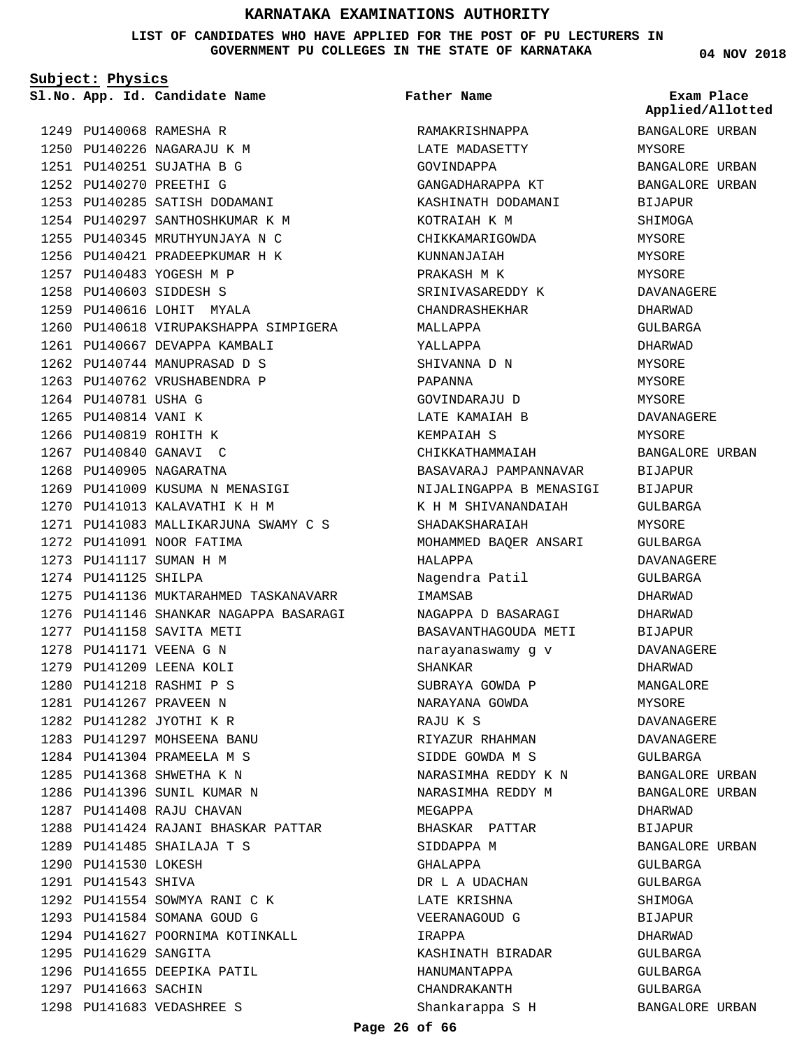# KARNATAKA EXAMINATIONS AUTHORITY

**LIST OF CANDIDATES WHO HAVE APPLIED FOR THE POST OF PU LECTURERS IN GOVERNMENT PU COLLEGES IN THE STATE OF KARNATAKA**

04 NOV 2018

**Subject: Physics**

| Sl.No. | App. Id. | Candidate Name | Father Name | Exam Place Applied/Allotted |
|---|---|---|---|---|
| 1249 | PU140068 | RAMESHA R | RAMAKRISHNAPPA | BANGALORE URBAN |
| 1250 | PU140226 | NAGARAJU K M | LATE MADASETTY | MYSORE |
| 1251 | PU140251 | SUJATHA B G | GOVINDAPPA | BANGALORE URBAN |
| 1252 | PU140270 | PREETHI G | GANGADHARAPPA KT | BANGALORE URBAN |
| 1253 | PU140285 | SATISH DODAMANI | KASHINATH DODAMANI | BIJAPUR |
| 1254 | PU140297 | SANTHOSHKUMAR K M | KOTRAIAH K M | SHIMOGA |
| 1255 | PU140345 | MRUTHYUNJAYA N C | CHIKKAMARIGOWDA | MYSORE |
| 1256 | PU140421 | PRADEEPKUMAR H K | KUNNANJAIAH | MYSORE |
| 1257 | PU140483 | YOGESH M P | PRAKASH M K | MYSORE |
| 1258 | PU140603 | SIDDESH S | SRINIVASAREDDY K | DAVANAGERE |
| 1259 | PU140616 | LOHIT MYALA | CHANDRASHEKHAR | DHARWAD |
| 1260 | PU140618 | VIRUPAKSHAPPA SIMPIGERA | MALLAPPA | GULBARGA |
| 1261 | PU140667 | DEVAPPA KAMBALI | YALLAPPA | DHARWAD |
| 1262 | PU140744 | MANUPRASAD D S | SHIVANNA D N | MYSORE |
| 1263 | PU140762 | VRUSHABENDRA P | PAPANNA | MYSORE |
| 1264 | PU140781 | USHA G | GOVINDARAJU D | MYSORE |
| 1265 | PU140814 | VANI K | LATE KAMAIAH B | DAVANAGERE |
| 1266 | PU140819 | ROHITH K | KEMPAIAH S | MYSORE |
| 1267 | PU140840 | GANAVI C | CHIKKATHAMMAIAH | BANGALORE URBAN |
| 1268 | PU140905 | NAGARATNA | BASAVARAJ PAMPANNAVAR | BIJAPUR |
| 1269 | PU141009 | KUSUMA N MENASIGI | NIJALINGAPPA B MENASIGI | BIJAPUR |
| 1270 | PU141013 | KALAVATHI K H M | K H M SHIVANANDAIAH | GULBARGA |
| 1271 | PU141083 | MALLIKARJUNA SWAMY C S | SHADAKSHARAIAH | MYSORE |
| 1272 | PU141091 | NOOR FATIMA | MOHAMMED BAQER ANSARI | GULBARGA |
| 1273 | PU141117 | SUMAN H M | HALAPPA | DAVANAGERE |
| 1274 | PU141125 | SHILPA | Nagendra Patil | GULBARGA |
| 1275 | PU141136 | MUKTARAHMED TASKANAVARR | IMAMSAB | DHARWAD |
| 1276 | PU141146 | SHANKAR NAGAPPA BASARAGI | NAGAPPA D BASARAGI | DHARWAD |
| 1277 | PU141158 | SAVITA METI | BASAVANTHAGOUDA METI | BIJAPUR |
| 1278 | PU141171 | VEENA G N | narayanaswamy g v | DAVANAGERE |
| 1279 | PU141209 | LEENA KOLI | SHANKAR | DHARWAD |
| 1280 | PU141218 | RASHMI P S | SUBRAYA GOWDA P | MANGALORE |
| 1281 | PU141267 | PRAVEEN N | NARAYANA GOWDA | MYSORE |
| 1282 | PU141282 | JYOTHI K R | RAJU K S | DAVANAGERE |
| 1283 | PU141297 | MOHSEENA BANU | RIYAZUR RHAHMAN | DAVANAGERE |
| 1284 | PU141304 | PRAMEELA M S | SIDDE GOWDA M S | GULBARGA |
| 1285 | PU141368 | SHWETHA K N | NARASIMHA REDDY K N | BANGALORE URBAN |
| 1286 | PU141396 | SUNIL KUMAR N | NARASIMHA REDDY M | BANGALORE URBAN |
| 1287 | PU141408 | RAJU CHAVAN | MEGAPPA | DHARWAD |
| 1288 | PU141424 | RAJANI BHASKAR PATTAR | BHASKAR PATTAR | BIJAPUR |
| 1289 | PU141485 | SHAILAJA T S | SIDDAPPA M | BANGALORE URBAN |
| 1290 | PU141530 | LOKESH | GHALAPPA | GULBARGA |
| 1291 | PU141543 | SHIVA | DR L A UDACHAN | GULBARGA |
| 1292 | PU141554 | SOWMYA RANI C K | LATE KRISHNA | SHIMOGA |
| 1293 | PU141584 | SOMANA GOUD G | VEERANAGOUD G | BIJAPUR |
| 1294 | PU141627 | POORNIMA KOTINKALL | IRAPPA | DHARWAD |
| 1295 | PU141629 | SANGITA | KASHINATH BIRADAR | GULBARGA |
| 1296 | PU141655 | DEEPIKA PATIL | HANUMANTAPPA | GULBARGA |
| 1297 | PU141663 | SACHIN | CHANDRAKANTH | GULBARGA |
| 1298 | PU141683 | VEDASHREE S | Shankarappa S H | BANGALORE URBAN |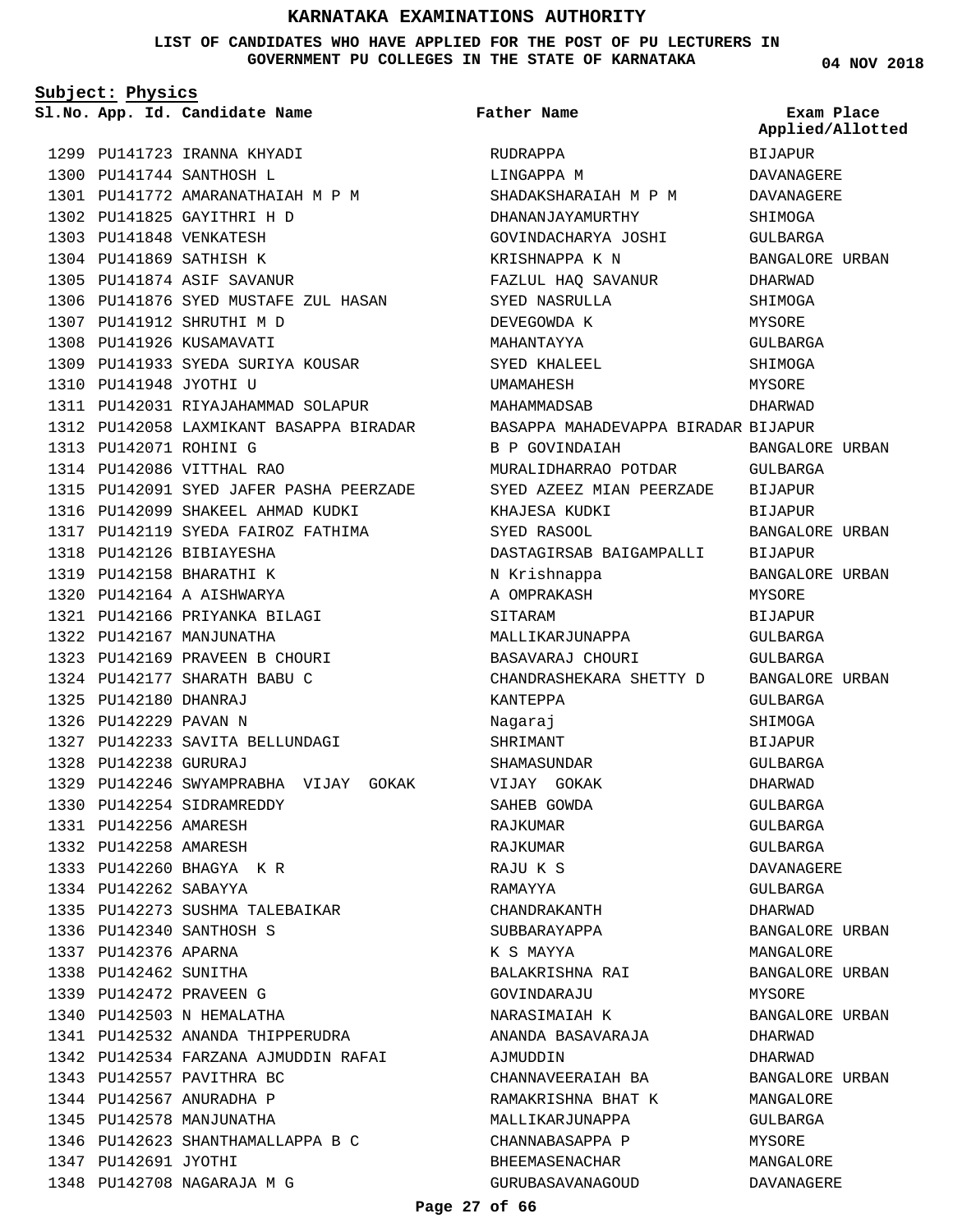# KARNATAKA EXAMINATIONS AUTHORITY

**LIST OF CANDIDATES WHO HAVE APPLIED FOR THE POST OF PU LECTURERS IN GOVERNMENT PU COLLEGES IN THE STATE OF KARNATAKA**

**04 NOV 2018**

**Subject: Physics**

| Sl.No. | App. Id. | Candidate Name | Father Name | Exam Place Applied/Allotted |
|---|---|---|---|---|
| 1299 | PU141723 | IRANNA KHYADI | RUDRAPPA | BIJAPUR |
| 1300 | PU141744 | SANTHOSH L | LINGAPPA M | DAVANAGERE |
| 1301 | PU141772 | AMARANATHAIAH M P M | SHADAKSHARAIAH M P M | DAVANAGERE |
| 1302 | PU141825 | GAYITHRI H D | DHANANJAYAMURTHY | SHIMOGA |
| 1303 | PU141848 | VENKATESH | GOVINDACHARYA JOSHI | GULBARGA |
| 1304 | PU141869 | SATHISH K | KRISHNAPPA K N | BANGALORE URBAN |
| 1305 | PU141874 | ASIF SAVANUR | FAZLUL HAQ SAVANUR | DHARWAD |
| 1306 | PU141876 | SYED MUSTAFE ZUL HASAN | SYED NASRULLA | SHIMOGA |
| 1307 | PU141912 | SHRUTHI M D | DEVEGOWDA K | MYSORE |
| 1308 | PU141926 | KUSAMAVATI | MAHANTAYYA | GULBARGA |
| 1309 | PU141933 | SYEDA SURIYA KOUSAR | SYED KHALEEL | SHIMOGA |
| 1310 | PU141948 | JYOTHI U | UMAMAHESH | MYSORE |
| 1311 | PU142031 | RIYAJAHAMMAD SOLAPUR | MAHAMMADSAB | DHARWAD |
| 1312 | PU142058 | LAXMIKANT BASAPPA BIRADAR | BASAPPA MAHADEVAPPA BIRADAR | BIJAPUR |
| 1313 | PU142071 | ROHINI G | B P GOVINDAIAH | BANGALORE URBAN |
| 1314 | PU142086 | VITTHAL RAO | MURALIDHARRAO POTDAR | GULBARGA |
| 1315 | PU142091 | SYED JAFER PASHA PEERZADE | SYED AZEEZ MIAN PEERZADE | BIJAPUR |
| 1316 | PU142099 | SHAKEEL AHMAD KUDKI | KHAJESA KUDKI | BIJAPUR |
| 1317 | PU142119 | SYEDA FAIROZ FATHIMA | SYED RASOOL | BANGALORE URBAN |
| 1318 | PU142126 | BIBIAYESHA | DASTAGIRSAB BAIGAMPALLI | BIJAPUR |
| 1319 | PU142158 | BHARATHI K | N Krishnappa | BANGALORE URBAN |
| 1320 | PU142164 | A AISHWARYA | A OMPRAKASH | MYSORE |
| 1321 | PU142166 | PRIYANKA BILAGI | SITARAM | BIJAPUR |
| 1322 | PU142167 | MANJUNATHA | MALLIKARJUNAPPA | GULBARGA |
| 1323 | PU142169 | PRAVEEN B CHOURI | BASAVARAJ CHOURI | GULBARGA |
| 1324 | PU142177 | SHARATH BABU C | CHANDRASHEKARA SHETTY D | BANGALORE URBAN |
| 1325 | PU142180 | DHANRAJ | KANTEPPA | GULBARGA |
| 1326 | PU142229 | PAVAN N | Nagaraj | SHIMOGA |
| 1327 | PU142233 | SAVITA BELLUNDAGI | SHRIMANT | BIJAPUR |
| 1328 | PU142238 | GURURAJ | SHAMASUNDAR | GULBARGA |
| 1329 | PU142246 | SWYAMPRABHA VIJAY GOKAK | VIJAY GOKAK | DHARWAD |
| 1330 | PU142254 | SIDRAMREDDY | SAHEB GOWDA | GULBARGA |
| 1331 | PU142256 | AMARESH | RAJKUMAR | GULBARGA |
| 1332 | PU142258 | AMARESH | RAJKUMAR | GULBARGA |
| 1333 | PU142260 | BHAGYA K R | RAJU K S | DAVANAGERE |
| 1334 | PU142262 | SABAYYA | RAMAYYA | GULBARGA |
| 1335 | PU142273 | SUSHMA TALEBAIKAR | CHANDRAKANTH | DHARWAD |
| 1336 | PU142340 | SANTHOSH S | SUBBARAYAPPA | BANGALORE URBAN |
| 1337 | PU142376 | APARNA | K S MAYYA | MANGALORE |
| 1338 | PU142462 | SUNITHA | BALAKRISHNA RAI | BANGALORE URBAN |
| 1339 | PU142472 | PRAVEEN G | GOVINDARAJU | MYSORE |
| 1340 | PU142503 | N HEMALATHA | NARASIMAIAH K | BANGALORE URBAN |
| 1341 | PU142532 | ANANDA THIPPERUDRA | ANANDA BASAVARAJA | DHARWAD |
| 1342 | PU142534 | FARZANA AJMUDDIN RAFAI | AJMUDDIN | DHARWAD |
| 1343 | PU142557 | PAVITHRA BC | CHANNAVEERAIAH BA | BANGALORE URBAN |
| 1344 | PU142567 | ANURADHA P | RAMAKRISHNA BHAT K | MANGALORE |
| 1345 | PU142578 | MANJUNATHA | MALLIKARJUNAPPA | GULBARGA |
| 1346 | PU142623 | SHANTHAMALLAPPA B C | CHANNABASAPPA P | MYSORE |
| 1347 | PU142691 | JYOTHI | BHEEMASENACHAR | MANGALORE |
| 1348 | PU142708 | NAGARAJA M G | GURUBASAVANAGOUD | DAVANAGERE |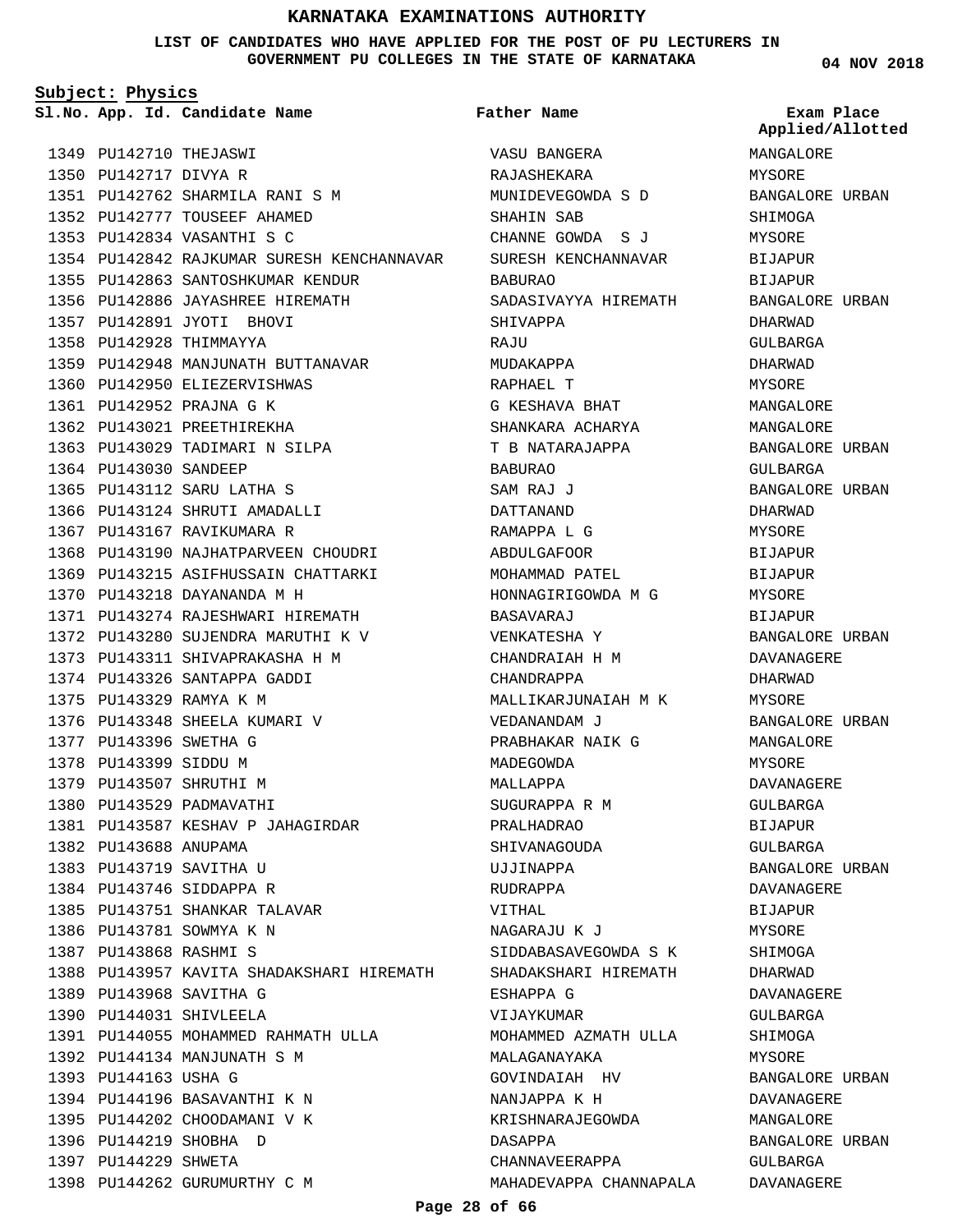# KARNATAKA EXAMINATIONS AUTHORITY

**LIST OF CANDIDATES WHO HAVE APPLIED FOR THE POST OF PU LECTURERS IN GOVERNMENT PU COLLEGES IN THE STATE OF KARNATAKA**

**04 NOV 2018**

**Subject: Physics**

| Sl.No. | App. Id. | Candidate Name | Father Name | Exam Place Applied/Allotted |
|---|---|---|---|---|
| 1349 | PU142710 | THEJASWI | VASU BANGERA | MANGALORE |
| 1350 | PU142717 | DIVYA R | RAJASHEKARA | MYSORE |
| 1351 | PU142762 | SHARMILA RANI S M | MUNIDEVEGOWDA S D | BANGALORE URBAN |
| 1352 | PU142777 | TOUSEEF AHAMED | SHAHIN SAB | SHIMOGA |
| 1353 | PU142834 | VASANTHI S C | CHANNE GOWDA S J | MYSORE |
| 1354 | PU142842 | RAJKUMAR SURESH KENCHANNAVAR | SURESH KENCHANNAVAR | BIJAPUR |
| 1355 | PU142863 | SANTOSHKUMAR KENDUR | BABURAO | BIJAPUR |
| 1356 | PU142886 | JAYASHREE HIREMATH | SADASIVAYYA HIREMATH | BANGALORE URBAN |
| 1357 | PU142891 | JYOTI BHOVI | SHIVAPPA | DHARWAD |
| 1358 | PU142928 | THIMMAYYA | RAJU | GULBARGA |
| 1359 | PU142948 | MANJUNATH BUTTANAVAR | MUDAKAPPA | DHARWAD |
| 1360 | PU142950 | ELIEZERVISHWAS | RAPHAEL T | MYSORE |
| 1361 | PU142952 | PRAJNA G K | G KESHAVA BHAT | MANGALORE |
| 1362 | PU143021 | PREETHIREKHA | SHANKARA ACHARYA | MANGALORE |
| 1363 | PU143029 | TADIMARI N SILPA | T B NATARAJAPPA | BANGALORE URBAN |
| 1364 | PU143030 | SANDEEP | BABURAO | GULBARGA |
| 1365 | PU143112 | SARU LATHA S | SAM RAJ J | BANGALORE URBAN |
| 1366 | PU143124 | SHRUTI AMADALLI | DATTANAND | DHARWAD |
| 1367 | PU143167 | RAVIKUMARA R | RAMAPPA L G | MYSORE |
| 1368 | PU143190 | NAJHATPARVEEN CHOUDRI | ABDULGAFOOR | BIJAPUR |
| 1369 | PU143215 | ASIFHUSSAIN CHATTARKI | MOHAMMAD PATEL | BIJAPUR |
| 1370 | PU143218 | DAYANANDA M H | HONNAGIRIGOWDA M G | MYSORE |
| 1371 | PU143274 | RAJESHWARI HIREMATH | BASAVARAJ | BIJAPUR |
| 1372 | PU143280 | SUJENDRA MARUTHI K V | VENKATESHA Y | BANGALORE URBAN |
| 1373 | PU143311 | SHIVAPRAKASHA H M | CHANDRAIAH H M | DAVANAGERE |
| 1374 | PU143326 | SANTAPPA GADDI | CHANDRAPPA | DHARWAD |
| 1375 | PU143329 | RAMYA K M | MALLIKARJUNAIAH M K | MYSORE |
| 1376 | PU143348 | SHEELA KUMARI V | VEDANANDAM J | BANGALORE URBAN |
| 1377 | PU143396 | SWETHA G | PRABHAKAR NAIK G | MANGALORE |
| 1378 | PU143399 | SIDDU M | MADEGOWDA | MYSORE |
| 1379 | PU143507 | SHRUTHI M | MALLAPPA | DAVANAGERE |
| 1380 | PU143529 | PADMAVATHI | SUGURAPPA R M | GULBARGA |
| 1381 | PU143587 | KESHAV P JAHAGIRDAR | PRALHADRAO | BIJAPUR |
| 1382 | PU143688 | ANUPAMA | SHIVANAGOUDA | GULBARGA |
| 1383 | PU143719 | SAVITHA U | UJJINAPPA | BANGALORE URBAN |
| 1384 | PU143746 | SIDDAPPA R | RUDRAPPA | DAVANAGERE |
| 1385 | PU143751 | SHANKAR TALAVAR | VITHAL | BIJAPUR |
| 1386 | PU143781 | SOWMYA K N | NAGARAJU K J | MYSORE |
| 1387 | PU143868 | RASHMI S | SIDDABASAVEGOWDA S K | SHIMOGA |
| 1388 | PU143957 | KAVITA SHADAKSHARI HIREMATH | SHADAKSHARI HIREMATH | DHARWAD |
| 1389 | PU143968 | SAVITHA G | ESHAPPA G | DAVANAGERE |
| 1390 | PU144031 | SHIVLEELA | VIJAYKUMAR | GULBARGA |
| 1391 | PU144055 | MOHAMMED RAHMATH ULLA | MOHAMMED AZMATH ULLA | SHIMOGA |
| 1392 | PU144134 | MANJUNATH S M | MALAGANAYAKA | MYSORE |
| 1393 | PU144163 | USHA G | GOVINDAIAH HV | BANGALORE URBAN |
| 1394 | PU144196 | BASAVANTHI K N | NANJAPPA K H | DAVANAGERE |
| 1395 | PU144202 | CHOODAMANI V K | KRISHNARAJEGOWDA | MANGALORE |
| 1396 | PU144219 | SHOBHA D | DASAPPA | BANGALORE URBAN |
| 1397 | PU144229 | SHWETA | CHANNAVEERAPPA | GULBARGA |
| 1398 | PU144262 | GURUMURTHY C M | MAHADEVAPPA CHANNAPALA | DAVANAGERE |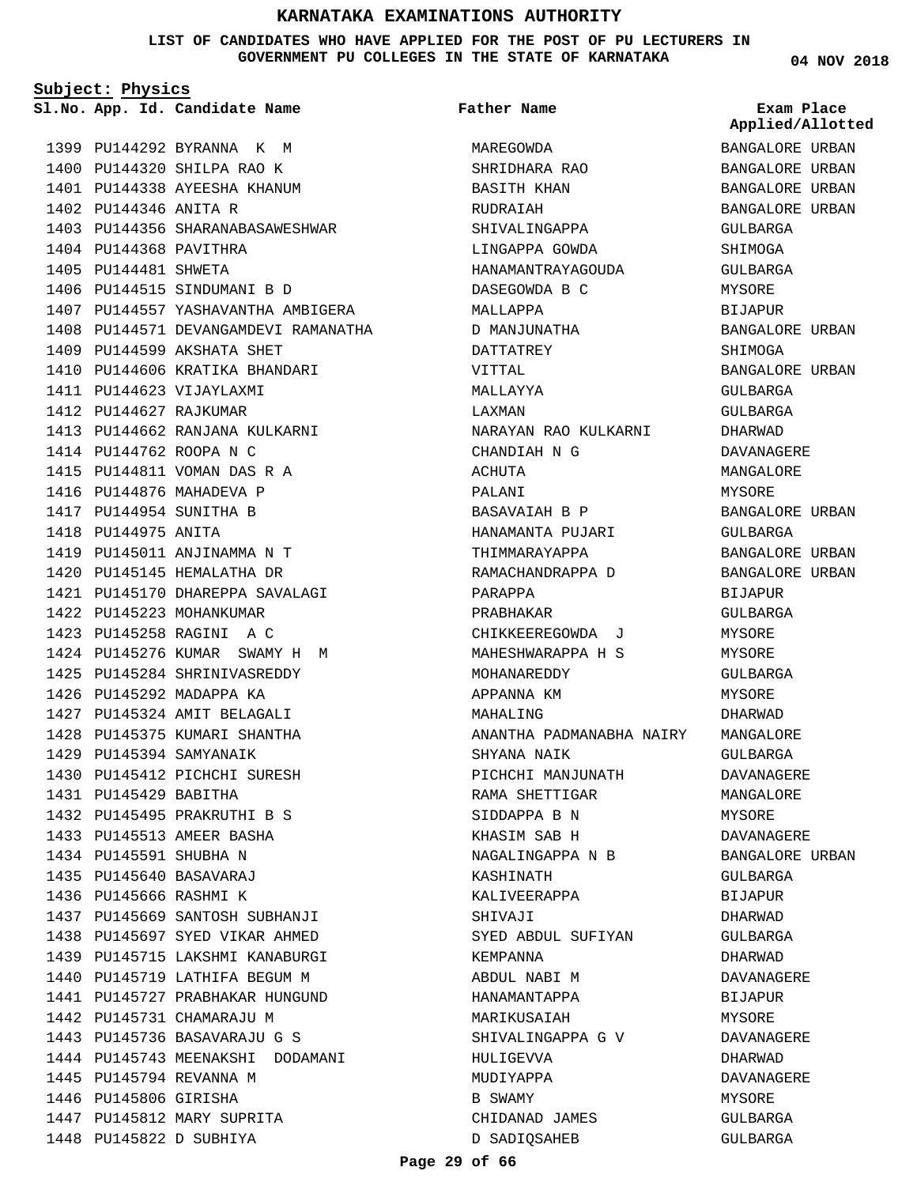# KARNATAKA EXAMINATIONS AUTHORITY

**LIST OF CANDIDATES WHO HAVE APPLIED FOR THE POST OF PU LECTURERS IN GOVERNMENT PU COLLEGES IN THE STATE OF KARNATAKA**

04 NOV 2018

**Subject: Physics**

| Sl.No. | App. Id. | Candidate Name | Father Name | Exam Place Applied/Allotted |
|---|---|---|---|---|
| 1399 | PU144292 | BYRANNA K M | MAREGOWDA | BANGALORE URBAN |
| 1400 | PU144320 | SHILPA RAO K | SHRIDHARA RAO | BANGALORE URBAN |
| 1401 | PU144338 | AYEESHA KHANUM | BASITH KHAN | BANGALORE URBAN |
| 1402 | PU144346 | ANITA R | RUDRAIAH | BANGALORE URBAN |
| 1403 | PU144356 | SHARANABASAWESHWAR | SHIVALINGAPPA | GULBARGA |
| 1404 | PU144368 | PAVITHRA | LINGAPPA GOWDA | SHIMOGA |
| 1405 | PU144481 | SHWETA | HANAMANTRAYAGOUDA | GULBARGA |
| 1406 | PU144515 | SINDUMANI B D | DASEGOWDA B C | MYSORE |
| 1407 | PU144557 | YASHAVANTHA AMBIGERA | MALLAPPA | BIJAPUR |
| 1408 | PU144571 | DEVANGAMDEVI RAMANATHA | D MANJUNATHA | BANGALORE URBAN |
| 1409 | PU144599 | AKSHATA SHET | DATTATREY | SHIMOGA |
| 1410 | PU144606 | KRATIKA BHANDARI | VITTAL | BANGALORE URBAN |
| 1411 | PU144623 | VIJAYLAXMI | MALLAYYA | GULBARGA |
| 1412 | PU144627 | RAJKUMAR | LAXMAN | GULBARGA |
| 1413 | PU144662 | RANJANA KULKARNI | NARAYAN RAO KULKARNI | DHARWAD |
| 1414 | PU144762 | ROOPA N C | CHANDIAH N G | DAVANAGERE |
| 1415 | PU144811 | VOMAN DAS R A | ACHUTA | MANGALORE |
| 1416 | PU144876 | MAHADEVA P | PALANI | MYSORE |
| 1417 | PU144954 | SUNITHA B | BASAVAIAH B P | BANGALORE URBAN |
| 1418 | PU144975 | ANITA | HANAMANTA PUJARI | GULBARGA |
| 1419 | PU145011 | ANJINAMMA N T | THIMMARAYAPPA | BANGALORE URBAN |
| 1420 | PU145145 | HEMALATHA DR | RAMACHANDRAPPA D | BANGALORE URBAN |
| 1421 | PU145170 | DHAREPPA SAVALAGI | PARAPPA | BIJAPUR |
| 1422 | PU145223 | MOHANKUMAR | PRABHAKAR | GULBARGA |
| 1423 | PU145258 | RAGINI A C | CHIKKEEREGOWDA J | MYSORE |
| 1424 | PU145276 | KUMAR SWAMY H M | MAHESHWARAPPA H S | MYSORE |
| 1425 | PU145284 | SHRINIVASREDDY | MOHANAREDDY | GULBARGA |
| 1426 | PU145292 | MADAPPA KA | APPANNA KM | MYSORE |
| 1427 | PU145324 | AMIT BELAGALI | MAHALING | DHARWAD |
| 1428 | PU145375 | KUMARI SHANTHA | ANANTHA PADMANABHA NAIRY | MANGALORE |
| 1429 | PU145394 | SAMYANAIK | SHYANA NAIK | GULBARGA |
| 1430 | PU145412 | PICHCHI SURESH | PICHCHI MANJUNATH | DAVANAGERE |
| 1431 | PU145429 | BABITHA | RAMA SHETTIGAR | MANGALORE |
| 1432 | PU145495 | PRAKRUTHI B S | SIDDAPPA B N | MYSORE |
| 1433 | PU145513 | AMEER BASHA | KHASIM SAB H | DAVANAGERE |
| 1434 | PU145591 | SHUBHA N | NAGALINGAPPA N B | BANGALORE URBAN |
| 1435 | PU145640 | BASAVARAJ | KASHINATH | GULBARGA |
| 1436 | PU145666 | RASHMI K | KALIVEERAPPA | BIJAPUR |
| 1437 | PU145669 | SANTOSH SUBHANJI | SHIVAJI | DHARWAD |
| 1438 | PU145697 | SYED VIKAR AHMED | SYED ABDUL SUFIYAN | GULBARGA |
| 1439 | PU145715 | LAKSHMI KANABURGI | KEMPANNA | DHARWAD |
| 1440 | PU145719 | LATHIFA BEGUM M | ABDUL NABI M | DAVANAGERE |
| 1441 | PU145727 | PRABHAKAR HUNGUND | HANAMANTAPPA | BIJAPUR |
| 1442 | PU145731 | CHAMARAJU M | MARIKUSAIAH | MYSORE |
| 1443 | PU145736 | BASAVARAJU G S | SHIVALINGAPPA G V | DAVANAGERE |
| 1444 | PU145743 | MEENAKSHI DODAMANI | HULIGEVVA | DHARWAD |
| 1445 | PU145794 | REVANNA M | MUDIYAPPA | DAVANAGERE |
| 1446 | PU145806 | GIRISHA | B SWAMY | MYSORE |
| 1447 | PU145812 | MARY SUPRITA | CHIDANAD JAMES | GULBARGA |
| 1448 | PU145822 | D SUBHIYA | D SADIQSAHEB | GULBARGA |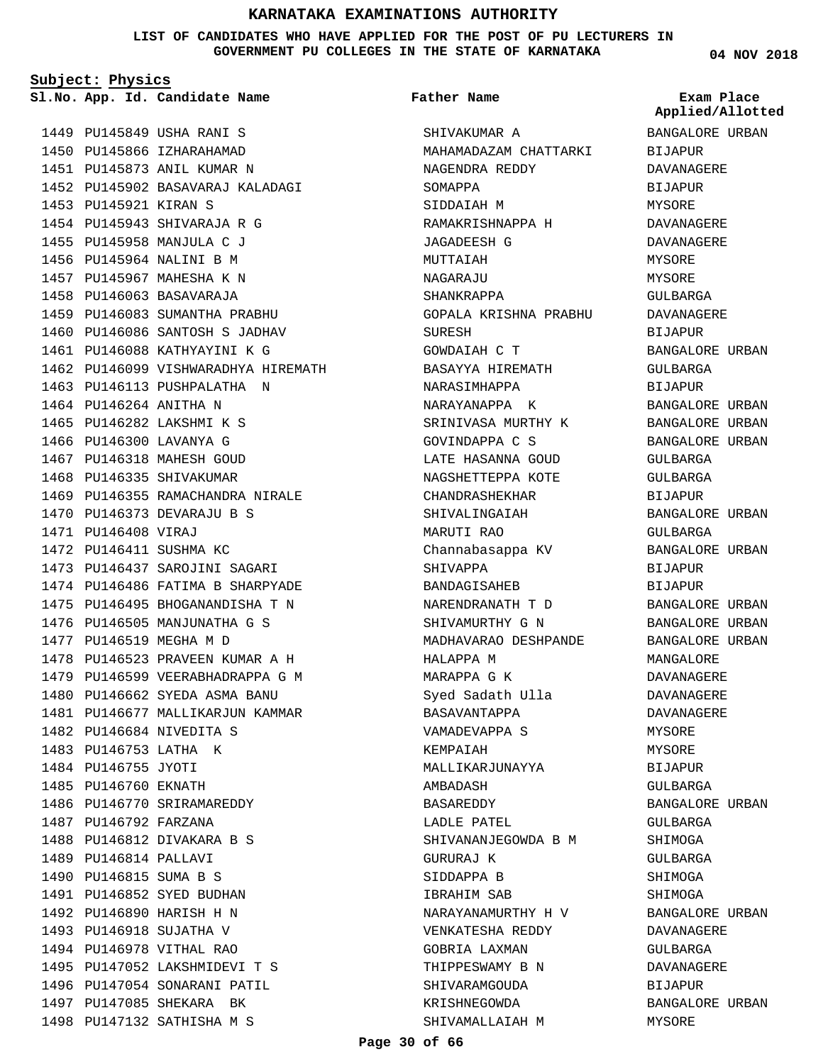# KARNATAKA EXAMINATIONS AUTHORITY

**LIST OF CANDIDATES WHO HAVE APPLIED FOR THE POST OF PU LECTURERS IN GOVERNMENT PU COLLEGES IN THE STATE OF KARNATAKA**

04 NOV 2018

**Subject: Physics**

| Sl.No. | App. Id. | Candidate Name | Father Name | Exam Place Applied/Allotted |
|---|---|---|---|---|
| 1449 | PU145849 | USHA RANI S | SHIVAKUMAR A | BANGALORE URBAN |
| 1450 | PU145866 | IZHARAHAMAD | MAHAMADAZAM CHATTARKI | BIJAPUR |
| 1451 | PU145873 | ANIL KUMAR N | NAGENDRA REDDY | DAVANAGERE |
| 1452 | PU145902 | BASAVARAJ KALADAGI | SOMAPPA | BIJAPUR |
| 1453 | PU145921 | KIRAN S | SIDDAIAH M | MYSORE |
| 1454 | PU145943 | SHIVARAJA R G | RAMAKRISHNAPPA H | DAVANAGERE |
| 1455 | PU145958 | MANJULA C J | JAGADEESH G | DAVANAGERE |
| 1456 | PU145964 | NALINI B M | MUTTAIAH | MYSORE |
| 1457 | PU145967 | MAHESHA K N | NAGARAJU | MYSORE |
| 1458 | PU146063 | BASAVARAJA | SHANKRAPPA | GULBARGA |
| 1459 | PU146083 | SUMANTHA PRABHU | GOPALA KRISHNA PRABHU | DAVANAGERE |
| 1460 | PU146086 | SANTOSH S JADHAV | SURESH | BIJAPUR |
| 1461 | PU146088 | KATHYAYINI K G | GOWDAIAH C T | BANGALORE URBAN |
| 1462 | PU146099 | VISHWARADHYA HIREMATH | BASAYYA HIREMATH | GULBARGA |
| 1463 | PU146113 | PUSHPALATHA N | NARASIMHAPPA | BIJAPUR |
| 1464 | PU146264 | ANITHA N | NARAYANAPPA K | BANGALORE URBAN |
| 1465 | PU146282 | LAKSHMI K S | SRINIVASA MURTHY K | BANGALORE URBAN |
| 1466 | PU146300 | LAVANYA G | GOVINDAPPA C S | BANGALORE URBAN |
| 1467 | PU146318 | MAHESH GOUD | LATE HASANNA GOUD | GULBARGA |
| 1468 | PU146335 | SHIVAKUMAR | NAGSHETTEPPA KOTE | GULBARGA |
| 1469 | PU146355 | RAMACHANDRA NIRALE | CHANDRASHEKHAR | BIJAPUR |
| 1470 | PU146373 | DEVARAJU B S | SHIVALINGAIAH | BANGALORE URBAN |
| 1471 | PU146408 | VIRAJ | MARUTI RAO | GULBARGA |
| 1472 | PU146411 | SUSHMA KC | Channabasappa KV | BANGALORE URBAN |
| 1473 | PU146437 | SAROJINI SAGARI | SHIVAPPA | BIJAPUR |
| 1474 | PU146486 | FATIMA B SHARPYADE | BANDAGISAHEB | BIJAPUR |
| 1475 | PU146495 | BHOGANANDISHA T N | NARENDRANATH T D | BANGALORE URBAN |
| 1476 | PU146505 | MANJUNATHA G S | SHIVAMURTHY G N | BANGALORE URBAN |
| 1477 | PU146519 | MEGHA M D | MADHAVARAO DESHPANDE | BANGALORE URBAN |
| 1478 | PU146523 | PRAVEEN KUMAR A H | HALAPPA M | MANGALORE |
| 1479 | PU146599 | VEERABHADRAPPA G M | MARAPPA G K | DAVANAGERE |
| 1480 | PU146662 | SYEDA ASMA BANU | Syed Sadath Ulla | DAVANAGERE |
| 1481 | PU146677 | MALLIKARJUN KAMMAR | BASAVANTAPPA | DAVANAGERE |
| 1482 | PU146684 | NIVEDITA S | VAMADEVAPPA S | MYSORE |
| 1483 | PU146753 | LATHA K | KEMPAIAH | MYSORE |
| 1484 | PU146755 | JYOTI | MALLIKARJUNAYYA | BIJAPUR |
| 1485 | PU146760 | EKNATH | AMBADASH | GULBARGA |
| 1486 | PU146770 | SRIRAMAREDDY | BASAREDDY | BANGALORE URBAN |
| 1487 | PU146792 | FARZANA | LADLE PATEL | GULBARGA |
| 1488 | PU146812 | DIVAKARA B S | SHIVANANJEGOWDA B M | SHIMOGA |
| 1489 | PU146814 | PALLAVI | GURURAJ K | GULBARGA |
| 1490 | PU146815 | SUMA B S | SIDDAPPA B | SHIMOGA |
| 1491 | PU146852 | SYED BUDHAN | IBRAHIM SAB | SHIMOGA |
| 1492 | PU146890 | HARISH H N | NARAYANAMURTHY H V | BANGALORE URBAN |
| 1493 | PU146918 | SUJATHA V | VENKATESHA REDDY | DAVANAGERE |
| 1494 | PU146978 | VITHAL RAO | GOBRIA LAXMAN | GULBARGA |
| 1495 | PU147052 | LAKSHMIDEVI T S | THIPPESWAMY B N | DAVANAGERE |
| 1496 | PU147054 | SONARANI PATIL | SHIVARAMGOUDA | BIJAPUR |
| 1497 | PU147085 | SHEKARA BK | KRISHNEGOWDA | BANGALORE URBAN |
| 1498 | PU147132 | SATHISHA M S | SHIVAMALLAIAH M | MYSORE |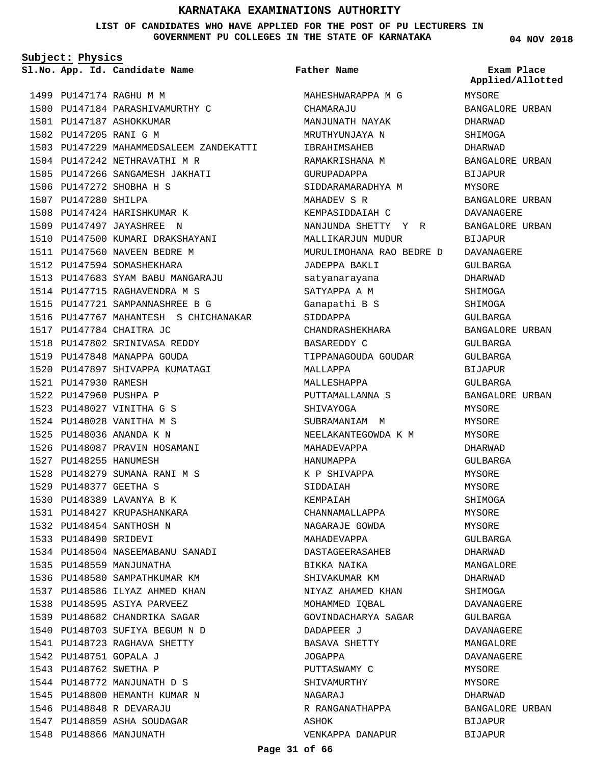# KARNATAKA EXAMINATIONS AUTHORITY

**LIST OF CANDIDATES WHO HAVE APPLIED FOR THE POST OF PU LECTURERS IN GOVERNMENT PU COLLEGES IN THE STATE OF KARNATAKA**

04 NOV 2018

**Subject: Physics**

| Sl.No. | App. Id. | Candidate Name | Father Name | Exam Place Applied/Allotted |
|---|---|---|---|---|
| 1499 | PU147174 | RAGHU M M | MAHESHWARAPPA M G | MYSORE |
| 1500 | PU147184 | PARASHIVAMURTHY C | CHAMARAJU | BANGALORE URBAN |
| 1501 | PU147187 | ASHOKKUMAR | MANJUNATH NAYAK | DHARWAD |
| 1502 | PU147205 | RANI G M | MRUTHYUNJAYA N | SHIMOGA |
| 1503 | PU147229 | MAHAMMEDSALEEM ZANDEKATTI | IBRAHIMSAHEB | DHARWAD |
| 1504 | PU147242 | NETHRAVATHI M R | RAMAKRISHANA M | BANGALORE URBAN |
| 1505 | PU147266 | SANGAMESH JAKHATI | GURUPADAPPA | BIJAPUR |
| 1506 | PU147272 | SHOBHA H S | SIDDARAMARADHYA M | MYSORE |
| 1507 | PU147280 | SHILPA | MAHADEV S R | BANGALORE URBAN |
| 1508 | PU147424 | HARISHKUMAR K | KEMPASIDDAIAH C | DAVANAGERE |
| 1509 | PU147497 | JAYASHREE N | NANJUNDA SHETTY Y R | BANGALORE URBAN |
| 1510 | PU147500 | KUMARI DRAKSHAYANI | MALLIKARJUN MUDUR | BIJAPUR |
| 1511 | PU147560 | NAVEEN BEDRE M | MURULIMOHANA RAO BEDRE D | DAVANAGERE |
| 1512 | PU147594 | SOMASHEKHARA | JADEPPA BAKLI | GULBARGA |
| 1513 | PU147683 | SYAM BABU MANGARAJU | satyanarayana | DHARWAD |
| 1514 | PU147715 | RAGHAVENDRA M S | SATYAPPA A M | SHIMOGA |
| 1515 | PU147721 | SAMPANNASHREE B G | Ganapathi B S | SHIMOGA |
| 1516 | PU147767 | MAHANTESH S CHICHANAKAR | SIDDAPPA | GULBARGA |
| 1517 | PU147784 | CHAITRA JC | CHANDRASHEKHARA | BANGALORE URBAN |
| 1518 | PU147802 | SRINIVASA REDDY | BASAREDDY C | GULBARGA |
| 1519 | PU147848 | MANAPPA GOUDA | TIPPANAGOUDA GOUDAR | GULBARGA |
| 1520 | PU147897 | SHIVAPPA KUMATAGI | MALLAPPA | BIJAPUR |
| 1521 | PU147930 | RAMESH | MALLESHAPPA | GULBARGA |
| 1522 | PU147960 | PUSHPA P | PUTTAMALLANNA S | BANGALORE URBAN |
| 1523 | PU148027 | VINITHA G S | SHIVAYOGA | MYSORE |
| 1524 | PU148028 | VANITHA M S | SUBRAMANIAM M | MYSORE |
| 1525 | PU148036 | ANANDA K N | NEELAKANTEGOWDA K M | MYSORE |
| 1526 | PU148087 | PRAVIN HOSAMANI | MAHADEVAPPA | DHARWAD |
| 1527 | PU148255 | HANUMESH | HANUMAPPA | GULBARGA |
| 1528 | PU148279 | SUMANA RANI M S | K P SHIVAPPA | MYSORE |
| 1529 | PU148377 | GEETHA S | SIDDAIAH | MYSORE |
| 1530 | PU148389 | LAVANYA B K | KEMPAIAH | SHIMOGA |
| 1531 | PU148427 | KRUPASHANKARA | CHANNAMALLAPPA | MYSORE |
| 1532 | PU148454 | SANTHOSH N | NAGARAJE GOWDA | MYSORE |
| 1533 | PU148490 | SRIDEVI | MAHADEVAPPA | GULBARGA |
| 1534 | PU148504 | NASEEMABANU SANADI | DASTAGEERASAHEB | DHARWAD |
| 1535 | PU148559 | MANJUNATHA | BIKKA NAIKA | MANGALORE |
| 1536 | PU148580 | SAMPATHKUMAR KM | SHIVAKUMAR KM | DHARWAD |
| 1537 | PU148586 | ILYAZ AHMED KHAN | NIYAZ AHAMED KHAN | SHIMOGA |
| 1538 | PU148595 | ASIYA PARVEEZ | MOHAMMED IQBAL | DAVANAGERE |
| 1539 | PU148682 | CHANDRIKA SAGAR | GOVINDACHARYA SAGAR | GULBARGA |
| 1540 | PU148703 | SUFIYA BEGUM N D | DADAPEER J | DAVANAGERE |
| 1541 | PU148723 | RAGHAVA SHETTY | BASAVA SHETTY | MANGALORE |
| 1542 | PU148751 | GOPALA J | JOGAPPA | DAVANAGERE |
| 1543 | PU148762 | SWETHA P | PUTTASWAMY C | MYSORE |
| 1544 | PU148772 | MANJUNATH D S | SHIVAMURTHY | MYSORE |
| 1545 | PU148800 | HEMANTH KUMAR N | NAGARAJ | DHARWAD |
| 1546 | PU148848 | R DEVARAJU | R RANGANATHAPPA | BANGALORE URBAN |
| 1547 | PU148859 | ASHA SOUDAGAR | ASHOK | BIJAPUR |
| 1548 | PU148866 | MANJUNATH | VENKAPPA DANAPUR | BIJAPUR |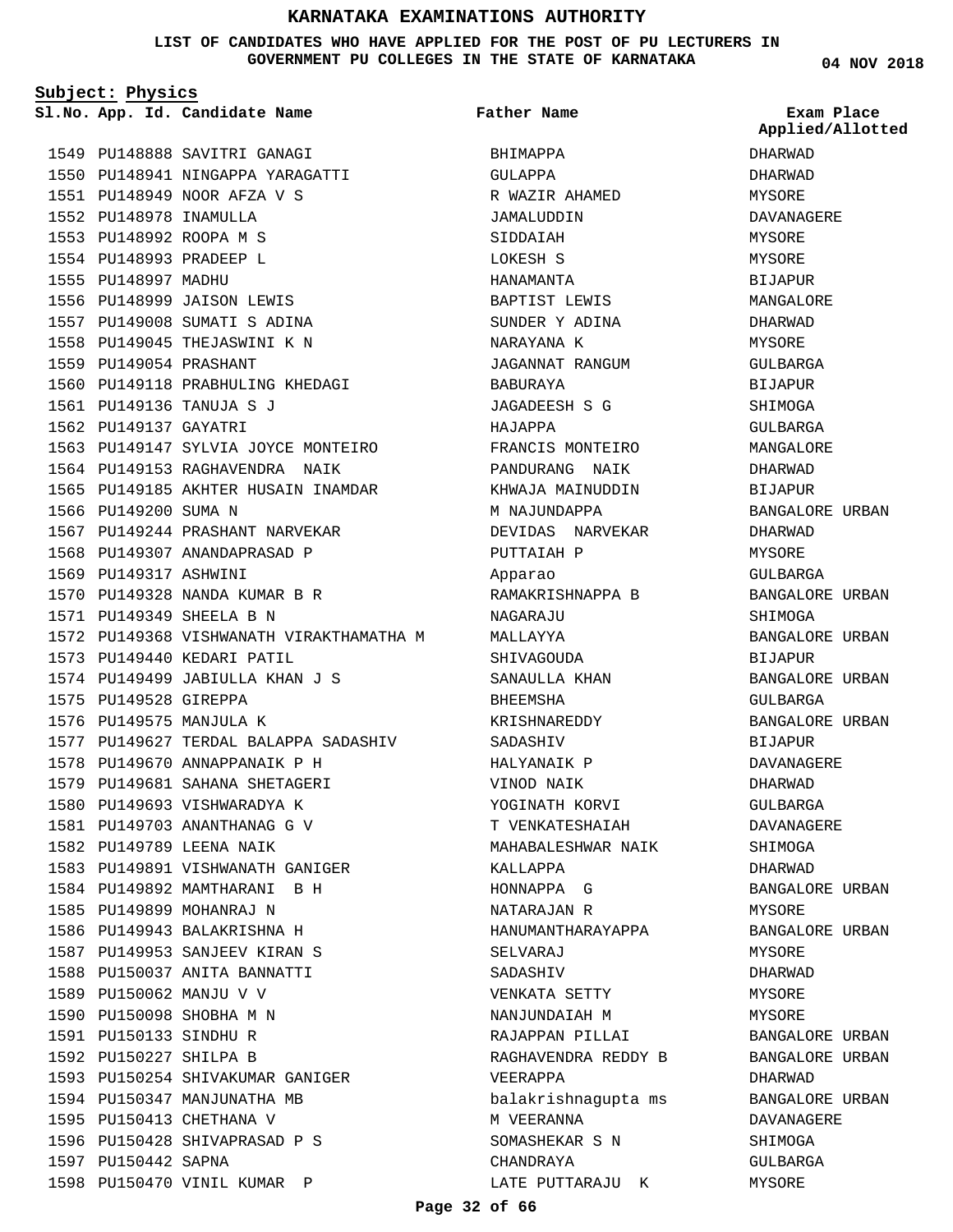# KARNATAKA EXAMINATIONS AUTHORITY

**LIST OF CANDIDATES WHO HAVE APPLIED FOR THE POST OF PU LECTURERS IN GOVERNMENT PU COLLEGES IN THE STATE OF KARNATAKA**

04 NOV 2018

**Subject: Physics**

| Sl.No. | App. Id. | Candidate Name | Father Name | Exam Place Applied/Allotted |
|---|---|---|---|---|
| 1549 | PU148888 | SAVITRI GANAGI | BHIMAPPA | DHARWAD |
| 1550 | PU148941 | NINGAPPA YARAGATTI | GULAPPA | DHARWAD |
| 1551 | PU148949 | NOOR AFZA V S | R WAZIR AHAMED | MYSORE |
| 1552 | PU148978 | INAMULLA | JAMALUDDIN | DAVANAGERE |
| 1553 | PU148992 | ROOPA M S | SIDDAIAH | MYSORE |
| 1554 | PU148993 | PRADEEP L | LOKESH S | MYSORE |
| 1555 | PU148997 | MADHU | HANAMANTA | BIJAPUR |
| 1556 | PU148999 | JAISON LEWIS | BAPTIST LEWIS | MANGALORE |
| 1557 | PU149008 | SUMATI S ADINA | SUNDER Y ADINA | DHARWAD |
| 1558 | PU149045 | THEJASWINI K N | NARAYANA K | MYSORE |
| 1559 | PU149054 | PRASHANT | JAGANNAT RANGUM | GULBARGA |
| 1560 | PU149118 | PRABHULING KHEDAGI | BABURAYA | BIJAPUR |
| 1561 | PU149136 | TANUJA S J | JAGADEESH S G | SHIMOGA |
| 1562 | PU149137 | GAYATRI | HAJAPPA | GULBARGA |
| 1563 | PU149147 | SYLVIA JOYCE MONTEIRO | FRANCIS MONTEIRO | MANGALORE |
| 1564 | PU149153 | RAGHAVENDRA NAIK | PANDURANG NAIK | DHARWAD |
| 1565 | PU149185 | AKHTER HUSAIN INAMDAR | KHWAJA MAINUDDIN | BIJAPUR |
| 1566 | PU149200 | SUMA N | M NAJUNDAPPA | BANGALORE URBAN |
| 1567 | PU149244 | PRASHANT NARVEKAR | DEVIDAS NARVEKAR | DHARWAD |
| 1568 | PU149307 | ANANDAPRASAD P | PUTTAIAH P | MYSORE |
| 1569 | PU149317 | ASHWINI | Apparao | GULBARGA |
| 1570 | PU149328 | NANDA KUMAR B R | RAMAKRISHNAPPA B | BANGALORE URBAN |
| 1571 | PU149349 | SHEELA B N | NAGARAJU | SHIMOGA |
| 1572 | PU149368 | VISHWANATH VIRAKTHAMATHA M | MALLAYYA | BANGALORE URBAN |
| 1573 | PU149440 | KEDARI PATIL | SHIVAGOUDA | BIJAPUR |
| 1574 | PU149499 | JABIULLA KHAN J S | SANAULLA KHAN | BANGALORE URBAN |
| 1575 | PU149528 | GIREPPA | BHEEMSHA | GULBARGA |
| 1576 | PU149575 | MANJULA K | KRISHNAREDDY | BANGALORE URBAN |
| 1577 | PU149627 | TERDAL BALAPPA SADASHIV | SADASHIV | BIJAPUR |
| 1578 | PU149670 | ANNAPPANAIK P H | HALYANAIK P | DAVANAGERE |
| 1579 | PU149681 | SAHANA SHETAGERI | VINOD NAIK | DHARWAD |
| 1580 | PU149693 | VISHWARADYA K | YOGINATH KORVI | GULBARGA |
| 1581 | PU149703 | ANANTHANAG G V | T VENKATESHAIAH | DAVANAGERE |
| 1582 | PU149789 | LEENA NAIK | MAHABALESHWAR NAIK | SHIMOGA |
| 1583 | PU149891 | VISHWANATH GANIGER | KALLAPPA | DHARWAD |
| 1584 | PU149892 | MAMTHARANI B H | HONNAPPA G | BANGALORE URBAN |
| 1585 | PU149899 | MOHANRAJ N | NATARAJAN R | MYSORE |
| 1586 | PU149943 | BALAKRISHNA H | HANUMANTHARAYAPPA | BANGALORE URBAN |
| 1587 | PU149953 | SANJEEV KIRAN S | SELVARAJ | MYSORE |
| 1588 | PU150037 | ANITA BANNATTI | SADASHIV | DHARWAD |
| 1589 | PU150062 | MANJU V V | VENKATA SETTY | MYSORE |
| 1590 | PU150098 | SHOBHA M N | NANJUNDAIAH M | MYSORE |
| 1591 | PU150133 | SINDHU R | RAJAPPAN PILLAI | BANGALORE URBAN |
| 1592 | PU150227 | SHILPA B | RAGHAVENDRA REDDY B | BANGALORE URBAN |
| 1593 | PU150254 | SHIVAKUMAR GANIGER | VEERAPPA | DHARWAD |
| 1594 | PU150347 | MANJUNATHA MB | balakrishnagupta ms | BANGALORE URBAN |
| 1595 | PU150413 | CHETHANA V | M VEERANNA | DAVANAGERE |
| 1596 | PU150428 | SHIVAPRASAD P S | SOMASHEKAR S N | SHIMOGA |
| 1597 | PU150442 | SAPNA | CHANDRAYA | GULBARGA |
| 1598 | PU150470 | VINIL KUMAR P | LATE PUTTARAJU K | MYSORE |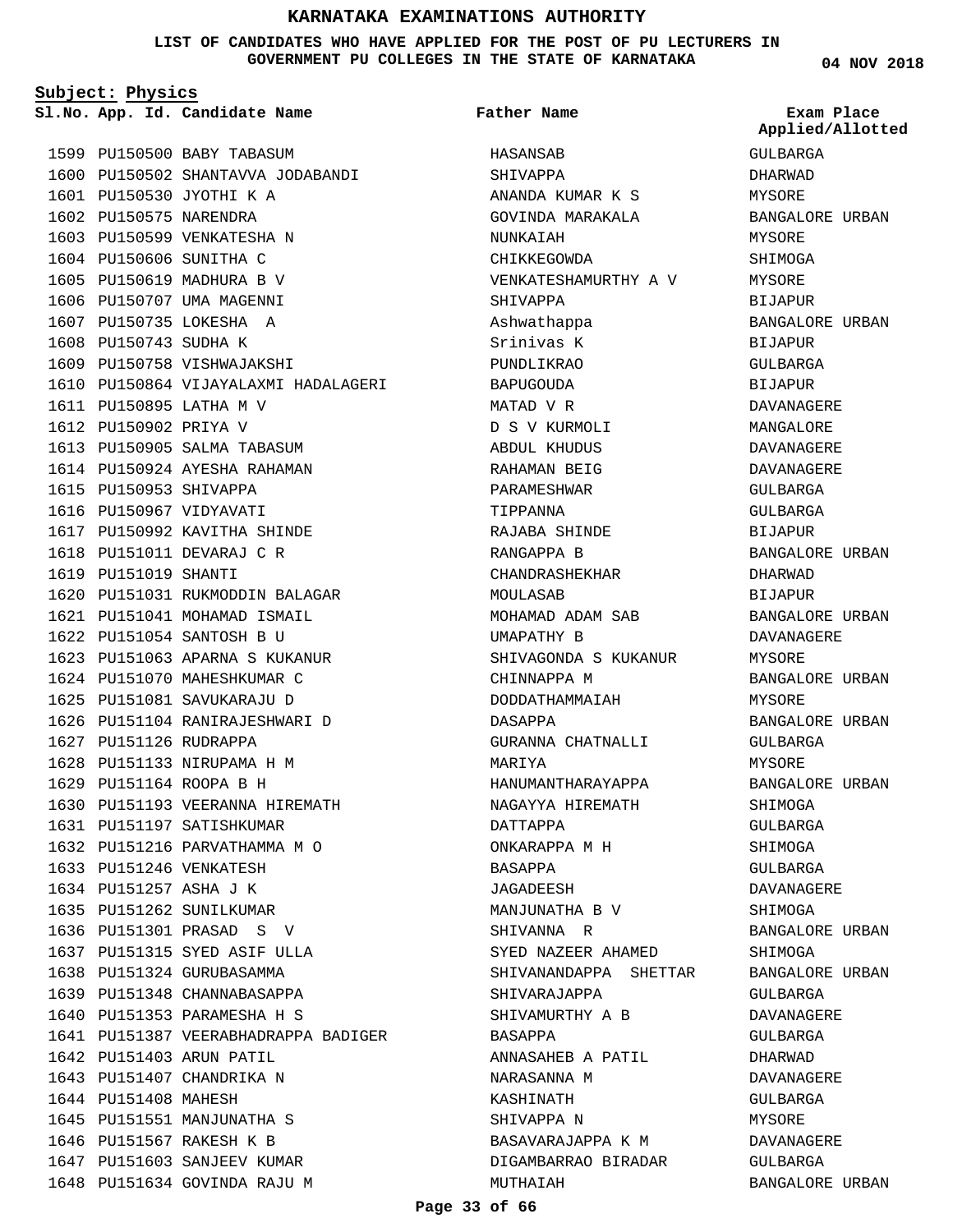# KARNATAKA EXAMINATIONS AUTHORITY

**LIST OF CANDIDATES WHO HAVE APPLIED FOR THE POST OF PU LECTURERS IN GOVERNMENT PU COLLEGES IN THE STATE OF KARNATAKA**

04 NOV 2018

**Subject: Physics**

| Sl.No. | App. Id. | Candidate Name | Father Name | Exam Place Applied/Allotted |
|---|---|---|---|---|
| 1599 | PU150500 | BABY TABASUM | HASANSAB | GULBARGA |
| 1600 | PU150502 | SHANTAVVA JODABANDI | SHIVAPPA | DHARWAD |
| 1601 | PU150530 | JYOTHI K A | ANANDA KUMAR K S | MYSORE |
| 1602 | PU150575 | NARENDRA | GOVINDA MARAKALA | BANGALORE URBAN |
| 1603 | PU150599 | VENKATESHA N | NUNKAIAH | MYSORE |
| 1604 | PU150606 | SUNITHA C | CHIKKEGOWDA | SHIMOGA |
| 1605 | PU150619 | MADHURA B V | VENKATESHAMURTHY A V | MYSORE |
| 1606 | PU150707 | UMA MAGENNI | SHIVAPPA | BIJAPUR |
| 1607 | PU150735 | LOKESHA A | Ashwathappa | BANGALORE URBAN |
| 1608 | PU150743 | SUDHA K | Srinivas K | BIJAPUR |
| 1609 | PU150758 | VISHWAJAKSHI | PUNDLIKRAO | GULBARGA |
| 1610 | PU150864 | VIJAYALAXMI HADALAGERI | BAPUGOUDA | BIJAPUR |
| 1611 | PU150895 | LATHA M V | MATAD V R | DAVANAGERE |
| 1612 | PU150902 | PRIYA V | D S V KURMOLI | MANGALORE |
| 1613 | PU150905 | SALMA TABASUM | ABDUL KHUDUS | DAVANAGERE |
| 1614 | PU150924 | AYESHA RAHAMAN | RAHAMAN BEIG | DAVANAGERE |
| 1615 | PU150953 | SHIVAPPA | PARAMESHWAR | GULBARGA |
| 1616 | PU150967 | VIDYAVATI | TIPPANNA | GULBARGA |
| 1617 | PU150992 | KAVITHA SHINDE | RAJABA SHINDE | BIJAPUR |
| 1618 | PU151011 | DEVARAJ C R | RANGAPPA B | BANGALORE URBAN |
| 1619 | PU151019 | SHANTI | CHANDRASHEKHAR | DHARWAD |
| 1620 | PU151031 | RUKMODDIN BALAGAR | MOULASAB | BIJAPUR |
| 1621 | PU151041 | MOHAMAD ISMAIL | MOHAMAD ADAM SAB | BANGALORE URBAN |
| 1622 | PU151054 | SANTOSH B U | UMAPATHY B | DAVANAGERE |
| 1623 | PU151063 | APARNA S KUKANUR | SHIVAGONDA S KUKANUR | MYSORE |
| 1624 | PU151070 | MAHESHKUMAR C | CHINNAPPA M | BANGALORE URBAN |
| 1625 | PU151081 | SAVUKARAJU D | DODDATHAMMAIAH | MYSORE |
| 1626 | PU151104 | RANIRAJESHWARI D | DASAPPA | BANGALORE URBAN |
| 1627 | PU151126 | RUDRAPPA | GURANNA CHATNALLI | GULBARGA |
| 1628 | PU151133 | NIRUPAMA H M | MARIYA | MYSORE |
| 1629 | PU151164 | ROOPA B H | HANUMANTHARAYAPPA | BANGALORE URBAN |
| 1630 | PU151193 | VEERANNA HIREMATH | NAGAYYA HIREMATH | SHIMOGA |
| 1631 | PU151197 | SATISHKUMAR | DATTAPPA | GULBARGA |
| 1632 | PU151216 | PARVATHAMMA M O | ONKARAPPA M H | SHIMOGA |
| 1633 | PU151246 | VENKATESH | BASAPPA | GULBARGA |
| 1634 | PU151257 | ASHA J K | JAGADEESH | DAVANAGERE |
| 1635 | PU151262 | SUNILKUMAR | MANJUNATHA B V | SHIMOGA |
| 1636 | PU151301 | PRASAD S V | SHIVANNA R | BANGALORE URBAN |
| 1637 | PU151315 | SYED ASIF ULLA | SYED NAZEER AHAMED | SHIMOGA |
| 1638 | PU151324 | GURUBASAMMA | SHIVANANDAPPA SHETTAR | BANGALORE URBAN |
| 1639 | PU151348 | CHANNABASAPPA | SHIVARAJAPPA | GULBARGA |
| 1640 | PU151353 | PARAMESHA H S | SHIVAMURTHY A B | DAVANAGERE |
| 1641 | PU151387 | VEERABHADRAPPA BADIGER | BASAPPA | GULBARGA |
| 1642 | PU151403 | ARUN PATIL | ANNASAHEB A PATIL | DHARWAD |
| 1643 | PU151407 | CHANDRIKA N | NARASANNA M | DAVANAGERE |
| 1644 | PU151408 | MAHESH | KASHINATH | GULBARGA |
| 1645 | PU151551 | MANJUNATHA S | SHIVAPPA N | MYSORE |
| 1646 | PU151567 | RAKESH K B | BASAVARAJAPPA K M | DAVANAGERE |
| 1647 | PU151603 | SANJEEV KUMAR | DIGAMBARRAO BIRADAR | GULBARGA |
| 1648 | PU151634 | GOVINDA RAJU M | MUTHAIAH | BANGALORE URBAN |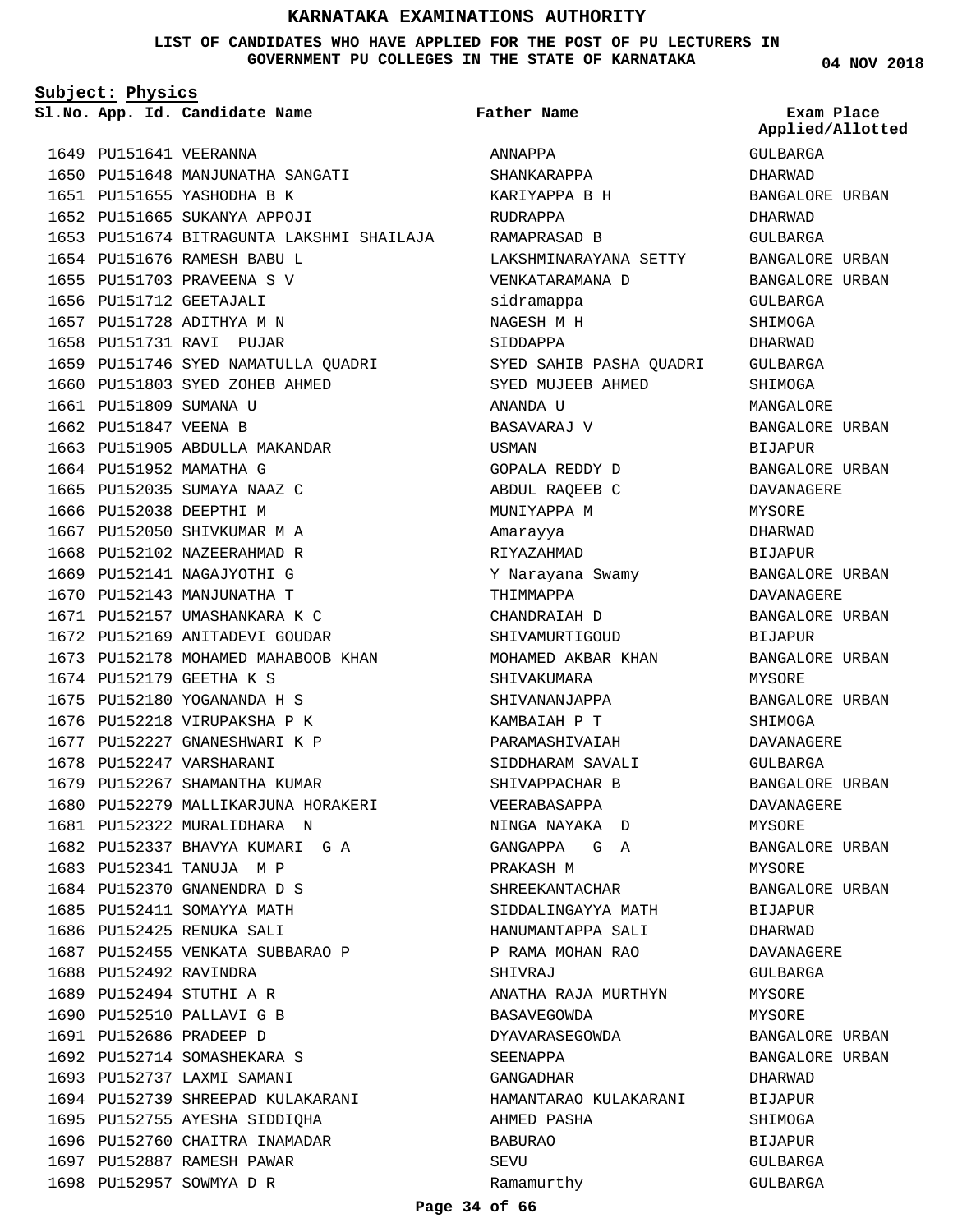# KARNATAKA EXAMINATIONS AUTHORITY

**LIST OF CANDIDATES WHO HAVE APPLIED FOR THE POST OF PU LECTURERS IN GOVERNMENT PU COLLEGES IN THE STATE OF KARNATAKA**

**04 NOV 2018**

**Subject: Physics**

| Sl.No. | App. Id. | Candidate Name | Father Name | Exam Place Applied/Allotted |
|---|---|---|---|---|
| 1649 | PU151641 | VEERANNA | ANNAPPA | GULBARGA |
| 1650 | PU151648 | MANJUNATHA SANGATI | SHANKARAPPA | DHARWAD |
| 1651 | PU151655 | YASHODHA B K | KARIYAPPA B H | BANGALORE URBAN |
| 1652 | PU151665 | SUKANYA APPOJI | RUDRAPPA | DHARWAD |
| 1653 | PU151674 | BITRAGUNTA LAKSHMI SHAILAJA | RAMAPRASAD B | GULBARGA |
| 1654 | PU151676 | RAMESH BABU L | LAKSHMINARAYANA SETTY | BANGALORE URBAN |
| 1655 | PU151703 | PRAVEENA S V | VENKATARAMANA D | BANGALORE URBAN |
| 1656 | PU151712 | GEETAJALI | sidramappa | GULBARGA |
| 1657 | PU151728 | ADITHYA M N | NAGESH M H | SHIMOGA |
| 1658 | PU151731 | RAVI PUJAR | SIDDAPPA | DHARWAD |
| 1659 | PU151746 | SYED NAMATULLA QUADRI | SYED SAHIB PASHA QUADRI | GULBARGA |
| 1660 | PU151803 | SYED ZOHEB AHMED | SYED MUJEEB AHMED | SHIMOGA |
| 1661 | PU151809 | SUMANA U | ANANDA U | MANGALORE |
| 1662 | PU151847 | VEENA B | BASAVARAJ V | BANGALORE URBAN |
| 1663 | PU151905 | ABDULLA MAKANDAR | USMAN | BIJAPUR |
| 1664 | PU151952 | MAMATHA G | GOPALA REDDY D | BANGALORE URBAN |
| 1665 | PU152035 | SUMAYA NAAZ C | ABDUL RAQEEB C | DAVANAGERE |
| 1666 | PU152038 | DEEPTHI M | MUNIYAPPA M | MYSORE |
| 1667 | PU152050 | SHIVKUMAR M A | Amarayya | DHARWAD |
| 1668 | PU152102 | NAZEERAHMAD R | RIYAZAHMAD | BIJAPUR |
| 1669 | PU152141 | NAGAJYOTHI G | Y Narayana Swamy | BANGALORE URBAN |
| 1670 | PU152143 | MANJUNATHA T | THIMMAPPA | DAVANAGERE |
| 1671 | PU152157 | UMASHANKARA K C | CHANDRAIAH D | BANGALORE URBAN |
| 1672 | PU152169 | ANITADEVI GOUDAR | SHIVAMURTIGOUD | BIJAPUR |
| 1673 | PU152178 | MOHAMED MAHABOOB KHAN | MOHAMED AKBAR KHAN | BANGALORE URBAN |
| 1674 | PU152179 | GEETHA K S | SHIVAKUMARA | MYSORE |
| 1675 | PU152180 | YOGANANDA H S | SHIVANANJAPPA | BANGALORE URBAN |
| 1676 | PU152218 | VIRUPAKSHA P K | KAMBAIAH P T | SHIMOGA |
| 1677 | PU152227 | GNANESHWARI K P | PARAMASHIVAIAH | DAVANAGERE |
| 1678 | PU152247 | VARSHARANI | SIDDHARAM SAVALI | GULBARGA |
| 1679 | PU152267 | SHAMANTHA KUMAR | SHIVAPPACHAR B | BANGALORE URBAN |
| 1680 | PU152279 | MALLIKARJUNA HORAKERI | VEERABASAPPA | DAVANAGERE |
| 1681 | PU152322 | MURALIDHARA N | NINGA NAYAKA D | MYSORE |
| 1682 | PU152337 | BHAVYA KUMARI G A | GANGAPPA G A | BANGALORE URBAN |
| 1683 | PU152341 | TANUJA M P | PRAKASH M | MYSORE |
| 1684 | PU152370 | GNANENDRA D S | SHREEKANTACHAR | BANGALORE URBAN |
| 1685 | PU152411 | SOMAYYA MATH | SIDDALINGAYYA MATH | BIJAPUR |
| 1686 | PU152425 | RENUKA SALI | HANUMANTAPPA SALI | DHARWAD |
| 1687 | PU152455 | VENKATA SUBBARAO P | P RAMA MOHAN RAO | DAVANAGERE |
| 1688 | PU152492 | RAVINDRA | SHIVRAJ | GULBARGA |
| 1689 | PU152494 | STUTHI A R | ANATHA RAJA MURTHYN | MYSORE |
| 1690 | PU152510 | PALLAVI G B | BASAVEGOWDA | MYSORE |
| 1691 | PU152686 | PRADEEP D | DYAVARASEGOWDA | BANGALORE URBAN |
| 1692 | PU152714 | SOMASHEKARA S | SEENAPPA | BANGALORE URBAN |
| 1693 | PU152737 | LAXMI SAMANI | GANGADHAR | DHARWAD |
| 1694 | PU152739 | SHREEPAD KULAKARANI | HAMANTARAO KULAKARANI | BIJAPUR |
| 1695 | PU152755 | AYESHA SIDDIQHA | AHMED PASHA | SHIMOGA |
| 1696 | PU152760 | CHAITRA INAMADAR | BABURAO | BIJAPUR |
| 1697 | PU152887 | RAMESH PAWAR | SEVU | GULBARGA |
| 1698 | PU152957 | SOWMYA D R | Ramamurthy | GULBARGA |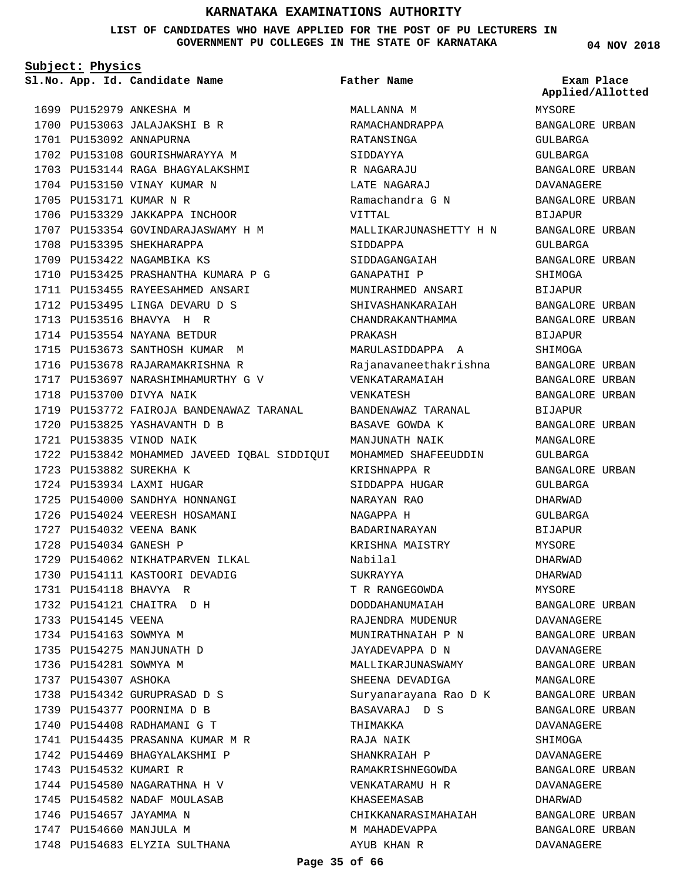# KARNATAKA EXAMINATIONS AUTHORITY

**LIST OF CANDIDATES WHO HAVE APPLIED FOR THE POST OF PU LECTURERS IN GOVERNMENT PU COLLEGES IN THE STATE OF KARNATAKA**

04 NOV 2018

**Subject: Physics**

| Sl.No. | App. Id. | Candidate Name | Father Name | Exam Place Applied/Allotted |
|---|---|---|---|---|
| 1699 | PU152979 | ANKESHA M | MALLANNA M | MYSORE |
| 1700 | PU153063 | JALAJAKSHI B R | RAMACHANDRAPPA | BANGALORE URBAN |
| 1701 | PU153092 | ANNAPURNA | RATANSINGA | GULBARGA |
| 1702 | PU153108 | GOURISHWARAYYA M | SIDDAYYA | GULBARGA |
| 1703 | PU153144 | RAGA BHAGYALAKSHMI | R NAGARAJU | BANGALORE URBAN |
| 1704 | PU153150 | VINAY KUMAR N | LATE NAGARAJ | DAVANAGERE |
| 1705 | PU153171 | KUMAR N R | Ramachandra G N | BANGALORE URBAN |
| 1706 | PU153329 | JAKKAPPA INCHOOR | VITTAL | BIJAPUR |
| 1707 | PU153354 | GOVINDARAJASWAMY H M | MALLIKARJUNASHETTY H N | BANGALORE URBAN |
| 1708 | PU153395 | SHEKHARAPPA | SIDDAPPA | GULBARGA |
| 1709 | PU153422 | NAGAMBIKA KS | SIDDAGANGAIAH | BANGALORE URBAN |
| 1710 | PU153425 | PRASHANTHA KUMARA P G | GANAPATHI P | SHIMOGA |
| 1711 | PU153455 | RAYEESAHMED ANSARI | MUNIRAHMED ANSARI | BIJAPUR |
| 1712 | PU153495 | LINGA DEVARU D S | SHIVASHANKARAIAH | BANGALORE URBAN |
| 1713 | PU153516 | BHAVYA H R | CHANDRAKANTHAMMA | BANGALORE URBAN |
| 1714 | PU153554 | NAYANA BETDUR | PRAKASH | BIJAPUR |
| 1715 | PU153673 | SANTHOSH KUMAR M | MARULASIDDAPPA A | SHIMOGA |
| 1716 | PU153678 | RAJARAMAKRISHNA R | Rajanavaneethakrishna | BANGALORE URBAN |
| 1717 | PU153697 | NARASHIMHAMURTHY G V | VENKATARAMAIAH | BANGALORE URBAN |
| 1718 | PU153700 | DIVYA NAIK | VENKATESH | BANGALORE URBAN |
| 1719 | PU153772 | FAIROJA BANDENAWAZ TARANAL | BANDENAWAZ TARANAL | BIJAPUR |
| 1720 | PU153825 | YASHAVANTH D B | BASAVE GOWDA K | BANGALORE URBAN |
| 1721 | PU153835 | VINOD NAIK | MANJUNATH NAIK | MANGALORE |
| 1722 | PU153842 | MOHAMMED JAVEED IQBAL SIDDIQUI | MOHAMMED SHAFEEUDDIN | GULBARGA |
| 1723 | PU153882 | SUREKHA K | KRISHNAPPA R | BANGALORE URBAN |
| 1724 | PU153934 | LAXMI HUGAR | SIDDAPPA HUGAR | GULBARGA |
| 1725 | PU154000 | SANDHYA HONNANGI | NARAYAN RAO | DHARWAD |
| 1726 | PU154024 | VEERESH HOSAMANI | NAGAPPA H | GULBARGA |
| 1727 | PU154032 | VEENA BANK | BADARINARAYAN | BIJAPUR |
| 1728 | PU154034 | GANESH P | KRISHNA MAISTRY | MYSORE |
| 1729 | PU154062 | NIKHATPARVEN ILKAL | Nabilal | DHARWAD |
| 1730 | PU154111 | KASTOORI DEVADIG | SUKRAYYA | DHARWAD |
| 1731 | PU154118 | BHAVYA R | T R RANGEGOWDA | MYSORE |
| 1732 | PU154121 | CHAITRA D H | DODDAHANUMAIAH | BANGALORE URBAN |
| 1733 | PU154145 | VEENA | RAJENDRA MUDENUR | DAVANAGERE |
| 1734 | PU154163 | SOWMYA M | MUNIRATHNAIAH P N | BANGALORE URBAN |
| 1735 | PU154275 | MANJUNATH D | JAYADEVAPPA D N | DAVANAGERE |
| 1736 | PU154281 | SOWMYA M | MALLIKARJUNASWAMY | BANGALORE URBAN |
| 1737 | PU154307 | ASHOKA | SHEENA DEVADIGA | MANGALORE |
| 1738 | PU154342 | GURUPRASAD D S | Suryanarayana Rao D K | BANGALORE URBAN |
| 1739 | PU154377 | POORNIMA D B | BASAVARAJ D S | BANGALORE URBAN |
| 1740 | PU154408 | RADHAMANI G T | THIMAKKA | DAVANAGERE |
| 1741 | PU154435 | PRASANNA KUMAR M R | RAJA NAIK | SHIMOGA |
| 1742 | PU154469 | BHAGYALAKSHMI P | SHANKRAIAH P | DAVANAGERE |
| 1743 | PU154532 | KUMARI R | RAMAKRISHNEGOWDA | BANGALORE URBAN |
| 1744 | PU154580 | NAGARATHNA H V | VENKATARAMU H R | DAVANAGERE |
| 1745 | PU154582 | NADAF MOULASAB | KHASEEMASAB | DHARWAD |
| 1746 | PU154657 | JAYAMMA N | CHIKKANARASIMAHAIAH | BANGALORE URBAN |
| 1747 | PU154660 | MANJULA M | M MAHADEVAPPA | BANGALORE URBAN |
| 1748 | PU154683 | ELYZIA SULTHANA | AYUB KHAN R | DAVANAGERE |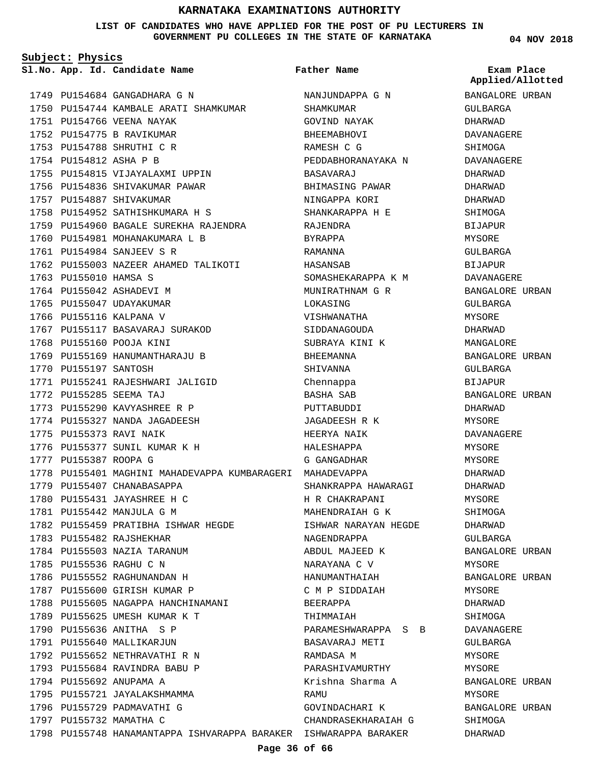# KARNATAKA EXAMINATIONS AUTHORITY

**LIST OF CANDIDATES WHO HAVE APPLIED FOR THE POST OF PU LECTURERS IN GOVERNMENT PU COLLEGES IN THE STATE OF KARNATAKA**

04 NOV 2018

**Subject: Physics**

| Sl.No. | App. Id. | Candidate Name | Father Name | Exam Place Applied/Allotted |
|---|---|---|---|---|
| 1749 | PU154684 | GANGADHARA G N | NANJUNDAPPA G N | BANGALORE URBAN |
| 1750 | PU154744 | KAMBALE ARATI SHAMKUMAR | SHAMKUMAR | GULBARGA |
| 1751 | PU154766 | VEENA NAYAK | GOVIND NAYAK | DHARWAD |
| 1752 | PU154775 | B RAVIKUMAR | BHEEMABHOVI | DAVANAGERE |
| 1753 | PU154788 | SHRUTHI C R | RAMESH C G | SHIMOGA |
| 1754 | PU154812 | ASHA P B | PEDDABHORANAYAKA N | DAVANAGERE |
| 1755 | PU154815 | VIJAYALAXMI UPPIN | BASAVARAJ | DHARWAD |
| 1756 | PU154836 | SHIVAKUMAR PAWAR | BHIMASING PAWAR | DHARWAD |
| 1757 | PU154887 | SHIVAKUMAR | NINGAPPA KORI | DHARWAD |
| 1758 | PU154952 | SATHISHKUMARA H S | SHANKARAPPA H E | SHIMOGA |
| 1759 | PU154960 | BAGALE SUREKHA RAJENDRA | RAJENDRA | BIJAPUR |
| 1760 | PU154981 | MOHANAKUMARA L B | BYRAPPA | MYSORE |
| 1761 | PU154984 | SANJEEV S R | RAMANNA | GULBARGA |
| 1762 | PU155003 | NAZEER AHAMED TALIKOTI | HASANSAB | BIJAPUR |
| 1763 | PU155010 | HAMSA S | SOMASHEKARAPPA K M | DAVANAGERE |
| 1764 | PU155042 | ASHADEVI M | MUNIRATHNAM G R | BANGALORE URBAN |
| 1765 | PU155047 | UDAYAKUMAR | LOKASING | GULBARGA |
| 1766 | PU155116 | KALPANA V | VISHWANATHA | MYSORE |
| 1767 | PU155117 | BASAVARAJ SURAKOD | SIDDANAGOUDA | DHARWAD |
| 1768 | PU155160 | POOJA KINI | SUBRAYA KINI K | MANGALORE |
| 1769 | PU155169 | HANUMANTHARAJU B | BHEEMANNA | BANGALORE URBAN |
| 1770 | PU155197 | SANTOSH | SHIVANNA | GULBARGA |
| 1771 | PU155241 | RAJESHWARI JALIGID | Chennappa | BIJAPUR |
| 1772 | PU155285 | SEEMA TAJ | BASHA SAB | BANGALORE URBAN |
| 1773 | PU155290 | KAVYASHREE R P | PUTTABUDDI | DHARWAD |
| 1774 | PU155327 | NANDA JAGADEESH | JAGADEESH R K | MYSORE |
| 1775 | PU155373 | RAVI NAIK | HEERYA NAIK | DAVANAGERE |
| 1776 | PU155377 | SUNIL KUMAR K H | HALESHAPPA | MYSORE |
| 1777 | PU155387 | ROOPA G | G GANGADHAR | MYSORE |
| 1778 | PU155401 | MAGHINI MAHADEVAPPA KUMBARAGERI | MAHADEVAPPA | DHARWAD |
| 1779 | PU155407 | CHANABASAPPA | SHANKRAPPA HAWARAGI | DHARWAD |
| 1780 | PU155431 | JAYASHREE H C | H R CHAKRAPANI | MYSORE |
| 1781 | PU155442 | MANJULA G M | MAHENDRAIAH G K | SHIMOGA |
| 1782 | PU155459 | PRATIBHA ISHWAR HEGDE | ISHWAR NARAYAN HEGDE | DHARWAD |
| 1783 | PU155482 | RAJSHEKHAR | NAGENDRAPPA | GULBARGA |
| 1784 | PU155503 | NAZIA TARANUM | ABDUL MAJEED K | BANGALORE URBAN |
| 1785 | PU155536 | RAGHU C N | NARAYANA C V | MYSORE |
| 1786 | PU155552 | RAGHUNANDAN H | HANUMANTHAIAH | BANGALORE URBAN |
| 1787 | PU155600 | GIRISH KUMAR P | C M P SIDDAIAH | MYSORE |
| 1788 | PU155605 | NAGAPPA HANCHINAMANI | BEERAPPA | DHARWAD |
| 1789 | PU155625 | UMESH KUMAR K T | THIMMAIAH | SHIMOGA |
| 1790 | PU155636 | ANITHA S P | PARAMESHWARAPPA S B | DAVANAGERE |
| 1791 | PU155640 | MALLIKARJUN | BASAVARAJ METI | GULBARGA |
| 1792 | PU155652 | NETHRAVATHI R N | RAMDASA M | MYSORE |
| 1793 | PU155684 | RAVINDRA BABU P | PARASHIVAMURTHY | MYSORE |
| 1794 | PU155692 | ANUPAMA A | Krishna Sharma A | BANGALORE URBAN |
| 1795 | PU155721 | JAYALAKSHMAMMA | RAMU | MYSORE |
| 1796 | PU155729 | PADMAVATHI G | GOVINDACHARI K | BANGALORE URBAN |
| 1797 | PU155732 | MAMATHA C | CHANDRASEKHARAIAH G | SHIMOGA |
| 1798 | PU155748 | HANAMANTAPPA ISHVARAPPA BARAKER | ISHWARAPPA BARAKER | DHARWAD |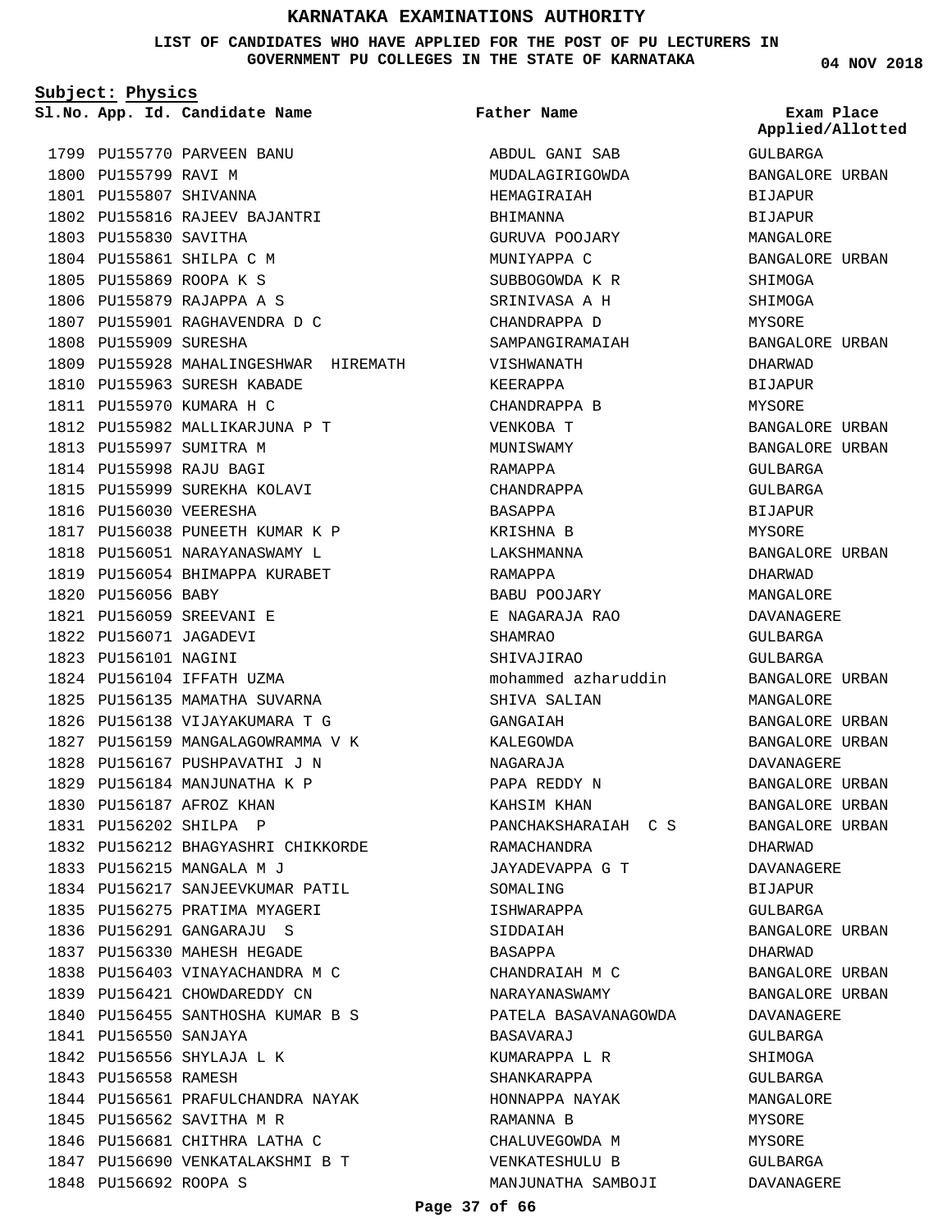# KARNATAKA EXAMINATIONS AUTHORITY

**LIST OF CANDIDATES WHO HAVE APPLIED FOR THE POST OF PU LECTURERS IN GOVERNMENT PU COLLEGES IN THE STATE OF KARNATAKA**

04 NOV 2018

**Subject: Physics**

| Sl.No. | App. Id. | Candidate Name | Father Name | Exam Place Applied/Allotted |
|---|---|---|---|---|
| 1799 | PU155770 | PARVEEN BANU | ABDUL GANI SAB | GULBARGA |
| 1800 | PU155799 | RAVI M | MUDALAGIRIGOWDA | BANGALORE URBAN |
| 1801 | PU155807 | SHIVANNA | HEMAGIRAIAH | BIJAPUR |
| 1802 | PU155816 | RAJEEV BAJANTRI | BHIMANNA | BIJAPUR |
| 1803 | PU155830 | SAVITHA | GURUVA POOJARY | MANGALORE |
| 1804 | PU155861 | SHILPA C M | MUNIYAPPA C | BANGALORE URBAN |
| 1805 | PU155869 | ROOPA K S | SUBBOGOWDA K R | SHIMOGA |
| 1806 | PU155879 | RAJAPPA A S | SRINIVASA A H | SHIMOGA |
| 1807 | PU155901 | RAGHAVENDRA D C | CHANDRAPPA D | MYSORE |
| 1808 | PU155909 | SURESHA | SAMPANGIRAMAIAH | BANGALORE URBAN |
| 1809 | PU155928 | MAHALINGESHWAR HIREMATH | VISHWANATH | DHARWAD |
| 1810 | PU155963 | SURESH KABADE | KEERAPPA | BIJAPUR |
| 1811 | PU155970 | KUMARA H C | CHANDRAPPA B | MYSORE |
| 1812 | PU155982 | MALLIKARJUNA P T | VENKOBA T | BANGALORE URBAN |
| 1813 | PU155997 | SUMITRA M | MUNISWAMY | BANGALORE URBAN |
| 1814 | PU155998 | RAJU BAGI | RAMAPPA | GULBARGA |
| 1815 | PU155999 | SUREKHA KOLAVI | CHANDRAPPA | GULBARGA |
| 1816 | PU156030 | VEERESHA | BASAPPA | BIJAPUR |
| 1817 | PU156038 | PUNEETH KUMAR K P | KRISHNA B | MYSORE |
| 1818 | PU156051 | NARAYANASWAMY L | LAKSHMANNA | BANGALORE URBAN |
| 1819 | PU156054 | BHIMAPPA KURABET | RAMAPPA | DHARWAD |
| 1820 | PU156056 | BABY | BABU POOJARY | MANGALORE |
| 1821 | PU156059 | SREEVANI E | E NAGARAJA RAO | DAVANAGERE |
| 1822 | PU156071 | JAGADEVI | SHAMRAO | GULBARGA |
| 1823 | PU156101 | NAGINI | SHIVAJIRAO | GULBARGA |
| 1824 | PU156104 | IFFATH UZMA | mohammed azharuddin | BANGALORE URBAN |
| 1825 | PU156135 | MAMATHA SUVARNA | SHIVA SALIAN | MANGALORE |
| 1826 | PU156138 | VIJAYAKUMARA T G | GANGAIAH | BANGALORE URBAN |
| 1827 | PU156159 | MANGALAGOWRAMMA V K | KALEGOWDA | BANGALORE URBAN |
| 1828 | PU156167 | PUSHPAVATHI J N | NAGARAJA | DAVANAGERE |
| 1829 | PU156184 | MANJUNATHA K P | PAPA REDDY N | BANGALORE URBAN |
| 1830 | PU156187 | AFROZ KHAN | KAHSIM KHAN | BANGALORE URBAN |
| 1831 | PU156202 | SHILPA P | PANCHAKSHARAIAH C S | BANGALORE URBAN |
| 1832 | PU156212 | BHAGYASHRI CHIKKORDE | RAMACHANDRA | DHARWAD |
| 1833 | PU156215 | MANGALA M J | JAYADEVAPPA G T | DAVANAGERE |
| 1834 | PU156217 | SANJEEVKUMAR PATIL | SOMALING | BIJAPUR |
| 1835 | PU156275 | PRATIMA MYAGERI | ISHWARAPPA | GULBARGA |
| 1836 | PU156291 | GANGARAJU S | SIDDAIAH | BANGALORE URBAN |
| 1837 | PU156330 | MAHESH HEGADE | BASAPPA | DHARWAD |
| 1838 | PU156403 | VINAYACHANDRA M C | CHANDRAIAH M C | BANGALORE URBAN |
| 1839 | PU156421 | CHOWDAREDDY CN | NARAYANASWAMY | BANGALORE URBAN |
| 1840 | PU156455 | SANTHOSHA KUMAR B S | PATELA BASAVANAGOWDA | DAVANAGERE |
| 1841 | PU156550 | SANJAYA | BASAVARAJ | GULBARGA |
| 1842 | PU156556 | SHYLAJA L K | KUMARAPPA L R | SHIMOGA |
| 1843 | PU156558 | RAMESH | SHANKARAPPA | GULBARGA |
| 1844 | PU156561 | PRAFULCHANDRA NAYAK | HONNAPPA NAYAK | MANGALORE |
| 1845 | PU156562 | SAVITHA M R | RAMANNA B | MYSORE |
| 1846 | PU156681 | CHITHRA LATHA C | CHALUVEGOWDA M | MYSORE |
| 1847 | PU156690 | VENKATALAKSHMI B T | VENKATESHULU B | GULBARGA |
| 1848 | PU156692 | ROOPA S | MANJUNATHA SAMBOJI | DAVANAGERE |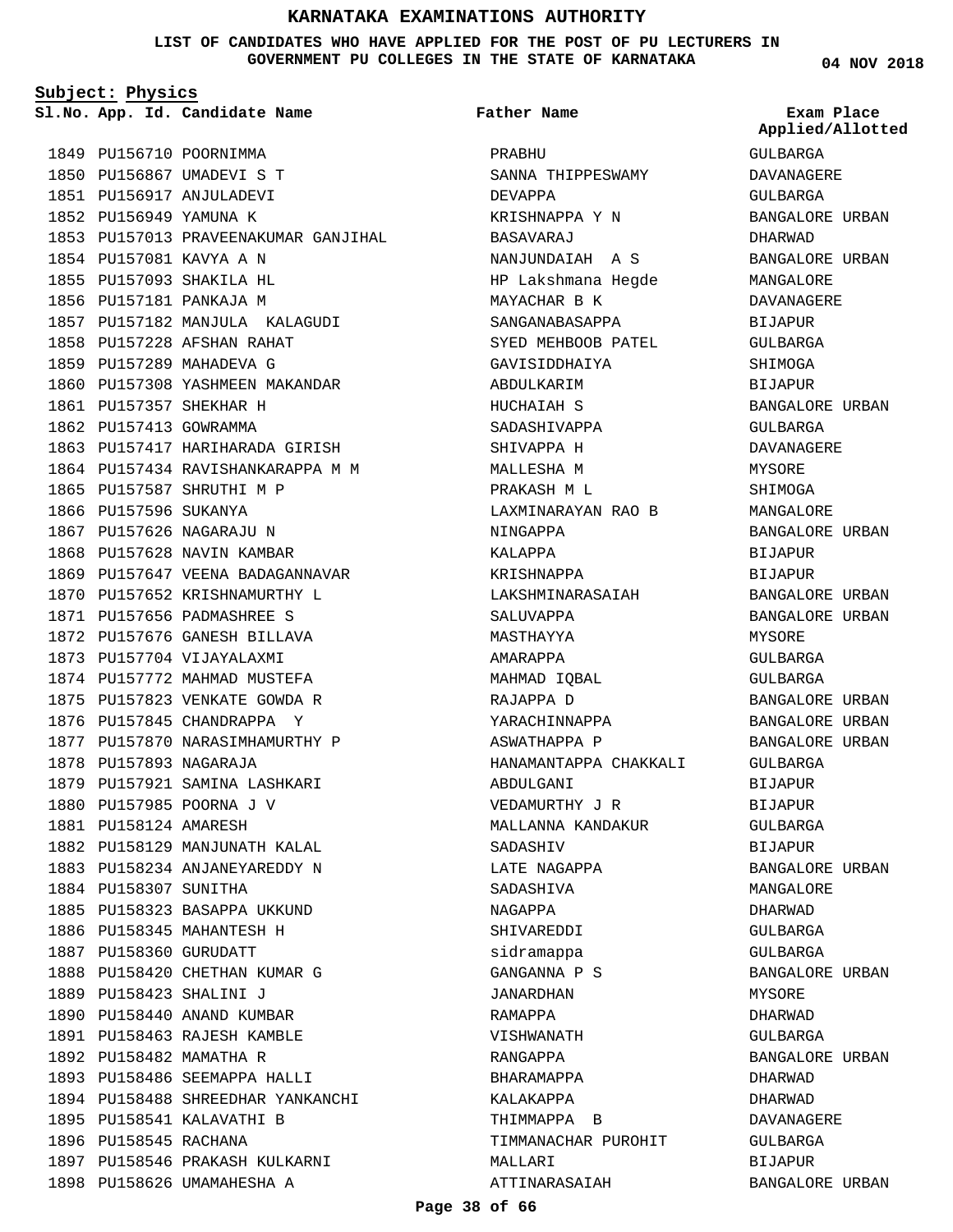# KARNATAKA EXAMINATIONS AUTHORITY

**LIST OF CANDIDATES WHO HAVE APPLIED FOR THE POST OF PU LECTURERS IN GOVERNMENT PU COLLEGES IN THE STATE OF KARNATAKA**

04 NOV 2018

**Subject: Physics**

| Sl.No. | App. Id. | Candidate Name | Father Name | Exam Place Applied/Allotted |
|---|---|---|---|---|
| 1849 | PU156710 | POORNIMMA | PRABHU | GULBARGA |
| 1850 | PU156867 | UMADEVI S T | SANNA THIPPESWAMY | DAVANAGERE |
| 1851 | PU156917 | ANJULADEVI | DEVAPPA | GULBARGA |
| 1852 | PU156949 | YAMUNA K | KRISHNAPPA Y N | BANGALORE URBAN |
| 1853 | PU157013 | PRAVEENAKUMAR GANJIHAL | BASAVARAJ | DHARWAD |
| 1854 | PU157081 | KAVYA A N | NANJUNDAIAH A S | BANGALORE URBAN |
| 1855 | PU157093 | SHAKILA HL | HP Lakshmana Hegde | MANGALORE |
| 1856 | PU157181 | PANKAJA M | MAYACHAR B K | DAVANAGERE |
| 1857 | PU157182 | MANJULA KALAGUDI | SANGANABASAPPA | BIJAPUR |
| 1858 | PU157228 | AFSHAN RAHAT | SYED MEHBOOB PATEL | GULBARGA |
| 1859 | PU157289 | MAHADEVA G | GAVISIDDHAIYA | SHIMOGA |
| 1860 | PU157308 | YASHMEEN MAKANDAR | ABDULKARIM | BIJAPUR |
| 1861 | PU157357 | SHEKHAR H | HUCHAIAH S | BANGALORE URBAN |
| 1862 | PU157413 | GOWRAMMA | SADASHIVAPPA | GULBARGA |
| 1863 | PU157417 | HARIHARADA GIRISH | SHIVAPPA H | DAVANAGERE |
| 1864 | PU157434 | RAVISHANKARAPPA M M | MALLESHA M | MYSORE |
| 1865 | PU157587 | SHRUTHI M P | PRAKASH M L | SHIMOGA |
| 1866 | PU157596 | SUKANYA | LAXMINARAYAN RAO B | MANGALORE |
| 1867 | PU157626 | NAGARAJU N | NINGAPPA | BANGALORE URBAN |
| 1868 | PU157628 | NAVIN KAMBAR | KALAPPA | BIJAPUR |
| 1869 | PU157647 | VEENA BADAGANNAVAR | KRISHNAPPA | BIJAPUR |
| 1870 | PU157652 | KRISHNAMURTHY L | LAKSHMINARASAIAH | BANGALORE URBAN |
| 1871 | PU157656 | PADMASHREE S | SALUVAPPA | BANGALORE URBAN |
| 1872 | PU157676 | GANESH BILLAVA | MASTHAYYA | MYSORE |
| 1873 | PU157704 | VIJAYALAXMI | AMARAPPA | GULBARGA |
| 1874 | PU157772 | MAHMAD MUSTEFA | MAHMAD IQBAL | GULBARGA |
| 1875 | PU157823 | VENKATE GOWDA R | RAJAPPA D | BANGALORE URBAN |
| 1876 | PU157845 | CHANDRAPPA Y | YARACHINNAPPA | BANGALORE URBAN |
| 1877 | PU157870 | NARASIMHAMURTHY P | ASWATHAPPA P | BANGALORE URBAN |
| 1878 | PU157893 | NAGARAJA | HANAMANTAPPA CHAKKALI | GULBARGA |
| 1879 | PU157921 | SAMINA LASHKARI | ABDULGANI | BIJAPUR |
| 1880 | PU157985 | POORNA J V | VEDAMURTHY J R | BIJAPUR |
| 1881 | PU158124 | AMARESH | MALLANNA KANDAKUR | GULBARGA |
| 1882 | PU158129 | MANJUNATH KALAL | SADASHIV | BIJAPUR |
| 1883 | PU158234 | ANJANEYAREDDY N | LATE NAGAPPA | BANGALORE URBAN |
| 1884 | PU158307 | SUNITHA | SADASHIVA | MANGALORE |
| 1885 | PU158323 | BASAPPA UKKUND | NAGAPPA | DHARWAD |
| 1886 | PU158345 | MAHANTESH H | SHIVAREDDI | GULBARGA |
| 1887 | PU158360 | GURUDATT | sidramappa | GULBARGA |
| 1888 | PU158420 | CHETHAN KUMAR G | GANGANNA P S | BANGALORE URBAN |
| 1889 | PU158423 | SHALINI J | JANARDHAN | MYSORE |
| 1890 | PU158440 | ANAND KUMBAR | RAMAPPA | DHARWAD |
| 1891 | PU158463 | RAJESH KAMBLE | VISHWANATH | GULBARGA |
| 1892 | PU158482 | MAMATHA R | RANGAPPA | BANGALORE URBAN |
| 1893 | PU158486 | SEEMAPPA HALLI | BHARAMAPPA | DHARWAD |
| 1894 | PU158488 | SHREEDHAR YANKANCHI | KALAKAPPA | DHARWAD |
| 1895 | PU158541 | KALAVATHI B | THIMMAPPA B | DAVANAGERE |
| 1896 | PU158545 | RACHANA | TIMMANACHAR PUROHIT | GULBARGA |
| 1897 | PU158546 | PRAKASH KULKARNI | MALLARI | BIJAPUR |
| 1898 | PU158626 | UMAMAHESHA A | ATTINARASAIAH | BANGALORE URBAN |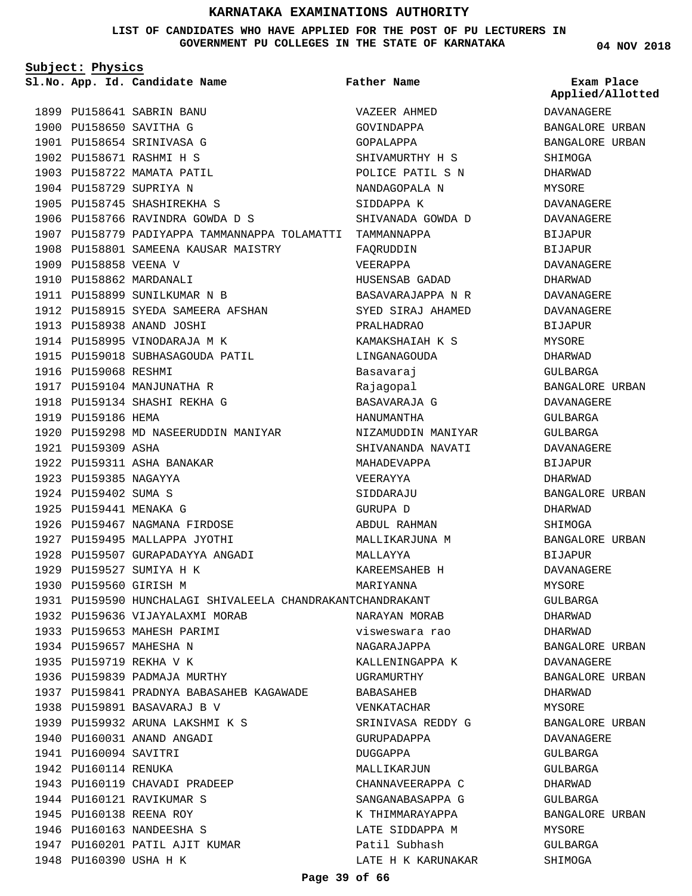# KARNATAKA EXAMINATIONS AUTHORITY

**LIST OF CANDIDATES WHO HAVE APPLIED FOR THE POST OF PU LECTURERS IN GOVERNMENT PU COLLEGES IN THE STATE OF KARNATAKA**

**04 NOV 2018**

**Subject: Physics**

| Sl.No. | App. Id. | Candidate Name | Father Name | Exam Place Applied/Allotted |
|---|---|---|---|---|
| 1899 | PU158641 | SABRIN BANU | VAZEER AHMED | DAVANAGERE |
| 1900 | PU158650 | SAVITHA G | GOVINDAPPA | BANGALORE URBAN |
| 1901 | PU158654 | SRINIVASA G | GOPALAPPA | BANGALORE URBAN |
| 1902 | PU158671 | RASHMI H S | SHIVAMURTHY H S | SHIMOGA |
| 1903 | PU158722 | MAMATA PATIL | POLICE PATIL S N | DHARWAD |
| 1904 | PU158729 | SUPRIYA N | NANDAGOPALA N | MYSORE |
| 1905 | PU158745 | SHASHIREKHA S | SIDDAPPA K | DAVANAGERE |
| 1906 | PU158766 | RAVINDRA GOWDA D S | SHIVANADA GOWDA D | DAVANAGERE |
| 1907 | PU158779 | PADIYAPPA TAMMANNAPPA TOLAMATTI | TAMMANNAPPA | BIJAPUR |
| 1908 | PU158801 | SAMEENA KAUSAR MAISTRY | FAQRUDDIN | BIJAPUR |
| 1909 | PU158858 | VEENA V | VEERAPPA | DAVANAGERE |
| 1910 | PU158862 | MARDANALI | HUSENSAB GADAD | DHARWAD |
| 1911 | PU158899 | SUNILKUMAR N B | BASAVARAJAPPA N R | DAVANAGERE |
| 1912 | PU158915 | SYEDA SAMEERA AFSHAN | SYED SIRAJ AHAMED | DAVANAGERE |
| 1913 | PU158938 | ANAND JOSHI | PRALHADRAO | BIJAPUR |
| 1914 | PU158995 | VINODARAJA M K | KAMAKSHAIAH K S | MYSORE |
| 1915 | PU159018 | SUBHASAGOUDA PATIL | LINGANAGOUDA | DHARWAD |
| 1916 | PU159068 | RESHMI | Basavaraj | GULBARGA |
| 1917 | PU159104 | MANJUNATHA R | Rajagopal | BANGALORE URBAN |
| 1918 | PU159134 | SHASHI REKHA G | BASAVARAJA G | DAVANAGERE |
| 1919 | PU159186 | HEMA | HANUMANTHA | GULBARGA |
| 1920 | PU159298 | MD NASEERUDDIN MANIYAR | NIZAMUDDIN MANIYAR | GULBARGA |
| 1921 | PU159309 | ASHA | SHIVANANDA NAVATI | DAVANAGERE |
| 1922 | PU159311 | ASHA BANAKAR | MAHADEVAPPA | BIJAPUR |
| 1923 | PU159385 | NAGAYYA | VEERAYYA | DHARWAD |
| 1924 | PU159402 | SUMA S | SIDDARAJU | BANGALORE URBAN |
| 1925 | PU159441 | MENAKA G | GURUPA D | DHARWAD |
| 1926 | PU159467 | NAGMANA FIRDOSE | ABDUL RAHMAN | SHIMOGA |
| 1927 | PU159495 | MALLAPPA JYOTHI | MALLIKARJUNA M | BANGALORE URBAN |
| 1928 | PU159507 | GURAPADAYYA ANGADI | MALLAYYA | BIJAPUR |
| 1929 | PU159527 | SUMIYA H K | KAREEMSAHEB H | DAVANAGERE |
| 1930 | PU159560 | GIRISH M | MARIYANNA | MYSORE |
| 1931 | PU159590 | HUNCHALAGI SHIVALEELA CHANDRAKANT | CHANDRAKANT | GULBARGA |
| 1932 | PU159636 | VIJAYALAXMI MORAB | NARAYAN MORAB | DHARWAD |
| 1933 | PU159653 | MAHESH PARIMI | visweswara rao | DHARWAD |
| 1934 | PU159657 | MAHESHA N | NAGARAJAPPA | BANGALORE URBAN |
| 1935 | PU159719 | REKHA V K | KALLENINGAPPA K | DAVANAGERE |
| 1936 | PU159839 | PADMAJA MURTHY | UGRAMURTHY | BANGALORE URBAN |
| 1937 | PU159841 | PRADNYA BABASAHEB KAGAWADE | BABASAHEB | DHARWAD |
| 1938 | PU159891 | BASAVARAJ B V | VENKATACHAR | MYSORE |
| 1939 | PU159932 | ARUNA LAKSHMI K S | SRINIVASA REDDY G | BANGALORE URBAN |
| 1940 | PU160031 | ANAND ANGADI | GURUPADAPPA | DAVANAGERE |
| 1941 | PU160094 | SAVITRI | DUGGAPPA | GULBARGA |
| 1942 | PU160114 | RENUKA | MALLIKARJUN | GULBARGA |
| 1943 | PU160119 | CHAVADI PRADEEP | CHANNAVEERAPPA C | DHARWAD |
| 1944 | PU160121 | RAVIKUMAR S | SANGANABASAPPA G | GULBARGA |
| 1945 | PU160138 | REENA ROY | K THIMMARAYAPPA | BANGALORE URBAN |
| 1946 | PU160163 | NANDEESHA S | LATE SIDDAPPA M | MYSORE |
| 1947 | PU160201 | PATIL AJIT KUMAR | Patil Subhash | GULBARGA |
| 1948 | PU160390 | USHA H K | LATE H K KARUNAKAR | SHIMOGA |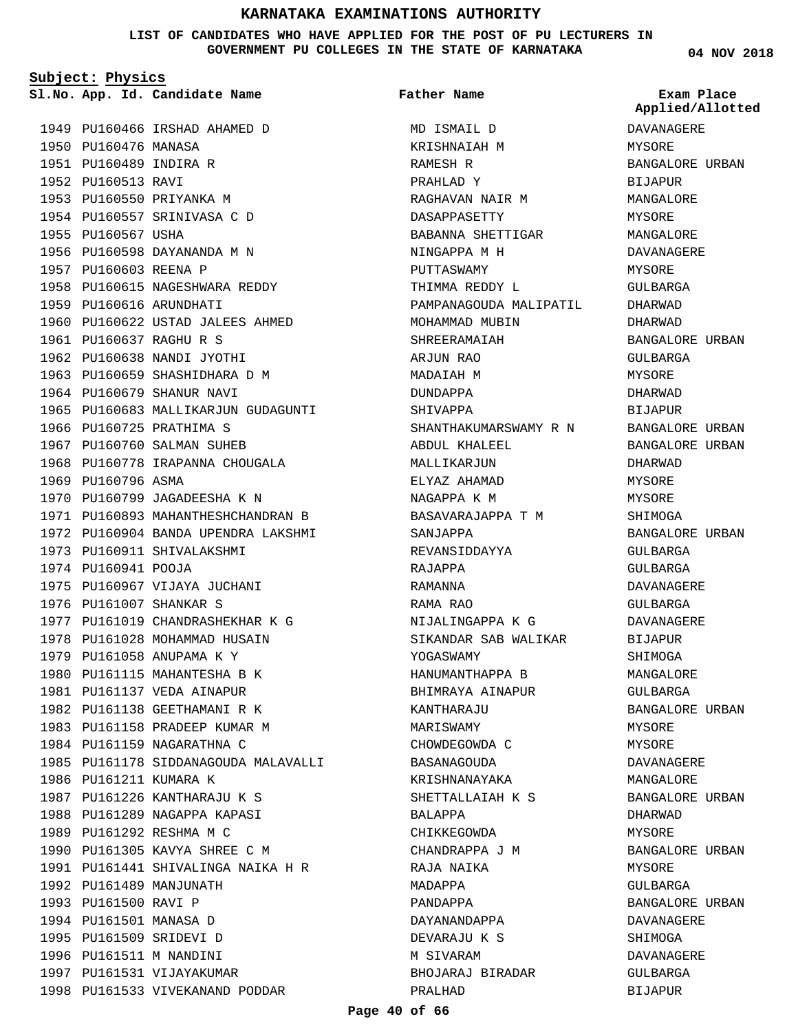# KARNATAKA EXAMINATIONS AUTHORITY

**LIST OF CANDIDATES WHO HAVE APPLIED FOR THE POST OF PU LECTURERS IN GOVERNMENT PU COLLEGES IN THE STATE OF KARNATAKA**

04 NOV 2018

**Subject: Physics**

| Sl.No. | App. Id. | Candidate Name | Father Name | Exam Place Applied/Allotted |
|---|---|---|---|---|
| 1949 | PU160466 | IRSHAD AHAMED D | MD ISMAIL D | DAVANAGERE |
| 1950 | PU160476 | MANASA | KRISHNAIAH M | MYSORE |
| 1951 | PU160489 | INDIRA R | RAMESH R | BANGALORE URBAN |
| 1952 | PU160513 | RAVI | PRAHLAD Y | BIJAPUR |
| 1953 | PU160550 | PRIYANKA M | RAGHAVAN NAIR M | MANGALORE |
| 1954 | PU160557 | SRINIVASA C D | DASAPPASETTY | MYSORE |
| 1955 | PU160567 | USHA | BABANNA SHETTIGAR | MANGALORE |
| 1956 | PU160598 | DAYANANDA M N | NINGAPPA M H | DAVANAGERE |
| 1957 | PU160603 | REENA P | PUTTASWAMY | MYSORE |
| 1958 | PU160615 | NAGESHWARA REDDY | THIMMA REDDY L | GULBARGA |
| 1959 | PU160616 | ARUNDHATI | PAMPANAGOUDA MALIPATIL | DHARWAD |
| 1960 | PU160622 | USTAD JALEES AHMED | MOHAMMAD MUBIN | DHARWAD |
| 1961 | PU160637 | RAGHU R S | SHREERAMAIAH | BANGALORE URBAN |
| 1962 | PU160638 | NANDI JYOTHI | ARJUN RAO | GULBARGA |
| 1963 | PU160659 | SHASHIDHARA D M | MADAIAH M | MYSORE |
| 1964 | PU160679 | SHANUR NAVI | DUNDAPPA | DHARWAD |
| 1965 | PU160683 | MALLIKARJUN GUDAGUNTI | SHIVAPPA | BIJAPUR |
| 1966 | PU160725 | PRATHIMA S | SHANTHAKUMARSWAMY R N | BANGALORE URBAN |
| 1967 | PU160760 | SALMAN SUHEB | ABDUL KHALEEL | BANGALORE URBAN |
| 1968 | PU160778 | IRAPANNA CHOUGALA | MALLIKARJUN | DHARWAD |
| 1969 | PU160796 | ASMA | ELYAZ AHAMAD | MYSORE |
| 1970 | PU160799 | JAGADEESHA K N | NAGAPPA K M | MYSORE |
| 1971 | PU160893 | MAHANTHESHCHANDRAN B | BASAVARAJAPPA T M | SHIMOGA |
| 1972 | PU160904 | BANDA UPENDRA LAKSHMI | SANJAPPA | BANGALORE URBAN |
| 1973 | PU160911 | SHIVALAKSHMI | REVANSIDDAYYA | GULBARGA |
| 1974 | PU160941 | POOJA | RAJAPPA | GULBARGA |
| 1975 | PU160967 | VIJAYA JUCHANI | RAMANNA | DAVANAGERE |
| 1976 | PU161007 | SHANKAR S | RAMA RAO | GULBARGA |
| 1977 | PU161019 | CHANDRASHEKHAR K G | NIJALINGAPPA K G | DAVANAGERE |
| 1978 | PU161028 | MOHAMMAD HUSAIN | SIKANDAR SAB WALIKAR | BIJAPUR |
| 1979 | PU161058 | ANUPAMA K Y | YOGASWAMY | SHIMOGA |
| 1980 | PU161115 | MAHANTESHA B K | HANUMANTHAPPA B | MANGALORE |
| 1981 | PU161137 | VEDA AINAPUR | BHIMRAYA AINAPUR | GULBARGA |
| 1982 | PU161138 | GEETHAMANI R K | KANTHARAJU | BANGALORE URBAN |
| 1983 | PU161158 | PRADEEP KUMAR M | MARISWAMY | MYSORE |
| 1984 | PU161159 | NAGARATHNA C | CHOWDEGOWDA C | MYSORE |
| 1985 | PU161178 | SIDDANAGOUDA MALAVALLI | BASANAGOUDA | DAVANAGERE |
| 1986 | PU161211 | KUMARA K | KRISHNANAYAKA | MANGALORE |
| 1987 | PU161226 | KANTHARAJU K S | SHETTALLAIAH K S | BANGALORE URBAN |
| 1988 | PU161289 | NAGAPPA KAPASI | BALAPPA | DHARWAD |
| 1989 | PU161292 | RESHMA M C | CHIKKEGOWDA | MYSORE |
| 1990 | PU161305 | KAVYA SHREE C M | CHANDRAPPA J M | BANGALORE URBAN |
| 1991 | PU161441 | SHIVALINGA NAIKA H R | RAJA NAIKA | MYSORE |
| 1992 | PU161489 | MANJUNATH | MADAPPA | GULBARGA |
| 1993 | PU161500 | RAVI P | PANDAPPA | BANGALORE URBAN |
| 1994 | PU161501 | MANASA D | DAYANANDAPPA | DAVANAGERE |
| 1995 | PU161509 | SRIDEVI D | DEVARAJU K S | SHIMOGA |
| 1996 | PU161511 | M NANDINI | M SIVARAM | DAVANAGERE |
| 1997 | PU161531 | VIJAYAKUMAR | BHOJARAJ BIRADAR | GULBARGA |
| 1998 | PU161533 | VIVEKANAND PODDAR | PRALHAD | BIJAPUR |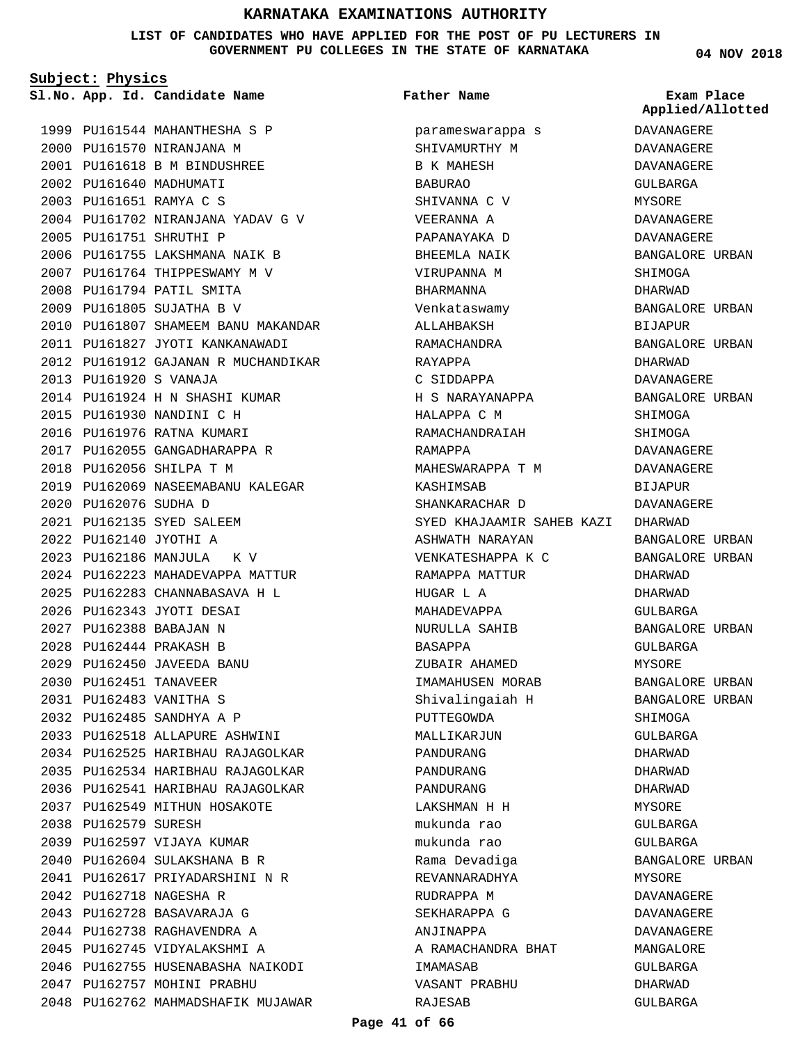# KARNATAKA EXAMINATIONS AUTHORITY

**LIST OF CANDIDATES WHO HAVE APPLIED FOR THE POST OF PU LECTURERS IN GOVERNMENT PU COLLEGES IN THE STATE OF KARNATAKA**

**04 NOV 2018**

**Subject: Physics**

| Sl.No. | App. Id. | Candidate Name | Father Name | Exam Place Applied/Allotted |
|---|---|---|---|---|
| 1999 | PU161544 | MAHANTHESHA S P | parameswarappa s | DAVANAGERE |
| 2000 | PU161570 | NIRANJANA M | SHIVAMURTHY M | DAVANAGERE |
| 2001 | PU161618 | B M BINDUSHREE | B K MAHESH | DAVANAGERE |
| 2002 | PU161640 | MADHUMATI | BABURAO | GULBARGA |
| 2003 | PU161651 | RAMYA C S | SHIVANNA C V | MYSORE |
| 2004 | PU161702 | NIRANJANA YADAV G V | VEERANNA A | DAVANAGERE |
| 2005 | PU161751 | SHRUTHI P | PAPANAYAKA D | DAVANAGERE |
| 2006 | PU161755 | LAKSHMANA NAIK B | BHEEMLA NAIK | BANGALORE URBAN |
| 2007 | PU161764 | THIPPESWAMY M V | VIRUPANNA M | SHIMOGA |
| 2008 | PU161794 | PATIL SMITA | BHARMANNA | DHARWAD |
| 2009 | PU161805 | SUJATHA B V | Venkataswamy | BANGALORE URBAN |
| 2010 | PU161807 | SHAMEEM BANU MAKANDAR | ALLAHBAKSH | BIJAPUR |
| 2011 | PU161827 | JYOTI KANKANAWADI | RAMACHANDRA | BANGALORE URBAN |
| 2012 | PU161912 | GAJANAN R MUCHANDIKAR | RAYAPPA | DHARWAD |
| 2013 | PU161920 | S VANAJA | C SIDDAPPA | DAVANAGERE |
| 2014 | PU161924 | H N SHASHI KUMAR | H S NARAYANAPPA | BANGALORE URBAN |
| 2015 | PU161930 | NANDINI C H | HALAPPA C M | SHIMOGA |
| 2016 | PU161976 | RATNA KUMARI | RAMACHANDRAIAH | SHIMOGA |
| 2017 | PU162055 | GANGADHARAPPA R | RAMAPPA | DAVANAGERE |
| 2018 | PU162056 | SHILPA T M | MAHESWARAPPA T M | DAVANAGERE |
| 2019 | PU162069 | NASEEMABANU KALEGAR | KASHIMSAB | BIJAPUR |
| 2020 | PU162076 | SUDHA D | SHANKARACHAR D | DAVANAGERE |
| 2021 | PU162135 | SYED SALEEM | SYED KHAJAAMIR SAHEB KAZI | DHARWAD |
| 2022 | PU162140 | JYOTHI A | ASHWATH NARAYAN | BANGALORE URBAN |
| 2023 | PU162186 | MANJULA K V | VENKATESHAPPA K C | BANGALORE URBAN |
| 2024 | PU162223 | MAHADEVAPPA MATTUR | RAMAPPA MATTUR | DHARWAD |
| 2025 | PU162283 | CHANNABASAVA H L | HUGAR L A | DHARWAD |
| 2026 | PU162343 | JYOTI DESAI | MAHADEVAPPA | GULBARGA |
| 2027 | PU162388 | BABAJAN N | NURULLA SAHIB | BANGALORE URBAN |
| 2028 | PU162444 | PRAKASH B | BASAPPA | GULBARGA |
| 2029 | PU162450 | JAVEEDA BANU | ZUBAIR AHAMED | MYSORE |
| 2030 | PU162451 | TANAVEER | IMAMAHUSEN MORAB | BANGALORE URBAN |
| 2031 | PU162483 | VANITHA S | Shivalingaiah H | BANGALORE URBAN |
| 2032 | PU162485 | SANDHYA A P | PUTTEGOWDA | SHIMOGA |
| 2033 | PU162518 | ALLAPURE ASHWINI | MALLIKARJUN | GULBARGA |
| 2034 | PU162525 | HARIBHAU RAJAGOLKAR | PANDURANG | DHARWAD |
| 2035 | PU162534 | HARIBHAU RAJAGOLKAR | PANDURANG | DHARWAD |
| 2036 | PU162541 | HARIBHAU RAJAGOLKAR | PANDURANG | DHARWAD |
| 2037 | PU162549 | MITHUN HOSAKOTE | LAKSHMAN H H | MYSORE |
| 2038 | PU162579 | SURESH | mukunda rao | GULBARGA |
| 2039 | PU162597 | VIJAYA KUMAR | mukunda rao | GULBARGA |
| 2040 | PU162604 | SULAKSHANA B R | Rama Devadiga | BANGALORE URBAN |
| 2041 | PU162617 | PRIYADARSHINI N R | REVANNARADHYA | MYSORE |
| 2042 | PU162718 | NAGESHA R | RUDRAPPA M | DAVANAGERE |
| 2043 | PU162728 | BASAVARAJA G | SEKHARAPPA G | DAVANAGERE |
| 2044 | PU162738 | RAGHAVENDRA A | ANJINAPPA | DAVANAGERE |
| 2045 | PU162745 | VIDYALAKSHMI A | A RAMACHANDRA BHAT | MANGALORE |
| 2046 | PU162755 | HUSENABASHA NAIKODI | IMAMASAB | GULBARGA |
| 2047 | PU162757 | MOHINI PRABHU | VASANT PRABHU | DHARWAD |
| 2048 | PU162762 | MAHMADSHAFIK MUJAWAR | RAJESAB | GULBARGA |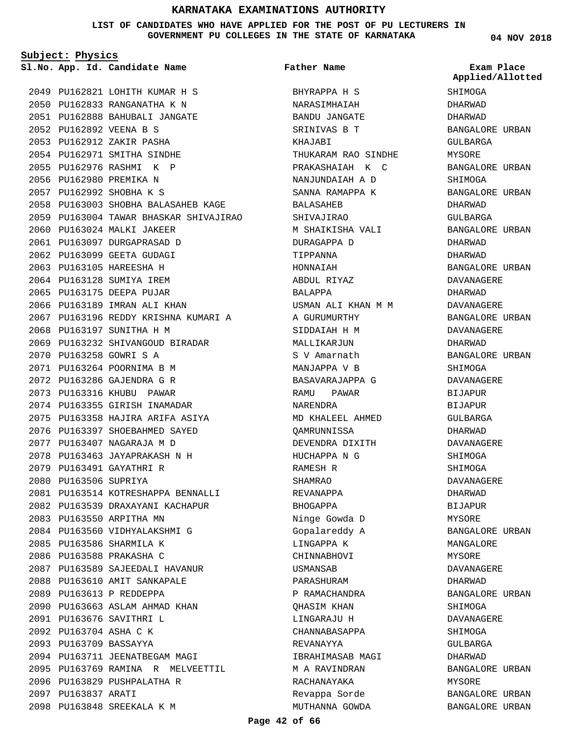# KARNATAKA EXAMINATIONS AUTHORITY

**LIST OF CANDIDATES WHO HAVE APPLIED FOR THE POST OF PU LECTURERS IN GOVERNMENT PU COLLEGES IN THE STATE OF KARNATAKA**

04 NOV 2018

**Subject: Physics**

| Sl.No. | App. Id. | Candidate Name | Father Name | Exam Place Applied/Allotted |
|---|---|---|---|---|
| 2049 | PU162821 | LOHITH KUMAR H S | BHYRAPPA H S | SHIMOGA |
| 2050 | PU162833 | RANGANATHA K N | NARASIMHAIAH | DHARWAD |
| 2051 | PU162888 | BAHUBALI JANGATE | BANDU JANGATE | DHARWAD |
| 2052 | PU162892 | VEENA B S | SRINIVAS B T | BANGALORE URBAN |
| 2053 | PU162912 | ZAKIR PASHA | KHAJABI | GULBARGA |
| 2054 | PU162971 | SMITHA SINDHE | THUKARAM RAO SINDHE | MYSORE |
| 2055 | PU162976 | RASHMI K P | PRAKASHAIAH K C | BANGALORE URBAN |
| 2056 | PU162980 | PREMIKA N | NANJUNDAIAH A D | SHIMOGA |
| 2057 | PU162992 | SHOBHA K S | SANNA RAMAPPA K | BANGALORE URBAN |
| 2058 | PU163003 | SHOBHA BALASAHEB KAGE | BALASAHEB | DHARWAD |
| 2059 | PU163004 | TAWAR BHASKAR SHIVAJIRAO | SHIVAJIRAO | GULBARGA |
| 2060 | PU163024 | MALKI JAKEER | M SHAIKISHA VALI | BANGALORE URBAN |
| 2061 | PU163097 | DURGAPRASAD D | DURAGAPPA D | DHARWAD |
| 2062 | PU163099 | GEETA GUDAGI | TIPPANNA | DHARWAD |
| 2063 | PU163105 | HAREESHA H | HONNAIAH | BANGALORE URBAN |
| 2064 | PU163128 | SUMIYA IREM | ABDUL RIYAZ | DAVANAGERE |
| 2065 | PU163175 | DEEPA PUJAR | BALAPPA | DHARWAD |
| 2066 | PU163189 | IMRAN ALI KHAN | USMAN ALI KHAN M M | DAVANAGERE |
| 2067 | PU163196 | REDDY KRISHNA KUMARI A | A GURUMURTHY | BANGALORE URBAN |
| 2068 | PU163197 | SUNITHA H M | SIDDAIAH H M | DAVANAGERE |
| 2069 | PU163232 | SHIVANGOUD BIRADAR | MALLIKARJUN | DHARWAD |
| 2070 | PU163258 | GOWRI S A | S V Amarnath | BANGALORE URBAN |
| 2071 | PU163264 | POORNIMA B M | MANJAPPA V B | SHIMOGA |
| 2072 | PU163286 | GAJENDRA G R | BASAVARAJAPPA G | DAVANAGERE |
| 2073 | PU163316 | KHUBU PAWAR | RAMU PAWAR | BIJAPUR |
| 2074 | PU163355 | GIRISH INAMADAR | NARENDRA | BIJAPUR |
| 2075 | PU163358 | HAJIRA ARIFA ASIYA | MD KHALEEL AHMED | GULBARGA |
| 2076 | PU163397 | SHOEBAHMED SAYED | QAMRUNNISSA | DHARWAD |
| 2077 | PU163407 | NAGARAJA M D | DEVENDRA DIXITH | DAVANAGERE |
| 2078 | PU163463 | JAYAPRAKASH N H | HUCHAPPA N G | SHIMOGA |
| 2079 | PU163491 | GAYATHRI R | RAMESH R | SHIMOGA |
| 2080 | PU163506 | SUPRIYA | SHAMRAO | DAVANAGERE |
| 2081 | PU163514 | KOTRESHAPPA BENNALLI | REVANAPPA | DHARWAD |
| 2082 | PU163539 | DRAXAYANI KACHAPUR | BHOGAPPA | BIJAPUR |
| 2083 | PU163550 | ARPITHA MN | Ninge Gowda D | MYSORE |
| 2084 | PU163560 | VIDHYALAKSHMI G | Gopalareddy A | BANGALORE URBAN |
| 2085 | PU163586 | SHARMILA K | LINGAPPA K | MANGALORE |
| 2086 | PU163588 | PRAKASHA C | CHINNABHOVI | MYSORE |
| 2087 | PU163589 | SAJEEDALI HAVANUR | USMANSAB | DAVANAGERE |
| 2088 | PU163610 | AMIT SANKAPALE | PARASHURAM | DHARWAD |
| 2089 | PU163613 | P REDDEPPA | P RAMACHANDRA | BANGALORE URBAN |
| 2090 | PU163663 | ASLAM AHMAD KHAN | QHASIM KHAN | SHIMOGA |
| 2091 | PU163676 | SAVITHRI L | LINGARAJU H | DAVANAGERE |
| 2092 | PU163704 | ASHA C K | CHANNABASAPPA | SHIMOGA |
| 2093 | PU163709 | BASSAYYA | REVANAYYA | GULBARGA |
| 2094 | PU163711 | JEENATBEGAM MAGI | IBRAHIMASAB MAGI | DHARWAD |
| 2095 | PU163769 | RAMINA R MELVEETTIL | M A RAVINDRAN | BANGALORE URBAN |
| 2096 | PU163829 | PUSHPALATHA R | RACHANAYAKA | MYSORE |
| 2097 | PU163837 | ARATI | Revappa Sorde | BANGALORE URBAN |
| 2098 | PU163848 | SREEKALA K M | MUTHANNA GOWDA | BANGALORE URBAN |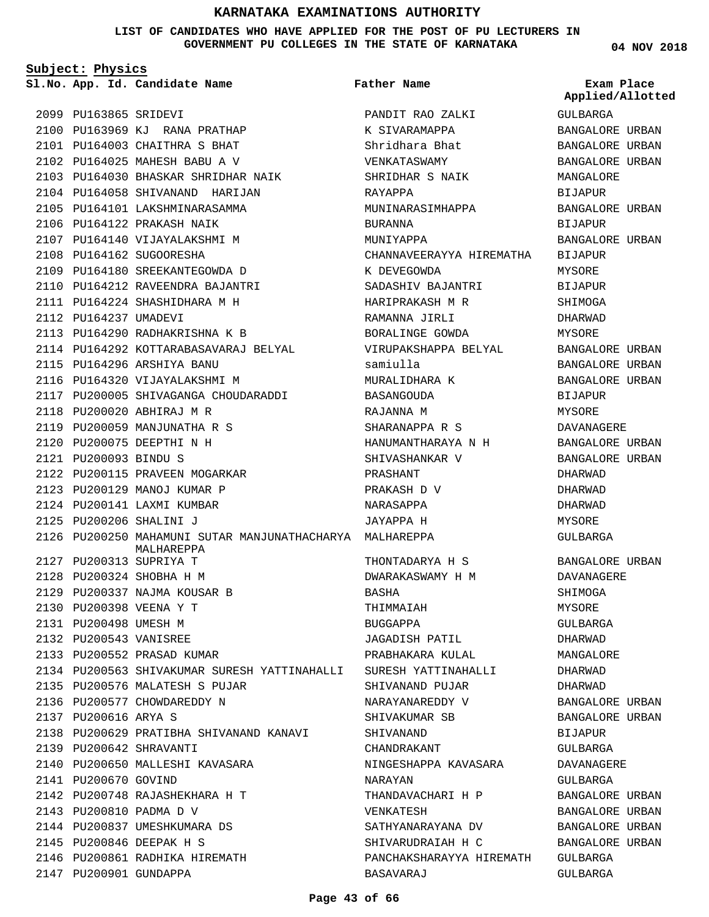# KARNATAKA EXAMINATIONS AUTHORITY

**LIST OF CANDIDATES WHO HAVE APPLIED FOR THE POST OF PU LECTURERS IN GOVERNMENT PU COLLEGES IN THE STATE OF KARNATAKA**

**04 NOV 2018**

**Subject: Physics**

| Sl.No. | App. Id. | Candidate Name | Father Name | Exam Place Applied/Allotted |
|---|---|---|---|---|
| 2099 | PU163865 | SRIDEVI | PANDIT RAO ZALKI | GULBARGA |
| 2100 | PU163969 | KJ RANA PRATHAP | K SIVARAMAPPA | BANGALORE URBAN |
| 2101 | PU164003 | CHAITHRA S BHAT | Shridhara Bhat | BANGALORE URBAN |
| 2102 | PU164025 | MAHESH BABU A V | VENKATASWAMY | BANGALORE URBAN |
| 2103 | PU164030 | BHASKAR SHRIDHAR NAIK | SHRIDHAR S NAIK | MANGALORE |
| 2104 | PU164058 | SHIVANAND HARIJAN | RAYAPPA | BIJAPUR |
| 2105 | PU164101 | LAKSHMINARASAMMA | MUNINARASIMHAPPA | BANGALORE URBAN |
| 2106 | PU164122 | PRAKASH NAIK | BURANNA | BIJAPUR |
| 2107 | PU164140 | VIJAYALAKSHMI M | MUNIYAPPA | BANGALORE URBAN |
| 2108 | PU164162 | SUGOORESHA | CHANNAVEERAYYA HIREMATHA | BIJAPUR |
| 2109 | PU164180 | SREEKANTEGOWDA D | K DEVEGOWDA | MYSORE |
| 2110 | PU164212 | RAVEENDRA BAJANTRI | SADASHIV BAJANTRI | BIJAPUR |
| 2111 | PU164224 | SHASHIDHARA M H | HARIPRAKASH M R | SHIMOGA |
| 2112 | PU164237 | UMADEVI | RAMANNA JIRLI | DHARWAD |
| 2113 | PU164290 | RADHAKRISHNA K B | BORALINGE GOWDA | MYSORE |
| 2114 | PU164292 | KOTTARABASAVARAJ BELYAL | VIRUPAKSHAPPA BELYAL | BANGALORE URBAN |
| 2115 | PU164296 | ARSHIYA BANU | samiulla | BANGALORE URBAN |
| 2116 | PU164320 | VIJAYALAKSHMI M | MURALIDHARA K | BANGALORE URBAN |
| 2117 | PU200005 | SHIVAGANGA CHOUDARADDI | BASANGOUDA | BIJAPUR |
| 2118 | PU200020 | ABHIRAJ M R | RAJANNA M | MYSORE |
| 2119 | PU200059 | MANJUNATHA R S | SHARANAPPA R S | DAVANAGERE |
| 2120 | PU200075 | DEEPTHI N H | HANUMANTHARAYA N H | BANGALORE URBAN |
| 2121 | PU200093 | BINDU S | SHIVASHANKAR V | BANGALORE URBAN |
| 2122 | PU200115 | PRAVEEN MOGARKAR | PRASHANT | DHARWAD |
| 2123 | PU200129 | MANOJ KUMAR P | PRAKASH D V | DHARWAD |
| 2124 | PU200141 | LAXMI KUMBAR | NARASAPPA | DHARWAD |
| 2125 | PU200206 | SHALINI J | JAYAPPA H | MYSORE |
| 2126 | PU200250 | MAHAMUNI SUTAR MANJUNATHACHARYA MALHAREPPA | MALHAREPPA | GULBARGA |
| 2127 | PU200313 | SUPRIYA T | THONTADARYA H S | BANGALORE URBAN |
| 2128 | PU200324 | SHOBHA H M | DWARAKASWAMY H M | DAVANAGERE |
| 2129 | PU200337 | NAJMA KOUSAR B | BASHA | SHIMOGA |
| 2130 | PU200398 | VEENA Y T | THIMMAIAH | MYSORE |
| 2131 | PU200498 | UMESH M | BUGGAPPA | GULBARGA |
| 2132 | PU200543 | VANISREE | JAGADISH PATIL | DHARWAD |
| 2133 | PU200552 | PRASAD KUMAR | PRABHAKARA KULAL | MANGALORE |
| 2134 | PU200563 | SHIVAKUMAR SURESH YATTINAHALLI | SURESH YATTINAHALLI | DHARWAD |
| 2135 | PU200576 | MALATESH S PUJAR | SHIVANAND PUJAR | DHARWAD |
| 2136 | PU200577 | CHOWDAREDDY N | NARAYANAREDDY V | BANGALORE URBAN |
| 2137 | PU200616 | ARYA S | SHIVAKUMAR SB | BANGALORE URBAN |
| 2138 | PU200629 | PRATIBHA SHIVANAND KANAVI | SHIVANAND | BIJAPUR |
| 2139 | PU200642 | SHRAVANTI | CHANDRAKANT | GULBARGA |
| 2140 | PU200650 | MALLESHI KAVASARA | NINGESHAPPA KAVASARA | DAVANAGERE |
| 2141 | PU200670 | GOVIND | NARAYAN | GULBARGA |
| 2142 | PU200748 | RAJASHEKHARA H T | THANDAVACHARI H P | BANGALORE URBAN |
| 2143 | PU200810 | PADMA D V | VENKATESH | BANGALORE URBAN |
| 2144 | PU200837 | UMESHKUMARA DS | SATHYANARAYANA DV | BANGALORE URBAN |
| 2145 | PU200846 | DEEPAK H S | SHIVARUDRAIAH H C | BANGALORE URBAN |
| 2146 | PU200861 | RADHIKA HIREMATH | PANCHAKSHARAYYA HIREMATH | GULBARGA |
| 2147 | PU200901 | GUNDAPPA | BASAVARAJ | GULBARGA |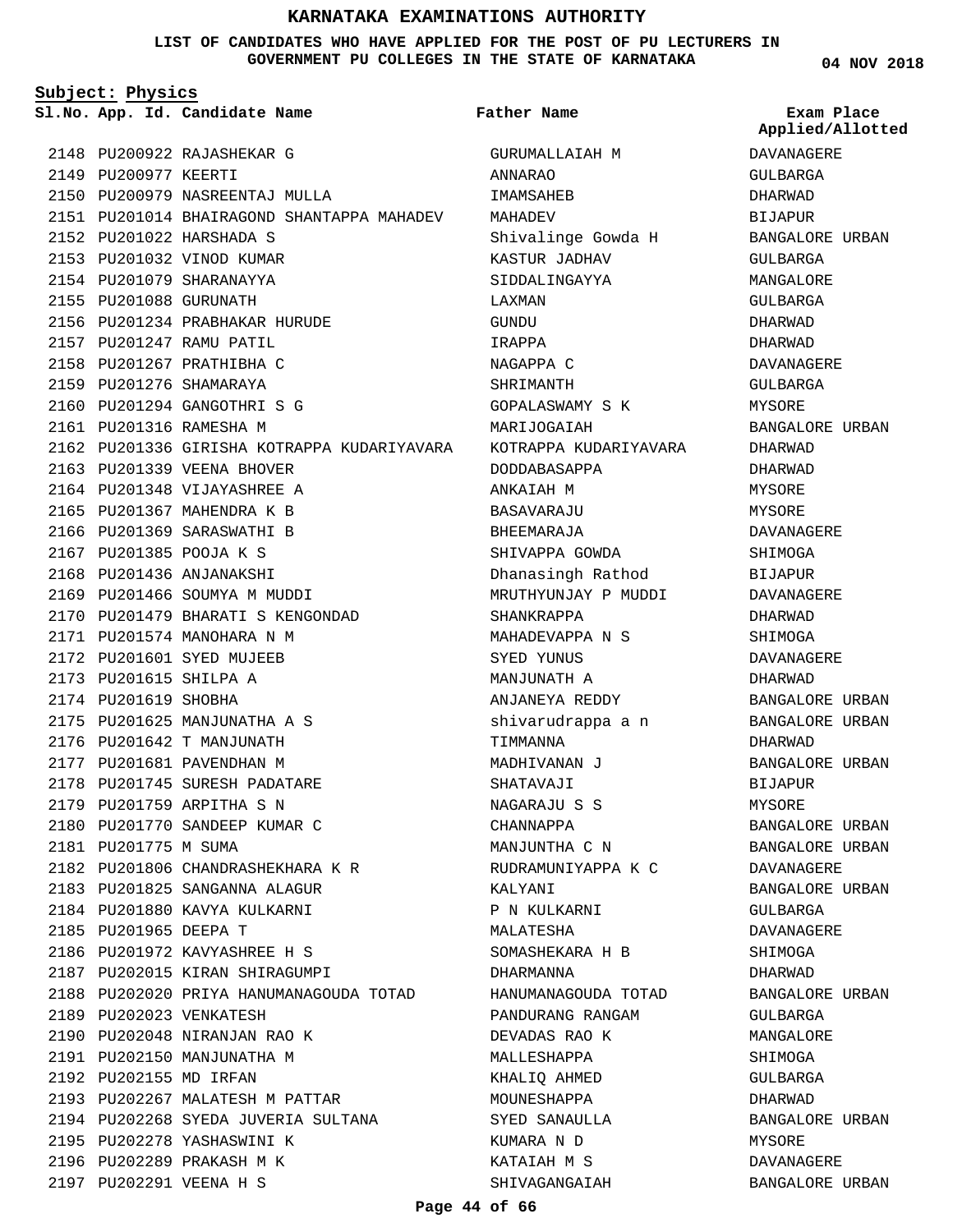# KARNATAKA EXAMINATIONS AUTHORITY

**LIST OF CANDIDATES WHO HAVE APPLIED FOR THE POST OF PU LECTURERS IN GOVERNMENT PU COLLEGES IN THE STATE OF KARNATAKA**

**04 NOV 2018**

**Subject: Physics**

| Sl.No. | App. Id. | Candidate Name | Father Name | Exam Place Applied/Allotted |
|---|---|---|---|---|
| 2148 | PU200922 | RAJASHEKAR G | GURUMALLAIAH M | DAVANAGERE |
| 2149 | PU200977 | KEERTI | ANNARAO | GULBARGA |
| 2150 | PU200979 | NASREENTAJ MULLA | IMAMSAHEB | DHARWAD |
| 2151 | PU201014 | BHAIRAGOND SHANTAPPA MAHADEV | MAHADEV | BIJAPUR |
| 2152 | PU201022 | HARSHADA S | Shivalinge Gowda H | BANGALORE URBAN |
| 2153 | PU201032 | VINOD KUMAR | KASTUR JADHAV | GULBARGA |
| 2154 | PU201079 | SHARANAYYA | SIDDALINGAYYA | MANGALORE |
| 2155 | PU201088 | GURUNATH | LAXMAN | GULBARGA |
| 2156 | PU201234 | PRABHAKAR HURUDE | GUNDU | DHARWAD |
| 2157 | PU201247 | RAMU PATIL | IRAPPA | DHARWAD |
| 2158 | PU201267 | PRATHIBHA C | NAGAPPA C | DAVANAGERE |
| 2159 | PU201276 | SHAMARAYA | SHRIMANTH | GULBARGA |
| 2160 | PU201294 | GANGOTHRI S G | GOPALASWAMY S K | MYSORE |
| 2161 | PU201316 | RAMESHA M | MARIJOGAIAH | BANGALORE URBAN |
| 2162 | PU201336 | GIRISHA KOTRAPPA KUDARIYAVARA | KOTRAPPA KUDARIYAVARA | DHARWAD |
| 2163 | PU201339 | VEENA BHOVER | DODDABASAPPA | DHARWAD |
| 2164 | PU201348 | VIJAYASHREE A | ANKAIAH M | MYSORE |
| 2165 | PU201367 | MAHENDRA K B | BASAVARAJU | MYSORE |
| 2166 | PU201369 | SARASWATHI B | BHEEMARAJA | DAVANAGERE |
| 2167 | PU201385 | POOJA K S | SHIVAPPA GOWDA | SHIMOGA |
| 2168 | PU201436 | ANJANAKSHI | Dhanasingh Rathod | BIJAPUR |
| 2169 | PU201466 | SOUMYA M MUDDI | MRUTHYUNJAY P MUDDI | DAVANAGERE |
| 2170 | PU201479 | BHARATI S KENGONDAD | SHANKRAPPA | DHARWAD |
| 2171 | PU201574 | MANOHARA N M | MAHADEVAPPA N S | SHIMOGA |
| 2172 | PU201601 | SYED MUJEEB | SYED YUNUS | DAVANAGERE |
| 2173 | PU201615 | SHILPA A | MANJUNATH A | DHARWAD |
| 2174 | PU201619 | SHOBHA | ANJANEYA REDDY | BANGALORE URBAN |
| 2175 | PU201625 | MANJUNATHA A S | shivarudrappa a n | BANGALORE URBAN |
| 2176 | PU201642 | T MANJUNATH | TIMMANNA | DHARWAD |
| 2177 | PU201681 | PAVENDHAN M | MADHIVANAN J | BANGALORE URBAN |
| 2178 | PU201745 | SURESH PADATARE | SHATAVAJI | BIJAPUR |
| 2179 | PU201759 | ARPITHA S N | NAGARAJU S S | MYSORE |
| 2180 | PU201770 | SANDEEP KUMAR C | CHANNAPPA | BANGALORE URBAN |
| 2181 | PU201775 | M SUMA | MANJUNTHA C N | BANGALORE URBAN |
| 2182 | PU201806 | CHANDRASHEKHARA K R | RUDRAMUNIYAPPA K C | DAVANAGERE |
| 2183 | PU201825 | SANGANNA ALAGUR | KALYANI | BANGALORE URBAN |
| 2184 | PU201880 | KAVYA KULKARNI | P N KULKARNI | GULBARGA |
| 2185 | PU201965 | DEEPA T | MALATESHA | DAVANAGERE |
| 2186 | PU201972 | KAVYASHREE H S | SOMASHEKARA H B | SHIMOGA |
| 2187 | PU202015 | KIRAN SHIRAGUMPI | DHARMANNA | DHARWAD |
| 2188 | PU202020 | PRIYA HANUMANAGOUDA TOTAD | HANUMANAGOUDA TOTAD | BANGALORE URBAN |
| 2189 | PU202023 | VENKATESH | PANDURANG RANGAM | GULBARGA |
| 2190 | PU202048 | NIRANJAN RAO K | DEVADAS RAO K | MANGALORE |
| 2191 | PU202150 | MANJUNATHA M | MALLESHAPPA | SHIMOGA |
| 2192 | PU202155 | MD IRFAN | KHALIQ AHMED | GULBARGA |
| 2193 | PU202267 | MALATESH M PATTAR | MOUNESHAPPA | DHARWAD |
| 2194 | PU202268 | SYEDA JUVERIA SULTANA | SYED SANAULLA | BANGALORE URBAN |
| 2195 | PU202278 | YASHASWINI K | KUMARA N D | MYSORE |
| 2196 | PU202289 | PRAKASH M K | KATAIAH M S | DAVANAGERE |
| 2197 | PU202291 | VEENA H S | SHIVAGANGAIAH | BANGALORE URBAN |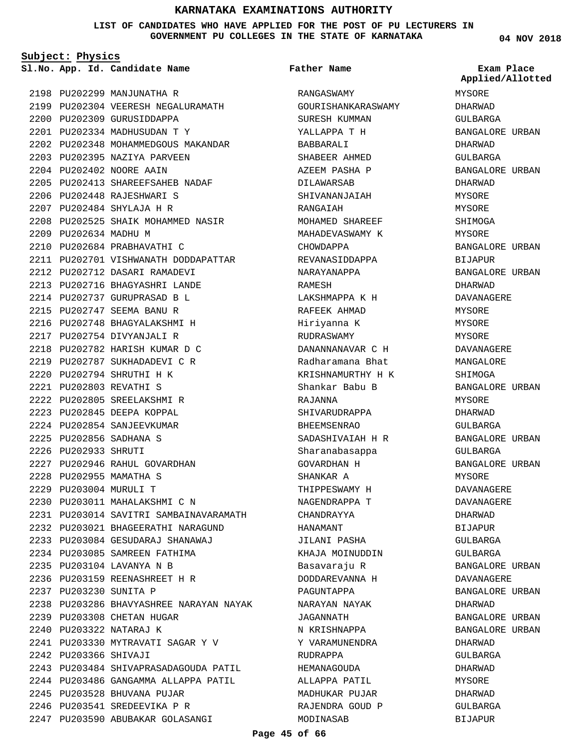# KARNATAKA EXAMINATIONS AUTHORITY

**LIST OF CANDIDATES WHO HAVE APPLIED FOR THE POST OF PU LECTURERS IN GOVERNMENT PU COLLEGES IN THE STATE OF KARNATAKA**

04 NOV 2018

**Subject: Physics**

| Sl.No. | App. Id. | Candidate Name | Father Name | Exam Place Applied/Allotted |
|---|---|---|---|---|
| 2198 | PU202299 | MANJUNATHA R | RANGASWAMY | MYSORE |
| 2199 | PU202304 | VEERESH NEGALURAMATH | GOURISHANKARASWAMY | DHARWAD |
| 2200 | PU202309 | GURUSIDDAPPA | SURESH KUMMAN | GULBARGA |
| 2201 | PU202334 | MADHUSUDAN T Y | YALLAPPA T H | BANGALORE URBAN |
| 2202 | PU202348 | MOHAMMEDGOUS MAKANDAR | BABBARALI | DHARWAD |
| 2203 | PU202395 | NAZIYA PARVEEN | SHABEER AHMED | GULBARGA |
| 2204 | PU202402 | NOORE AAIN | AZEEM PASHA P | BANGALORE URBAN |
| 2205 | PU202413 | SHAREEFSAHEB NADAF | DILAWARSAB | DHARWAD |
| 2206 | PU202448 | RAJESHWARI S | SHIVANANJAIAH | MYSORE |
| 2207 | PU202484 | SHYLAJA H R | RANGAIAH | MYSORE |
| 2208 | PU202525 | SHAIK MOHAMMED NASIR | MOHAMED SHAREEF | SHIMOGA |
| 2209 | PU202634 | MADHU M | MAHADEVASWAMY K | MYSORE |
| 2210 | PU202684 | PRABHAVATHI C | CHOWDAPPA | BANGALORE URBAN |
| 2211 | PU202701 | VISHWANATH DODDAPATTAR | REVANASIDDAPPA | BIJAPUR |
| 2212 | PU202712 | DASARI RAMADEVI | NARAYANAPPA | BANGALORE URBAN |
| 2213 | PU202716 | BHAGYASHRI LANDE | RAMESH | DHARWAD |
| 2214 | PU202737 | GURUPRASAD B L | LAKSHMAPPA K H | DAVANAGERE |
| 2215 | PU202747 | SEEMA BANU R | RAFEEK AHMAD | MYSORE |
| 2216 | PU202748 | BHAGYALAKSHMI H | Hiriyanna K | MYSORE |
| 2217 | PU202754 | DIVYANJALI R | RUDRASWAMY | MYSORE |
| 2218 | PU202782 | HARISH KUMAR D C | DANANNANAVAR C H | DAVANAGERE |
| 2219 | PU202787 | SUKHADADEVI C R | Radharamana Bhat | MANGALORE |
| 2220 | PU202794 | SHRUTHI H K | KRISHNAMURTHY H K | SHIMOGA |
| 2221 | PU202803 | REVATHI S | Shankar Babu B | BANGALORE URBAN |
| 2222 | PU202805 | SREELAKSHMI R | RAJANNA | MYSORE |
| 2223 | PU202845 | DEEPA KOPPAL | SHIVARUDRAPPA | DHARWAD |
| 2224 | PU202854 | SANJEEVKUMAR | BHEEMSENRAO | GULBARGA |
| 2225 | PU202856 | SADHANA S | SADASHIVAIAH H R | BANGALORE URBAN |
| 2226 | PU202933 | SHRUTI | Sharanabasappa | GULBARGA |
| 2227 | PU202946 | RAHUL GOVARDHAN | GOVARDHAN H | BANGALORE URBAN |
| 2228 | PU202955 | MAMATHA S | SHANKAR A | MYSORE |
| 2229 | PU203004 | MURULI T | THIPPESWAMY H | DAVANAGERE |
| 2230 | PU203011 | MAHALAKSHMI C N | NAGENDRAPPA T | DAVANAGERE |
| 2231 | PU203014 | SAVITRI SAMBAINAVARAMATH | CHANDRAYYA | DHARWAD |
| 2232 | PU203021 | BHAGEERATHI NARAGUND | HANAMANT | BIJAPUR |
| 2233 | PU203084 | GESUDARAJ SHANAWAJ | JILANI PASHA | GULBARGA |
| 2234 | PU203085 | SAMREEN FATHIMA | KHAJA MOINUDDIN | GULBARGA |
| 2235 | PU203104 | LAVANYA N B | Basavaraju R | BANGALORE URBAN |
| 2236 | PU203159 | REENASHREET H R | DODDAREVANNA H | DAVANAGERE |
| 2237 | PU203230 | SUNITA P | PAGUNTAPPA | BANGALORE URBAN |
| 2238 | PU203286 | BHAVYASHREE NARAYAN NAYAK | NARAYAN NAYAK | DHARWAD |
| 2239 | PU203308 | CHETAN HUGAR | JAGANNATH | BANGALORE URBAN |
| 2240 | PU203322 | NATARAJ K | N KRISHNAPPA | BANGALORE URBAN |
| 2241 | PU203330 | MYTRAVATI SAGAR Y V | Y VARAMUNENDRA | DHARWAD |
| 2242 | PU203366 | SHIVAJI | RUDRAPPA | GULBARGA |
| 2243 | PU203484 | SHIVAPRASADAGOUDA PATIL | HEMANAGOUDA | DHARWAD |
| 2244 | PU203486 | GANGAMMA ALLAPPA PATIL | ALLAPPA PATIL | MYSORE |
| 2245 | PU203528 | BHUVANA PUJAR | MADHUKAR PUJAR | DHARWAD |
| 2246 | PU203541 | SREDEEVIKA P R | RAJENDRA GOUD P | GULBARGA |
| 2247 | PU203590 | ABUBAKAR GOLASANGI | MODINASAB | BIJAPUR |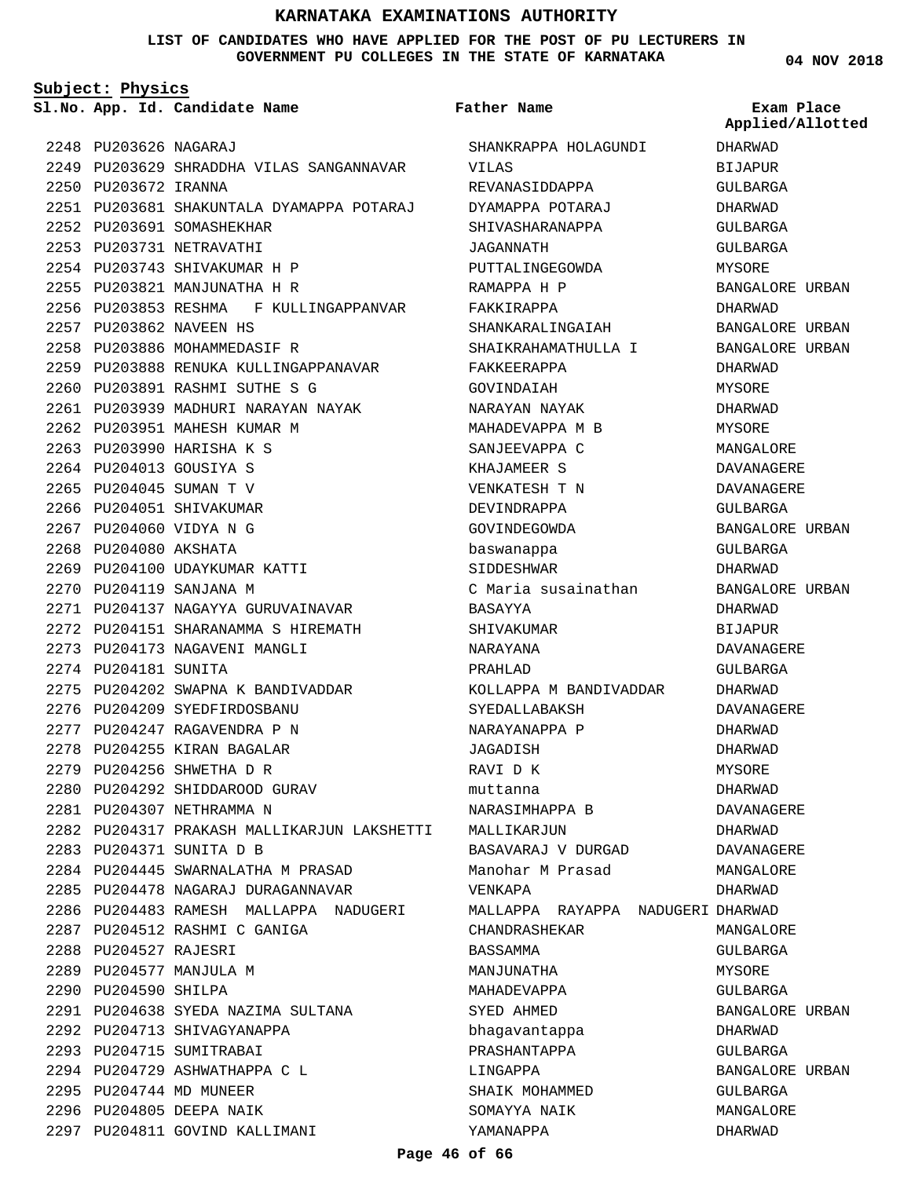# KARNATAKA EXAMINATIONS AUTHORITY

**LIST OF CANDIDATES WHO HAVE APPLIED FOR THE POST OF PU LECTURERS IN GOVERNMENT PU COLLEGES IN THE STATE OF KARNATAKA**

**04 NOV 2018**

**Subject: Physics**

| Sl.No. | App. Id. | Candidate Name | Father Name | Exam Place Applied/Allotted |
|---|---|---|---|---|
| 2248 | PU203626 | NAGARAJ | SHANKRAPPA HOLAGUNDI | DHARWAD |
| 2249 | PU203629 | SHRADDHA VILAS SANGANNAVAR | VILAS | BIJAPUR |
| 2250 | PU203672 | IRANNA | REVANASIDDAPPA | GULBARGA |
| 2251 | PU203681 | SHAKUNTALA DYAMAPPA POTARAJ | DYAMAPPA POTARAJ | DHARWAD |
| 2252 | PU203691 | SOMASHEKHAR | SHIVASHARANAPPA | GULBARGA |
| 2253 | PU203731 | NETRAVATHI | JAGANNATH | GULBARGA |
| 2254 | PU203743 | SHIVAKUMAR H P | PUTTALINGEGOWDA | MYSORE |
| 2255 | PU203821 | MANJUNATHA H R | RAMAPPA H P | BANGALORE URBAN |
| 2256 | PU203853 | RESHMA F KULLINGAPPANVAR | FAKKIRAPPA | DHARWAD |
| 2257 | PU203862 | NAVEEN HS | SHANKARALINGAIAH | BANGALORE URBAN |
| 2258 | PU203886 | MOHAMMEDASIF R | SHAIKRAHAMATHULLA I | BANGALORE URBAN |
| 2259 | PU203888 | RENUKA KULLINGAPPANAVAR | FAKKEERAPPA | DHARWAD |
| 2260 | PU203891 | RASHMI SUTHE S G | GOVINDAIAH | MYSORE |
| 2261 | PU203939 | MADHURI NARAYAN NAYAK | NARAYAN NAYAK | DHARWAD |
| 2262 | PU203951 | MAHESH KUMAR M | MAHADEVAPPA M B | MYSORE |
| 2263 | PU203990 | HARISHA K S | SANJEEVAPPA C | MANGALORE |
| 2264 | PU204013 | GOUSIYA S | KHAJAMEER S | DAVANAGERE |
| 2265 | PU204045 | SUMAN T V | VENKATESH T N | DAVANAGERE |
| 2266 | PU204051 | SHIVAKUMAR | DEVINDRAPPA | GULBARGA |
| 2267 | PU204060 | VIDYA N G | GOVINDEGOWDA | BANGALORE URBAN |
| 2268 | PU204080 | AKSHATA | baswanappa | GULBARGA |
| 2269 | PU204100 | UDAYKUMAR KATTI | SIDDESHWAR | DHARWAD |
| 2270 | PU204119 | SANJANA M | C Maria susainathan | BANGALORE URBAN |
| 2271 | PU204137 | NAGAYYA GURUVAINAVAR | BASAYYA | DHARWAD |
| 2272 | PU204151 | SHARANAMMA S HIREMATH | SHIVAKUMAR | BIJAPUR |
| 2273 | PU204173 | NAGAVENI MANGLI | NARAYANA | DAVANAGERE |
| 2274 | PU204181 | SUNITA | PRAHLAD | GULBARGA |
| 2275 | PU204202 | SWAPNA K BANDIVADDAR | KOLLAPPA M BANDIVADDAR | DHARWAD |
| 2276 | PU204209 | SYEDFIRDOSBANU | SYEDALLABAKSH | DAVANAGERE |
| 2277 | PU204247 | RAGAVENDRA P N | NARAYANAPPA P | DHARWAD |
| 2278 | PU204255 | KIRAN BAGALAR | JAGADISH | DHARWAD |
| 2279 | PU204256 | SHWETHA D R | RAVI D K | MYSORE |
| 2280 | PU204292 | SHIDDAROOD GURAV | muttanna | DHARWAD |
| 2281 | PU204307 | NETHRAMMA N | NARASIMHAPPA B | DAVANAGERE |
| 2282 | PU204317 | PRAKASH MALLIKARJUN LAKSHETTI | MALLIKARJUN | DHARWAD |
| 2283 | PU204371 | SUNITA D B | BASAVARAJ V DURGAD | DAVANAGERE |
| 2284 | PU204445 | SWARNALATHA M PRASAD | Manohar M Prasad | MANGALORE |
| 2285 | PU204478 | NAGARAJ DURAGANNAVAR | VENKAPA | DHARWAD |
| 2286 | PU204483 | RAMESH MALLAPPA NADUGERI | MALLAPPA RAYAPPA NADUGERI | DHARWAD |
| 2287 | PU204512 | RASHMI C GANIGA | CHANDRASHEKAR | MANGALORE |
| 2288 | PU204527 | RAJESRI | BASSAMMA | GULBARGA |
| 2289 | PU204577 | MANJULA M | MANJUNATHA | MYSORE |
| 2290 | PU204590 | SHILPA | MAHADEVAPPA | GULBARGA |
| 2291 | PU204638 | SYEDA NAZIMA SULTANA | SYED AHMED | BANGALORE URBAN |
| 2292 | PU204713 | SHIVAGYANAPPA | bhagavantappa | DHARWAD |
| 2293 | PU204715 | SUMITRABAI | PRASHANTAPPA | GULBARGA |
| 2294 | PU204729 | ASHWATHAPPA C L | LINGAPPA | BANGALORE URBAN |
| 2295 | PU204744 | MD MUNEER | SHAIK MOHAMMED | GULBARGA |
| 2296 | PU204805 | DEEPA NAIK | SOMAYYA NAIK | MANGALORE |
| 2297 | PU204811 | GOVIND KALLIMANI | YAMANAPPA | DHARWAD |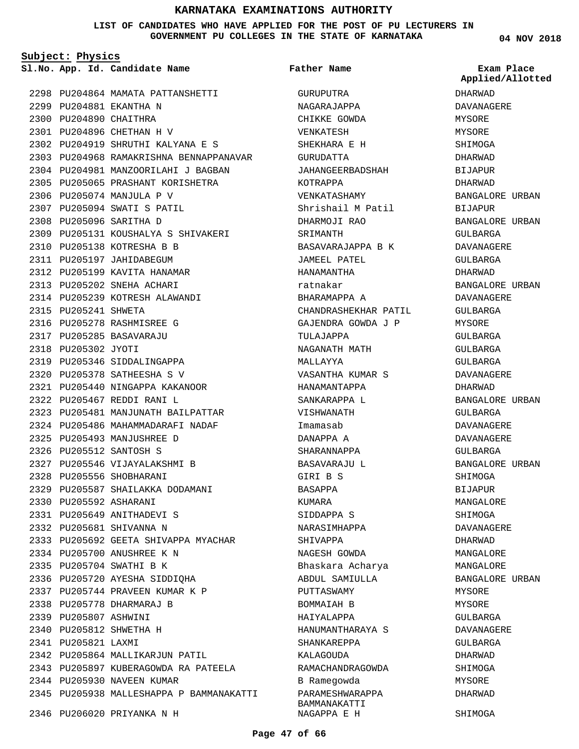# KARNATAKA EXAMINATIONS AUTHORITY

**LIST OF CANDIDATES WHO HAVE APPLIED FOR THE POST OF PU LECTURERS IN GOVERNMENT PU COLLEGES IN THE STATE OF KARNATAKA**

**04 NOV 2018**

**Subject: Physics**

| Sl.No. | App. Id. | Candidate Name | Father Name | Exam Place Applied/Allotted |
|---|---|---|---|---|
| 2298 | PU204864 | MAMATA PATTANSHETTI | GURUPUTRA | DHARWAD |
| 2299 | PU204881 | EKANTHA N | NAGARAJAPPA | DAVANAGERE |
| 2300 | PU204890 | CHAITHRA | CHIKKE GOWDA | MYSORE |
| 2301 | PU204896 | CHETHAN H V | VENKATESH | MYSORE |
| 2302 | PU204919 | SHRUTHI KALYANA E S | SHEKHARA E H | SHIMOGA |
| 2303 | PU204968 | RAMAKRISHNA BENNAPPANAVAR | GURUDATTA | DHARWAD |
| 2304 | PU204981 | MANZOORILAHI J BAGBAN | JAHANGEERBADSHAH | BIJAPUR |
| 2305 | PU205065 | PRASHANT KORISHETRA | KOTRAPPA | DHARWAD |
| 2306 | PU205074 | MANJULA P V | VENKATASHAMY | BANGALORE URBAN |
| 2307 | PU205094 | SWATI S PATIL | Shrishail M Patil | BIJAPUR |
| 2308 | PU205096 | SARITHA D | DHARMOJI RAO | BANGALORE URBAN |
| 2309 | PU205131 | KOUSHALYA S SHIVAKERI | SRIMANTH | GULBARGA |
| 2310 | PU205138 | KOTRESHA B B | BASAVARAJAPPA B K | DAVANAGERE |
| 2311 | PU205197 | JAHIDABEGUM | JAMEEL PATEL | GULBARGA |
| 2312 | PU205199 | KAVITA HANAMAR | HANAMANTHA | DHARWAD |
| 2313 | PU205202 | SNEHA ACHARI | ratnakar | BANGALORE URBAN |
| 2314 | PU205239 | KOTRESH ALAWANDI | BHARAMAPPA A | DAVANAGERE |
| 2315 | PU205241 | SHWETA | CHANDRASHEKHAR PATIL | GULBARGA |
| 2316 | PU205278 | RASHMISREE G | GAJENDRA GOWDA J P | MYSORE |
| 2317 | PU205285 | BASAVARAJU | TULAJAPPA | GULBARGA |
| 2318 | PU205302 | JYOTI | NAGANATH MATH | GULBARGA |
| 2319 | PU205346 | SIDDALINGAPPA | MALLAYYA | GULBARGA |
| 2320 | PU205378 | SATHEESHA S V | VASANTHA KUMAR S | DAVANAGERE |
| 2321 | PU205440 | NINGAPPA KAKANOOR | HANAMANTAPPA | DHARWAD |
| 2322 | PU205467 | REDDI RANI L | SANKARAPPA L | BANGALORE URBAN |
| 2323 | PU205481 | MANJUNATH BAILPATTAR | VISHWANATH | GULBARGA |
| 2324 | PU205486 | MAHAMMADARAFI NADAF | Imamasab | DAVANAGERE |
| 2325 | PU205493 | MANJUSHREE D | DANAPPA A | DAVANAGERE |
| 2326 | PU205512 | SANTOSH S | SHARANNAPPA | GULBARGA |
| 2327 | PU205546 | VIJAYALAKSHMI B | BASAVARAJU L | BANGALORE URBAN |
| 2328 | PU205556 | SHOBHARANI | GIRI B S | SHIMOGA |
| 2329 | PU205587 | SHAILAKKA DODAMANI | BASAPPA | BIJAPUR |
| 2330 | PU205592 | ASHARANI | KUMARA | MANGALORE |
| 2331 | PU205649 | ANITHADEVI S | SIDDAPPA S | SHIMOGA |
| 2332 | PU205681 | SHIVANNA N | NARASIMHAPPA | DAVANAGERE |
| 2333 | PU205692 | GEETA SHIVAPPA MYACHAR | SHIVAPPA | DHARWAD |
| 2334 | PU205700 | ANUSHREE K N | NAGESH GOWDA | MANGALORE |
| 2335 | PU205704 | SWATHI B K | Bhaskara Acharya | MANGALORE |
| 2336 | PU205720 | AYESHA SIDDIQHA | ABDUL SAMIULLA | BANGALORE URBAN |
| 2337 | PU205744 | PRAVEEN KUMAR K P | PUTTASWAMY | MYSORE |
| 2338 | PU205778 | DHARMARAJ B | BOMMAIAH B | MYSORE |
| 2339 | PU205807 | ASHWINI | HAIYALAPPA | GULBARGA |
| 2340 | PU205812 | SHWETHA H | HANUMANTHARAYA S | DAVANAGERE |
| 2341 | PU205821 | LAXMI | SHANKAREPPA | GULBARGA |
| 2342 | PU205864 | MALLIKARJUN PATIL | KALAGOUDA | DHARWAD |
| 2343 | PU205897 | KUBERAGOWDA RA PATEELA | RAMACHANDRAGOWDA | SHIMOGA |
| 2344 | PU205930 | NAVEEN KUMAR | B Ramegowda | MYSORE |
| 2345 | PU205938 | MALLESHAPPA P BAMMANAKATTI | PARAMESHWARAPPA BAMMANAKATTI | DHARWAD |
| 2346 | PU206020 | PRIYANKA N H | NAGAPPA E H | SHIMOGA |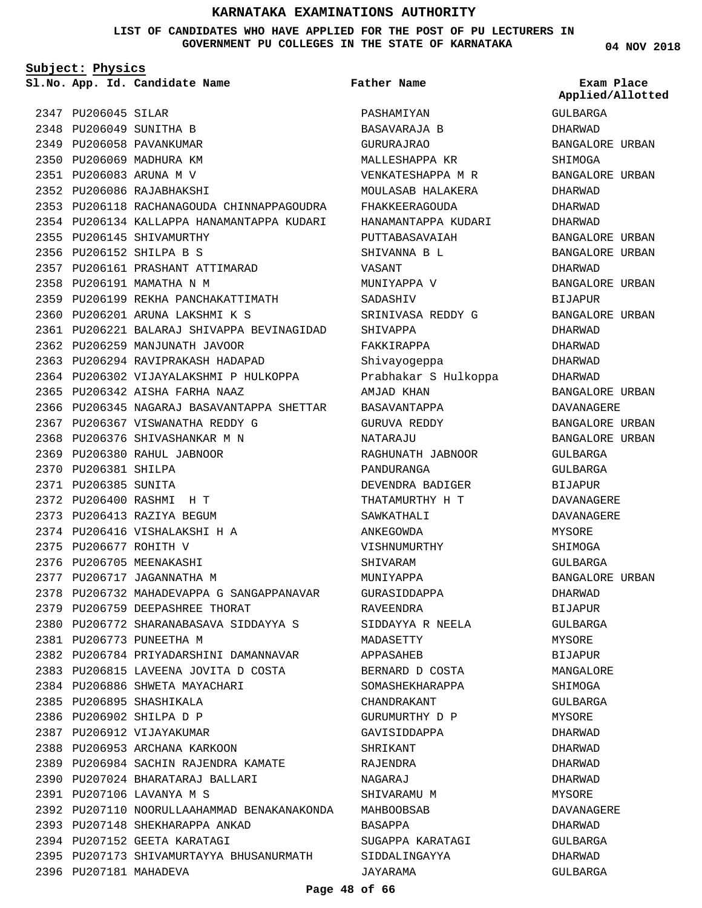# KARNATAKA EXAMINATIONS AUTHORITY

**LIST OF CANDIDATES WHO HAVE APPLIED FOR THE POST OF PU LECTURERS IN GOVERNMENT PU COLLEGES IN THE STATE OF KARNATAKA**

**04 NOV 2018**

**Subject: Physics**

| Sl.No. | App. Id. | Candidate Name | Father Name | Exam Place Applied/Allotted |
|---|---|---|---|---|
| 2347 | PU206045 | SILAR | PASHAMIYAN | GULBARGA |
| 2348 | PU206049 | SUNITHA B | BASAVARAJA B | DHARWAD |
| 2349 | PU206058 | PAVANKUMAR | GURURAJRAO | BANGALORE URBAN |
| 2350 | PU206069 | MADHURA KM | MALLESHAPPA KR | SHIMOGA |
| 2351 | PU206083 | ARUNA M V | VENKATESHAPPA M R | BANGALORE URBAN |
| 2352 | PU206086 | RAJABHAKSHI | MOULASAB HALAKERA | DHARWAD |
| 2353 | PU206118 | RACHANAGOUDA CHINNAPPAGOUDRA | FHAKKEERAGOUDA | DHARWAD |
| 2354 | PU206134 | KALLAPPA HANAMANTAPPA KUDARI | HANAMANTAPPA KUDARI | DHARWAD |
| 2355 | PU206145 | SHIVAMURTHY | PUTTABASAVAIAH | BANGALORE URBAN |
| 2356 | PU206152 | SHILPA B S | SHIVANNA B L | BANGALORE URBAN |
| 2357 | PU206161 | PRASHANT ATTIMARAD | VASANT | DHARWAD |
| 2358 | PU206191 | MAMATHA N M | MUNIYAPPA V | BANGALORE URBAN |
| 2359 | PU206199 | REKHA PANCHAKATTIMATH | SADASHIV | BIJAPUR |
| 2360 | PU206201 | ARUNA LAKSHMI K S | SRINIVASA REDDY G | BANGALORE URBAN |
| 2361 | PU206221 | BALARAJ SHIVAPPA BEVINAGIDAD | SHIVAPPA | DHARWAD |
| 2362 | PU206259 | MANJUNATH JAVOOR | FAKKIRAPPA | DHARWAD |
| 2363 | PU206294 | RAVIPRAKASH HADAPAD | Shivayogeppa | DHARWAD |
| 2364 | PU206302 | VIJAYALAKSHMI P HULKOPPA | Prabhakar S Hulkoppa | DHARWAD |
| 2365 | PU206342 | AISHA FARHA NAAZ | AMJAD KHAN | BANGALORE URBAN |
| 2366 | PU206345 | NAGARAJ BASAVANTAPPA SHETTAR | BASAVANTAPPA | DAVANAGERE |
| 2367 | PU206367 | VISWANATHA REDDY G | GURUVA REDDY | BANGALORE URBAN |
| 2368 | PU206376 | SHIVASHANKAR M N | NATARAJU | BANGALORE URBAN |
| 2369 | PU206380 | RAHUL JABNOOR | RAGHUNATH JABNOOR | GULBARGA |
| 2370 | PU206381 | SHILPA | PANDURANGA | GULBARGA |
| 2371 | PU206385 | SUNITA | DEVENDRA BADIGER | BIJAPUR |
| 2372 | PU206400 | RASHMI H T | THATAMURTHY H T | DAVANAGERE |
| 2373 | PU206413 | RAZIYA BEGUM | SAWKATHALI | DAVANAGERE |
| 2374 | PU206416 | VISHALAKSHI H A | ANKEGOWDA | MYSORE |
| 2375 | PU206677 | ROHITH V | VISHNUMURTHY | SHIMOGA |
| 2376 | PU206705 | MEENAKASHI | SHIVARAM | GULBARGA |
| 2377 | PU206717 | JAGANNATHA M | MUNIYAPPA | BANGALORE URBAN |
| 2378 | PU206732 | MAHADEVAPPA G SANGAPPANAVAR | GURASIDDAPPA | DHARWAD |
| 2379 | PU206759 | DEEPASHREE THORAT | RAVEENDRA | BIJAPUR |
| 2380 | PU206772 | SHARANABASAVA SIDDAYYA S | SIDDAYYA R NEELA | GULBARGA |
| 2381 | PU206773 | PUNEETHA M | MADASETTY | MYSORE |
| 2382 | PU206784 | PRIYADARSHINI DAMANNAVAR | APPASAHEB | BIJAPUR |
| 2383 | PU206815 | LAVEENA JOVITA D COSTA | BERNARD D COSTA | MANGALORE |
| 2384 | PU206886 | SHWETA MAYACHARI | SOMASHEKHARAPPA | SHIMOGA |
| 2385 | PU206895 | SHASHIKALA | CHANDRAKANT | GULBARGA |
| 2386 | PU206902 | SHILPA D P | GURUMURTHY D P | MYSORE |
| 2387 | PU206912 | VIJAYAKUMAR | GAVISIDDAPPA | DHARWAD |
| 2388 | PU206953 | ARCHANA KARKOON | SHRIKANT | DHARWAD |
| 2389 | PU206984 | SACHIN RAJENDRA KAMATE | RAJENDRA | DHARWAD |
| 2390 | PU207024 | BHARATARAJ BALLARI | NAGARAJ | DHARWAD |
| 2391 | PU207106 | LAVANYA M S | SHIVARAMU M | MYSORE |
| 2392 | PU207110 | NOORULLAAHAMMAD BENAKANAKONDA | MAHBOOBSAB | DAVANAGERE |
| 2393 | PU207148 | SHEKHARAPPA ANKAD | BASAPPA | DHARWAD |
| 2394 | PU207152 | GEETA KARATAGI | SUGAPPA KARATAGI | GULBARGA |
| 2395 | PU207173 | SHIVAMURTAYYA BHUSANURMATH | SIDDALINGAYYA | DHARWAD |
| 2396 | PU207181 | MAHADEVA | JAYARAMA | GULBARGA |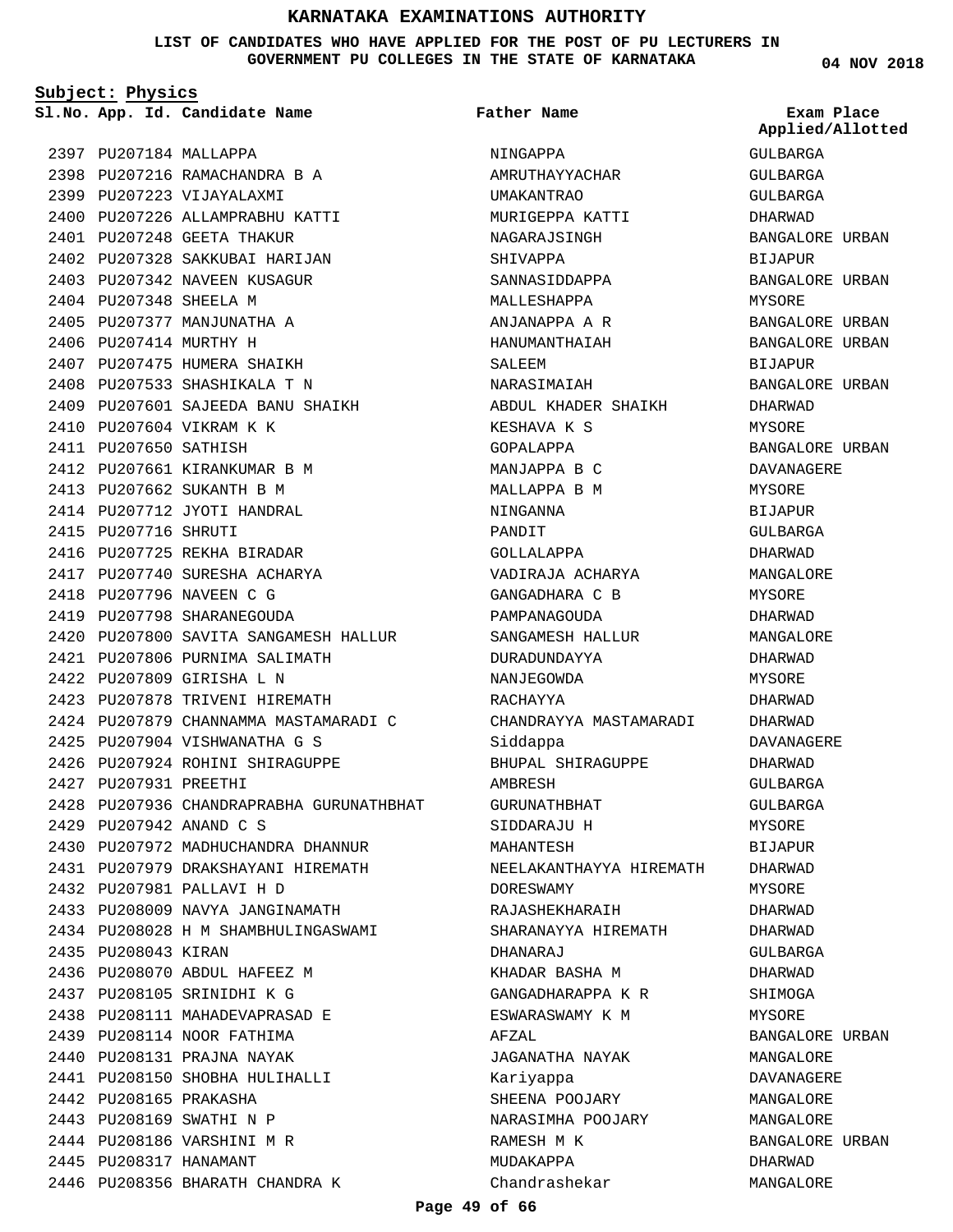# KARNATAKA EXAMINATIONS AUTHORITY

**LIST OF CANDIDATES WHO HAVE APPLIED FOR THE POST OF PU LECTURERS IN GOVERNMENT PU COLLEGES IN THE STATE OF KARNATAKA**

04 NOV 2018

**Subject: Physics**

| Sl.No. | App. Id. | Candidate Name | Father Name | Exam Place Applied/Allotted |
|---|---|---|---|---|
| 2397 | PU207184 | MALLAPPA | NINGAPPA | GULBARGA |
| 2398 | PU207216 | RAMACHANDRA B A | AMRUTHAYYACHAR | GULBARGA |
| 2399 | PU207223 | VIJAYALAXMI | UMAKANTRAO | GULBARGA |
| 2400 | PU207226 | ALLAMPRABHU KATTI | MURIGEPPA KATTI | DHARWAD |
| 2401 | PU207248 | GEETA THAKUR | NAGARAJSINGH | BANGALORE URBAN |
| 2402 | PU207328 | SAKKUBAI HARIJAN | SHIVAPPA | BIJAPUR |
| 2403 | PU207342 | NAVEEN KUSAGUR | SANNASIDDAPPA | BANGALORE URBAN |
| 2404 | PU207348 | SHEELA M | MALLESHAPPA | MYSORE |
| 2405 | PU207377 | MANJUNATHA A | ANJANAPPA A R | BANGALORE URBAN |
| 2406 | PU207414 | MURTHY H | HANUMANTHAIAH | BANGALORE URBAN |
| 2407 | PU207475 | HUMERA SHAIKH | SALEEM | BIJAPUR |
| 2408 | PU207533 | SHASHIKALA T N | NARASIMAIAH | BANGALORE URBAN |
| 2409 | PU207601 | SAJEEDA BANU SHAIKH | ABDUL KHADER SHAIKH | DHARWAD |
| 2410 | PU207604 | VIKRAM K K | KESHAVA K S | MYSORE |
| 2411 | PU207650 | SATHISH | GOPALAPPA | BANGALORE URBAN |
| 2412 | PU207661 | KIRANKUMAR B M | MANJAPPA B C | DAVANAGERE |
| 2413 | PU207662 | SUKANTH B M | MALLAPPA B M | MYSORE |
| 2414 | PU207712 | JYOTI HANDRAL | NINGANNA | BIJAPUR |
| 2415 | PU207716 | SHRUTI | PANDIT | GULBARGA |
| 2416 | PU207725 | REKHA BIRADAR | GOLLALAPPA | DHARWAD |
| 2417 | PU207740 | SURESHA ACHARYA | VADIRAJA ACHARYA | MANGALORE |
| 2418 | PU207796 | NAVEEN C G | GANGADHARA C B | MYSORE |
| 2419 | PU207798 | SHARANEGOUDA | PAMPANAGOUDA | DHARWAD |
| 2420 | PU207800 | SAVITA SANGAMESH HALLUR | SANGAMESH HALLUR | MANGALORE |
| 2421 | PU207806 | PURNIMA SALIMATH | DURADUNDAYYA | DHARWAD |
| 2422 | PU207809 | GIRISHA L N | NANJEGOWDA | MYSORE |
| 2423 | PU207878 | TRIVENI HIREMATH | RACHAYYA | DHARWAD |
| 2424 | PU207879 | CHANNAMMA MASTAMARADI C | CHANDRAYYA MASTAMARADI | DHARWAD |
| 2425 | PU207904 | VISHWANATHA G S | Siddappa | DAVANAGERE |
| 2426 | PU207924 | ROHINI SHIRAGUPPE | BHUPAL SHIRAGUPPE | DHARWAD |
| 2427 | PU207931 | PREETHI | AMBRESH | GULBARGA |
| 2428 | PU207936 | CHANDRAPRABHA GURUNATHBHAT | GURUNATHBHAT | GULBARGA |
| 2429 | PU207942 | ANAND C S | SIDDARAJU H | MYSORE |
| 2430 | PU207972 | MADHUCHANDRA DHANNUR | MAHANTESH | BIJAPUR |
| 2431 | PU207979 | DRAKSHAYANI HIREMATH | NEELAKANTHAYYA HIREMATH | DHARWAD |
| 2432 | PU207981 | PALLAVI H D | DORESWAMY | MYSORE |
| 2433 | PU208009 | NAVYA JANGINAMATH | RAJASHEKHARAIH | DHARWAD |
| 2434 | PU208028 | H M SHAMBHULINGASWAMI | SHARANAYYA HIREMATH | DHARWAD |
| 2435 | PU208043 | KIRAN | DHANARAJ | GULBARGA |
| 2436 | PU208070 | ABDUL HAFEEZ M | KHADAR BASHA M | DHARWAD |
| 2437 | PU208105 | SRINIDHI K G | GANGADHARAPPA K R | SHIMOGA |
| 2438 | PU208111 | MAHADEVAPRASAD E | ESWARASWAMY K M | MYSORE |
| 2439 | PU208114 | NOOR FATHIMA | AFZAL | BANGALORE URBAN |
| 2440 | PU208131 | PRAJNA NAYAK | JAGANATHA NAYAK | MANGALORE |
| 2441 | PU208150 | SHOBHA HULIHALLI | Kariyappa | DAVANAGERE |
| 2442 | PU208165 | PRAKASHA | SHEENA POOJARY | MANGALORE |
| 2443 | PU208169 | SWATHI N P | NARASIMHA POOJARY | MANGALORE |
| 2444 | PU208186 | VARSHINI M R | RAMESH M K | BANGALORE URBAN |
| 2445 | PU208317 | HANAMANT | MUDAKAPPA | DHARWAD |
| 2446 | PU208356 | BHARATH CHANDRA K | Chandrashekar | MANGALORE |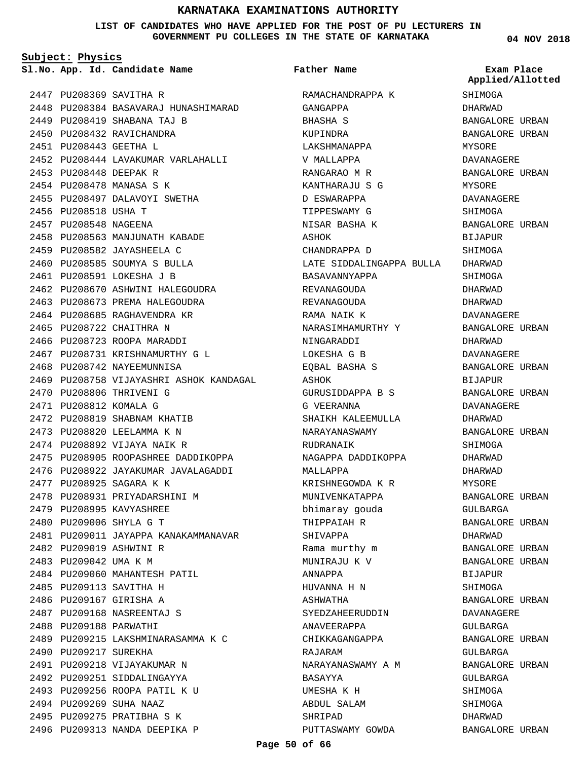# KARNATAKA EXAMINATIONS AUTHORITY

**LIST OF CANDIDATES WHO HAVE APPLIED FOR THE POST OF PU LECTURERS IN GOVERNMENT PU COLLEGES IN THE STATE OF KARNATAKA**

04 NOV 2018

**Subject: Physics**

| Sl.No. | App. Id. | Candidate Name | Father Name | Exam Place Applied/Allotted |
|---|---|---|---|---|
| 2447 | PU208369 | SAVITHA R | RAMACHANDRAPPA K | SHIMOGA |
| 2448 | PU208384 | BASAVARAJ HUNASHIMARAD | GANGAPPA | DHARWAD |
| 2449 | PU208419 | SHABANA TAJ B | BHASHA S | BANGALORE URBAN |
| 2450 | PU208432 | RAVICHANDRA | KUPINDRA | BANGALORE URBAN |
| 2451 | PU208443 | GEETHA L | LAKSHMANAPPA | MYSORE |
| 2452 | PU208444 | LAVAKUMAR VARLAHALLI | V MALLAPPA | DAVANAGERE |
| 2453 | PU208448 | DEEPAK R | RANGARAO M R | BANGALORE URBAN |
| 2454 | PU208478 | MANASA S K | KANTHARAJU S G | MYSORE |
| 2455 | PU208497 | DALAVOYI SWETHA | D ESWARAPPA | DAVANAGERE |
| 2456 | PU208518 | USHA T | TIPPESWAMY G | SHIMOGA |
| 2457 | PU208548 | NAGEENA | NISAR BASHA K | BANGALORE URBAN |
| 2458 | PU208563 | MANJUNATH KABADE | ASHOK | BIJAPUR |
| 2459 | PU208582 | JAYASHEELA C | CHANDRAPPA D | SHIMOGA |
| 2460 | PU208585 | SOUMYA S BULLA | LATE SIDDALINGAPPA BULLA | DHARWAD |
| 2461 | PU208591 | LOKESHA J B | BASAVANNYAPPA | SHIMOGA |
| 2462 | PU208670 | ASHWINI HALEGOUDRA | REVANAGOUDA | DHARWAD |
| 2463 | PU208673 | PREMA HALEGOUDRA | REVANAGOUDA | DHARWAD |
| 2464 | PU208685 | RAGHAVENDRA KR | RAMA NAIK K | DAVANAGERE |
| 2465 | PU208722 | CHAITHRA N | NARASIMHAMURTHY Y | BANGALORE URBAN |
| 2466 | PU208723 | ROOPA MARADDI | NINGARADDI | DHARWAD |
| 2467 | PU208731 | KRISHNAMURTHY G L | LOKESHA G B | DAVANAGERE |
| 2468 | PU208742 | NAYEEMUNNISA | EQBAL BASHA S | BANGALORE URBAN |
| 2469 | PU208758 | VIJAYASHRI ASHOK KANDAGAL | ASHOK | BIJAPUR |
| 2470 | PU208806 | THRIVENI G | GURUSIDDAPPA B S | BANGALORE URBAN |
| 2471 | PU208812 | KOMALA G | G VEERANNA | DAVANAGERE |
| 2472 | PU208819 | SHABNAM KHATIB | SHAIKH KALEEMULLA | DHARWAD |
| 2473 | PU208820 | LEELAMMA K N | NARAYANASWAMY | BANGALORE URBAN |
| 2474 | PU208892 | VIJAYA NAIK R | RUDRANAIK | SHIMOGA |
| 2475 | PU208905 | ROOPASHREE DADDIKOPPA | NAGAPPA DADDIKOPPA | DHARWAD |
| 2476 | PU208922 | JAYAKUMAR JAVALAGADDI | MALLAPPA | DHARWAD |
| 2477 | PU208925 | SAGARA K K | KRISHNEGOWDA K R | MYSORE |
| 2478 | PU208931 | PRIYADARSHINI M | MUNIVENKATAPPA | BANGALORE URBAN |
| 2479 | PU208995 | KAVYASHREE | bhimaray gouda | GULBARGA |
| 2480 | PU209006 | SHYLA G T | THIPPAIAH R | BANGALORE URBAN |
| 2481 | PU209011 | JAYAPPA KANAKAMMANAVAR | SHIVAPPA | DHARWAD |
| 2482 | PU209019 | ASHWINI R | Rama murthy m | BANGALORE URBAN |
| 2483 | PU209042 | UMA K M | MUNIRAJU K V | BANGALORE URBAN |
| 2484 | PU209060 | MAHANTESH PATIL | ANNAPPA | BIJAPUR |
| 2485 | PU209113 | SAVITHA H | HUVANNA H N | SHIMOGA |
| 2486 | PU209167 | GIRISHA A | ASHWATHA | BANGALORE URBAN |
| 2487 | PU209168 | NASREENTAJ S | SYEDZAHEERUDDIN | DAVANAGERE |
| 2488 | PU209188 | PARWATHI | ANAVEERAPPA | GULBARGA |
| 2489 | PU209215 | LAKSHMINARASAMMA K C | CHIKKAGANGAPPA | BANGALORE URBAN |
| 2490 | PU209217 | SUREKHA | RAJARAM | GULBARGA |
| 2491 | PU209218 | VIJAYAKUMAR N | NARAYANASWAMY A M | BANGALORE URBAN |
| 2492 | PU209251 | SIDDALINGAYYA | BASAYYA | GULBARGA |
| 2493 | PU209256 | ROOPA PATIL K U | UMESHA K H | SHIMOGA |
| 2494 | PU209269 | SUHA NAAZ | ABDUL SALAM | SHIMOGA |
| 2495 | PU209275 | PRATIBHA S K | SHRIPAD | DHARWAD |
| 2496 | PU209313 | NANDA DEEPIKA P | PUTTASWAMY GOWDA | BANGALORE URBAN |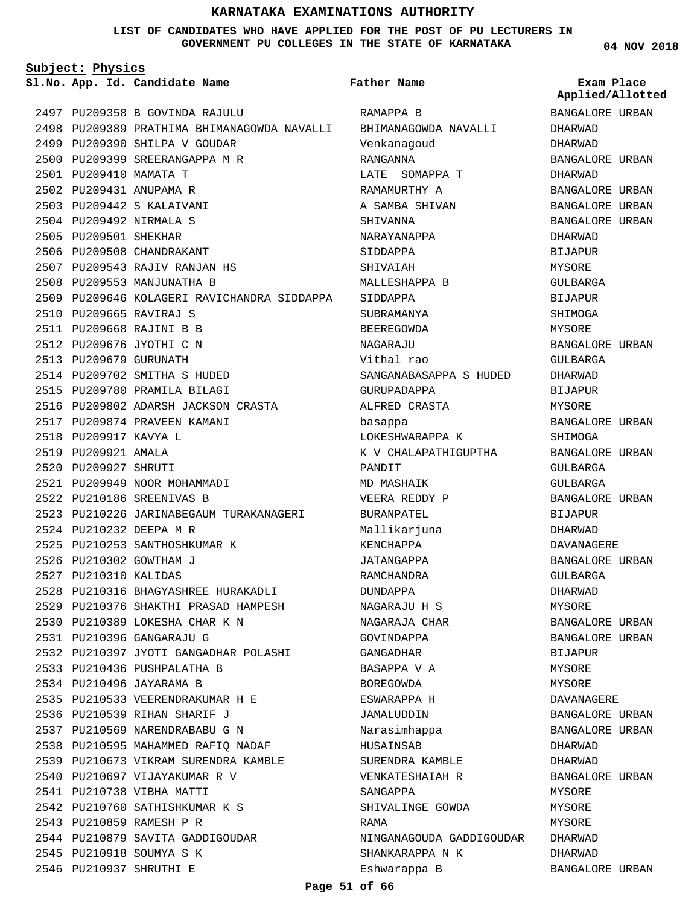# KARNATAKA EXAMINATIONS AUTHORITY

**LIST OF CANDIDATES WHO HAVE APPLIED FOR THE POST OF PU LECTURERS IN GOVERNMENT PU COLLEGES IN THE STATE OF KARNATAKA**

04 NOV 2018

**Subject: Physics**

| Sl.No. | App. Id. | Candidate Name | Father Name | Exam Place Applied/Allotted |
|---|---|---|---|---|
| 2497 | PU209358 | B GOVINDA RAJULU | RAMAPPA B | BANGALORE URBAN |
| 2498 | PU209389 | PRATHIMA BHIMANAGOWDA NAVALLI | BHIMANAGOWDA NAVALLI | DHARWAD |
| 2499 | PU209390 | SHILPA V GOUDAR | Venkanagoud | DHARWAD |
| 2500 | PU209399 | SREERANGAPPA M R | RANGANNA | BANGALORE URBAN |
| 2501 | PU209410 | MAMATA T | LATE SOMAPPA T | DHARWAD |
| 2502 | PU209431 | ANUPAMA R | RAMAMURTHY A | BANGALORE URBAN |
| 2503 | PU209442 | S KALAIVANI | A SAMBA SHIVAN | BANGALORE URBAN |
| 2504 | PU209492 | NIRMALA S | SHIVANNA | BANGALORE URBAN |
| 2505 | PU209501 | SHEKHAR | NARAYANAPPA | DHARWAD |
| 2506 | PU209508 | CHANDRAKANT | SIDDAPPA | BIJAPUR |
| 2507 | PU209543 | RAJIV RANJAN HS | SHIVAIAH | MYSORE |
| 2508 | PU209553 | MANJUNATHA B | MALLESHAPPA B | GULBARGA |
| 2509 | PU209646 | KOLAGERI RAVICHANDRA SIDDAPPA | SIDDAPPA | BIJAPUR |
| 2510 | PU209665 | RAVIRAJ S | SUBRAMANYA | SHIMOGA |
| 2511 | PU209668 | RAJINI B B | BEEREGOWDA | MYSORE |
| 2512 | PU209676 | JYOTHI C N | NAGARAJU | BANGALORE URBAN |
| 2513 | PU209679 | GURUNATH | Vithal rao | GULBARGA |
| 2514 | PU209702 | SMITHA S HUDED | SANGANABASAPPA S HUDED | DHARWAD |
| 2515 | PU209780 | PRAMILA BILAGI | GURUPADAPPA | BIJAPUR |
| 2516 | PU209802 | ADARSH JACKSON CRASTA | ALFRED CRASTA | MYSORE |
| 2517 | PU209874 | PRAVEEN KAMANI | basappa | BANGALORE URBAN |
| 2518 | PU209917 | KAVYA L | LOKESHWARAPPA K | SHIMOGA |
| 2519 | PU209921 | AMALA | K V CHALAPATHIGUPTHA | BANGALORE URBAN |
| 2520 | PU209927 | SHRUTI | PANDIT | GULBARGA |
| 2521 | PU209949 | NOOR MOHAMMADI | MD MASHAIK | GULBARGA |
| 2522 | PU210186 | SREENIVAS B | VEERA REDDY P | BANGALORE URBAN |
| 2523 | PU210226 | JARINABEGAUM TURAKANAGERI | BURANPATEL | BIJAPUR |
| 2524 | PU210232 | DEEPA M R | Mallikarjuna | DHARWAD |
| 2525 | PU210253 | SANTHOSHKUMAR K | KENCHAPPA | DAVANAGERE |
| 2526 | PU210302 | GOWTHAM J | JATANGAPPA | BANGALORE URBAN |
| 2527 | PU210310 | KALIDAS | RAMCHANDRA | GULBARGA |
| 2528 | PU210316 | BHAGYASHREE HURAKADLI | DUNDAPPA | DHARWAD |
| 2529 | PU210376 | SHAKTHI PRASAD HAMPESH | NAGARAJU H S | MYSORE |
| 2530 | PU210389 | LOKESHA CHAR K N | NAGARAJA CHAR | BANGALORE URBAN |
| 2531 | PU210396 | GANGARAJU G | GOVINDAPPA | BANGALORE URBAN |
| 2532 | PU210397 | JYOTI GANGADHAR POLASHI | GANGADHAR | BIJAPUR |
| 2533 | PU210436 | PUSHPALATHA B | BASAPPA V A | MYSORE |
| 2534 | PU210496 | JAYARAMA B | BOREGOWDA | MYSORE |
| 2535 | PU210533 | VEERENDRAKUMAR H E | ESWARAPPA H | DAVANAGERE |
| 2536 | PU210539 | RIHAN SHARIF J | JAMALUDDIN | BANGALORE URBAN |
| 2537 | PU210569 | NARENDRABABU G N | Narasimhappa | BANGALORE URBAN |
| 2538 | PU210595 | MAHAMMED RAFIQ NADAF | HUSAINSAB | DHARWAD |
| 2539 | PU210673 | VIKRAM SURENDRA KAMBLE | SURENDRA KAMBLE | DHARWAD |
| 2540 | PU210697 | VIJAYAKUMAR R V | VENKATESHAIAH R | BANGALORE URBAN |
| 2541 | PU210738 | VIBHA MATTI | SANGAPPA | MYSORE |
| 2542 | PU210760 | SATHISHKUMAR K S | SHIVALINGE GOWDA | MYSORE |
| 2543 | PU210859 | RAMESH P R | RAMA | MYSORE |
| 2544 | PU210879 | SAVITA GADDIGOUDAR | NINGANAGOUDA GADDIGOUDAR | DHARWAD |
| 2545 | PU210918 | SOUMYA S K | SHANKARAPPA N K | DHARWAD |
| 2546 | PU210937 | SHRUTHI E | Eshwarappa B | BANGALORE URBAN |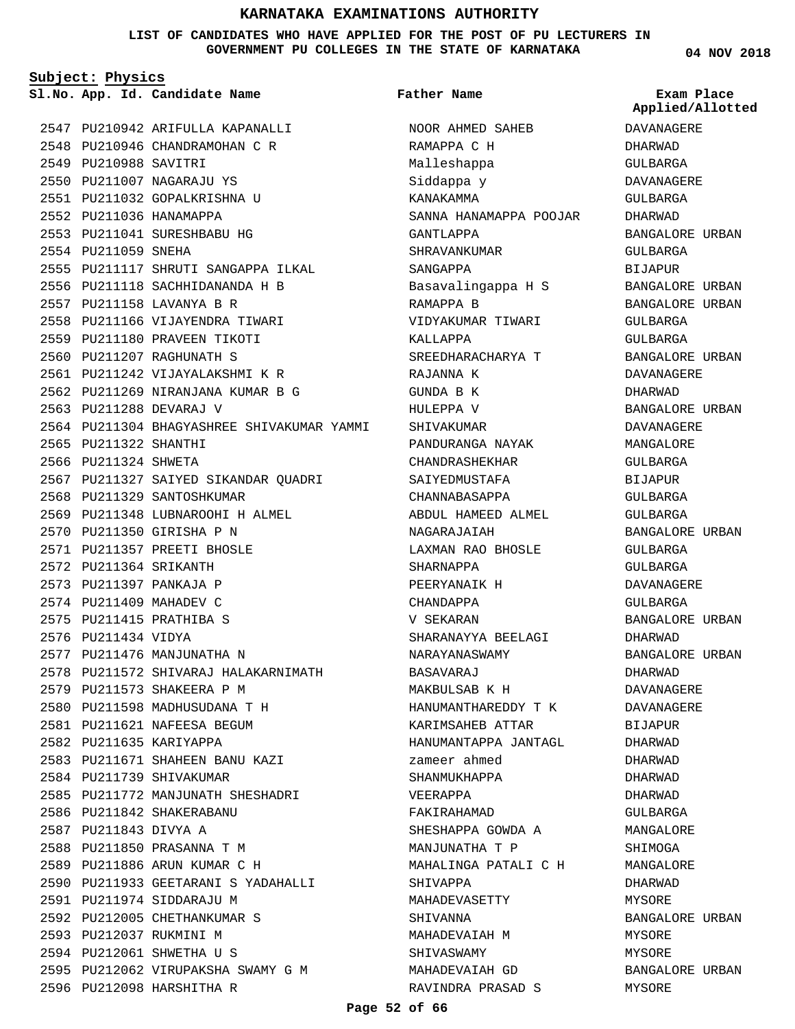# KARNATAKA EXAMINATIONS AUTHORITY

**LIST OF CANDIDATES WHO HAVE APPLIED FOR THE POST OF PU LECTURERS IN GOVERNMENT PU COLLEGES IN THE STATE OF KARNATAKA**

04 NOV 2018

**Subject: Physics**

| Sl.No. | App. Id. | Candidate Name | Father Name | Exam Place Applied/Allotted |
|---|---|---|---|---|
| 2547 | PU210942 | ARIFULLA KAPANALLI | NOOR AHMED SAHEB | DAVANAGERE |
| 2548 | PU210946 | CHANDRAMOHAN C R | RAMAPPA C H | DHARWAD |
| 2549 | PU210988 | SAVITRI | Malleshappa | GULBARGA |
| 2550 | PU211007 | NAGARAJU YS | Siddappa y | DAVANAGERE |
| 2551 | PU211032 | GOPALKRISHNA U | KANAKAMMA | GULBARGA |
| 2552 | PU211036 | HANAMAPPA | SANNA HANAMAPPA POOJAR | DHARWAD |
| 2553 | PU211041 | SURESHBABU HG | GANTLAPPA | BANGALORE URBAN |
| 2554 | PU211059 | SNEHA | SHRAVANKUMAR | GULBARGA |
| 2555 | PU211117 | SHRUTI SANGAPPA ILKAL | SANGAPPA | BIJAPUR |
| 2556 | PU211118 | SACHHIDANANDA H B | Basavalingappa H S | BANGALORE URBAN |
| 2557 | PU211158 | LAVANYA B R | RAMAPPA B | BANGALORE URBAN |
| 2558 | PU211166 | VIJAYENDRA TIWARI | VIDYAKUMAR TIWARI | GULBARGA |
| 2559 | PU211180 | PRAVEEN TIKOTI | KALLAPPA | GULBARGA |
| 2560 | PU211207 | RAGHUNATH S | SREEDHARACHARYA T | BANGALORE URBAN |
| 2561 | PU211242 | VIJAYALAKSHMI K R | RAJANNA K | DAVANAGERE |
| 2562 | PU211269 | NIRANJANA KUMAR B G | GUNDA B K | DHARWAD |
| 2563 | PU211288 | DEVARAJ V | HULEPPA V | BANGALORE URBAN |
| 2564 | PU211304 | BHAGYASHREE SHIVAKUMAR YAMMI | SHIVAKUMAR | DAVANAGERE |
| 2565 | PU211322 | SHANTHI | PANDURANGA NAYAK | MANGALORE |
| 2566 | PU211324 | SHWETA | CHANDRASHEKHAR | GULBARGA |
| 2567 | PU211327 | SAIYED SIKANDAR QUADRI | SAIYEDMUSTAFA | BIJAPUR |
| 2568 | PU211329 | SANTOSHKUMAR | CHANNABASAPPA | GULBARGA |
| 2569 | PU211348 | LUBNAROOHI H ALMEL | ABDUL HAMEED ALMEL | GULBARGA |
| 2570 | PU211350 | GIRISHA P N | NAGARAJAIAH | BANGALORE URBAN |
| 2571 | PU211357 | PREETI BHOSLE | LAXMAN RAO BHOSLE | GULBARGA |
| 2572 | PU211364 | SRIKANTH | SHARNAPPA | GULBARGA |
| 2573 | PU211397 | PANKAJA P | PEERYANAIK H | DAVANAGERE |
| 2574 | PU211409 | MAHADEV C | CHANDAPPA | GULBARGA |
| 2575 | PU211415 | PRATHIBA S | V SEKARAN | BANGALORE URBAN |
| 2576 | PU211434 | VIDYA | SHARANAYYA BEELAGI | DHARWAD |
| 2577 | PU211476 | MANJUNATHA N | NARAYANASWAMY | BANGALORE URBAN |
| 2578 | PU211572 | SHIVARAJ HALAKARNIMATH | BASAVARAJ | DHARWAD |
| 2579 | PU211573 | SHAKEERA P M | MAKBULSAB K H | DAVANAGERE |
| 2580 | PU211598 | MADHUSUDANA T H | HANUMANTHAREDDY T K | DAVANAGERE |
| 2581 | PU211621 | NAFEESA BEGUM | KARIMSAHEB ATTAR | BIJAPUR |
| 2582 | PU211635 | KARIYAPPA | HANUMANTAPPA JANTAGL | DHARWAD |
| 2583 | PU211671 | SHAHEEN BANU KAZI | zameer ahmed | DHARWAD |
| 2584 | PU211739 | SHIVAKUMAR | SHANMUKHAPPA | DHARWAD |
| 2585 | PU211772 | MANJUNATH SHESHADRI | VEERAPPA | DHARWAD |
| 2586 | PU211842 | SHAKERABANU | FAKIRAHAMAD | GULBARGA |
| 2587 | PU211843 | DIVYA A | SHESHAPPA GOWDA A | MANGALORE |
| 2588 | PU211850 | PRASANNA T M | MANJUNATHA T P | SHIMOGA |
| 2589 | PU211886 | ARUN KUMAR C H | MAHALINGA PATALI C H | MANGALORE |
| 2590 | PU211933 | GEETARANI S YADAHALLI | SHIVAPPA | DHARWAD |
| 2591 | PU211974 | SIDDARAJU M | MAHADEVASETTY | MYSORE |
| 2592 | PU212005 | CHETHANKUMAR S | SHIVANNA | BANGALORE URBAN |
| 2593 | PU212037 | RUKMINI M | MAHADEVAIAH M | MYSORE |
| 2594 | PU212061 | SHWETHA U S | SHIVASWAMY | MYSORE |
| 2595 | PU212062 | VIRUPAKSHA SWAMY G M | MAHADEVAIAH GD | BANGALORE URBAN |
| 2596 | PU212098 | HARSHITHA R | RAVINDRA PRASAD S | MYSORE |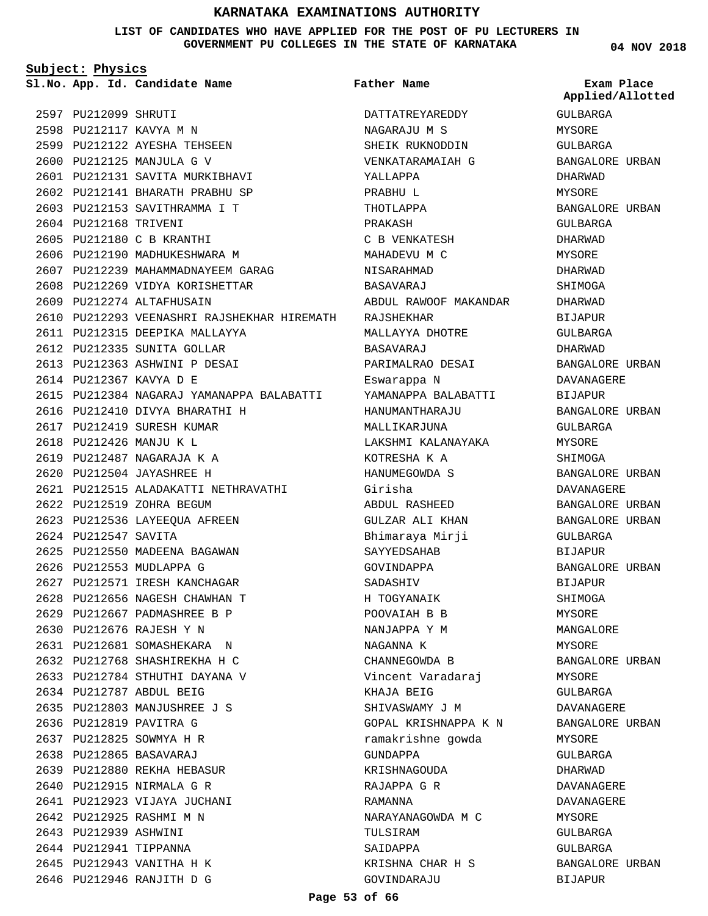# KARNATAKA EXAMINATIONS AUTHORITY

**LIST OF CANDIDATES WHO HAVE APPLIED FOR THE POST OF PU LECTURERS IN GOVERNMENT PU COLLEGES IN THE STATE OF KARNATAKA**

**04 NOV 2018**

**Subject: Physics**

| Sl.No. | App. Id. | Candidate Name | Father Name | Exam Place Applied/Allotted |
|---|---|---|---|---|
| 2597 | PU212099 | SHRUTI | DATTATREYAREDDY | GULBARGA |
| 2598 | PU212117 | KAVYA M N | NAGARAJU M S | MYSORE |
| 2599 | PU212122 | AYESHA TEHSEEN | SHEIK RUKNODDIN | GULBARGA |
| 2600 | PU212125 | MANJULA G V | VENKATARAMAIAH G | BANGALORE URBAN |
| 2601 | PU212131 | SAVITA MURKIBHAVI | YALLAPPA | DHARWAD |
| 2602 | PU212141 | BHARATH PRABHU SP | PRABHU L | MYSORE |
| 2603 | PU212153 | SAVITHRAMMA I T | THOTLAPPA | BANGALORE URBAN |
| 2604 | PU212168 | TRIVENI | PRAKASH | GULBARGA |
| 2605 | PU212180 | C B KRANTHI | C B VENKATESH | DHARWAD |
| 2606 | PU212190 | MADHUKESHWARA M | MAHADEVU M C | MYSORE |
| 2607 | PU212239 | MAHAMMADNAYEEM GARAG | NISARAHMAD | DHARWAD |
| 2608 | PU212269 | VIDYA KORISHETTAR | BASAVARAJ | SHIMOGA |
| 2609 | PU212274 | ALTAFHUSAIN | ABDUL RAWOOF MAKANDAR | DHARWAD |
| 2610 | PU212293 | VEENASHRI RAJSHEKHAR HIREMATH | RAJSHEKHAR | BIJAPUR |
| 2611 | PU212315 | DEEPIKA MALLAYYA | MALLAYYA DHOTRE | GULBARGA |
| 2612 | PU212335 | SUNITA GOLLAR | BASAVARAJ | DHARWAD |
| 2613 | PU212363 | ASHWINI P DESAI | PARIMALRAO DESAI | BANGALORE URBAN |
| 2614 | PU212367 | KAVYA D E | Eswarappa N | DAVANAGERE |
| 2615 | PU212384 | NAGARAJ YAMANAPPA BALABATTI | YAMANAPPA BALABATTI | BIJAPUR |
| 2616 | PU212410 | DIVYA BHARATHI H | HANUMANTHARAJU | BANGALORE URBAN |
| 2617 | PU212419 | SURESH KUMAR | MALLIKARJUNA | GULBARGA |
| 2618 | PU212426 | MANJU K L | LAKSHMI KALANAYAKA | MYSORE |
| 2619 | PU212487 | NAGARAJA K A | KOTRESHA K A | SHIMOGA |
| 2620 | PU212504 | JAYASHREE H | HANUMEGOWDA S | BANGALORE URBAN |
| 2621 | PU212515 | ALADAKATTI NETHRAVATHI | Girisha | DAVANAGERE |
| 2622 | PU212519 | ZOHRA BEGUM | ABDUL RASHEED | BANGALORE URBAN |
| 2623 | PU212536 | LAYEEQUA AFREEN | GULZAR ALI KHAN | BANGALORE URBAN |
| 2624 | PU212547 | SAVITA | Bhimaraya Mirji | GULBARGA |
| 2625 | PU212550 | MADEENA BAGAWAN | SAYYEDSAHAB | BIJAPUR |
| 2626 | PU212553 | MUDLAPPA G | GOVINDAPPA | BANGALORE URBAN |
| 2627 | PU212571 | IRESH KANCHAGAR | SADASHIV | BIJAPUR |
| 2628 | PU212656 | NAGESH CHAWHAN T | H TOGYANAIK | SHIMOGA |
| 2629 | PU212667 | PADMASHREE B P | POOVAIAH B B | MYSORE |
| 2630 | PU212676 | RAJESH Y N | NANJAPPA Y M | MANGALORE |
| 2631 | PU212681 | SOMASHEKARA N | NAGANNA K | MYSORE |
| 2632 | PU212768 | SHASHIREKHA H C | CHANNEGOWDA B | BANGALORE URBAN |
| 2633 | PU212784 | STHUTHI DAYANA V | Vincent Varadaraj | MYSORE |
| 2634 | PU212787 | ABDUL BEIG | KHAJA BEIG | GULBARGA |
| 2635 | PU212803 | MANJUSHREE J S | SHIVASWAMY J M | DAVANAGERE |
| 2636 | PU212819 | PAVITRA G | GOPAL KRISHNAPPA K N | BANGALORE URBAN |
| 2637 | PU212825 | SOWMYA H R | ramakrishne gowda | MYSORE |
| 2638 | PU212865 | BASAVARAJ | GUNDAPPA | GULBARGA |
| 2639 | PU212880 | REKHA HEBASUR | KRISHNAGOUDA | DHARWAD |
| 2640 | PU212915 | NIRMALA G R | RAJAPPA G R | DAVANAGERE |
| 2641 | PU212923 | VIJAYA JUCHANI | RAMANNA | DAVANAGERE |
| 2642 | PU212925 | RASHMI M N | NARAYANAGOWDA M C | MYSORE |
| 2643 | PU212939 | ASHWINI | TULSIRAM | GULBARGA |
| 2644 | PU212941 | TIPPANNA | SAIDAPPA | GULBARGA |
| 2645 | PU212943 | VANITHA H K | KRISHNA CHAR H S | BANGALORE URBAN |
| 2646 | PU212946 | RANJITH D G | GOVINDARAJU | BIJAPUR |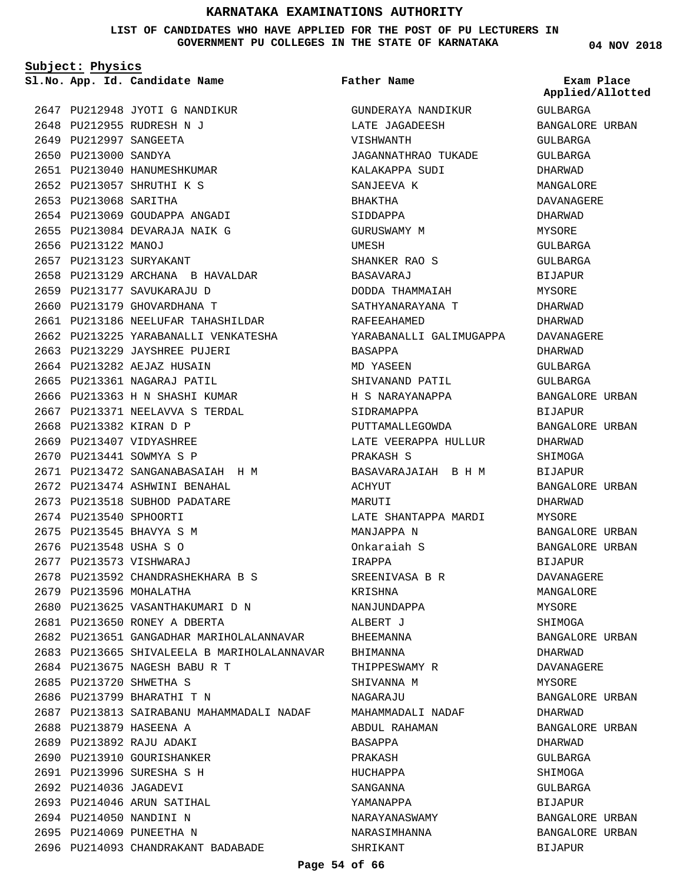# KARNATAKA EXAMINATIONS AUTHORITY

**LIST OF CANDIDATES WHO HAVE APPLIED FOR THE POST OF PU LECTURERS IN GOVERNMENT PU COLLEGES IN THE STATE OF KARNATAKA**

**04 NOV 2018**

**Subject: Physics**

| Sl.No. | App. Id. | Candidate Name | Father Name | Exam Place Applied/Allotted |
|---|---|---|---|---|
| 2647 | PU212948 | JYOTI G NANDIKUR | GUNDERAYA NANDIKUR | GULBARGA |
| 2648 | PU212955 | RUDRESH N J | LATE JAGADEESH | BANGALORE URBAN |
| 2649 | PU212997 | SANGEETA | VISHWANTH | GULBARGA |
| 2650 | PU213000 | SANDYA | JAGANNATHRAO TUKADE | GULBARGA |
| 2651 | PU213040 | HANUMESHKUMAR | KALAKAPPA SUDI | DHARWAD |
| 2652 | PU213057 | SHRUTHI K S | SANJEEVA K | MANGALORE |
| 2653 | PU213068 | SARITHA | BHAKTHA | DAVANAGERE |
| 2654 | PU213069 | GOUDAPPA ANGADI | SIDDAPPA | DHARWAD |
| 2655 | PU213084 | DEVARAJA NAIK G | GURUSWAMY M | MYSORE |
| 2656 | PU213122 | MANOJ | UMESH | GULBARGA |
| 2657 | PU213123 | SURYAKANT | SHANKER RAO S | GULBARGA |
| 2658 | PU213129 | ARCHANA B HAVALDAR | BASAVARAJ | BIJAPUR |
| 2659 | PU213177 | SAVUKARAJU D | DODDA THAMMAIAH | MYSORE |
| 2660 | PU213179 | GHOVARDHANA T | SATHYANARAYANA T | DHARWAD |
| 2661 | PU213186 | NEELUFAR TAHASHILDAR | RAFEEAHAMED | DHARWAD |
| 2662 | PU213225 | YARABANALLI VENKATESHA | YARABANALLI GALIMUGAPPA | DAVANAGERE |
| 2663 | PU213229 | JAYSHREE PUJERI | BASAPPA | DHARWAD |
| 2664 | PU213282 | AEJAZ HUSAIN | MD YASEEN | GULBARGA |
| 2665 | PU213361 | NAGARAJ PATIL | SHIVANAND PATIL | GULBARGA |
| 2666 | PU213363 | H N SHASHI KUMAR | H S NARAYANAPPA | BANGALORE URBAN |
| 2667 | PU213371 | NEELAVVA S TERDAL | SIDRAMAPPA | BIJAPUR |
| 2668 | PU213382 | KIRAN D P | PUTTAMALLEGOWDA | BANGALORE URBAN |
| 2669 | PU213407 | VIDYASHREE | LATE VEERAPPA HULLUR | DHARWAD |
| 2670 | PU213441 | SOWMYA S P | PRAKASH S | SHIMOGA |
| 2671 | PU213472 | SANGANABASAIAH H M | BASAVARAJAIAH B H M | BIJAPUR |
| 2672 | PU213474 | ASHWINI BENAHAL | ACHYUT | BANGALORE URBAN |
| 2673 | PU213518 | SUBHOD PADATARE | MARUTI | DHARWAD |
| 2674 | PU213540 | SPHOORTI | LATE SHANTAPPA MARDI | MYSORE |
| 2675 | PU213545 | BHAVYA S M | MANJAPPA N | BANGALORE URBAN |
| 2676 | PU213548 | USHA S O | Onkaraiah S | BANGALORE URBAN |
| 2677 | PU213573 | VISHWARAJ | IRAPPA | BIJAPUR |
| 2678 | PU213592 | CHANDRASHEKHARA B S | SREENIVASA B R | DAVANAGERE |
| 2679 | PU213596 | MOHALATHA | KRISHNA | MANGALORE |
| 2680 | PU213625 | VASANTHAKUMARI D N | NANJUNDAPPA | MYSORE |
| 2681 | PU213650 | RONEY A DBERTA | ALBERT J | SHIMOGA |
| 2682 | PU213651 | GANGADHAR MARIHOLALANNAVAR | BHEEMANNA | BANGALORE URBAN |
| 2683 | PU213665 | SHIVALEELA B MARIHOLALANNAVAR | BHIMANNA | DHARWAD |
| 2684 | PU213675 | NAGESH BABU R T | THIPPESWAMY R | DAVANAGERE |
| 2685 | PU213720 | SHWETHA S | SHIVANNA M | MYSORE |
| 2686 | PU213799 | BHARATHI T N | NAGARAJU | BANGALORE URBAN |
| 2687 | PU213813 | SAIRABANU MAHAMMADALI NADAF | MAHAMMADALI NADAF | DHARWAD |
| 2688 | PU213879 | HASEENA A | ABDUL RAHAMAN | BANGALORE URBAN |
| 2689 | PU213892 | RAJU ADAKI | BASAPPA | DHARWAD |
| 2690 | PU213910 | GOURISHANKER | PRAKASH | GULBARGA |
| 2691 | PU213996 | SURESHA S H | HUCHAPPA | SHIMOGA |
| 2692 | PU214036 | JAGADEVI | SANGANNA | GULBARGA |
| 2693 | PU214046 | ARUN SATIHAL | YAMANAPPA | BIJAPUR |
| 2694 | PU214050 | NANDINI N | NARAYANASWAMY | BANGALORE URBAN |
| 2695 | PU214069 | PUNEETHA N | NARASIMHANNA | BANGALORE URBAN |
| 2696 | PU214093 | CHANDRAKANT BADABADE | SHRIKANT | BIJAPUR |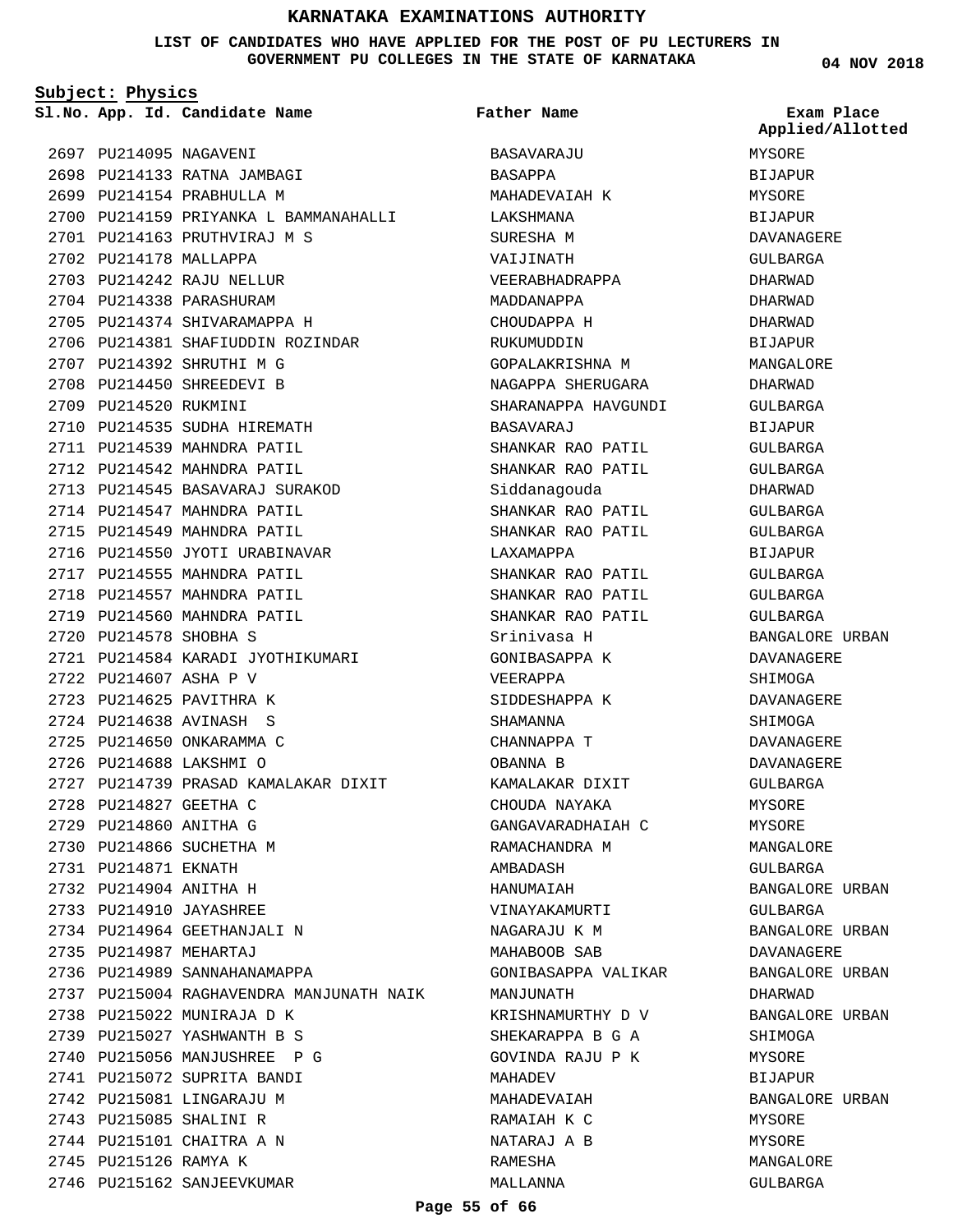# KARNATAKA EXAMINATIONS AUTHORITY

**LIST OF CANDIDATES WHO HAVE APPLIED FOR THE POST OF PU LECTURERS IN GOVERNMENT PU COLLEGES IN THE STATE OF KARNATAKA**

**04 NOV 2018**

**Subject: Physics**

| Sl.No. | App. Id. | Candidate Name | Father Name | Exam Place Applied/Allotted |
|---|---|---|---|---|
| 2697 | PU214095 | NAGAVENI | BASAVARAJU | MYSORE |
| 2698 | PU214133 | RATNA JAMBAGI | BASAPPA | BIJAPUR |
| 2699 | PU214154 | PRABHULLA M | MAHADEVAIAH K | MYSORE |
| 2700 | PU214159 | PRIYANKA L BAMMANAHALLI | LAKSHMANA | BIJAPUR |
| 2701 | PU214163 | PRUTHVIRAJ M S | SURESHA M | DAVANAGERE |
| 2702 | PU214178 | MALLAPPA | VAIJINATH | GULBARGA |
| 2703 | PU214242 | RAJU NELLUR | VEERABHADRAPPA | DHARWAD |
| 2704 | PU214338 | PARASHURAM | MADDANAPPA | DHARWAD |
| 2705 | PU214374 | SHIVARAMAPPA H | CHOUDAPPA H | DHARWAD |
| 2706 | PU214381 | SHAFIUDDIN ROZINDAR | RUKUMUDDIN | BIJAPUR |
| 2707 | PU214392 | SHRUTHI M G | GOPALAKRISHNA M | MANGALORE |
| 2708 | PU214450 | SHREEDEVI B | NAGAPPA SHERUGARA | DHARWAD |
| 2709 | PU214520 | RUKMINI | SHARANAPPA HAVGUNDI | GULBARGA |
| 2710 | PU214535 | SUDHA HIREMATH | BASAVARAJ | BIJAPUR |
| 2711 | PU214539 | MAHNDRA PATIL | SHANKAR RAO PATIL | GULBARGA |
| 2712 | PU214542 | MAHNDRA PATIL | SHANKAR RAO PATIL | GULBARGA |
| 2713 | PU214545 | BASAVARAJ SURAKOD | Siddanagouda | DHARWAD |
| 2714 | PU214547 | MAHNDRA PATIL | SHANKAR RAO PATIL | GULBARGA |
| 2715 | PU214549 | MAHNDRA PATIL | SHANKAR RAO PATIL | GULBARGA |
| 2716 | PU214550 | JYOTI URABINAVAR | LAXAMAPPA | BIJAPUR |
| 2717 | PU214555 | MAHNDRA PATIL | SHANKAR RAO PATIL | GULBARGA |
| 2718 | PU214557 | MAHNDRA PATIL | SHANKAR RAO PATIL | GULBARGA |
| 2719 | PU214560 | MAHNDRA PATIL | SHANKAR RAO PATIL | GULBARGA |
| 2720 | PU214578 | SHOBHA S | Srinivasa H | BANGALORE URBAN |
| 2721 | PU214584 | KARADI JYOTHIKUMARI | GONIBASAPPA K | DAVANAGERE |
| 2722 | PU214607 | ASHA P V | VEERAPPA | SHIMOGA |
| 2723 | PU214625 | PAVITHRA K | SIDDESHAPPA K | DAVANAGERE |
| 2724 | PU214638 | AVINASH S | SHAMANNA | SHIMOGA |
| 2725 | PU214650 | ONKARAMMA C | CHANNAPPA T | DAVANAGERE |
| 2726 | PU214688 | LAKSHMI O | OBANNA B | DAVANAGERE |
| 2727 | PU214739 | PRASAD KAMALAKAR DIXIT | KAMALAKAR DIXIT | GULBARGA |
| 2728 | PU214827 | GEETHA C | CHOUDA NAYAKA | MYSORE |
| 2729 | PU214860 | ANITHA G | GANGAVARADHAIAH C | MYSORE |
| 2730 | PU214866 | SUCHETHA M | RAMACHANDRA M | MANGALORE |
| 2731 | PU214871 | EKNATH | AMBADASH | GULBARGA |
| 2732 | PU214904 | ANITHA H | HANUMAIAH | BANGALORE URBAN |
| 2733 | PU214910 | JAYASHREE | VINAYAKAMURTI | GULBARGA |
| 2734 | PU214964 | GEETHANJALI N | NAGARAJU K M | BANGALORE URBAN |
| 2735 | PU214987 | MEHARTAJ | MAHABOOB SAB | DAVANAGERE |
| 2736 | PU214989 | SANNAHANAMAPPA | GONIBASAPPA VALIKAR | BANGALORE URBAN |
| 2737 | PU215004 | RAGHAVENDRA MANJUNATH NAIK | MANJUNATH | DHARWAD |
| 2738 | PU215022 | MUNIRAJA D K | KRISHNAMURTHY D V | BANGALORE URBAN |
| 2739 | PU215027 | YASHWANTH B S | SHEKARAPPA B G A | SHIMOGA |
| 2740 | PU215056 | MANJUSHREE P G | GOVINDA RAJU P K | MYSORE |
| 2741 | PU215072 | SUPRITA BANDI | MAHADEV | BIJAPUR |
| 2742 | PU215081 | LINGARAJU M | MAHADEVAIAH | BANGALORE URBAN |
| 2743 | PU215085 | SHALINI R | RAMAIAH K C | MYSORE |
| 2744 | PU215101 | CHAITRA A N | NATARAJ A B | MYSORE |
| 2745 | PU215126 | RAMYA K | RAMESHA | MANGALORE |
| 2746 | PU215162 | SANJEEVKUMAR | MALLANNA | GULBARGA |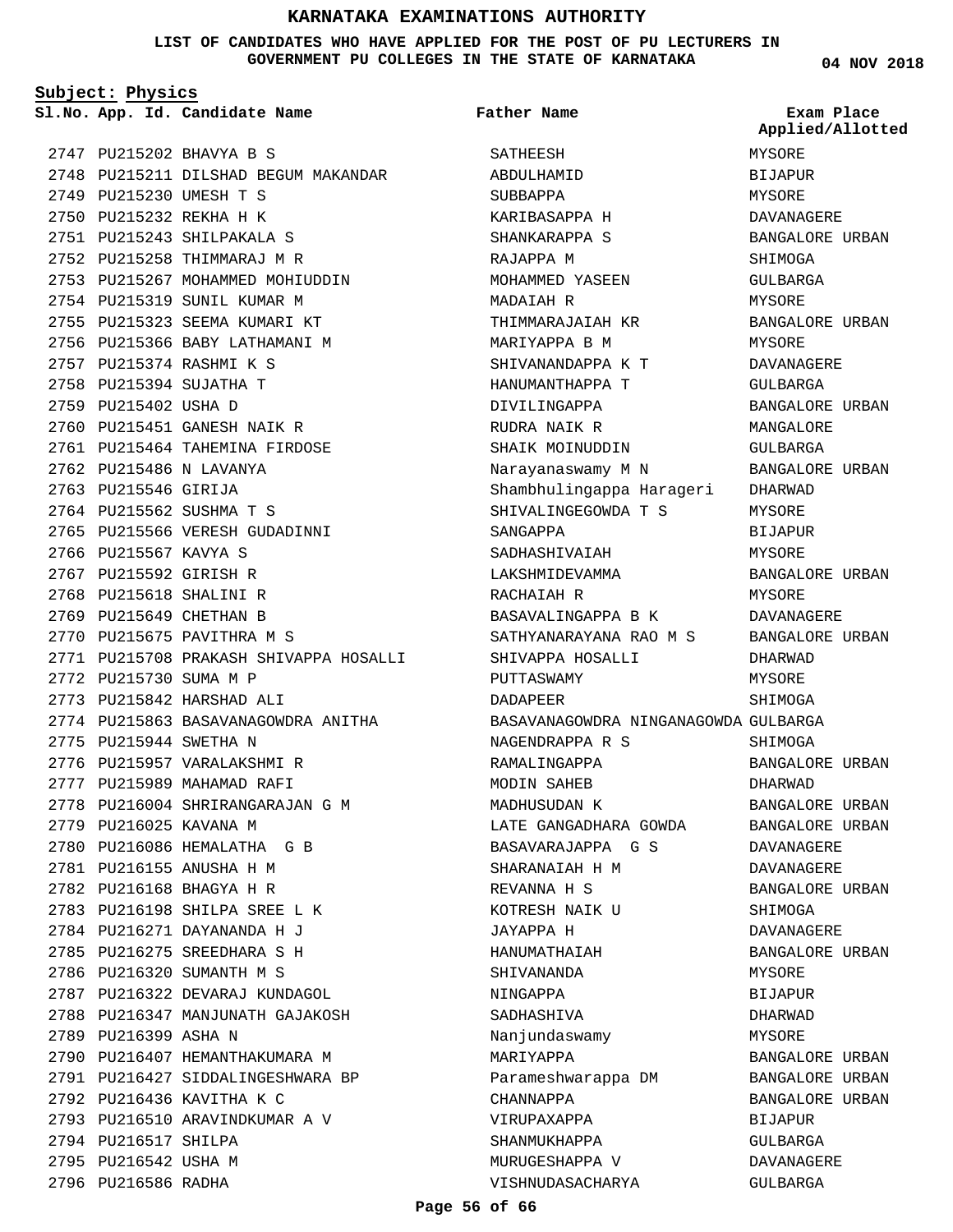# KARNATAKA EXAMINATIONS AUTHORITY

**LIST OF CANDIDATES WHO HAVE APPLIED FOR THE POST OF PU LECTURERS IN GOVERNMENT PU COLLEGES IN THE STATE OF KARNATAKA**

**04 NOV 2018**

**Subject: Physics**

| Sl.No. | App. Id. | Candidate Name | Father Name | Exam Place Applied/Allotted |
|---|---|---|---|---|
| 2747 | PU215202 | BHAVYA B S | SATHEESH | MYSORE |
| 2748 | PU215211 | DILSHAD BEGUM MAKANDAR | ABDULHAMID | BIJAPUR |
| 2749 | PU215230 | UMESH T S | SUBBAPPA | MYSORE |
| 2750 | PU215232 | REKHA H K | KARIBASAPPA H | DAVANAGERE |
| 2751 | PU215243 | SHILPAKALA S | SHANKARAPPA S | BANGALORE URBAN |
| 2752 | PU215258 | THIMMARAJ M R | RAJAPPA M | SHIMOGA |
| 2753 | PU215267 | MOHAMMED MOHIUDDIN | MOHAMMED YASEEN | GULBARGA |
| 2754 | PU215319 | SUNIL KUMAR M | MADAIAH R | MYSORE |
| 2755 | PU215323 | SEEMA KUMARI KT | THIMMARAJAIAH KR | BANGALORE URBAN |
| 2756 | PU215366 | BABY LATHAMANI M | MARIYAPPA B M | MYSORE |
| 2757 | PU215374 | RASHMI K S | SHIVANANDAPPA K T | DAVANAGERE |
| 2758 | PU215394 | SUJATHA T | HANUMANTHAPPA T | GULBARGA |
| 2759 | PU215402 | USHA D | DIVILINGAPPA | BANGALORE URBAN |
| 2760 | PU215451 | GANESH NAIK R | RUDRA NAIK R | MANGALORE |
| 2761 | PU215464 | TAHEMINA FIRDOSE | SHAIK MOINUDDIN | GULBARGA |
| 2762 | PU215486 | N LAVANYA | Narayanaswamy M N | BANGALORE URBAN |
| 2763 | PU215546 | GIRIJA | Shambhulingappa Harageri | DHARWAD |
| 2764 | PU215562 | SUSHMA T S | SHIVALINGEGOWDA T S | MYSORE |
| 2765 | PU215566 | VERESH GUDADINNI | SANGAPPA | BIJAPUR |
| 2766 | PU215567 | KAVYA S | SADHASHIVAIAH | MYSORE |
| 2767 | PU215592 | GIRISH R | LAKSHMIDEVAMMA | BANGALORE URBAN |
| 2768 | PU215618 | SHALINI R | RACHAIAH R | MYSORE |
| 2769 | PU215649 | CHETHAN B | BASAVALINGAPPA B K | DAVANAGERE |
| 2770 | PU215675 | PAVITHRA M S | SATHYANARAYANA RAO M S | BANGALORE URBAN |
| 2771 | PU215708 | PRAKASH SHIVAPPA HOSALLI | SHIVAPPA HOSALLI | DHARWAD |
| 2772 | PU215730 | SUMA M P | PUTTASWAMY | MYSORE |
| 2773 | PU215842 | HARSHAD ALI | DADAPEER | SHIMOGA |
| 2774 | PU215863 | BASAVANAGOWDRA ANITHA | BASAVANAGOWDRA NINGANAGOWDA | GULBARGA |
| 2775 | PU215944 | SWETHA N | NAGENDRAPPA R S | SHIMOGA |
| 2776 | PU215957 | VARALAKSHMI R | RAMALINGAPPA | BANGALORE URBAN |
| 2777 | PU215989 | MAHAMAD RAFI | MODIN SAHEB | DHARWAD |
| 2778 | PU216004 | SHRIRANGARAJAN G M | MADHUSUDAN K | BANGALORE URBAN |
| 2779 | PU216025 | KAVANA M | LATE GANGADHARA GOWDA | BANGALORE URBAN |
| 2780 | PU216086 | HEMALATHA G B | BASAVARAJAPPA G S | DAVANAGERE |
| 2781 | PU216155 | ANUSHA H M | SHARANAIAH H M | DAVANAGERE |
| 2782 | PU216168 | BHAGYA H R | REVANNA H S | BANGALORE URBAN |
| 2783 | PU216198 | SHILPA SREE L K | KOTRESH NAIK U | SHIMOGA |
| 2784 | PU216271 | DAYANANDA H J | JAYAPPA H | DAVANAGERE |
| 2785 | PU216275 | SREEDHARA S H | HANUMATHAIAH | BANGALORE URBAN |
| 2786 | PU216320 | SUMANTH M S | SHIVANANDA | MYSORE |
| 2787 | PU216322 | DEVARAJ KUNDAGOL | NINGAPPA | BIJAPUR |
| 2788 | PU216347 | MANJUNATH GAJAKOSH | SADHASHIVA | DHARWAD |
| 2789 | PU216399 | ASHA N | Nanjundaswamy | MYSORE |
| 2790 | PU216407 | HEMANTHAKUMARA M | MARIYAPPA | BANGALORE URBAN |
| 2791 | PU216427 | SIDDALINGESHWARA BP | Parameshwarappa DM | BANGALORE URBAN |
| 2792 | PU216436 | KAVITHA K C | CHANNAPPA | BANGALORE URBAN |
| 2793 | PU216510 | ARAVINDKUMAR A V | VIRUPAXAPPA | BIJAPUR |
| 2794 | PU216517 | SHILPA | SHANMUKHAPPA | GULBARGA |
| 2795 | PU216542 | USHA M | MURUGESHAPPA V | DAVANAGERE |
| 2796 | PU216586 | RADHA | VISHNUDASACHARYA | GULBARGA |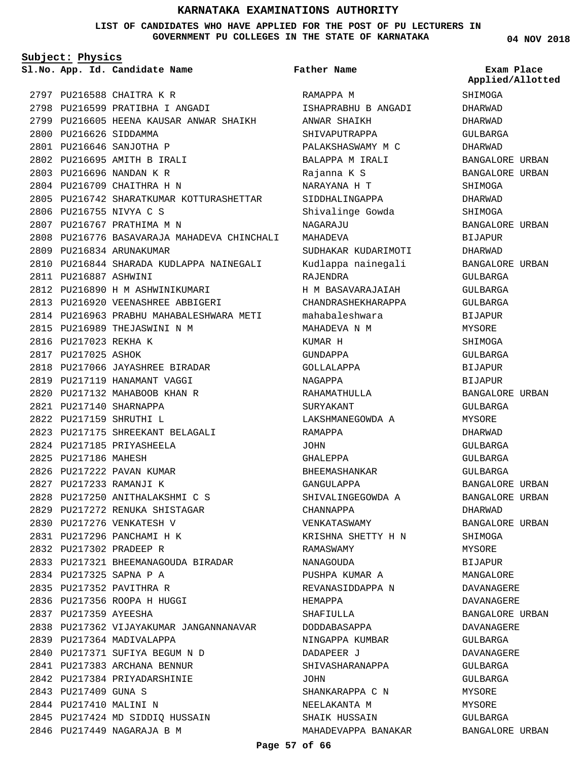# KARNATAKA EXAMINATIONS AUTHORITY

**LIST OF CANDIDATES WHO HAVE APPLIED FOR THE POST OF PU LECTURERS IN GOVERNMENT PU COLLEGES IN THE STATE OF KARNATAKA**

**04 NOV 2018**

**Subject: Physics**

| Sl.No. | App. Id. | Candidate Name | Father Name | Exam Place Applied/Allotted |
|---|---|---|---|---|
| 2797 | PU216588 | CHAITRA K R | RAMAPPA M | SHIMOGA |
| 2798 | PU216599 | PRATIBHA I ANGADI | ISHAPRABHU B ANGADI | DHARWAD |
| 2799 | PU216605 | HEENA KAUSAR ANWAR SHAIKH | ANWAR SHAIKH | DHARWAD |
| 2800 | PU216626 | SIDDAMMA | SHIVAPUTRAPPA | GULBARGA |
| 2801 | PU216646 | SANJOTHA P | PALAKSHASWAMY M C | DHARWAD |
| 2802 | PU216695 | AMITH B IRALI | BALAPPA M IRALI | BANGALORE URBAN |
| 2803 | PU216696 | NANDAN K R | Rajanna K S | BANGALORE URBAN |
| 2804 | PU216709 | CHAITHRA H N | NARAYANA H T | SHIMOGA |
| 2805 | PU216742 | SHARATKUMAR KOTTURASHETTAR | SIDDHALINGAPPA | DHARWAD |
| 2806 | PU216755 | NIVYA C S | Shivalinge Gowda | SHIMOGA |
| 2807 | PU216767 | PRATHIMA M N | NAGARAJU | BANGALORE URBAN |
| 2808 | PU216776 | BASAVARAJA MAHADEVA CHINCHALI | MAHADEVA | BIJAPUR |
| 2809 | PU216834 | ARUNAKUMAR | SUDHAKAR KUDARIMOTI | DHARWAD |
| 2810 | PU216844 | SHARADA KUDLAPPA NAINEGALI | Kudlappa nainegali | BANGALORE URBAN |
| 2811 | PU216887 | ASHWINI | RAJENDRA | GULBARGA |
| 2812 | PU216890 | H M ASHWINIKUMARI | H M BASAVARAJAIAH | GULBARGA |
| 2813 | PU216920 | VEENASHREE ABBIGERI | CHANDRASHEKHARAPPA | GULBARGA |
| 2814 | PU216963 | PRABHU MAHABALESHWARA METI | mahabaleshwara | BIJAPUR |
| 2815 | PU216989 | THEJASWINI N M | MAHADEVA N M | MYSORE |
| 2816 | PU217023 | REKHA K | KUMAR H | SHIMOGA |
| 2817 | PU217025 | ASHOK | GUNDAPPA | GULBARGA |
| 2818 | PU217066 | JAYASHREE BIRADAR | GOLLALAPPA | BIJAPUR |
| 2819 | PU217119 | HANAMANT VAGGI | NAGAPPA | BIJAPUR |
| 2820 | PU217132 | MAHABOOB KHAN R | RAHAMATHULLA | BANGALORE URBAN |
| 2821 | PU217140 | SHARNAPPA | SURYAKANT | GULBARGA |
| 2822 | PU217159 | SHRUTHI L | LAKSHMANEGOWDA A | MYSORE |
| 2823 | PU217175 | SHREEKANT BELAGALI | RAMAPPA | DHARWAD |
| 2824 | PU217185 | PRIYASHEELA | JOHN | GULBARGA |
| 2825 | PU217186 | MAHESH | GHALEPPA | GULBARGA |
| 2826 | PU217222 | PAVAN KUMAR | BHEEMASHANKAR | GULBARGA |
| 2827 | PU217233 | RAMANJI K | GANGULAPPA | BANGALORE URBAN |
| 2828 | PU217250 | ANITHALAKSHMI C S | SHIVALINGEGOWDA A | BANGALORE URBAN |
| 2829 | PU217272 | RENUKA SHISTAGAR | CHANNAPPA | DHARWAD |
| 2830 | PU217276 | VENKATESH V | VENKATASWAMY | BANGALORE URBAN |
| 2831 | PU217296 | PANCHAMI H K | KRISHNA SHETTY H N | SHIMOGA |
| 2832 | PU217302 | PRADEEP R | RAMASWAMY | MYSORE |
| 2833 | PU217321 | BHEEMANAGOUDA BIRADAR | NANAGOUDA | BIJAPUR |
| 2834 | PU217325 | SAPNA P A | PUSHPA KUMAR A | MANGALORE |
| 2835 | PU217352 | PAVITHRA R | REVANASIDDAPPA N | DAVANAGERE |
| 2836 | PU217356 | ROOPA H HUGGI | HEMAPPA | DAVANAGERE |
| 2837 | PU217359 | AYEESHA | SHAFIULLA | BANGALORE URBAN |
| 2838 | PU217362 | VIJAYAKUMAR JANGANNANAVAR | DODDABASAPPA | DAVANAGERE |
| 2839 | PU217364 | MADIVALAPPA | NINGAPPA KUMBAR | GULBARGA |
| 2840 | PU217371 | SUFIYA BEGUM N D | DADAPEER J | DAVANAGERE |
| 2841 | PU217383 | ARCHANA BENNUR | SHIVASHARANAPPA | GULBARGA |
| 2842 | PU217384 | PRIYADARSHINIE | JOHN | GULBARGA |
| 2843 | PU217409 | GUNA S | SHANKARAPPA C N | MYSORE |
| 2844 | PU217410 | MALINI N | NEELAKANTA M | MYSORE |
| 2845 | PU217424 | MD SIDDIQ HUSSAIN | SHAIK HUSSAIN | GULBARGA |
| 2846 | PU217449 | NAGARAJA B M | MAHADEVAPPA BANAKAR | BANGALORE URBAN |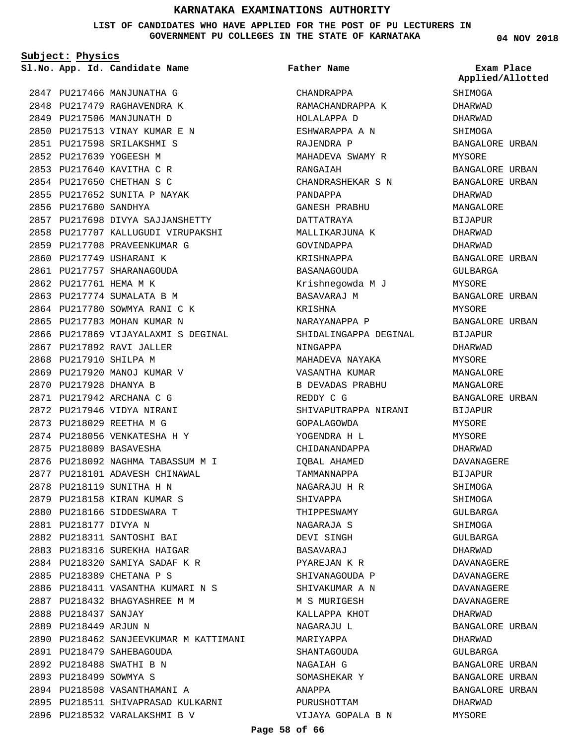# KARNATAKA EXAMINATIONS AUTHORITY

**LIST OF CANDIDATES WHO HAVE APPLIED FOR THE POST OF PU LECTURERS IN GOVERNMENT PU COLLEGES IN THE STATE OF KARNATAKA**

**04 NOV 2018**

**Subject: Physics**

| Sl.No. | App. Id. | Candidate Name | Father Name | Exam Place Applied/Allotted |
|---|---|---|---|---|
| 2847 | PU217466 | MANJUNATHA G | CHANDRAPPA | SHIMOGA |
| 2848 | PU217479 | RAGHAVENDRA K | RAMACHANDRAPPA K | DHARWAD |
| 2849 | PU217506 | MANJUNATH D | HOLALAPPA D | DHARWAD |
| 2850 | PU217513 | VINAY KUMAR E N | ESHWARAPPA A N | SHIMOGA |
| 2851 | PU217598 | SRILAKSHMI S | RAJENDRA P | BANGALORE URBAN |
| 2852 | PU217639 | YOGEESH M | MAHADEVA SWAMY R | MYSORE |
| 2853 | PU217640 | KAVITHA C R | RANGAIAH | BANGALORE URBAN |
| 2854 | PU217650 | CHETHAN S C | CHANDRASHEKAR S N | BANGALORE URBAN |
| 2855 | PU217652 | SUNITA P NAYAK | PANDAPPA | DHARWAD |
| 2856 | PU217680 | SANDHYA | GANESH PRABHU | MANGALORE |
| 2857 | PU217698 | DIVYA SAJJANSHETTY | DATTATRAYA | BIJAPUR |
| 2858 | PU217707 | KALLUGUDI VIRUPAKSHI | MALLIKARJUNA K | DHARWAD |
| 2859 | PU217708 | PRAVEENKUMAR G | GOVINDAPPA | DHARWAD |
| 2860 | PU217749 | USHARANI K | KRISHNAPPA | BANGALORE URBAN |
| 2861 | PU217757 | SHARANAGOUDA | BASANAGOUDA | GULBARGA |
| 2862 | PU217761 | HEMA M K | Krishnegowda M J | MYSORE |
| 2863 | PU217774 | SUMALATA B M | BASAVARAJ M | BANGALORE URBAN |
| 2864 | PU217780 | SOWMYA RANI C K | KRISHNA | MYSORE |
| 2865 | PU217783 | MOHAN KUMAR N | NARAYANAPPA P | BANGALORE URBAN |
| 2866 | PU217869 | VIJAYALAXMI S DEGINAL | SHIDALINGAPPA DEGINAL | BIJAPUR |
| 2867 | PU217892 | RAVI JALLER | NINGAPPA | DHARWAD |
| 2868 | PU217910 | SHILPA M | MAHADEVA NAYAKA | MYSORE |
| 2869 | PU217920 | MANOJ KUMAR V | VASANTHA KUMAR | MANGALORE |
| 2870 | PU217928 | DHANYA B | B DEVADAS PRABHU | MANGALORE |
| 2871 | PU217942 | ARCHANA C G | REDDY C G | BANGALORE URBAN |
| 2872 | PU217946 | VIDYA NIRANI | SHIVAPUTRAPPA NIRANI | BIJAPUR |
| 2873 | PU218029 | REETHA M G | GOPALAGOWDA | MYSORE |
| 2874 | PU218056 | VENKATESHA H Y | YOGENDRA H L | MYSORE |
| 2875 | PU218089 | BASAVESHA | CHIDANANDAPPA | DHARWAD |
| 2876 | PU218092 | NAGHMA TABASSUM M I | IQBAL AHAMED | DAVANAGERE |
| 2877 | PU218101 | ADAVESH CHINAWAL | TAMMANNAPPA | BIJAPUR |
| 2878 | PU218119 | SUNITHA H N | NAGARAJU H R | SHIMOGA |
| 2879 | PU218158 | KIRAN KUMAR S | SHIVAPPA | SHIMOGA |
| 2880 | PU218166 | SIDDESWARA T | THIPPESWAMY | GULBARGA |
| 2881 | PU218177 | DIVYA N | NAGARAJA S | SHIMOGA |
| 2882 | PU218311 | SANTOSHI BAI | DEVI SINGH | GULBARGA |
| 2883 | PU218316 | SUREKHA HAIGAR | BASAVARAJ | DHARWAD |
| 2884 | PU218320 | SAMIYA SADAF K R | PYAREJAN K R | DAVANAGERE |
| 2885 | PU218389 | CHETANA P S | SHIVANAGOUDA P | DAVANAGERE |
| 2886 | PU218411 | VASANTHA KUMARI N S | SHIVAKUMAR A N | DAVANAGERE |
| 2887 | PU218432 | BHAGYASHREE M M | M S MURIGESH | DAVANAGERE |
| 2888 | PU218437 | SANJAY | KALLAPPA KHOT | DHARWAD |
| 2889 | PU218449 | ARJUN N | NAGARAJU L | BANGALORE URBAN |
| 2890 | PU218462 | SANJEEVKUMAR M KATTIMANI | MARIYAPPA | DHARWAD |
| 2891 | PU218479 | SAHEBAGOUDA | SHANTAGOUDA | GULBARGA |
| 2892 | PU218488 | SWATHI B N | NAGAIAH G | BANGALORE URBAN |
| 2893 | PU218499 | SOWMYA S | SOMASHEKAR Y | BANGALORE URBAN |
| 2894 | PU218508 | VASANTHAMANI A | ANAPPA | BANGALORE URBAN |
| 2895 | PU218511 | SHIVAPRASAD KULKARNI | PURUSHOTTAM | DHARWAD |
| 2896 | PU218532 | VARALAKSHMI B V | VIJAYA GOPALA B N | MYSORE |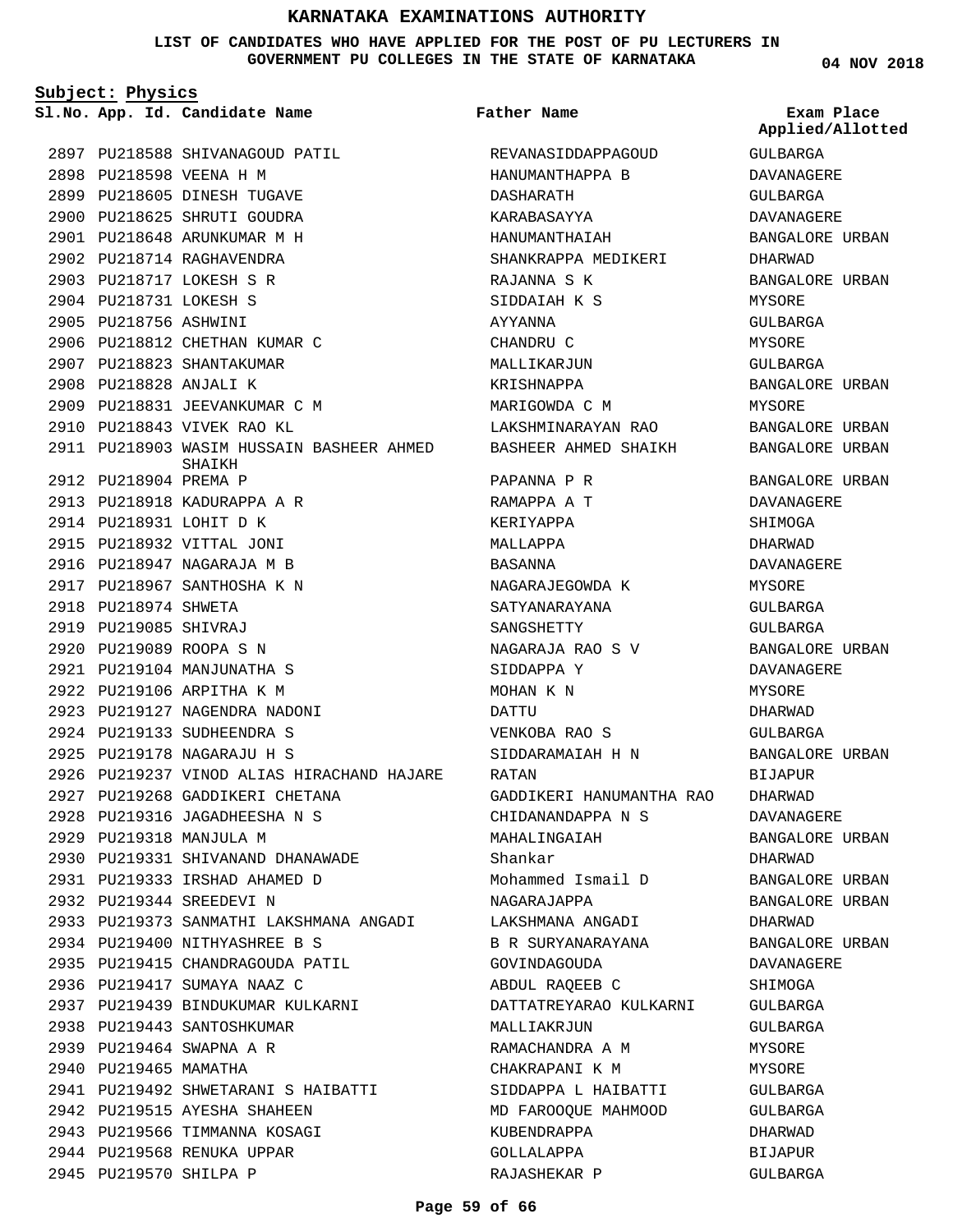# KARNATAKA EXAMINATIONS AUTHORITY

**LIST OF CANDIDATES WHO HAVE APPLIED FOR THE POST OF PU LECTURERS IN GOVERNMENT PU COLLEGES IN THE STATE OF KARNATAKA**

04 NOV 2018

**Subject: Physics**

| Sl.No. | App. Id. | Candidate Name | Father Name | Exam Place Applied/Allotted |
|---|---|---|---|---|
| 2897 | PU218588 | SHIVANAGOUD PATIL | REVANASIDDAPPAGOUD | GULBARGA |
| 2898 | PU218598 | VEENA H M | HANUMANTHAPPA B | DAVANAGERE |
| 2899 | PU218605 | DINESH TUGAVE | DASHARATH | GULBARGA |
| 2900 | PU218625 | SHRUTI GOUDRA | KARABASAYYA | DAVANAGERE |
| 2901 | PU218648 | ARUNKUMAR M H | HANUMANTHAIAH | BANGALORE URBAN |
| 2902 | PU218714 | RAGHAVENDRA | SHANKRAPPA MEDIKERI | DHARWAD |
| 2903 | PU218717 | LOKESH S R | RAJANNA S K | BANGALORE URBAN |
| 2904 | PU218731 | LOKESH S | SIDDAIAH K S | MYSORE |
| 2905 | PU218756 | ASHWINI | AYYANNA | GULBARGA |
| 2906 | PU218812 | CHETHAN KUMAR C | CHANDRU C | MYSORE |
| 2907 | PU218823 | SHANTAKUMAR | MALLIKARJUN | GULBARGA |
| 2908 | PU218828 | ANJALI K | KRISHNAPPA | BANGALORE URBAN |
| 2909 | PU218831 | JEEVANKUMAR C M | MARIGOWDA C M | MYSORE |
| 2910 | PU218843 | VIVEK RAO KL | LAKSHMINARAYAN RAO | BANGALORE URBAN |
| 2911 | PU218903 | WASIM HUSSAIN BASHEER AHMED SHAIKH | BASHEER AHMED SHAIKH | BANGALORE URBAN |
| 2912 | PU218904 | PREMA P | PAPANNA P R | BANGALORE URBAN |
| 2913 | PU218918 | KADURAPPA A R | RAMAPPA A T | DAVANAGERE |
| 2914 | PU218931 | LOHIT D K | KERIYAPPA | SHIMOGA |
| 2915 | PU218932 | VITTAL JONI | MALLAPPA | DHARWAD |
| 2916 | PU218947 | NAGARAJA M B | BASANNA | DAVANAGERE |
| 2917 | PU218967 | SANTHOSHA K N | NAGARAJEGOWDA K | MYSORE |
| 2918 | PU218974 | SHWETA | SATYANARAYANA | GULBARGA |
| 2919 | PU219085 | SHIVRAJ | SANGSHETTY | GULBARGA |
| 2920 | PU219089 | ROOPA S N | NAGARAJA RAO S V | BANGALORE URBAN |
| 2921 | PU219104 | MANJUNATHA S | SIDDAPPA Y | DAVANAGERE |
| 2922 | PU219106 | ARPITHA K M | MOHAN K N | MYSORE |
| 2923 | PU219127 | NAGENDRA NADONI | DATTU | DHARWAD |
| 2924 | PU219133 | SUDHEENDRA S | VENKOBA RAO S | GULBARGA |
| 2925 | PU219178 | NAGARAJU H S | SIDDARAMAIAH H N | BANGALORE URBAN |
| 2926 | PU219237 | VINOD ALIAS HIRACHAND HAJARE | RATAN | BIJAPUR |
| 2927 | PU219268 | GADDIKERI CHETANA | GADDIKERI HANUMANTHA RAO | DHARWAD |
| 2928 | PU219316 | JAGADHEESHA N S | CHIDANANDAPPA N S | DAVANAGERE |
| 2929 | PU219318 | MANJULA M | MAHALINGAIAH | BANGALORE URBAN |
| 2930 | PU219331 | SHIVANAND DHANAWADE | Shankar | DHARWAD |
| 2931 | PU219333 | IRSHAD AHAMED D | Mohammed Ismail D | BANGALORE URBAN |
| 2932 | PU219344 | SREEDEVI N | NAGARAJAPPA | BANGALORE URBAN |
| 2933 | PU219373 | SANMATHI LAKSHMANA ANGADI | LAKSHMANA ANGADI | DHARWAD |
| 2934 | PU219400 | NITHYASHREE B S | B R SURYANARAYANA | BANGALORE URBAN |
| 2935 | PU219415 | CHANDRAGOUDA PATIL | GOVINDAGOUDA | DAVANAGERE |
| 2936 | PU219417 | SUMAYA NAAZ C | ABDUL RAQEEB C | SHIMOGA |
| 2937 | PU219439 | BINDUKUMAR KULKARNI | DATTATREYARAO KULKARNI | GULBARGA |
| 2938 | PU219443 | SANTOSHKUMAR | MALLIAKRJUN | GULBARGA |
| 2939 | PU219464 | SWAPNA A R | RAMACHANDRA A M | MYSORE |
| 2940 | PU219465 | MAMATHA | CHAKRAPANI K M | MYSORE |
| 2941 | PU219492 | SHWETARANI S HAIBATTI | SIDDAPPA L HAIBATTI | GULBARGA |
| 2942 | PU219515 | AYESHA SHAHEEN | MD FAROOQUE MAHMOOD | GULBARGA |
| 2943 | PU219566 | TIMMANNA KOSAGI | KUBENDRAPPA | DHARWAD |
| 2944 | PU219568 | RENUKA UPPAR | GOLLALAPPA | BIJAPUR |
| 2945 | PU219570 | SHILPA P | RAJASHEKAR P | GULBARGA |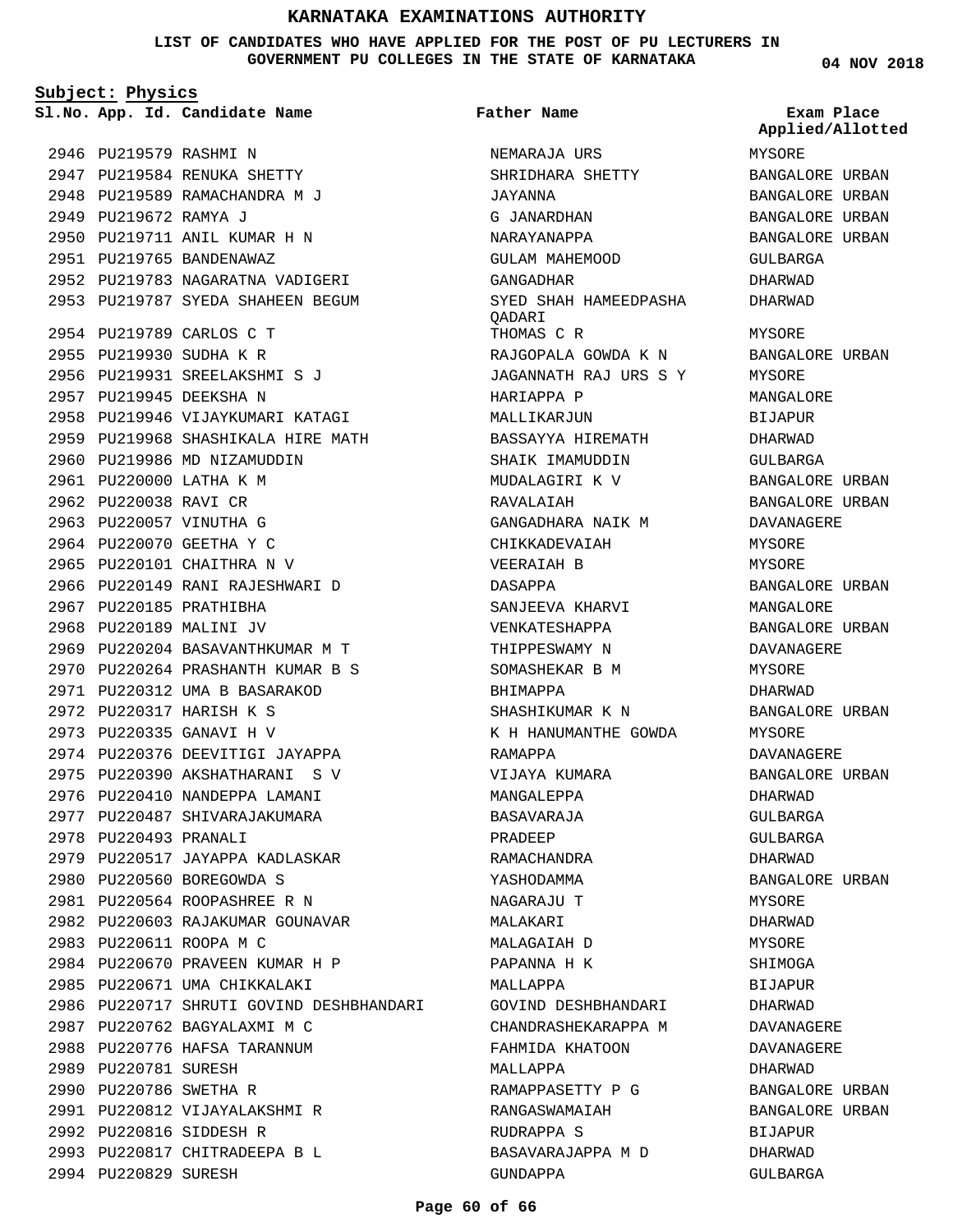# KARNATAKA EXAMINATIONS AUTHORITY

**LIST OF CANDIDATES WHO HAVE APPLIED FOR THE POST OF PU LECTURERS IN GOVERNMENT PU COLLEGES IN THE STATE OF KARNATAKA**

04 NOV 2018

**Subject: Physics**

| Sl.No. | App. Id. | Candidate Name | Father Name | Exam Place Applied/Allotted |
|---|---|---|---|---|
| 2946 | PU219579 | RASHMI N | NEMARAJA URS | MYSORE |
| 2947 | PU219584 | RENUKA SHETTY | SHRIDHARA SHETTY | BANGALORE URBAN |
| 2948 | PU219589 | RAMACHANDRA M J | JAYANNA | BANGALORE URBAN |
| 2949 | PU219672 | RAMYA J | G JANARDHAN | BANGALORE URBAN |
| 2950 | PU219711 | ANIL KUMAR H N | NARAYANAPPA | BANGALORE URBAN |
| 2951 | PU219765 | BANDENAWAZ | GULAM MAHEMOOD | GULBARGA |
| 2952 | PU219783 | NAGARATNA VADIGERI | GANGADHAR | DHARWAD |
| 2953 | PU219787 | SYEDA SHAHEEN BEGUM | SYED SHAH HAMEEDPASHA QADARI | DHARWAD |
| 2954 | PU219789 | CARLOS C T | THOMAS C R | MYSORE |
| 2955 | PU219930 | SUDHA K R | RAJGOPALA GOWDA K N | BANGALORE URBAN |
| 2956 | PU219931 | SREELAKSHMI S J | JAGANNATH RAJ URS S Y | MYSORE |
| 2957 | PU219945 | DEEKSHA N | HARIAPPA P | MANGALORE |
| 2958 | PU219946 | VIJAYKUMARI KATAGI | MALLIKARJUN | BIJAPUR |
| 2959 | PU219968 | SHASHIKALA HIRE MATH | BASSAYYA HIREMATH | DHARWAD |
| 2960 | PU219986 | MD NIZAMUDDIN | SHAIK IMAMUDDIN | GULBARGA |
| 2961 | PU220000 | LATHA K M | MUDALAGIRI K V | BANGALORE URBAN |
| 2962 | PU220038 | RAVI CR | RAVALAIAH | BANGALORE URBAN |
| 2963 | PU220057 | VINUTHA G | GANGADHARA NAIK M | DAVANAGERE |
| 2964 | PU220070 | GEETHA Y C | CHIKKADEVAIAH | MYSORE |
| 2965 | PU220101 | CHAITHRA N V | VEERAIAH B | MYSORE |
| 2966 | PU220149 | RANI RAJESHWARI D | DASAPPA | BANGALORE URBAN |
| 2967 | PU220185 | PRATHIBHA | SANJEEVA KHARVI | MANGALORE |
| 2968 | PU220189 | MALINI JV | VENKATESHAPPA | BANGALORE URBAN |
| 2969 | PU220204 | BASAVANTHKUMAR M T | THIPPESWAMY N | DAVANAGERE |
| 2970 | PU220264 | PRASHANTH KUMAR B S | SOMASHEKAR B M | MYSORE |
| 2971 | PU220312 | UMA B BASARAKOD | BHIMAPPA | DHARWAD |
| 2972 | PU220317 | HARISH K S | SHASHIKUMAR K N | BANGALORE URBAN |
| 2973 | PU220335 | GANAVI H V | K H HANUMANTHE GOWDA | MYSORE |
| 2974 | PU220376 | DEEVITIGI JAYAPPA | RAMAPPA | DAVANAGERE |
| 2975 | PU220390 | AKSHATHARANI S V | VIJAYA KUMARA | BANGALORE URBAN |
| 2976 | PU220410 | NANDEPPA LAMANI | MANGALEPPA | DHARWAD |
| 2977 | PU220487 | SHIVARAJAKUMARA | BASAVARAJA | GULBARGA |
| 2978 | PU220493 | PRANALI | PRADEEP | GULBARGA |
| 2979 | PU220517 | JAYAPPA KADLASKAR | RAMACHANDRA | DHARWAD |
| 2980 | PU220560 | BOREGOWDA S | YASHODAMMA | BANGALORE URBAN |
| 2981 | PU220564 | ROOPASHREE R N | NAGARAJU T | MYSORE |
| 2982 | PU220603 | RAJAKUMAR GOUNAVAR | MALAKARI | DHARWAD |
| 2983 | PU220611 | ROOPA M C | MALAGAIAH D | MYSORE |
| 2984 | PU220670 | PRAVEEN KUMAR H P | PAPANNA H K | SHIMOGA |
| 2985 | PU220671 | UMA CHIKKALAKI | MALLAPPA | BIJAPUR |
| 2986 | PU220717 | SHRUTI GOVIND DESHBHANDARI | GOVIND DESHBHANDARI | DHARWAD |
| 2987 | PU220762 | BAGYALAXMI M C | CHANDRASHEKARAPPA M | DAVANAGERE |
| 2988 | PU220776 | HAFSA TARANNUM | FAHMIDA KHATOON | DAVANAGERE |
| 2989 | PU220781 | SURESH | MALLAPPA | DHARWAD |
| 2990 | PU220786 | SWETHA R | RAMAPPASETTY P G | BANGALORE URBAN |
| 2991 | PU220812 | VIJAYALAKSHMI R | RANGASWAMAIAH | BANGALORE URBAN |
| 2992 | PU220816 | SIDDESH R | RUDRAPPA S | BIJAPUR |
| 2993 | PU220817 | CHITRADEEPA B L | BASAVARAJAPPA M D | DHARWAD |
| 2994 | PU220829 | SURESH | GUNDAPPA | GULBARGA |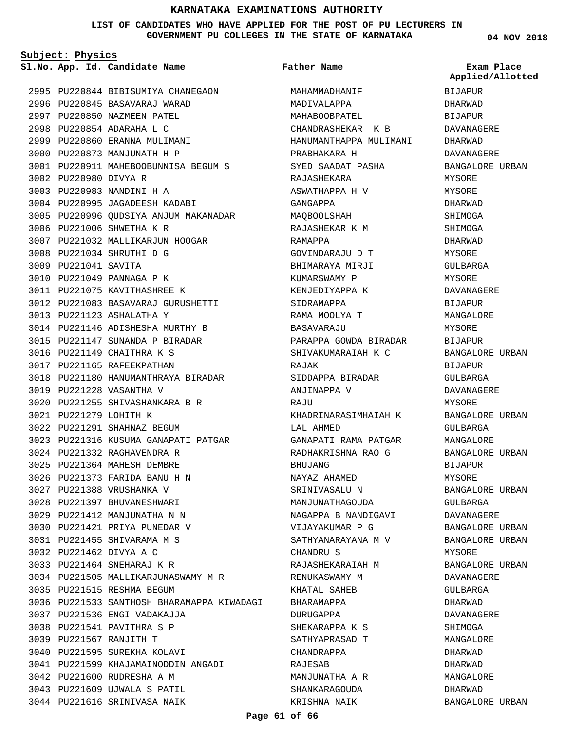# KARNATAKA EXAMINATIONS AUTHORITY

**LIST OF CANDIDATES WHO HAVE APPLIED FOR THE POST OF PU LECTURERS IN GOVERNMENT PU COLLEGES IN THE STATE OF KARNATAKA**

**04 NOV 2018**

**Subject: Physics**

| Sl.No. | App. Id. | Candidate Name | Father Name | Exam Place Applied/Allotted |
|---|---|---|---|---|
| 2995 | PU220844 | BIBISUMIYA CHANEGAON | MAHAMMADHANIF | BIJAPUR |
| 2996 | PU220845 | BASAVARAJ WARAD | MADIVALAPPA | DHARWAD |
| 2997 | PU220850 | NAZMEEN PATEL | MAHABOOBPATEL | BIJAPUR |
| 2998 | PU220854 | ADARAHA L C | CHANDRASHEKAR K B | DAVANAGERE |
| 2999 | PU220860 | ERANNA MULIMANI | HANUMANTHAPPA MULIMANI | DHARWAD |
| 3000 | PU220873 | MANJUNATH H P | PRABHAKARA H | DAVANAGERE |
| 3001 | PU220911 | MAHEBOOBUNNISA BEGUM S | SYED SAADAT PASHA | BANGALORE URBAN |
| 3002 | PU220980 | DIVYA R | RAJASHEKARA | MYSORE |
| 3003 | PU220983 | NANDINI H A | ASWATHAPPA H V | MYSORE |
| 3004 | PU220995 | JAGADEESH KADABI | GANGAPPA | DHARWAD |
| 3005 | PU220996 | QUDSIYA ANJUM MAKANADAR | MAQBOOLSHAH | SHIMOGA |
| 3006 | PU221006 | SHWETHA K R | RAJASHEKAR K M | SHIMOGA |
| 3007 | PU221032 | MALLIKARJUN HOOGAR | RAMAPPA | DHARWAD |
| 3008 | PU221034 | SHRUTHI D G | GOVINDARAJU D T | MYSORE |
| 3009 | PU221041 | SAVITA | BHIMARAYA MIRJI | GULBARGA |
| 3010 | PU221049 | PANNAGA P K | KUMARSWAMY P | MYSORE |
| 3011 | PU221075 | KAVITHASHREE K | KENJEDIYAPPA K | DAVANAGERE |
| 3012 | PU221083 | BASAVARAJ GURUSHETTI | SIDRAMAPPA | BIJAPUR |
| 3013 | PU221123 | ASHALATHA Y | RAMA MOOLYA T | MANGALORE |
| 3014 | PU221146 | ADISHESHA MURTHY B | BASAVARAJU | MYSORE |
| 3015 | PU221147 | SUNANDA P BIRADAR | PARAPPA GOWDA BIRADAR | BIJAPUR |
| 3016 | PU221149 | CHAITHRA K S | SHIVAKUMARAIAH K C | BANGALORE URBAN |
| 3017 | PU221165 | RAFEEKPATHAN | RAJAK | BIJAPUR |
| 3018 | PU221180 | HANUMANTHRAYA BIRADAR | SIDDAPPA BIRADAR | GULBARGA |
| 3019 | PU221228 | VASANTHA V | ANJINAPPA V | DAVANAGERE |
| 3020 | PU221255 | SHIVASHANKARA B R | RAJU | MYSORE |
| 3021 | PU221279 | LOHITH K | KHADRINARASIMHAIAH K | BANGALORE URBAN |
| 3022 | PU221291 | SHAHNAZ BEGUM | LAL AHMED | GULBARGA |
| 3023 | PU221316 | KUSUMA GANAPATI PATGAR | GANAPATI RAMA PATGAR | MANGALORE |
| 3024 | PU221332 | RAGHAVENDRA R | RADHAKRISHNA RAO G | BANGALORE URBAN |
| 3025 | PU221364 | MAHESH DEMBRE | BHUJANG | BIJAPUR |
| 3026 | PU221373 | FARIDA BANU H N | NAYAZ AHAMED | MYSORE |
| 3027 | PU221388 | VRUSHANKA V | SRINIVASALU N | BANGALORE URBAN |
| 3028 | PU221397 | BHUVANESHWARI | MANJUNATHAGOUDA | GULBARGA |
| 3029 | PU221412 | MANJUNATHA N N | NAGAPPA B NANDIGAVI | DAVANAGERE |
| 3030 | PU221421 | PRIYA PUNEDAR V | VIJAYAKUMAR P G | BANGALORE URBAN |
| 3031 | PU221455 | SHIVARAMA M S | SATHYANARAYANA M V | BANGALORE URBAN |
| 3032 | PU221462 | DIVYA A C | CHANDRU S | MYSORE |
| 3033 | PU221464 | SNEHARAJ K R | RAJASHEKARAIAH M | BANGALORE URBAN |
| 3034 | PU221505 | MALLIKARJUNASWAMY M R | RENUKASWAMY M | DAVANAGERE |
| 3035 | PU221515 | RESHMA BEGUM | KHATAL SAHEB | GULBARGA |
| 3036 | PU221533 | SANTHOSH BHARAMAPPA KIWADAGI | BHARAMAPPA | DHARWAD |
| 3037 | PU221536 | ENGI VADAKAJJA | DURUGAPPA | DAVANAGERE |
| 3038 | PU221541 | PAVITHRA S P | SHEKARAPPA K S | SHIMOGA |
| 3039 | PU221567 | RANJITH T | SATHYAPRASAD T | MANGALORE |
| 3040 | PU221595 | SUREKHA KOLAVI | CHANDRAPPA | DHARWAD |
| 3041 | PU221599 | KHAJAMAINODDIN ANGADI | RAJESAB | DHARWAD |
| 3042 | PU221600 | RUDRESHA A M | MANJUNATHA A R | MANGALORE |
| 3043 | PU221609 | UJWALA S PATIL | SHANKARAGOUDA | DHARWAD |
| 3044 | PU221616 | SRINIVASA NAIK | KRISHNA NAIK | BANGALORE URBAN |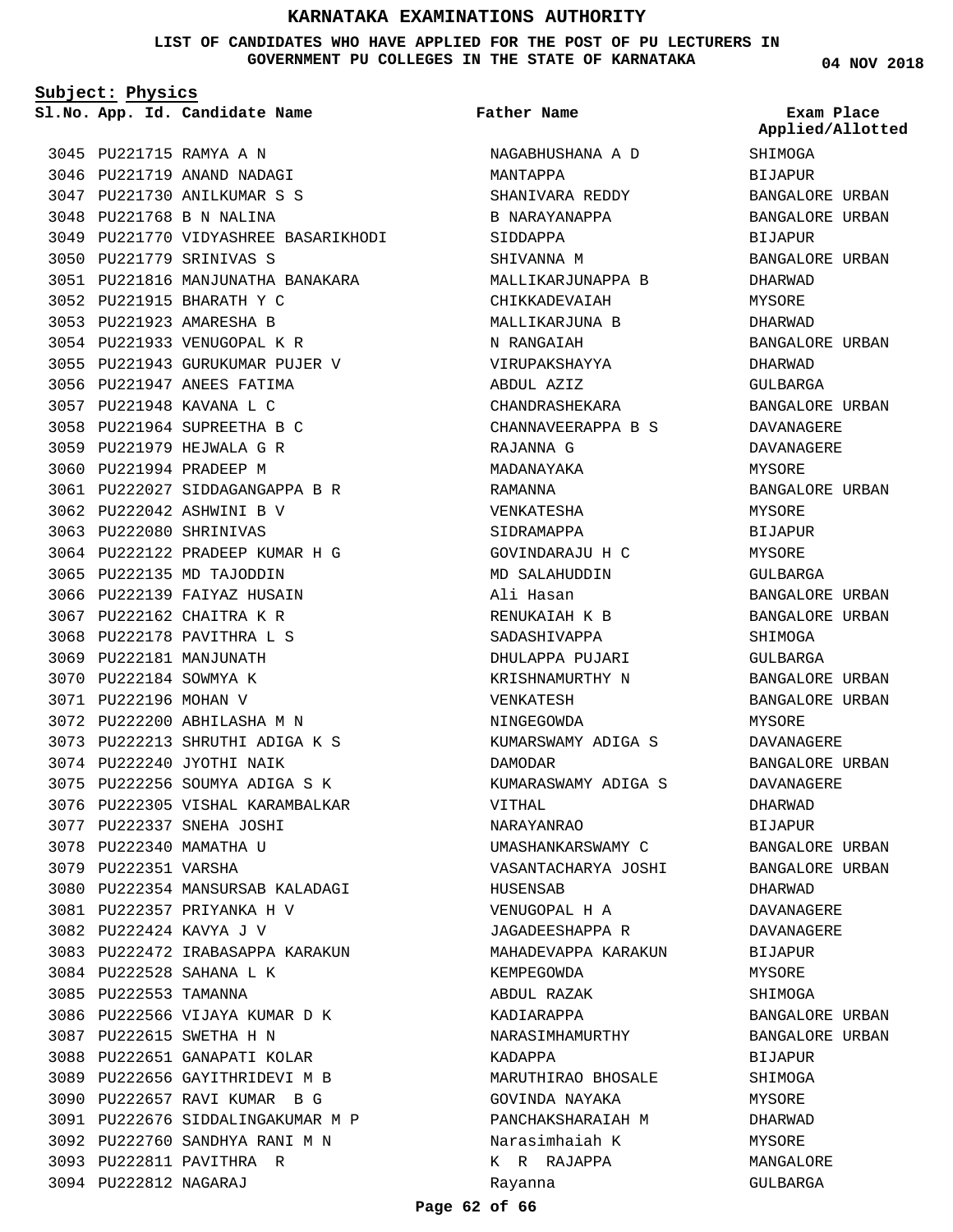# KARNATAKA EXAMINATIONS AUTHORITY

**LIST OF CANDIDATES WHO HAVE APPLIED FOR THE POST OF PU LECTURERS IN GOVERNMENT PU COLLEGES IN THE STATE OF KARNATAKA**

**04 NOV 2018**

**Subject: Physics**

| Sl.No. | App. Id. | Candidate Name | Father Name | Exam Place Applied/Allotted |
|---|---|---|---|---|
| 3045 | PU221715 | RAMYA A N | NAGABHUSHANA A D | SHIMOGA |
| 3046 | PU221719 | ANAND NADAGI | MANTAPPA | BIJAPUR |
| 3047 | PU221730 | ANILKUMAR S S | SHANIVARA REDDY | BANGALORE URBAN |
| 3048 | PU221768 | B N NALINA | B NARAYANAPPA | BANGALORE URBAN |
| 3049 | PU221770 | VIDYASHREE BASARIKHODI | SIDDAPPA | BIJAPUR |
| 3050 | PU221779 | SRINIVAS S | SHIVANNA M | BANGALORE URBAN |
| 3051 | PU221816 | MANJUNATHA BANAKARA | MALLIKARJUNAPPA B | DHARWAD |
| 3052 | PU221915 | BHARATH Y C | CHIKKADEVAIAH | MYSORE |
| 3053 | PU221923 | AMARESHA B | MALLIKARJUNA B | DHARWAD |
| 3054 | PU221933 | VENUGOPAL K R | N RANGAIAH | BANGALORE URBAN |
| 3055 | PU221943 | GURUKUMAR PUJER V | VIRUPAKSHAYYA | DHARWAD |
| 3056 | PU221947 | ANEES FATIMA | ABDUL AZIZ | GULBARGA |
| 3057 | PU221948 | KAVANA L C | CHANDRASHEKARA | BANGALORE URBAN |
| 3058 | PU221964 | SUPREETHA B C | CHANNAVEERAPPA B S | DAVANAGERE |
| 3059 | PU221979 | HEJWALA G R | RAJANNA G | DAVANAGERE |
| 3060 | PU221994 | PRADEEP M | MADANAYAKA | MYSORE |
| 3061 | PU222027 | SIDDAGANGAPPA B R | RAMANNA | BANGALORE URBAN |
| 3062 | PU222042 | ASHWINI B V | VENKATESHA | MYSORE |
| 3063 | PU222080 | SHRINIVAS | SIDRAMAPPA | BIJAPUR |
| 3064 | PU222122 | PRADEEP KUMAR H G | GOVINDARAJU H C | MYSORE |
| 3065 | PU222135 | MD TAJODDIN | MD SALAHUDDIN | GULBARGA |
| 3066 | PU222139 | FAIYAZ HUSAIN | Ali Hasan | BANGALORE URBAN |
| 3067 | PU222162 | CHAITRA K R | RENUKAIAH K B | BANGALORE URBAN |
| 3068 | PU222178 | PAVITHRA L S | SADASHIVAPPA | SHIMOGA |
| 3069 | PU222181 | MANJUNATH | DHULAPPA PUJARI | GULBARGA |
| 3070 | PU222184 | SOWMYA K | KRISHNAMURTHY N | BANGALORE URBAN |
| 3071 | PU222196 | MOHAN V | VENKATESH | BANGALORE URBAN |
| 3072 | PU222200 | ABHILASHA M N | NINGEGOWDA | MYSORE |
| 3073 | PU222213 | SHRUTHI ADIGA K S | KUMARSWAMY ADIGA S | DAVANAGERE |
| 3074 | PU222240 | JYOTHI NAIK | DAMODAR | BANGALORE URBAN |
| 3075 | PU222256 | SOUMYA ADIGA S K | KUMARASWAMY ADIGA S | DAVANAGERE |
| 3076 | PU222305 | VISHAL KARAMBALKAR | VITHAL | DHARWAD |
| 3077 | PU222337 | SNEHA JOSHI | NARAYANRAO | BIJAPUR |
| 3078 | PU222340 | MAMATHA U | UMASHANKARSWAMY C | BANGALORE URBAN |
| 3079 | PU222351 | VARSHA | VASANTACHARYA JOSHI | BANGALORE URBAN |
| 3080 | PU222354 | MANSURSAB KALADAGI | HUSENSAB | DHARWAD |
| 3081 | PU222357 | PRIYANKA H V | VENUGOPAL H A | DAVANAGERE |
| 3082 | PU222424 | KAVYA J V | JAGADEESHAPPA R | DAVANAGERE |
| 3083 | PU222472 | IRABASAPPA KARAKUN | MAHADEVAPPA KARAKUN | BIJAPUR |
| 3084 | PU222528 | SAHANA L K | KEMPEGOWDA | MYSORE |
| 3085 | PU222553 | TAMANNA | ABDUL RAZAK | SHIMOGA |
| 3086 | PU222566 | VIJAYA KUMAR D K | KADIARAPPA | BANGALORE URBAN |
| 3087 | PU222615 | SWETHA H N | NARASIMHAMURTHY | BANGALORE URBAN |
| 3088 | PU222651 | GANAPATI KOLAR | KADAPPA | BIJAPUR |
| 3089 | PU222656 | GAYITHRIDEVI M B | MARUTHIRAO BHOSALE | SHIMOGA |
| 3090 | PU222657 | RAVI KUMAR B G | GOVINDA NAYAKA | MYSORE |
| 3091 | PU222676 | SIDDALINGAKUMAR M P | PANCHAKSHARAIAH M | DHARWAD |
| 3092 | PU222760 | SANDHYA RANI M N | Narasimhaiah K | MYSORE |
| 3093 | PU222811 | PAVITHRA R | K R RAJAPPA | MANGALORE |
| 3094 | PU222812 | NAGARAJ | Rayanna | GULBARGA |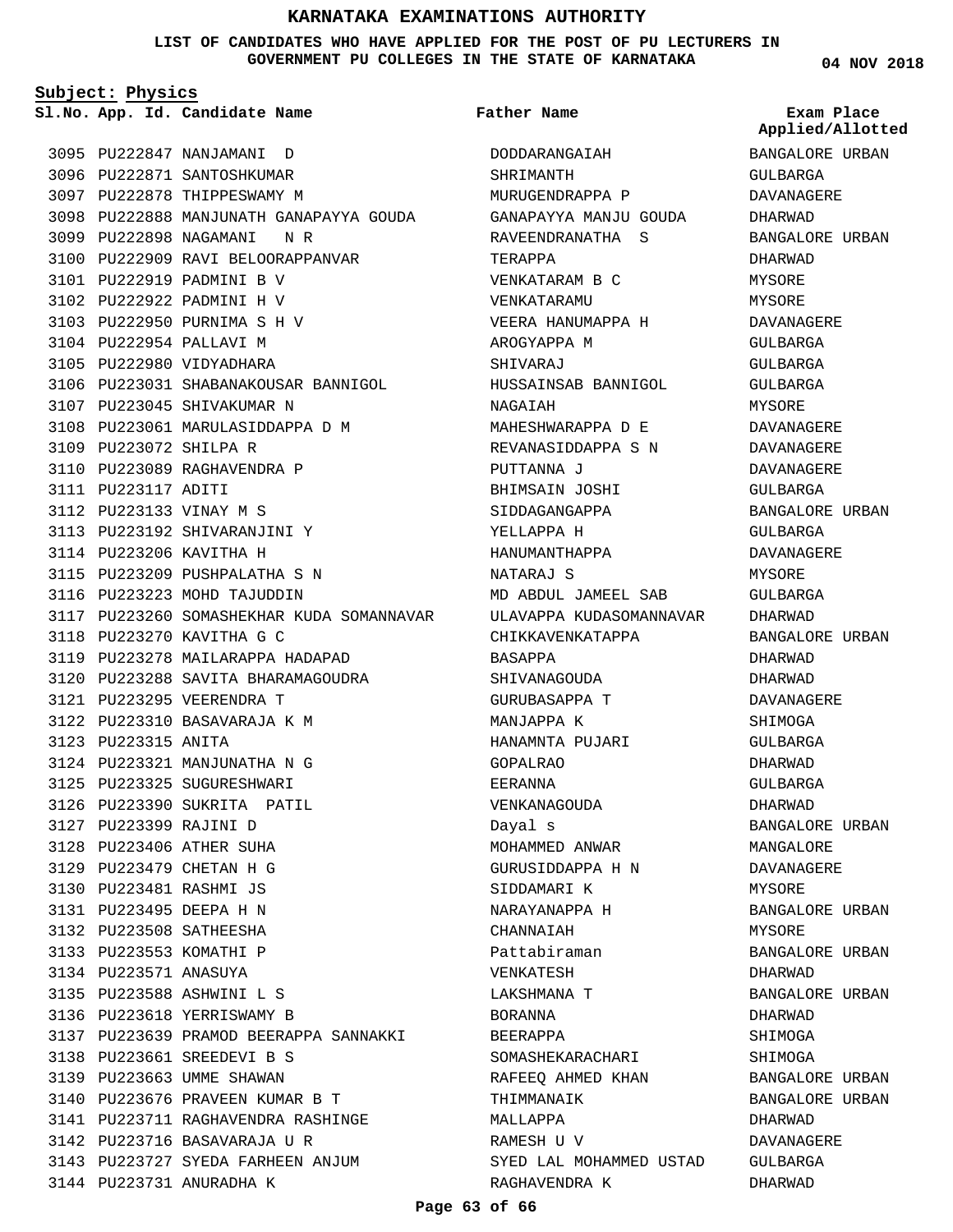# KARNATAKA EXAMINATIONS AUTHORITY

**LIST OF CANDIDATES WHO HAVE APPLIED FOR THE POST OF PU LECTURERS IN GOVERNMENT PU COLLEGES IN THE STATE OF KARNATAKA**

04 NOV 2018

**Subject: Physics**

| Sl.No. | App. Id. | Candidate Name | Father Name | Exam Place Applied/Allotted |
|---|---|---|---|---|
| 3095 | PU222847 | NANJAMANI D | DODDARANGAIAH | BANGALORE URBAN |
| 3096 | PU222871 | SANTOSHKUMAR | SHRIMANTH | GULBARGA |
| 3097 | PU222878 | THIPPESWAMY M | MURUGENDRAPPA P | DAVANAGERE |
| 3098 | PU222888 | MANJUNATH GANAPAYYA GOUDA | GANAPAYYA MANJU GOUDA | DHARWAD |
| 3099 | PU222898 | NAGAMANI N R | RAVEENDRANATHA S | BANGALORE URBAN |
| 3100 | PU222909 | RAVI BELOORAPPANVAR | TERAPPA | DHARWAD |
| 3101 | PU222919 | PADMINI B V | VENKATARAM B C | MYSORE |
| 3102 | PU222922 | PADMINI H V | VENKATARAMU | MYSORE |
| 3103 | PU222950 | PURNIMA S H V | VEERA HANUMAPPA H | DAVANAGERE |
| 3104 | PU222954 | PALLAVI M | AROGYAPPA M | GULBARGA |
| 3105 | PU222980 | VIDYADHARA | SHIVARAJ | GULBARGA |
| 3106 | PU223031 | SHABANAKOUSAR BANNIGOL | HUSSAINSAB BANNIGOL | GULBARGA |
| 3107 | PU223045 | SHIVAKUMAR N | NAGAIAH | MYSORE |
| 3108 | PU223061 | MARULASIDDAPPA D M | MAHESHWARAPPA D E | DAVANAGERE |
| 3109 | PU223072 | SHILPA R | REVANASIDDAPPA S N | DAVANAGERE |
| 3110 | PU223089 | RAGHAVENDRA P | PUTTANNA J | DAVANAGERE |
| 3111 | PU223117 | ADITI | BHIMSAIN JOSHI | GULBARGA |
| 3112 | PU223133 | VINAY M S | SIDDAGANGAPPA | BANGALORE URBAN |
| 3113 | PU223192 | SHIVARANJINI Y | YELLAPPA H | GULBARGA |
| 3114 | PU223206 | KAVITHA H | HANUMANTHAPPA | DAVANAGERE |
| 3115 | PU223209 | PUSHPALATHA S N | NATARAJ S | MYSORE |
| 3116 | PU223223 | MOHD TAJUDDIN | MD ABDUL JAMEEL SAB | GULBARGA |
| 3117 | PU223260 | SOMASHEKHAR KUDA SOMANNAVAR | ULAVAPPA KUDASOMANNAVAR | DHARWAD |
| 3118 | PU223270 | KAVITHA G C | CHIKKAVENKATAPPA | BANGALORE URBAN |
| 3119 | PU223278 | MAILARAPPA HADAPAD | BASAPPA | DHARWAD |
| 3120 | PU223288 | SAVITA BHARAMAGOUDRA | SHIVANAGOUDA | DHARWAD |
| 3121 | PU223295 | VEERENDRA T | GURUBASAPPA T | DAVANAGERE |
| 3122 | PU223310 | BASAVARAJA K M | MANJAPPA K | SHIMOGA |
| 3123 | PU223315 | ANITA | HANAMNTA PUJARI | GULBARGA |
| 3124 | PU223321 | MANJUNATHA N G | GOPALRAO | DHARWAD |
| 3125 | PU223325 | SUGURESHWARI | EERANNA | GULBARGA |
| 3126 | PU223390 | SUKRITA PATIL | VENKANAGOUDA | DHARWAD |
| 3127 | PU223399 | RAJINI D | Dayal s | BANGALORE URBAN |
| 3128 | PU223406 | ATHER SUHA | MOHAMMED ANWAR | MANGALORE |
| 3129 | PU223479 | CHETAN H G | GURUSIDDAPPA H N | DAVANAGERE |
| 3130 | PU223481 | RASHMI JS | SIDDAMARI K | MYSORE |
| 3131 | PU223495 | DEEPA H N | NARAYANAPPA H | BANGALORE URBAN |
| 3132 | PU223508 | SATHEESHA | CHANNAIAH | MYSORE |
| 3133 | PU223553 | KOMATHI P | Pattabiraman | BANGALORE URBAN |
| 3134 | PU223571 | ANASUYA | VENKATESH | DHARWAD |
| 3135 | PU223588 | ASHWINI L S | LAKSHMANA T | BANGALORE URBAN |
| 3136 | PU223618 | YERRISWAMY B | BORANNA | DHARWAD |
| 3137 | PU223639 | PRAMOD BEERAPPA SANNAKKI | BEERAPPA | SHIMOGA |
| 3138 | PU223661 | SREEDEVI B S | SOMASHEKARACHARI | SHIMOGA |
| 3139 | PU223663 | UMME SHAWAN | RAFEEQ AHMED KHAN | BANGALORE URBAN |
| 3140 | PU223676 | PRAVEEN KUMAR B T | THIMMANAIK | BANGALORE URBAN |
| 3141 | PU223711 | RAGHAVENDRA RASHINGE | MALLAPPA | DHARWAD |
| 3142 | PU223716 | BASAVARAJA U R | RAMESH U V | DAVANAGERE |
| 3143 | PU223727 | SYEDA FARHEEN ANJUM | SYED LAL MOHAMMED USTAD | GULBARGA |
| 3144 | PU223731 | ANURADHA K | RAGHAVENDRA K | DHARWAD |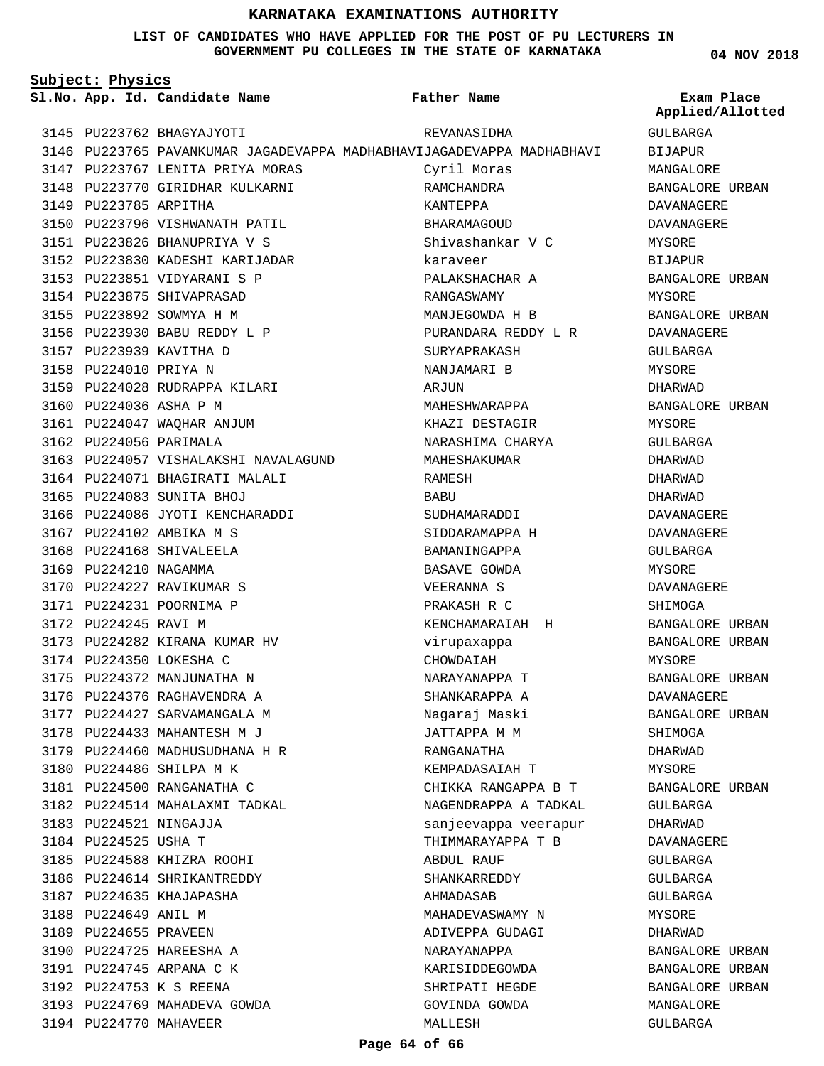# KARNATAKA EXAMINATIONS AUTHORITY

**LIST OF CANDIDATES WHO HAVE APPLIED FOR THE POST OF PU LECTURERS IN GOVERNMENT PU COLLEGES IN THE STATE OF KARNATAKA**

**04 NOV 2018**

**Subject: Physics**

| Sl.No. | App. Id. | Candidate Name | Father Name | Exam Place Applied/Allotted |
|---|---|---|---|---|
| 3145 | PU223762 | BHAGYAJYOTI | REVANASIDHA | GULBARGA |
| 3146 | PU223765 | PAVANKUMAR JAGADEVAPPA MADHABHAVI | JAGADEVAPPA MADHABHAVI | BIJAPUR |
| 3147 | PU223767 | LENITA PRIYA MORAS | Cyril Moras | MANGALORE |
| 3148 | PU223770 | GIRIDHAR KULKARNI | RAMCHANDRA | BANGALORE URBAN |
| 3149 | PU223785 | ARPITHA | KANTEPPA | DAVANAGERE |
| 3150 | PU223796 | VISHWANATH PATIL | BHARAMAGOUD | DAVANAGERE |
| 3151 | PU223826 | BHANUPRIYA V S | Shivashankar V C | MYSORE |
| 3152 | PU223830 | KADESHI KARIJADAR | karaveer | BIJAPUR |
| 3153 | PU223851 | VIDYARANI S P | PALAKSHACHAR A | BANGALORE URBAN |
| 3154 | PU223875 | SHIVAPRASAD | RANGASWAMY | MYSORE |
| 3155 | PU223892 | SOWMYA H M | MANJEGOWDA H B | BANGALORE URBAN |
| 3156 | PU223930 | BABU REDDY L P | PURANDARA REDDY L R | DAVANAGERE |
| 3157 | PU223939 | KAVITHA D | SURYAPRAKASH | GULBARGA |
| 3158 | PU224010 | PRIYA N | NANJAMARI B | MYSORE |
| 3159 | PU224028 | RUDRAPPA KILARI | ARJUN | DHARWAD |
| 3160 | PU224036 | ASHA P M | MAHESHWARAPPA | BANGALORE URBAN |
| 3161 | PU224047 | WAQHAR ANJUM | KHAZI DESTAGIR | MYSORE |
| 3162 | PU224056 | PARIMALA | NARASHIMA CHARYA | GULBARGA |
| 3163 | PU224057 | VISHALAKSHI NAVALAGUND | MAHESHAKUMAR | DHARWAD |
| 3164 | PU224071 | BHAGIRATI MALALI | RAMESH | DHARWAD |
| 3165 | PU224083 | SUNITA BHOJ | BABU | DHARWAD |
| 3166 | PU224086 | JYOTI KENCHARADDI | SUDHAMARADDI | DAVANAGERE |
| 3167 | PU224102 | AMBIKA M S | SIDDARAMAPPA H | DAVANAGERE |
| 3168 | PU224168 | SHIVALEELA | BAMANINGAPPA | GULBARGA |
| 3169 | PU224210 | NAGAMMA | BASAVE GOWDA | MYSORE |
| 3170 | PU224227 | RAVIKUMAR S | VEERANNA S | DAVANAGERE |
| 3171 | PU224231 | POORNIMA P | PRAKASH R C | SHIMOGA |
| 3172 | PU224245 | RAVI M | KENCHAMARAIAH H | BANGALORE URBAN |
| 3173 | PU224282 | KIRANA KUMAR HV | virupaxappa | BANGALORE URBAN |
| 3174 | PU224350 | LOKESHA C | CHOWDAIAH | MYSORE |
| 3175 | PU224372 | MANJUNATHA N | NARAYANAPPA T | BANGALORE URBAN |
| 3176 | PU224376 | RAGHAVENDRA A | SHANKARAPPA A | DAVANAGERE |
| 3177 | PU224427 | SARVAMANGALA M | Nagaraj Maski | BANGALORE URBAN |
| 3178 | PU224433 | MAHANTESH M J | JATTAPPA M M | SHIMOGA |
| 3179 | PU224460 | MADHUSUDHANA H R | RANGANATHA | DHARWAD |
| 3180 | PU224486 | SHILPA M K | KEMPADASAIAH T | MYSORE |
| 3181 | PU224500 | RANGANATHA C | CHIKKA RANGAPPA B T | BANGALORE URBAN |
| 3182 | PU224514 | MAHALAXMI TADKAL | NAGENDRAPPA A TADKAL | GULBARGA |
| 3183 | PU224521 | NINGAJJA | sanjeevappa veerapur | DHARWAD |
| 3184 | PU224525 | USHA T | THIMMARAYAPPA T B | DAVANAGERE |
| 3185 | PU224588 | KHIZRA ROOHI | ABDUL RAUF | GULBARGA |
| 3186 | PU224614 | SHRIKANTREDDY | SHANKARREDDY | GULBARGA |
| 3187 | PU224635 | KHAJAPASHA | AHMADASAB | GULBARGA |
| 3188 | PU224649 | ANIL M | MAHADEVASWAMY N | MYSORE |
| 3189 | PU224655 | PRAVEEN | ADIVEPPA GUDAGI | DHARWAD |
| 3190 | PU224725 | HAREESHA A | NARAYANAPPA | BANGALORE URBAN |
| 3191 | PU224745 | ARPANA C K | KARISIDDEGOWDA | BANGALORE URBAN |
| 3192 | PU224753 | K S REENA | SHRIPATI HEGDE | BANGALORE URBAN |
| 3193 | PU224769 | MAHADEVA GOWDA | GOVINDA GOWDA | MANGALORE |
| 3194 | PU224770 | MAHAVEER | MALLESH | GULBARGA |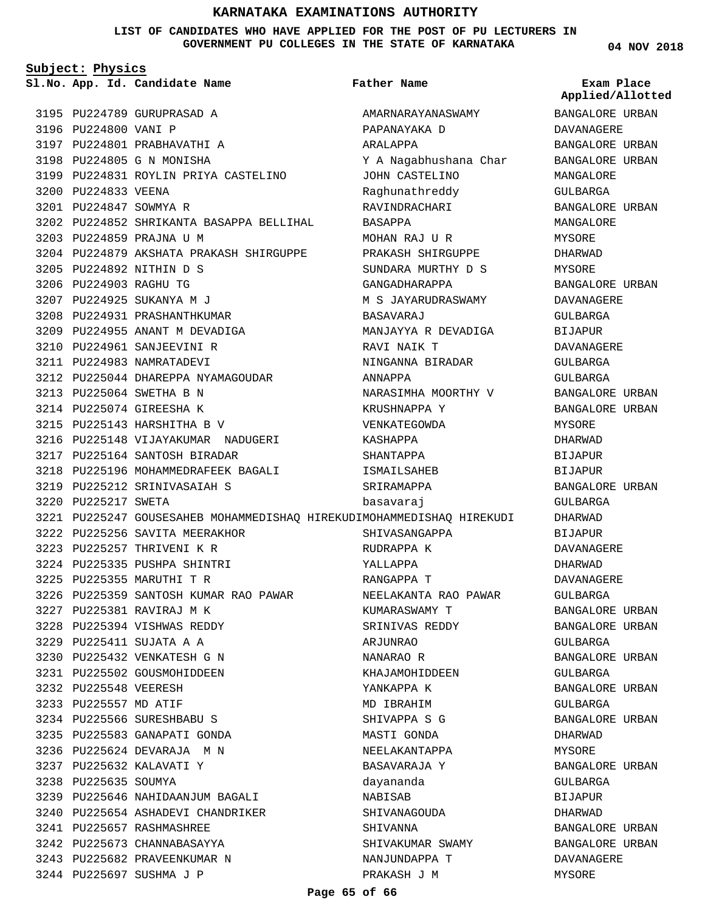# KARNATAKA EXAMINATIONS AUTHORITY

**LIST OF CANDIDATES WHO HAVE APPLIED FOR THE POST OF PU LECTURERS IN GOVERNMENT PU COLLEGES IN THE STATE OF KARNATAKA**

**04 NOV 2018**

**Subject: Physics**

| Sl.No. | App. Id. | Candidate Name | Father Name | Exam Place Applied/Allotted |
|---|---|---|---|---|
| 3195 | PU224789 | GURUPRASAD A | AMARNARAYANASWAMY | BANGALORE URBAN |
| 3196 | PU224800 | VANI P | PAPANAYAKA D | DAVANAGERE |
| 3197 | PU224801 | PRABHAVATHI A | ARALAPPA | BANGALORE URBAN |
| 3198 | PU224805 | G N MONISHA | Y A Nagabhushana Char | BANGALORE URBAN |
| 3199 | PU224831 | ROYLIN PRIYA CASTELINO | JOHN CASTELINO | MANGALORE |
| 3200 | PU224833 | VEENA | Raghunathreddy | GULBARGA |
| 3201 | PU224847 | SOWMYA R | RAVINDRACHARI | BANGALORE URBAN |
| 3202 | PU224852 | SHRIKANTA BASAPPA BELLIHAL | BASAPPA | MANGALORE |
| 3203 | PU224859 | PRAJNA U M | MOHAN RAJ U R | MYSORE |
| 3204 | PU224879 | AKSHATA PRAKASH SHIRGUPPE | PRAKASH SHIRGUPPE | DHARWAD |
| 3205 | PU224892 | NITHIN D S | SUNDARA MURTHY D S | MYSORE |
| 3206 | PU224903 | RAGHU TG | GANGADHARAPPA | BANGALORE URBAN |
| 3207 | PU224925 | SUKANYA M J | M S JAYARUDRASWAMY | DAVANAGERE |
| 3208 | PU224931 | PRASHANTHKUMAR | BASAVARAJ | GULBARGA |
| 3209 | PU224955 | ANANT M DEVADIGA | MANJAYYA R DEVADIGA | BIJAPUR |
| 3210 | PU224961 | SANJEEVINI R | RAVI NAIK T | DAVANAGERE |
| 3211 | PU224983 | NAMRATADEVI | NINGANNA BIRADAR | GULBARGA |
| 3212 | PU225044 | DHAREPPA NYAMAGOUDAR | ANNAPPA | GULBARGA |
| 3213 | PU225064 | SWETHA B N | NARASIMHA MOORTHY V | BANGALORE URBAN |
| 3214 | PU225074 | GIREESHA K | KRUSHNAPPA Y | BANGALORE URBAN |
| 3215 | PU225143 | HARSHITHA B V | VENKATEGOWDA | MYSORE |
| 3216 | PU225148 | VIJAYAKUMAR NADUGERI | KASHAPPA | DHARWAD |
| 3217 | PU225164 | SANTOSH BIRADAR | SHANTAPPA | BIJAPUR |
| 3218 | PU225196 | MOHAMMEDRAFEEK BAGALI | ISMAILSAHEB | BIJAPUR |
| 3219 | PU225212 | SRINIVASAIAH S | SRIRAMAPPA | BANGALORE URBAN |
| 3220 | PU225217 | SWETA | basavaraj | GULBARGA |
| 3221 | PU225247 | GOUSESAHEB MOHAMMEDISHAQ HIREKUDI | MOHAMMEDISHAQ HIREKUDI | DHARWAD |
| 3222 | PU225256 | SAVITA MEERAKHOR | SHIVASANGAPPA | BIJAPUR |
| 3223 | PU225257 | THRIVENI K R | RUDRAPPA K | DAVANAGERE |
| 3224 | PU225335 | PUSHPA SHINTRI | YALLAPPA | DHARWAD |
| 3225 | PU225355 | MARUTHI T R | RANGAPPA T | DAVANAGERE |
| 3226 | PU225359 | SANTOSH KUMAR RAO PAWAR | NEELAKANTA RAO PAWAR | GULBARGA |
| 3227 | PU225381 | RAVIRAJ M K | KUMARASWAMY T | BANGALORE URBAN |
| 3228 | PU225394 | VISHWAS REDDY | SRINIVAS REDDY | BANGALORE URBAN |
| 3229 | PU225411 | SUJATA A A | ARJUNRAO | GULBARGA |
| 3230 | PU225432 | VENKATESH G N | NANARAO R | BANGALORE URBAN |
| 3231 | PU225502 | GOUSMOHIDDEEN | KHAJAMOHIDDEEN | GULBARGA |
| 3232 | PU225548 | VEERESH | YANKAPPA K | BANGALORE URBAN |
| 3233 | PU225557 | MD ATIF | MD IBRAHIM | GULBARGA |
| 3234 | PU225566 | SURESHBABU S | SHIVAPPA S G | BANGALORE URBAN |
| 3235 | PU225583 | GANAPATI GONDA | MASTI GONDA | DHARWAD |
| 3236 | PU225624 | DEVARAJA M N | NEELAKANTAPPA | MYSORE |
| 3237 | PU225632 | KALAVATI Y | BASAVARAJA Y | BANGALORE URBAN |
| 3238 | PU225635 | SOUMYA | dayananda | GULBARGA |
| 3239 | PU225646 | NAHIDAANJUM BAGALI | NABISAB | BIJAPUR |
| 3240 | PU225654 | ASHADEVI CHANDRIKER | SHIVANAGOUDA | DHARWAD |
| 3241 | PU225657 | RASHMASHREE | SHIVANNA | BANGALORE URBAN |
| 3242 | PU225673 | CHANNABASAYYA | SHIVAKUMAR SWAMY | BANGALORE URBAN |
| 3243 | PU225682 | PRAVEENKUMAR N | NANJUNDAPPA T | DAVANAGERE |
| 3244 | PU225697 | SUSHMA J P | PRAKASH J M | MYSORE |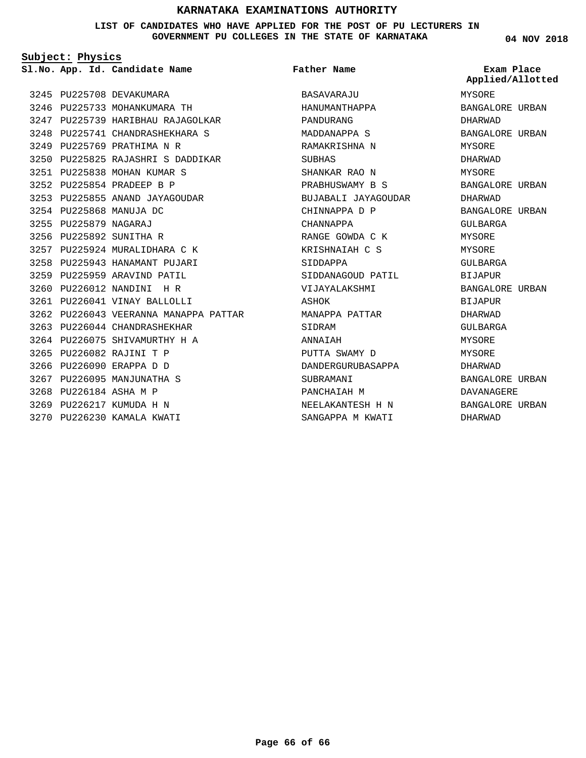# KARNATAKA EXAMINATIONS AUTHORITY

**LIST OF CANDIDATES WHO HAVE APPLIED FOR THE POST OF PU LECTURERS IN GOVERNMENT PU COLLEGES IN THE STATE OF KARNATAKA**

**04 NOV 2018**

**Subject: Physics**

| Sl.No. | App. Id. | Candidate Name | Father Name | Exam Place Applied/Allotted |
|---|---|---|---|---|
| 3245 | PU225708 | DEVAKUMARA | BASAVARAJU | MYSORE |
| 3246 | PU225733 | MOHANKUMARA TH | HANUMANTHAPPA | BANGALORE URBAN |
| 3247 | PU225739 | HARIBHAU RAJAGOLKAR | PANDURANG | DHARWAD |
| 3248 | PU225741 | CHANDRASHEKHARA S | MADDANAPPA S | BANGALORE URBAN |
| 3249 | PU225769 | PRATHIMA N R | RAMAKRISHNA N | MYSORE |
| 3250 | PU225825 | RAJASHRI S DADDIKAR | SUBHAS | DHARWAD |
| 3251 | PU225838 | MOHAN KUMAR S | SHANKAR RAO N | MYSORE |
| 3252 | PU225854 | PRADEEP B P | PRABHUSWAMY B S | BANGALORE URBAN |
| 3253 | PU225855 | ANAND JAYAGOUDAR | BUJABALI JAYAGOUDAR | DHARWAD |
| 3254 | PU225868 | MANUJA DC | CHINNAPPA D P | BANGALORE URBAN |
| 3255 | PU225879 | NAGARAJ | CHANNAPPA | GULBARGA |
| 3256 | PU225892 | SUNITHA R | RANGE GOWDA C K | MYSORE |
| 3257 | PU225924 | MURALIDHARA C K | KRISHNAIAH C S | MYSORE |
| 3258 | PU225943 | HANAMANT PUJARI | SIDDAPPA | GULBARGA |
| 3259 | PU225959 | ARAVIND PATIL | SIDDANAGOUD PATIL | BIJAPUR |
| 3260 | PU226012 | NANDINI H R | VIJAYALAKSHMI | BANGALORE URBAN |
| 3261 | PU226041 | VINAY BALLOLLI | ASHOK | BIJAPUR |
| 3262 | PU226043 | VEERANNA MANAPPA PATTAR | MANAPPA PATTAR | DHARWAD |
| 3263 | PU226044 | CHANDRASHEKHAR | SIDRAM | GULBARGA |
| 3264 | PU226075 | SHIVAMURTHY H A | ANNAIAH | MYSORE |
| 3265 | PU226082 | RAJINI T P | PUTTA SWAMY D | MYSORE |
| 3266 | PU226090 | ERAPPA D D | DANDERGURUBASAPPA | DHARWAD |
| 3267 | PU226095 | MANJUNATHA S | SUBRAMANI | BANGALORE URBAN |
| 3268 | PU226184 | ASHA M P | PANCHAIAH M | DAVANAGERE |
| 3269 | PU226217 | KUMUDA H N | NEELAKANTESH H N | BANGALORE URBAN |
| 3270 | PU226230 | KAMALA KWATI | SANGAPPA M KWATI | DHARWAD |